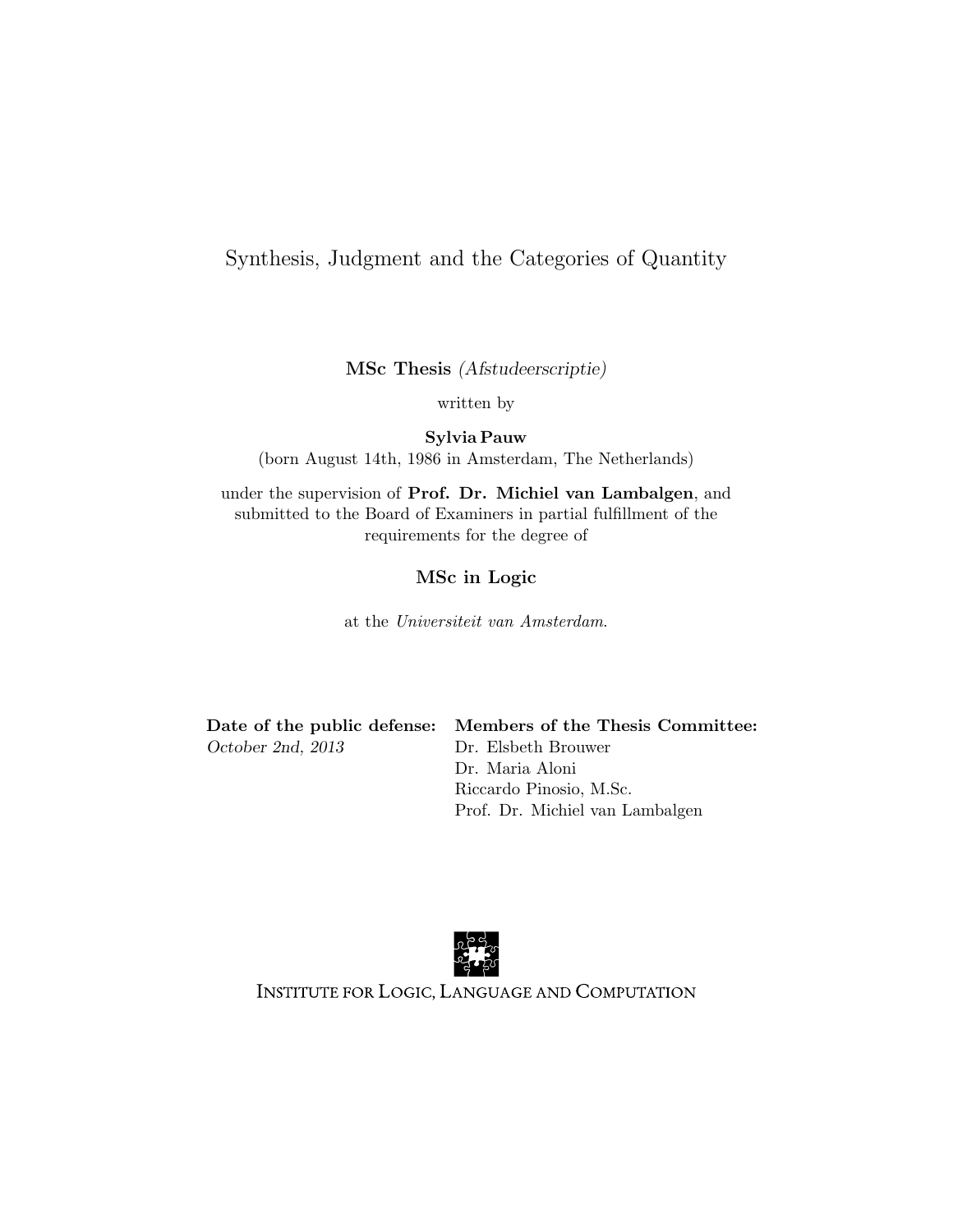# Synthesis, Judgment and the Categories of Quantity

**MSc Thesis** *(Afstudeerscriptie)*

written by

**Sylvia Pauw**

(born August 14th, 1986 in Amsterdam, The Netherlands)

under the supervision of **Prof. Dr. Michiel van Lambalgen**, and submitted to the Board of Examiners in partial fulfillment of the requirements for the degree of

**MSc in Logic**

at the *Universiteit van Amsterdam*.

**Date of the public defense:**
*October 2nd, 2013*

**Members of the Thesis Committee:**
Dr. Elsbeth Brouwer
Dr. Maria Aloni
Riccardo Pinosio, M.Sc.
Prof. Dr. Michiel van Lambalgen

INSTITUTE FOR LOGIC, LANGUAGE AND COMPUTATION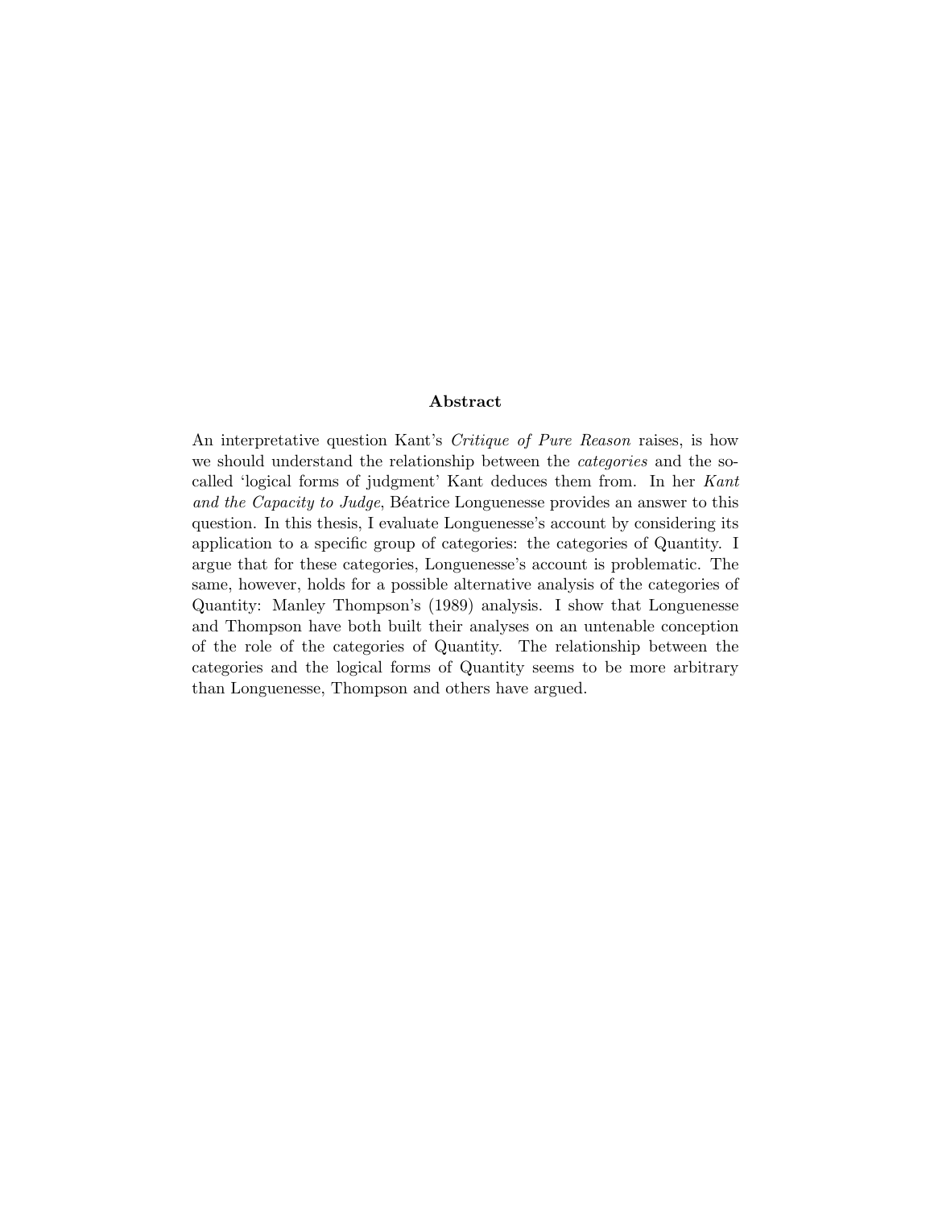## Abstract

An interpretative question Kant's *Critique of Pure Reason* raises, is how we should understand the relationship between the *categories* and the so-called 'logical forms of judgment' Kant deduces them from. In her *Kant and the Capacity to Judge*, Béatrice Longuenesse provides an answer to this question. In this thesis, I evaluate Longuenesse's account by considering its application to a specific group of categories: the categories of Quantity. I argue that for these categories, Longuenesse's account is problematic. The same, however, holds for a possible alternative analysis of the categories of Quantity: Manley Thompson's (1989) analysis. I show that Longuenesse and Thompson have both built their analyses on an untenable conception of the role of the categories of Quantity. The relationship between the categories and the logical forms of Quantity seems to be more arbitrary than Longuenesse, Thompson and others have argued.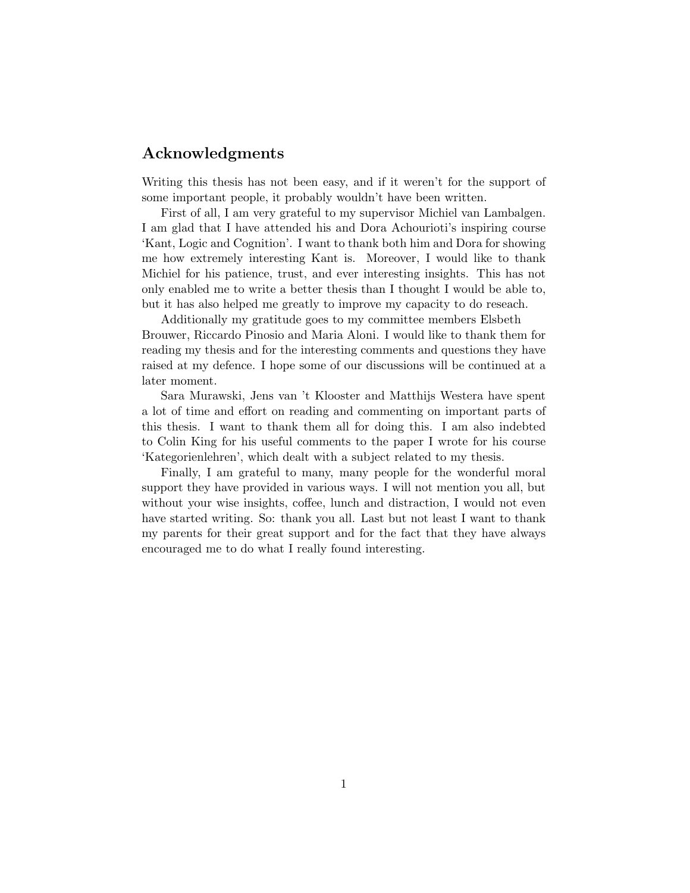## Acknowledgments

Writing this thesis has not been easy, and if it weren't for the support of some important people, it probably wouldn't have been written.

First of all, I am very grateful to my supervisor Michiel van Lambalgen. I am glad that I have attended his and Dora Achourioti's inspiring course 'Kant, Logic and Cognition'. I want to thank both him and Dora for showing me how extremely interesting Kant is. Moreover, I would like to thank Michiel for his patience, trust, and ever interesting insights. This has not only enabled me to write a better thesis than I thought I would be able to, but it has also helped me greatly to improve my capacity to do reseach.

Additionally my gratitude goes to my committee members Elsbeth Brouwer, Riccardo Pinosio and Maria Aloni. I would like to thank them for reading my thesis and for the interesting comments and questions they have raised at my defence. I hope some of our discussions will be continued at a later moment.

Sara Murawski, Jens van 't Klooster and Matthijs Westera have spent a lot of time and effort on reading and commenting on important parts of this thesis. I want to thank them all for doing this. I am also indebted to Colin King for his useful comments to the paper I wrote for his course 'Kategorienlehren', which dealt with a subject related to my thesis.

Finally, I am grateful to many, many people for the wonderful moral support they have provided in various ways. I will not mention you all, but without your wise insights, coffee, lunch and distraction, I would not even have started writing. So: thank you all. Last but not least I want to thank my parents for their great support and for the fact that they have always encouraged me to do what I really found interesting.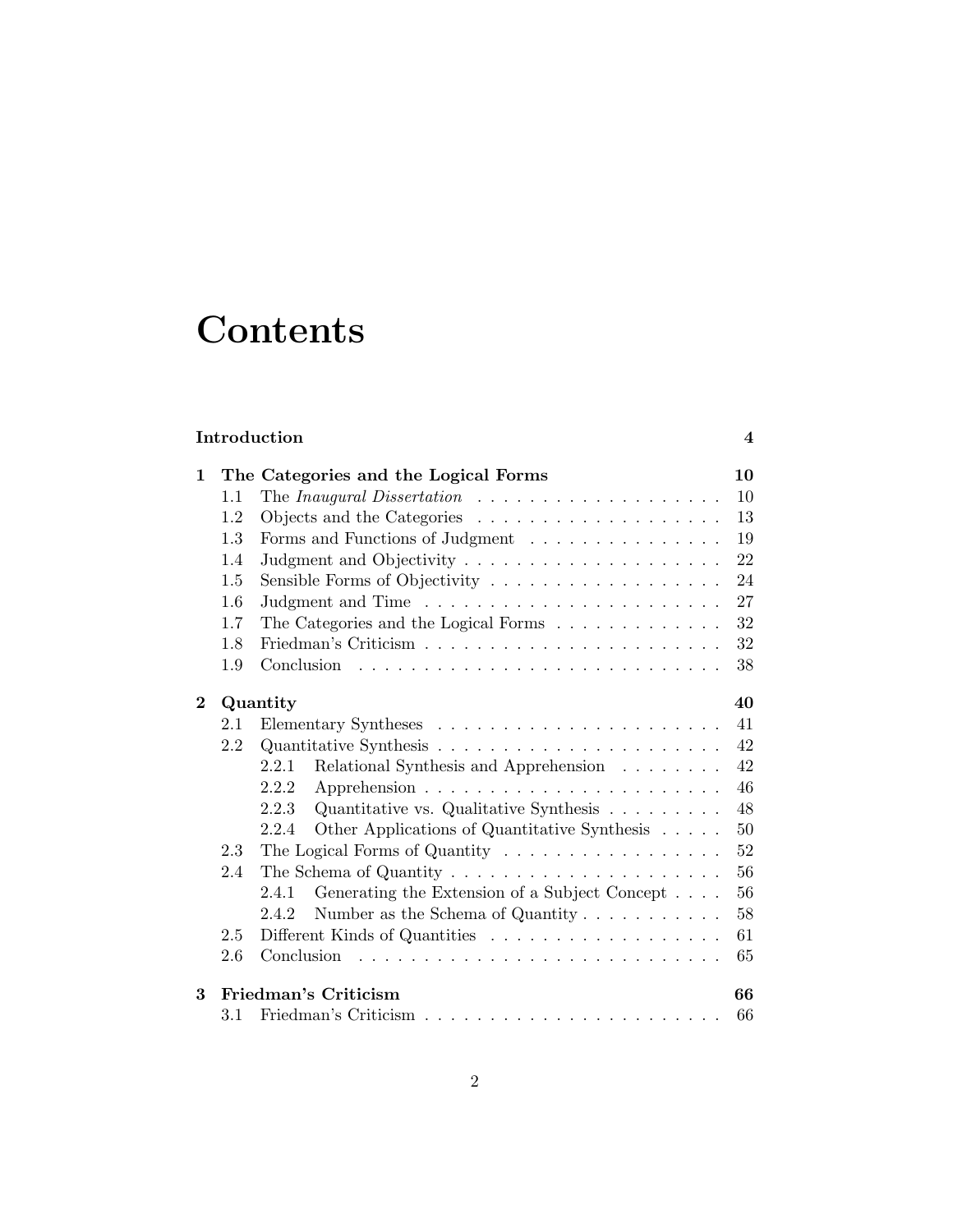# Contents

| | | |
|---|---|---|
| **Introduction** | | **4** |
| **1** | **The Categories and the Logical Forms** | **10** |
| 1.1 | The *Inaugural Dissertation* | 10 |
| 1.2 | Objects and the Categories | 13 |
| 1.3 | Forms and Functions of Judgment | 19 |
| 1.4 | Judgment and Objectivity | 22 |
| 1.5 | Sensible Forms of Objectivity | 24 |
| 1.6 | Judgment and Time | 27 |
| 1.7 | The Categories and the Logical Forms | 32 |
| 1.8 | Friedman's Criticism | 32 |
| 1.9 | Conclusion | 38 |
| **2** | **Quantity** | **40** |
| 2.1 | Elementary Syntheses | 41 |
| 2.2 | Quantitative Synthesis | 42 |
| 2.2.1 | Relational Synthesis and Apprehension | 42 |
| 2.2.2 | Apprehension | 46 |
| 2.2.3 | Quantitative vs. Qualitative Synthesis | 48 |
| 2.2.4 | Other Applications of Quantitative Synthesis | 50 |
| 2.3 | The Logical Forms of Quantity | 52 |
| 2.4 | The Schema of Quantity | 56 |
| 2.4.1 | Generating the Extension of a Subject Concept | 56 |
| 2.4.2 | Number as the Schema of Quantity | 58 |
| 2.5 | Different Kinds of Quantities | 61 |
| 2.6 | Conclusion | 65 |
| **3** | **Friedman's Criticism** | **66** |
| 3.1 | Friedman's Criticism | 66 |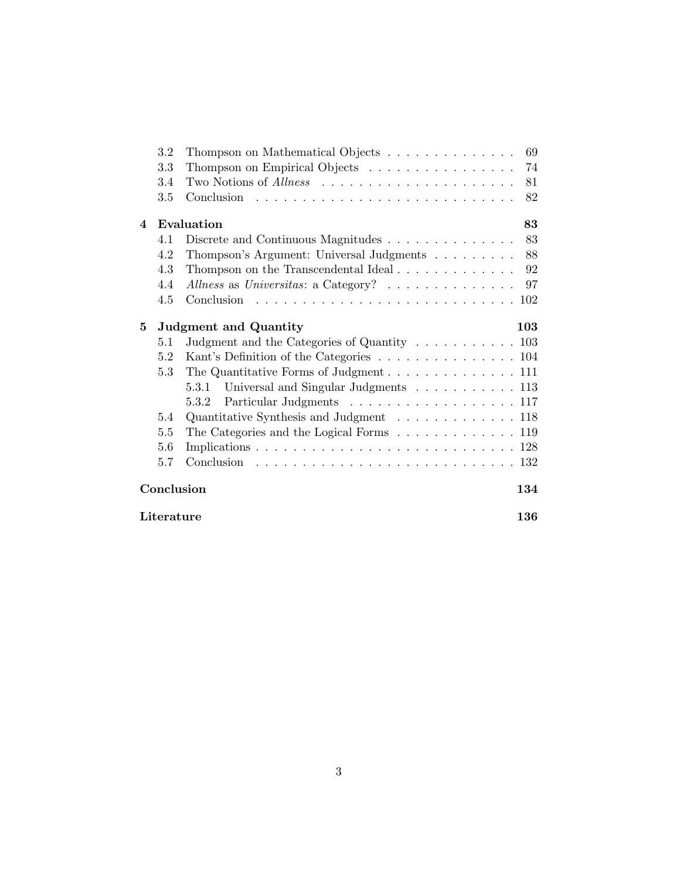- 3.2 Thompson on Mathematical Objects . . . . . . . . . . . . . . . 69
- 3.3 Thompson on Empirical Objects . . . . . . . . . . . . . . . . . 74
- 3.4 Two Notions of *Allness* . . . . . . . . . . . . . . . . . . . . . 81
- 3.5 Conclusion . . . . . . . . . . . . . . . . . . . . . . . . . . . . 82

**4 Evaluation** **83**

- 4.1 Discrete and Continuous Magnitudes . . . . . . . . . . . . . . 83
- 4.2 Thompson's Argument: Universal Judgments . . . . . . . . . 88
- 4.3 Thompson on the Transcendental Ideal . . . . . . . . . . . . . 92
- 4.4 *Allness* as *Universitas*: a Category? . . . . . . . . . . . . . . . 97
- 4.5 Conclusion . . . . . . . . . . . . . . . . . . . . . . . . . . . . 102

**5 Judgment and Quantity** **103**

- 5.1 Judgment and the Categories of Quantity . . . . . . . . . . . 103
- 5.2 Kant's Definition of the Categories . . . . . . . . . . . . . . . 104
- 5.3 The Quantitative Forms of Judgment . . . . . . . . . . . . . . 111
  - 5.3.1 Universal and Singular Judgments . . . . . . . . . . . 113
  - 5.3.2 Particular Judgments . . . . . . . . . . . . . . . . . . 117
- 5.4 Quantitative Synthesis and Judgment . . . . . . . . . . . . . 118
- 5.5 The Categories and the Logical Forms . . . . . . . . . . . . . 119
- 5.6 Implications . . . . . . . . . . . . . . . . . . . . . . . . . . . . 128
- 5.7 Conclusion . . . . . . . . . . . . . . . . . . . . . . . . . . . . 132

**Conclusion** **134**

**Literature** **136**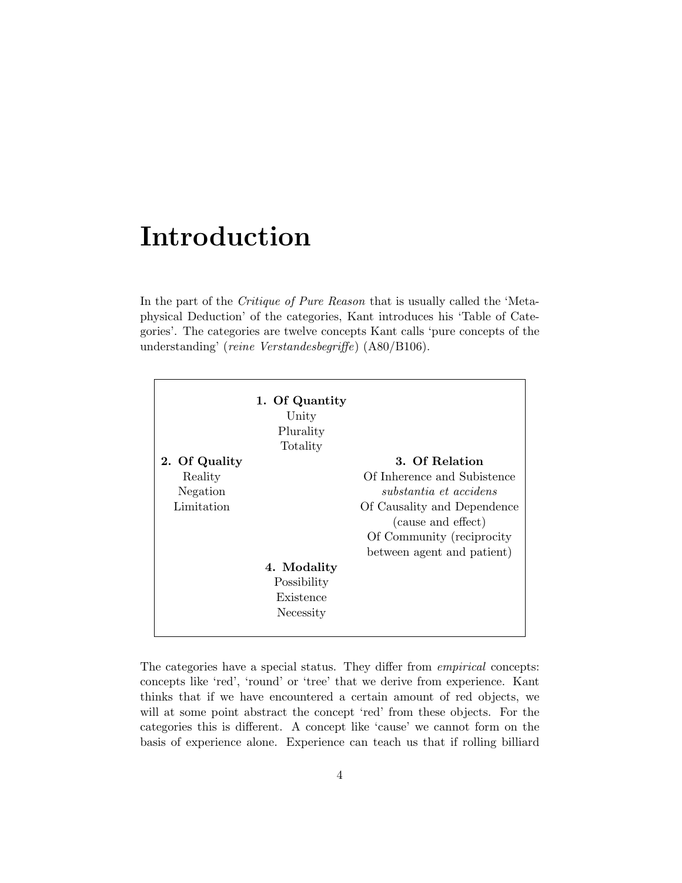# Introduction

In the part of the *Critique of Pure Reason* that is usually called the 'Metaphysical Deduction' of the categories, Kant introduces his 'Table of Categories'. The categories are twelve concepts Kant calls 'pure concepts of the understanding' (*reine Verstandesbegriffe*) (A80/B106).

**1. Of Quantity**
Unity
Plurality
Totality

**2. Of Quality**
Reality
Negation
Limitation

**3. Of Relation**
Of Inherence and Subistence
*substantia et accidens*
Of Causality and Dependence
(cause and effect)
Of Community (reciprocity
between agent and patient)

**4. Modality**
Possibility
Existence
Necessity

The categories have a special status. They differ from *empirical* concepts: concepts like 'red', 'round' or 'tree' that we derive from experience. Kant thinks that if we have encountered a certain amount of red objects, we will at some point abstract the concept 'red' from these objects. For the categories this is different. A concept like 'cause' we cannot form on the basis of experience alone. Experience can teach us that if rolling billiard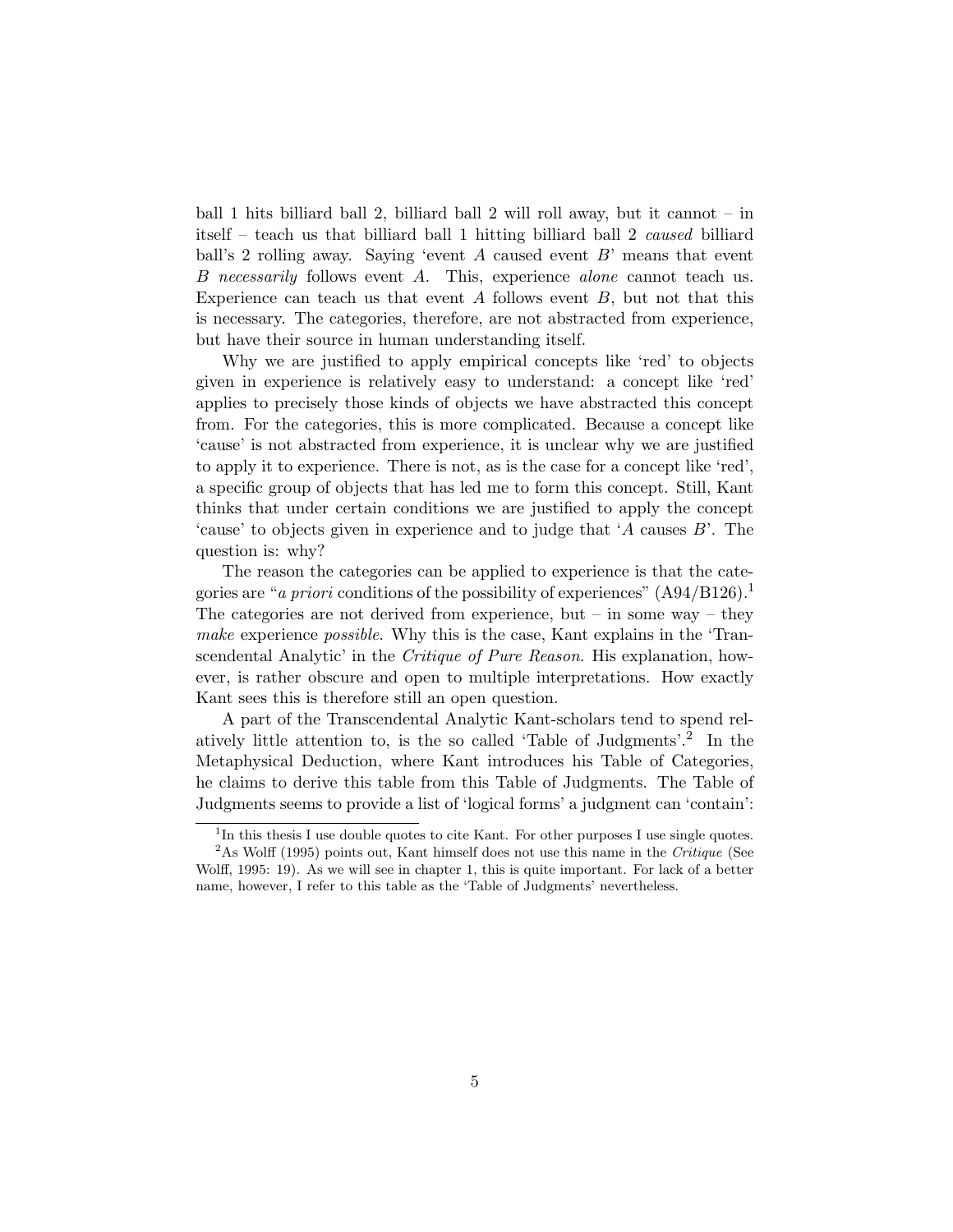ball 1 hits billiard ball 2, billiard ball 2 will roll away, but it cannot – in itself – teach us that billiard ball 1 hitting billiard ball 2 *caused* billiard ball's 2 rolling away. Saying 'event $A$ caused event $B$' means that event $B$ *necessarily* follows event $A$. This, experience *alone* cannot teach us. Experience can teach us that event $A$ follows event $B$, but not that this is necessary. The categories, therefore, are not abstracted from experience, but have their source in human understanding itself.

Why we are justified to apply empirical concepts like 'red' to objects given in experience is relatively easy to understand: a concept like 'red' applies to precisely those kinds of objects we have abstracted this concept from. For the categories, this is more complicated. Because a concept like 'cause' is not abstracted from experience, it is unclear why we are justified to apply it to experience. There is not, as is the case for a concept like 'red', a specific group of objects that has led me to form this concept. Still, Kant thinks that under certain conditions we are justified to apply the concept 'cause' to objects given in experience and to judge that '$A$ causes $B$'. The question is: why?

The reason the categories can be applied to experience is that the categories are "*a priori* conditions of the possibility of experiences" (A94/B126).[1] The categories are not derived from experience, but – in some way – they *make* experience *possible*. Why this is the case, Kant explains in the 'Transcendental Analytic' in the *Critique of Pure Reason*. His explanation, however, is rather obscure and open to multiple interpretations. How exactly Kant sees this is therefore still an open question.

A part of the Transcendental Analytic Kant-scholars tend to spend relatively little attention to, is the so called 'Table of Judgments'.[2] In the Metaphysical Deduction, where Kant introduces his Table of Categories, he claims to derive this table from this Table of Judgments. The Table of Judgments seems to provide a list of 'logical forms' a judgment can 'contain':

[1] In this thesis I use double quotes to cite Kant. For other purposes I use single quotes.

[2] As Wolff (1995) points out, Kant himself does not use this name in the *Critique* (See Wolff, 1995: 19). As we will see in chapter 1, this is quite important. For lack of a better name, however, I refer to this table as the 'Table of Judgments' nevertheless.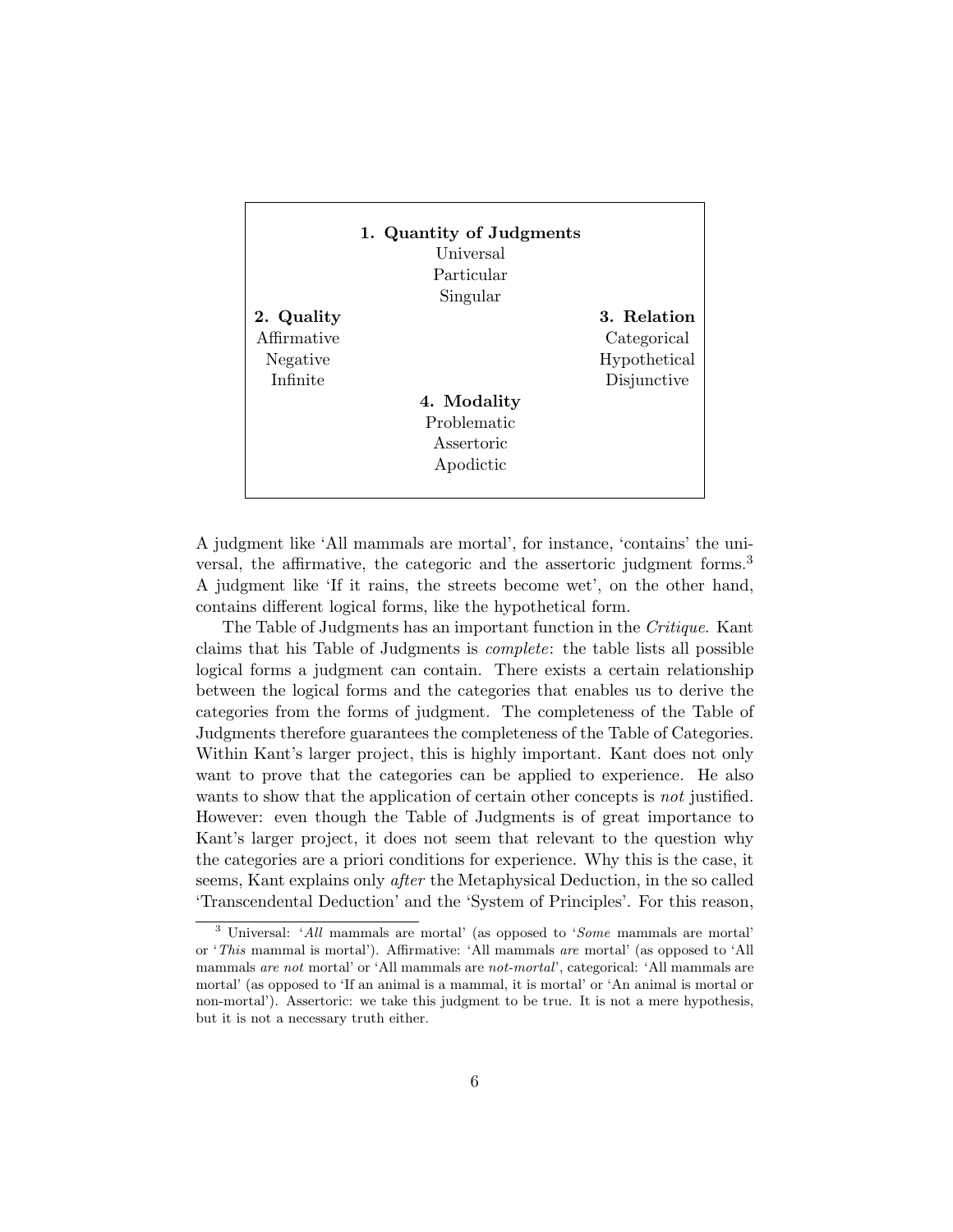**1. Quantity of Judgments**
Universal
Particular
Singular

**2. Quality**
Affirmative
Negative
Infinite

**3. Relation**
Categorical
Hypothetical
Disjunctive

**4. Modality**
Problematic
Assertoric
Apodictic

A judgment like 'All mammals are mortal', for instance, 'contains' the universal, the affirmative, the categoric and the assertoric judgment forms.[3] A judgment like 'If it rains, the streets become wet', on the other hand, contains different logical forms, like the hypothetical form.

The Table of Judgments has an important function in the *Critique*. Kant claims that his Table of Judgments is *complete*: the table lists all possible logical forms a judgment can contain. There exists a certain relationship between the logical forms and the categories that enables us to derive the categories from the forms of judgment. The completeness of the Table of Judgments therefore guarantees the completeness of the Table of Categories. Within Kant's larger project, this is highly important. Kant does not only want to prove that the categories can be applied to experience. He also wants to show that the application of certain other concepts is *not* justified. However: even though the Table of Judgments is of great importance to Kant's larger project, it does not seem that relevant to the question why the categories are a priori conditions for experience. Why this is the case, it seems, Kant explains only *after* the Metaphysical Deduction, in the so called 'Transcendental Deduction' and the 'System of Principles'. For this reason,

---

[3] Universal: '*All* mammals are mortal' (as opposed to '*Some* mammals are mortal' or '*This* mammal is mortal'). Affirmative: 'All mammals *are* mortal' (as opposed to 'All mammals *are not* mortal' or 'All mammals are *not-mortal*', categorical: 'All mammals are mortal' (as opposed to 'If an animal is a mammal, it is mortal' or 'An animal is mortal or non-mortal'). Assertoric: we take this judgment to be true. It is not a mere hypothesis, but it is not a necessary truth either.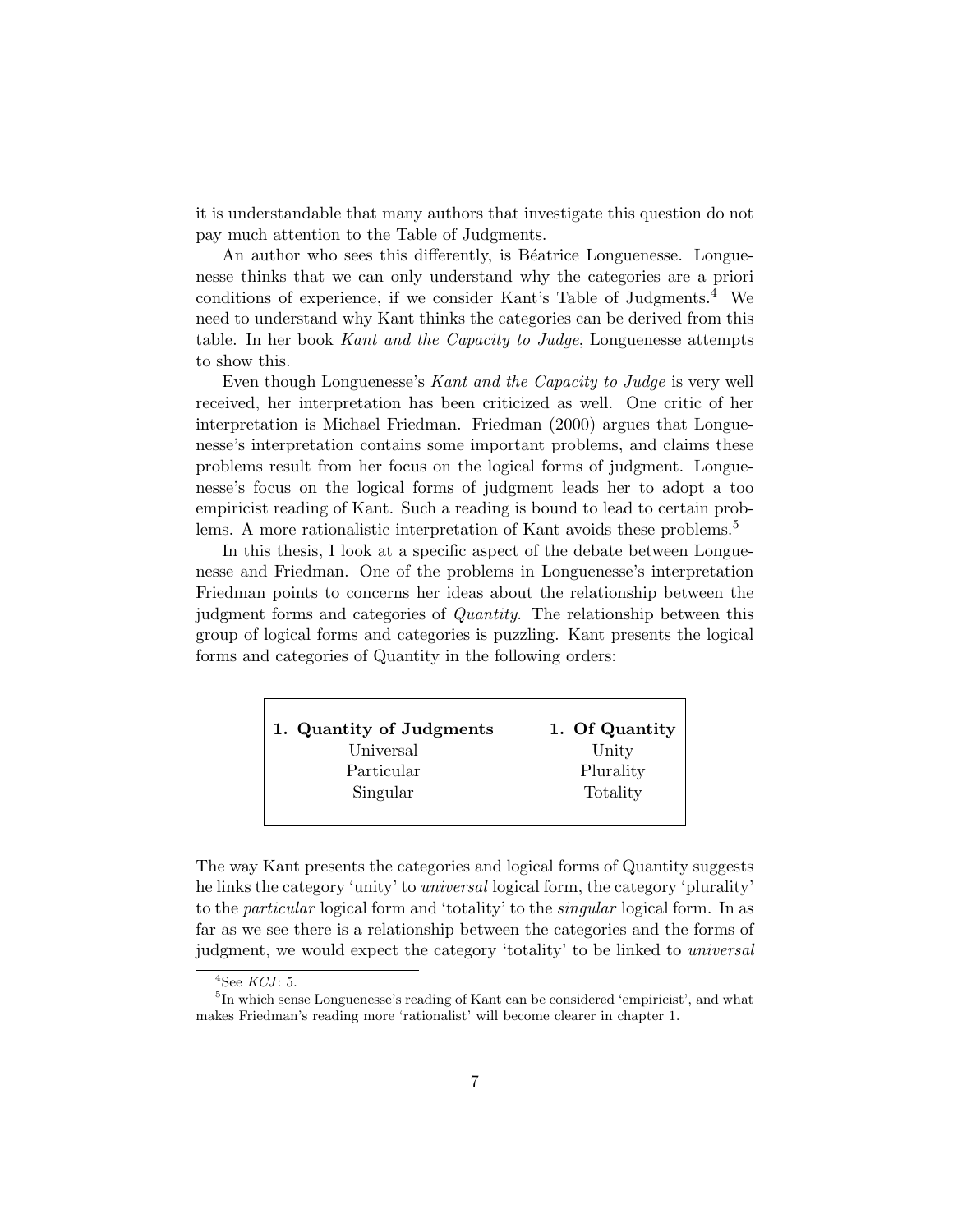it is understandable that many authors that investigate this question do not pay much attention to the Table of Judgments.

An author who sees this differently, is Béatrice Longuenesse. Longuenesse thinks that we can only understand why the categories are a priori conditions of experience, if we consider Kant's Table of Judgments.[4] We need to understand why Kant thinks the categories can be derived from this table. In her book *Kant and the Capacity to Judge*, Longuenesse attempts to show this.

Even though Longuenesse's *Kant and the Capacity to Judge* is very well received, her interpretation has been criticized as well. One critic of her interpretation is Michael Friedman. Friedman (2000) argues that Longuenesse's interpretation contains some important problems, and claims these problems result from her focus on the logical forms of judgment. Longuenesse's focus on the logical forms of judgment leads her to adopt a too empiricist reading of Kant. Such a reading is bound to lead to certain problems. A more rationalistic interpretation of Kant avoids these problems.[5]

In this thesis, I look at a specific aspect of the debate between Longuenesse and Friedman. One of the problems in Longuenesse's interpretation Friedman points to concerns her ideas about the relationship between the judgment forms and categories of *Quantity*. The relationship between this group of logical forms and categories is puzzling. Kant presents the logical forms and categories of Quantity in the following orders:

| **1. Quantity of Judgments** | **1. Of Quantity** |
|---|---|
| Universal | Unity |
| Particular | Plurality |
| Singular | Totality |

The way Kant presents the categories and logical forms of Quantity suggests he links the category 'unity' to *universal* logical form, the category 'plurality' to the *particular* logical form and 'totality' to the *singular* logical form. In as far as we see there is a relationship between the categories and the forms of judgment, we would expect the category 'totality' to be linked to *universal*

[4]See *KCJ*: 5.

[5]In which sense Longuenesse's reading of Kant can be considered 'empiricist', and what makes Friedman's reading more 'rationalist' will become clearer in chapter 1.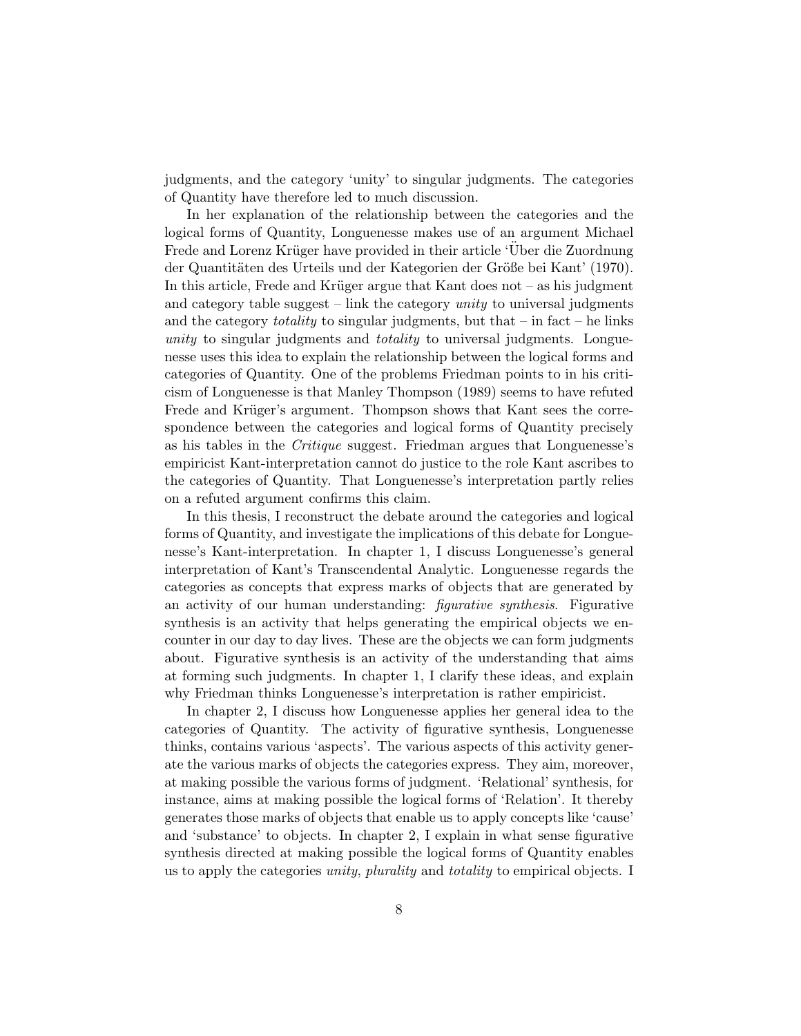judgments, and the category 'unity' to singular judgments. The categories of Quantity have therefore led to much discussion.

In her explanation of the relationship between the categories and the logical forms of Quantity, Longuenesse makes use of an argument Michael Frede and Lorenz Krüger have provided in their article 'Über die Zuordnung der Quantitäten des Urteils und der Kategorien der Größe bei Kant' (1970). In this article, Frede and Krüger argue that Kant does not – as his judgment and category table suggest – link the category *unity* to universal judgments and the category *totality* to singular judgments, but that – in fact – he links *unity* to singular judgments and *totality* to universal judgments. Longuenesse uses this idea to explain the relationship between the logical forms and categories of Quantity. One of the problems Friedman points to in his criticism of Longuenesse is that Manley Thompson (1989) seems to have refuted Frede and Krüger's argument. Thompson shows that Kant sees the correspondence between the categories and logical forms of Quantity precisely as his tables in the *Critique* suggest. Friedman argues that Longuenesse's empiricist Kant-interpretation cannot do justice to the role Kant ascribes to the categories of Quantity. That Longuenesse's interpretation partly relies on a refuted argument confirms this claim.

In this thesis, I reconstruct the debate around the categories and logical forms of Quantity, and investigate the implications of this debate for Longuenesse's Kant-interpretation. In chapter 1, I discuss Longuenesse's general interpretation of Kant's Transcendental Analytic. Longuenesse regards the categories as concepts that express marks of objects that are generated by an activity of our human understanding: *figurative synthesis*. Figurative synthesis is an activity that helps generating the empirical objects we encounter in our day to day lives. These are the objects we can form judgments about. Figurative synthesis is an activity of the understanding that aims at forming such judgments. In chapter 1, I clarify these ideas, and explain why Friedman thinks Longuenesse's interpretation is rather empiricist.

In chapter 2, I discuss how Longuenesse applies her general idea to the categories of Quantity. The activity of figurative synthesis, Longuenesse thinks, contains various 'aspects'. The various aspects of this activity generate the various marks of objects the categories express. They aim, moreover, at making possible the various forms of judgment. 'Relational' synthesis, for instance, aims at making possible the logical forms of 'Relation'. It thereby generates those marks of objects that enable us to apply concepts like 'cause' and 'substance' to objects. In chapter 2, I explain in what sense figurative synthesis directed at making possible the logical forms of Quantity enables us to apply the categories *unity*, *plurality* and *totality* to empirical objects. I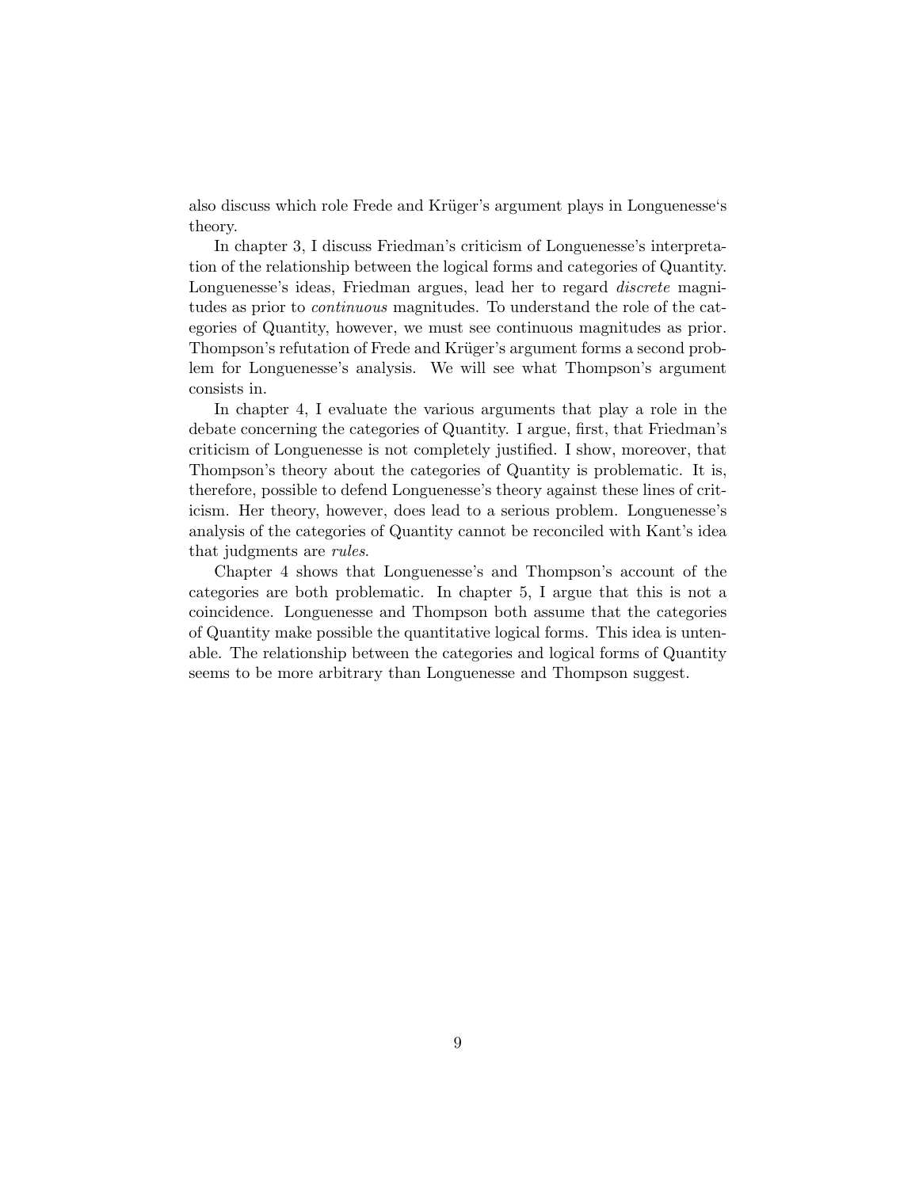also discuss which role Frede and Krüger's argument plays in Longuenesse's theory.

In chapter 3, I discuss Friedman's criticism of Longuenesse's interpretation of the relationship between the logical forms and categories of Quantity. Longuenesse's ideas, Friedman argues, lead her to regard *discrete* magnitudes as prior to *continuous* magnitudes. To understand the role of the categories of Quantity, however, we must see continuous magnitudes as prior. Thompson's refutation of Frede and Krüger's argument forms a second problem for Longuenesse's analysis. We will see what Thompson's argument consists in.

In chapter 4, I evaluate the various arguments that play a role in the debate concerning the categories of Quantity. I argue, first, that Friedman's criticism of Longuenesse is not completely justified. I show, moreover, that Thompson's theory about the categories of Quantity is problematic. It is, therefore, possible to defend Longuenesse's theory against these lines of criticism. Her theory, however, does lead to a serious problem. Longuenesse's analysis of the categories of Quantity cannot be reconciled with Kant's idea that judgments are *rules*.

Chapter 4 shows that Longuenesse's and Thompson's account of the categories are both problematic. In chapter 5, I argue that this is not a coincidence. Longuenesse and Thompson both assume that the categories of Quantity make possible the quantitative logical forms. This idea is untenable. The relationship between the categories and logical forms of Quantity seems to be more arbitrary than Longuenesse and Thompson suggest.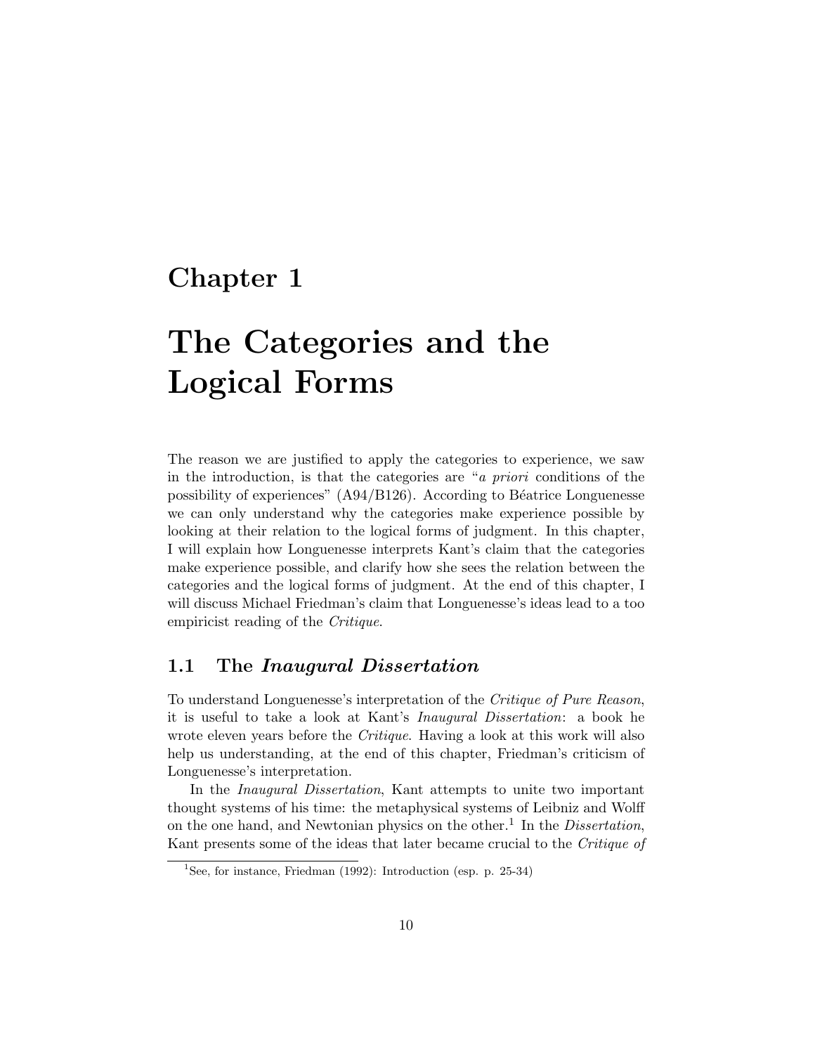# Chapter 1

# The Categories and the Logical Forms

The reason we are justified to apply the categories to experience, we saw in the introduction, is that the categories are "*a priori* conditions of the possibility of experiences" (A94/B126). According to Béatrice Longuenesse we can only understand why the categories make experience possible by looking at their relation to the logical forms of judgment. In this chapter, I will explain how Longuenesse interprets Kant's claim that the categories make experience possible, and clarify how she sees the relation between the categories and the logical forms of judgment. At the end of this chapter, I will discuss Michael Friedman's claim that Longuenesse's ideas lead to a too empiricist reading of the *Critique*.

## 1.1 The *Inaugural Dissertation*

To understand Longuenesse's interpretation of the *Critique of Pure Reason*, it is useful to take a look at Kant's *Inaugural Dissertation*: a book he wrote eleven years before the *Critique*. Having a look at this work will also help us understanding, at the end of this chapter, Friedman's criticism of Longuenesse's interpretation.

In the *Inaugural Dissertation*, Kant attempts to unite two important thought systems of his time: the metaphysical systems of Leibniz and Wolff on the one hand, and Newtonian physics on the other.[1] In the *Dissertation*, Kant presents some of the ideas that later became crucial to the *Critique of*

[1] See, for instance, Friedman (1992): Introduction (esp. p. 25-34)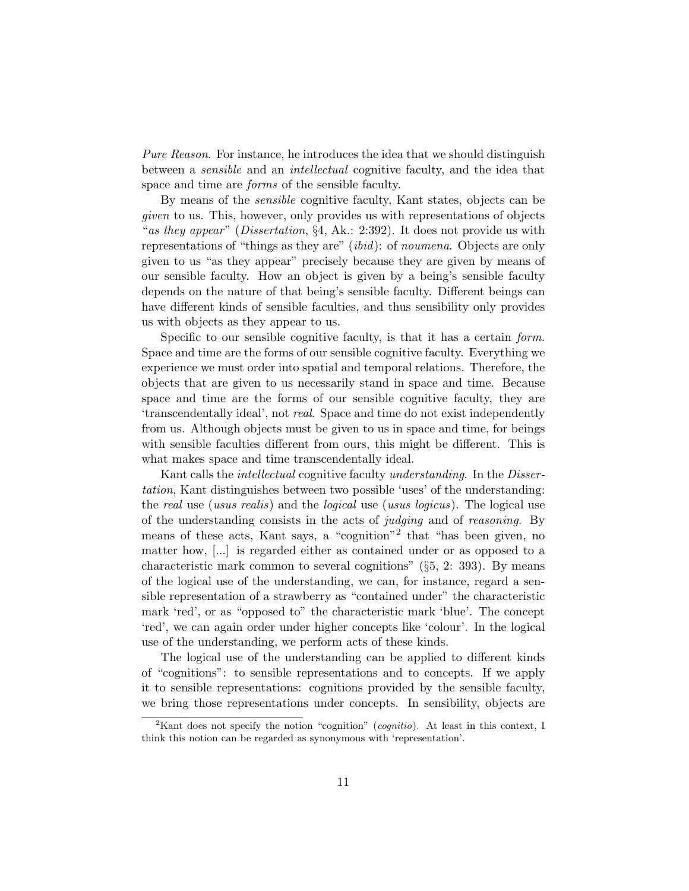*Pure Reason*. For instance, he introduces the idea that we should distinguish between a *sensible* and an *intellectual* cognitive faculty, and the idea that space and time are *forms* of the sensible faculty.

By means of the *sensible* cognitive faculty, Kant states, objects can be *given* to us. This, however, only provides us with representations of objects "*as they appear*" (*Dissertation*, §4, Ak.: 2:392). It does not provide us with representations of "things as they are" (*ibid*): of *noumena*. Objects are only given to us "as they appear" precisely because they are given by means of our sensible faculty. How an object is given by a being's sensible faculty depends on the nature of that being's sensible faculty. Different beings can have different kinds of sensible faculties, and thus sensibility only provides us with objects as they appear to us.

Specific to our sensible cognitive faculty, is that it has a certain *form*. Space and time are the forms of our sensible cognitive faculty. Everything we experience we must order into spatial and temporal relations. Therefore, the objects that are given to us necessarily stand in space and time. Because space and time are the forms of our sensible cognitive faculty, they are 'transcendentally ideal', not *real*. Space and time do not exist independently from us. Although objects must be given to us in space and time, for beings with sensible faculties different from ours, this might be different. This is what makes space and time transcendentally ideal.

Kant calls the *intellectual* cognitive faculty *understanding*. In the *Dissertation*, Kant distinguishes between two possible 'uses' of the understanding: the *real* use (*usus realis*) and the *logical* use (*usus logicus*). The logical use of the understanding consists in the acts of *judging* and of *reasoning*. By means of these acts, Kant says, a "cognition"[2] that "has been given, no matter how, [...] is regarded either as contained under or as opposed to a characteristic mark common to several cognitions" (§5, 2: 393). By means of the logical use of the understanding, we can, for instance, regard a sensible representation of a strawberry as "contained under" the characteristic mark 'red', or as "opposed to" the characteristic mark 'blue'. The concept 'red', we can again order under higher concepts like 'colour'. In the logical use of the understanding, we perform acts of these kinds.

The logical use of the understanding can be applied to different kinds of "cognitions": to sensible representations and to concepts. If we apply it to sensible representations: cognitions provided by the sensible faculty, we bring those representations under concepts. In sensibility, objects are

[2] Kant does not specify the notion "cognition" (*cognitio*). At least in this context, I think this notion can be regarded as synonymous with 'representation'.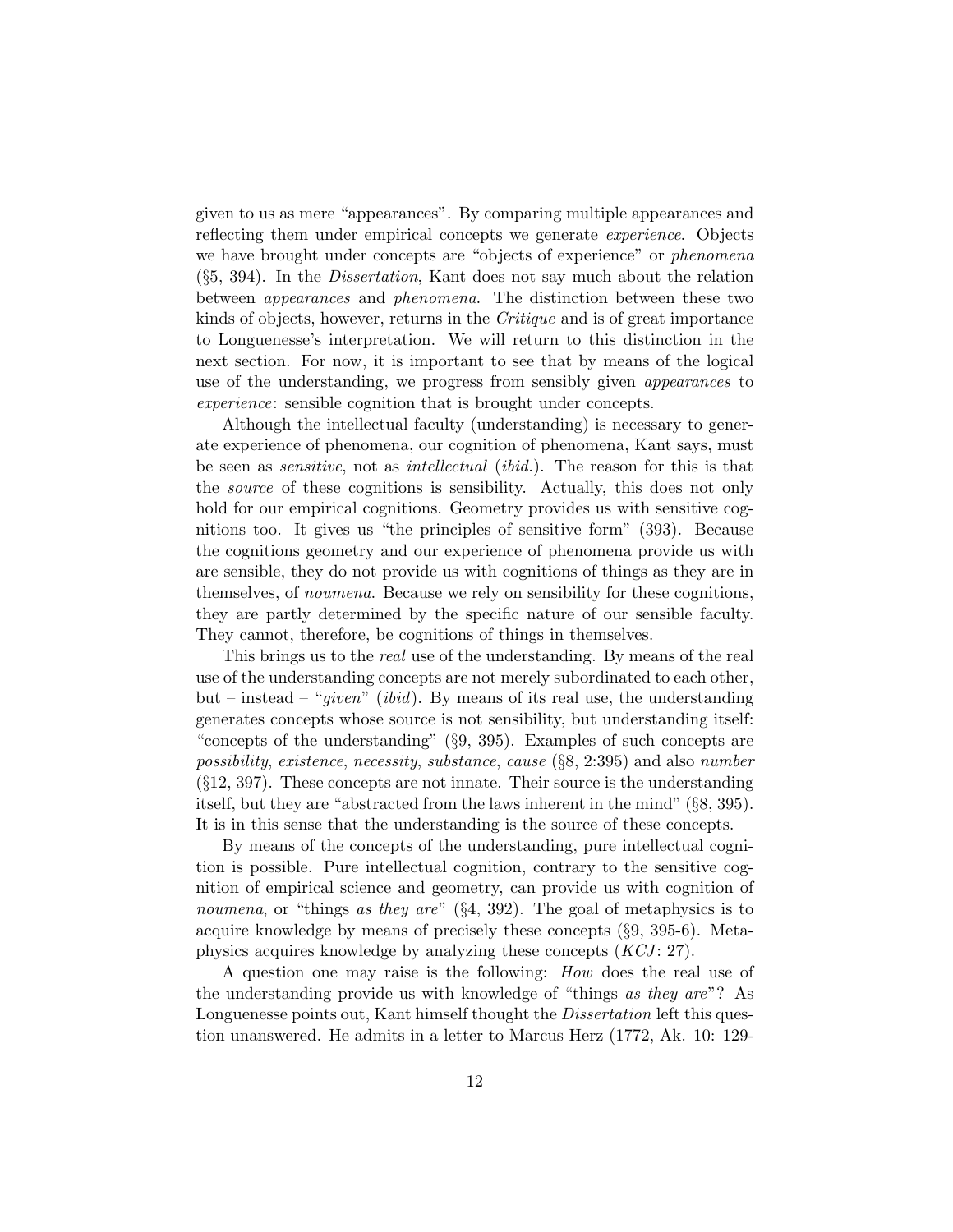given to us as mere "appearances". By comparing multiple appearances and reflecting them under empirical concepts we generate *experience*. Objects we have brought under concepts are "objects of experience" or *phenomena* (§5, 394). In the *Dissertation*, Kant does not say much about the relation between *appearances* and *phenomena*. The distinction between these two kinds of objects, however, returns in the *Critique* and is of great importance to Longuenesse's interpretation. We will return to this distinction in the next section. For now, it is important to see that by means of the logical use of the understanding, we progress from sensibly given *appearances* to *experience*: sensible cognition that is brought under concepts.

Although the intellectual faculty (understanding) is necessary to generate experience of phenomena, our cognition of phenomena, Kant says, must be seen as *sensitive*, not as *intellectual* (*ibid.*). The reason for this is that the *source* of these cognitions is sensibility. Actually, this does not only hold for our empirical cognitions. Geometry provides us with sensitive cognitions too. It gives us "the principles of sensitive form" (393). Because the cognitions geometry and our experience of phenomena provide us with are sensible, they do not provide us with cognitions of things as they are in themselves, of *noumena*. Because we rely on sensibility for these cognitions, they are partly determined by the specific nature of our sensible faculty. They cannot, therefore, be cognitions of things in themselves.

This brings us to the *real* use of the understanding. By means of the real use of the understanding concepts are not merely subordinated to each other, but – instead – "*given*" (*ibid*). By means of its real use, the understanding generates concepts whose source is not sensibility, but understanding itself: "concepts of the understanding" (§9, 395). Examples of such concepts are *possibility*, *existence*, *necessity*, *substance*, *cause* (§8, 2:395) and also *number* (§12, 397). These concepts are not innate. Their source is the understanding itself, but they are "abstracted from the laws inherent in the mind" (§8, 395). It is in this sense that the understanding is the source of these concepts.

By means of the concepts of the understanding, pure intellectual cognition is possible. Pure intellectual cognition, contrary to the sensitive cognition of empirical science and geometry, can provide us with cognition of *noumena*, or "things *as they are*" (§4, 392). The goal of metaphysics is to acquire knowledge by means of precisely these concepts (§9, 395-6). Metaphysics acquires knowledge by analyzing these concepts (*KCJ*: 27).

A question one may raise is the following: *How* does the real use of the understanding provide us with knowledge of "things *as they are*"? As Longuenesse points out, Kant himself thought the *Dissertation* left this question unanswered. He admits in a letter to Marcus Herz (1772, Ak. 10: 129-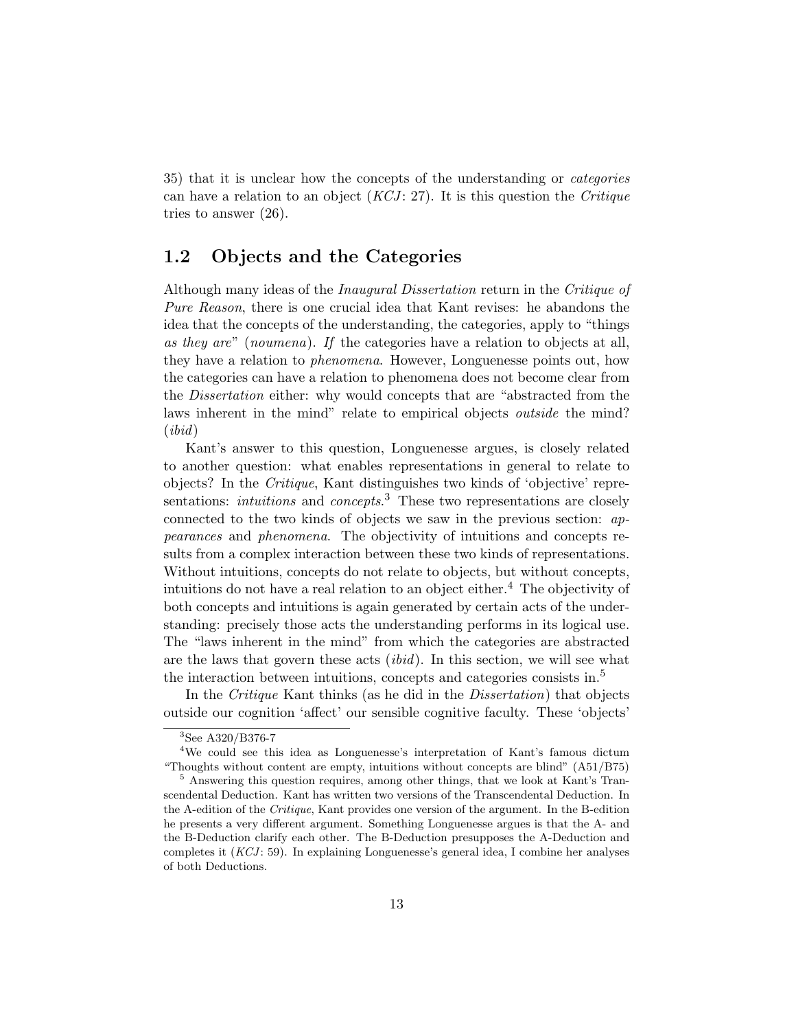35) that it is unclear how the concepts of the understanding or *categories* can have a relation to an object (*KCJ*: 27). It is this question the *Critique* tries to answer (26).

## 1.2 Objects and the Categories

Although many ideas of the *Inaugural Dissertation* return in the *Critique of Pure Reason*, there is one crucial idea that Kant revises: he abandons the idea that the concepts of the understanding, the categories, apply to "things *as they are*" (*noumena*). *If* the categories have a relation to objects at all, they have a relation to *phenomena*. However, Longuenesse points out, how the categories can have a relation to phenomena does not become clear from the *Dissertation* either: why would concepts that are "abstracted from the laws inherent in the mind" relate to empirical objects *outside* the mind? (*ibid*)

Kant's answer to this question, Longuenesse argues, is closely related to another question: what enables representations in general to relate to objects? In the *Critique*, Kant distinguishes two kinds of 'objective' representations: *intuitions* and *concepts*.[3] These two representations are closely connected to the two kinds of objects we saw in the previous section: *appearances* and *phenomena*. The objectivity of intuitions and concepts results from a complex interaction between these two kinds of representations. Without intuitions, concepts do not relate to objects, but without concepts, intuitions do not have a real relation to an object either.[4] The objectivity of both concepts and intuitions is again generated by certain acts of the understanding: precisely those acts the understanding performs in its logical use. The "laws inherent in the mind" from which the categories are abstracted are the laws that govern these acts (*ibid*). In this section, we will see what the interaction between intuitions, concepts and categories consists in.[5]

In the *Critique* Kant thinks (as he did in the *Dissertation*) that objects outside our cognition 'affect' our sensible cognitive faculty. These 'objects'

---

[3] See A320/B376-7

[4] We could see this idea as Longuenesse's interpretation of Kant's famous dictum "Thoughts without content are empty, intuitions without concepts are blind" (A51/B75)

[5] Answering this question requires, among other things, that we look at Kant's Transcendental Deduction. Kant has written two versions of the Transcendental Deduction. In the A-edition of the *Critique*, Kant provides one version of the argument. In the B-edition he presents a very different argument. Something Longuenesse argues is that the A- and the B-Deduction clarify each other. The B-Deduction presupposes the A-Deduction and completes it (*KCJ*: 59). In explaining Longuenesse's general idea, I combine her analyses of both Deductions.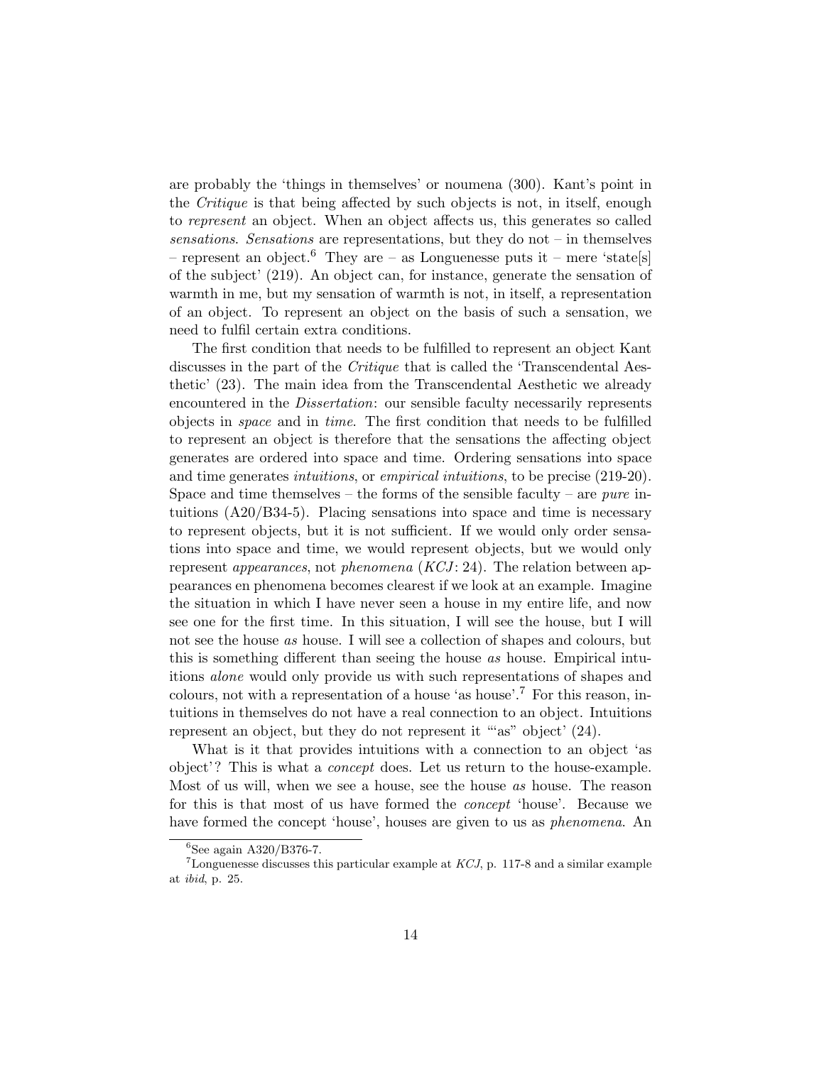are probably the 'things in themselves' or noumena (300). Kant's point in the *Critique* is that being affected by such objects is not, in itself, enough to *represent* an object. When an object affects us, this generates so called *sensations*. *Sensations* are representations, but they do not – in themselves – represent an object.[6] They are – as Longuenesse puts it – mere 'state[s] of the subject' (219). An object can, for instance, generate the sensation of warmth in me, but my sensation of warmth is not, in itself, a representation of an object. To represent an object on the basis of such a sensation, we need to fulfil certain extra conditions.

The first condition that needs to be fulfilled to represent an object Kant discusses in the part of the *Critique* that is called the 'Transcendental Aesthetic' (23). The main idea from the Transcendental Aesthetic we already encountered in the *Dissertation*: our sensible faculty necessarily represents objects in *space* and in *time*. The first condition that needs to be fulfilled to represent an object is therefore that the sensations the affecting object generates are ordered into space and time. Ordering sensations into space and time generates *intuitions*, or *empirical intuitions*, to be precise (219-20). Space and time themselves – the forms of the sensible faculty – are *pure* intuitions (A20/B34-5). Placing sensations into space and time is necessary to represent objects, but it is not sufficient. If we would only order sensations into space and time, we would represent objects, but we would only represent *appearances*, not *phenomena* (*KCJ*: 24). The relation between appearances en phenomena becomes clearest if we look at an example. Imagine the situation in which I have never seen a house in my entire life, and now see one for the first time. In this situation, I will see the house, but I will not see the house *as* house. I will see a collection of shapes and colours, but this is something different than seeing the house *as* house. Empirical intuitions *alone* would only provide us with such representations of shapes and colours, not with a representation of a house 'as house'.[7] For this reason, intuitions in themselves do not have a real connection to an object. Intuitions represent an object, but they do not represent it '"as" object' (24).

What is it that provides intuitions with a connection to an object 'as object'? This is what a *concept* does. Let us return to the house-example. Most of us will, when we see a house, see the house *as* house. The reason for this is that most of us have formed the *concept* 'house'. Because we have formed the concept 'house', houses are given to us as *phenomena*. An

---

[6] See again A320/B376-7.

[7] Longuenesse discusses this particular example at *KCJ*, p. 117-8 and a similar example at *ibid*, p. 25.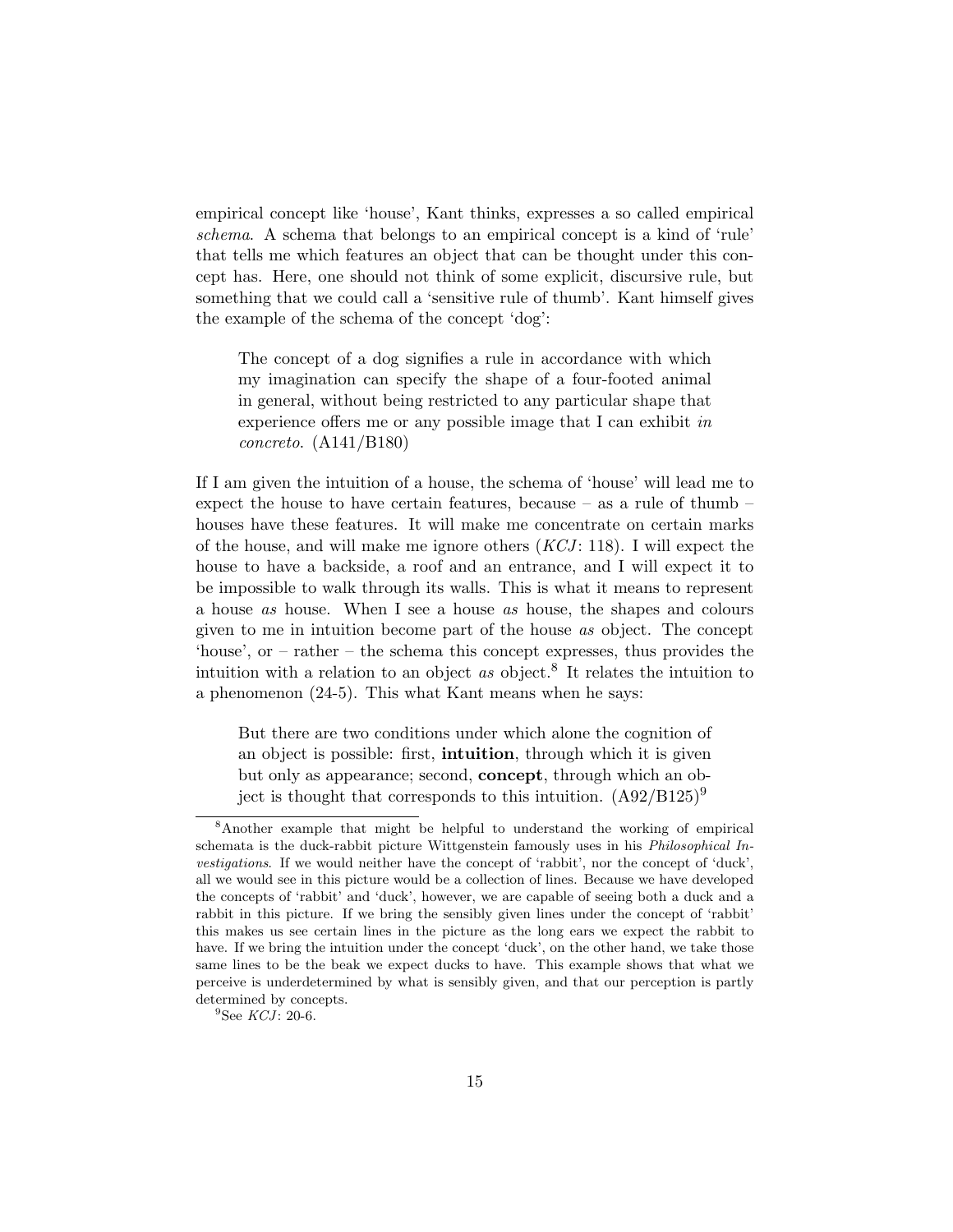empirical concept like 'house', Kant thinks, expresses a so called empirical *schema*. A schema that belongs to an empirical concept is a kind of 'rule' that tells me which features an object that can be thought under this concept has. Here, one should not think of some explicit, discursive rule, but something that we could call a 'sensitive rule of thumb'. Kant himself gives the example of the schema of the concept 'dog':

> The concept of a dog signifies a rule in accordance with which my imagination can specify the shape of a four-footed animal in general, without being restricted to any particular shape that experience offers me or any possible image that I can exhibit *in concreto*. (A141/B180)

If I am given the intuition of a house, the schema of 'house' will lead me to expect the house to have certain features, because – as a rule of thumb – houses have these features. It will make me concentrate on certain marks of the house, and will make me ignore others (*KCJ*: 118). I will expect the house to have a backside, a roof and an entrance, and I will expect it to be impossible to walk through its walls. This is what it means to represent a house *as* house. When I see a house *as* house, the shapes and colours given to me in intuition become part of the house *as* object. The concept 'house', or – rather – the schema this concept expresses, thus provides the intuition with a relation to an object *as* object.[8] It relates the intuition to a phenomenon (24-5). This what Kant means when he says:

> But there are two conditions under which alone the cognition of an object is possible: first, **intuition**, through which it is given but only as appearance; second, **concept**, through which an object is thought that corresponds to this intuition. (A92/B125)[9]

---

[8] Another example that might be helpful to understand the working of empirical schemata is the duck-rabbit picture Wittgenstein famously uses in his *Philosophical Investigations*. If we would neither have the concept of 'rabbit', nor the concept of 'duck', all we would see in this picture would be a collection of lines. Because we have developed the concepts of 'rabbit' and 'duck', however, we are capable of seeing both a duck and a rabbit in this picture. If we bring the sensibly given lines under the concept of 'rabbit' this makes us see certain lines in the picture as the long ears we expect the rabbit to have. If we bring the intuition under the concept 'duck', on the other hand, we take those same lines to be the beak we expect ducks to have. This example shows that what we perceive is underdetermined by what is sensibly given, and that our perception is partly determined by concepts.

[9] See *KCJ*: 20-6.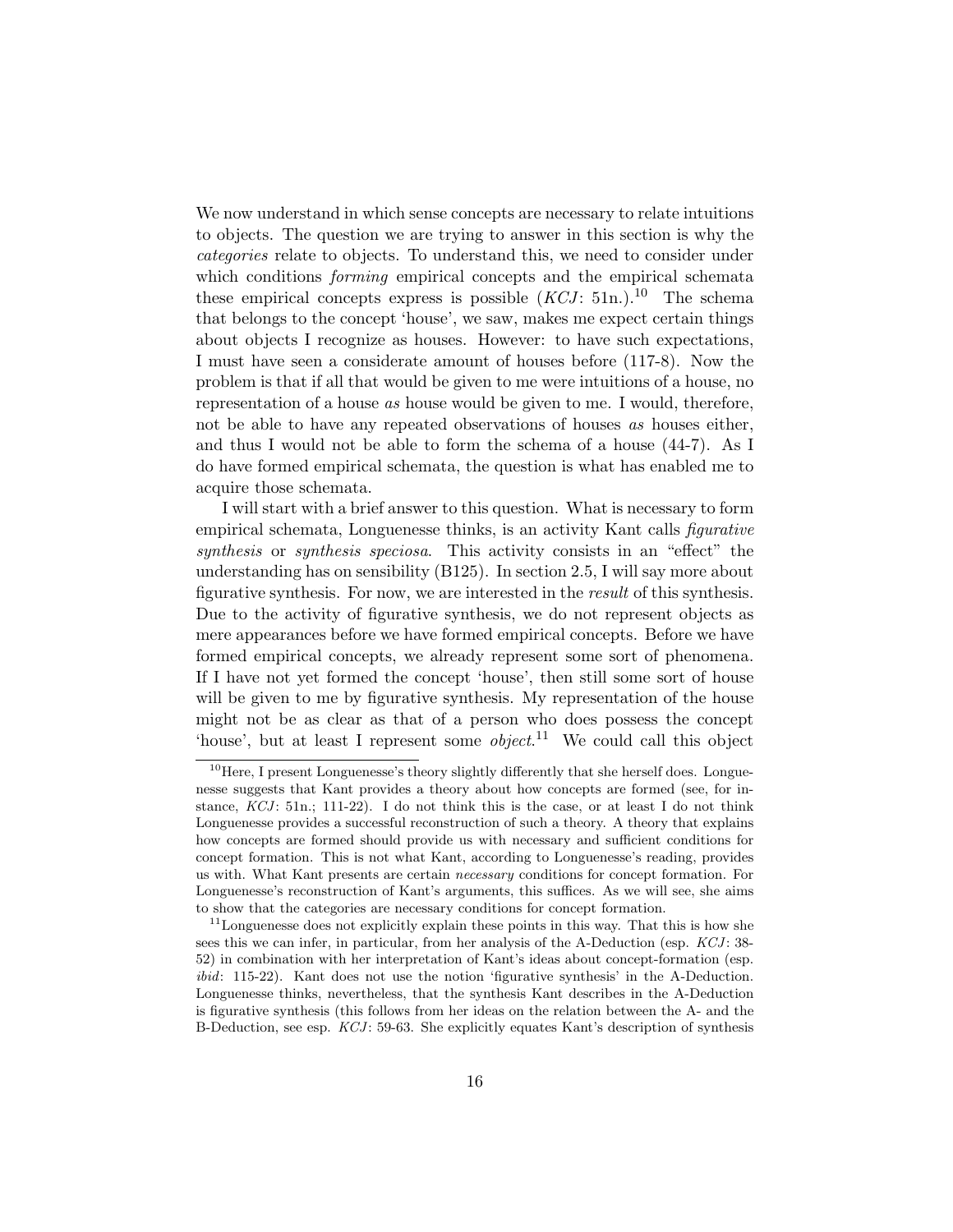We now understand in which sense concepts are necessary to relate intuitions to objects. The question we are trying to answer in this section is why the *categories* relate to objects. To understand this, we need to consider under which conditions *forming* empirical concepts and the empirical schemata these empirical concepts express is possible (*KCJ*: 51n.).[10] The schema that belongs to the concept 'house', we saw, makes me expect certain things about objects I recognize as houses. However: to have such expectations, I must have seen a considerate amount of houses before (117-8). Now the problem is that if all that would be given to me were intuitions of a house, no representation of a house *as* house would be given to me. I would, therefore, not be able to have any repeated observations of houses *as* houses either, and thus I would not be able to form the schema of a house (44-7). As I do have formed empirical schemata, the question is what has enabled me to acquire those schemata.

I will start with a brief answer to this question. What is necessary to form empirical schemata, Longuenesse thinks, is an activity Kant calls *figurative synthesis* or *synthesis speciosa*. This activity consists in an "effect" the understanding has on sensibility (B125). In section 2.5, I will say more about figurative synthesis. For now, we are interested in the *result* of this synthesis. Due to the activity of figurative synthesis, we do not represent objects as mere appearances before we have formed empirical concepts. Before we have formed empirical concepts, we already represent some sort of phenomena. If I have not yet formed the concept 'house', then still some sort of house will be given to me by figurative synthesis. My representation of the house might not be as clear as that of a person who does possess the concept 'house', but at least I represent some *object*.[11] We could call this object

[10] Here, I present Longuenesse's theory slightly differently that she herself does. Longuenesse suggests that Kant provides a theory about how concepts are formed (see, for instance, *KCJ*: 51n.; 111-22). I do not think this is the case, or at least I do not think Longuenesse provides a successful reconstruction of such a theory. A theory that explains how concepts are formed should provide us with necessary and sufficient conditions for concept formation. This is not what Kant, according to Longuenesse's reading, provides us with. What Kant presents are certain *necessary* conditions for concept formation. For Longuenesse's reconstruction of Kant's arguments, this suffices. As we will see, she aims to show that the categories are necessary conditions for concept formation.

[11] Longuenesse does not explicitly explain these points in this way. That this is how she sees this we can infer, in particular, from her analysis of the A-Deduction (esp. *KCJ*: 38-52) in combination with her interpretation of Kant's ideas about concept-formation (esp. *ibid*: 115-22). Kant does not use the notion 'figurative synthesis' in the A-Deduction. Longuenesse thinks, nevertheless, that the synthesis Kant describes in the A-Deduction is figurative synthesis (this follows from her ideas on the relation between the A- and the B-Deduction, see esp. *KCJ*: 59-63. She explicitly equates Kant's description of synthesis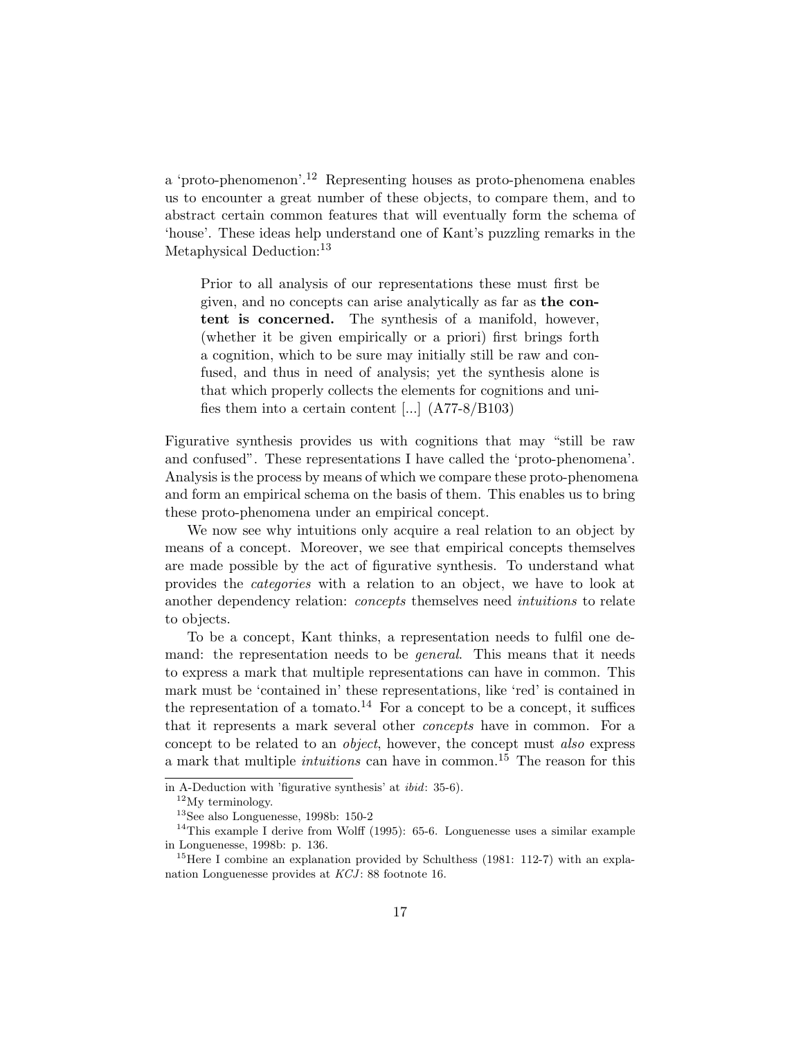a 'proto-phenomenon'.[12] Representing houses as proto-phenomena enables us to encounter a great number of these objects, to compare them, and to abstract certain common features that will eventually form the schema of 'house'. These ideas help understand one of Kant's puzzling remarks in the Metaphysical Deduction:[13]

> Prior to all analysis of our representations these must first be given, and no concepts can arise analytically as far as **the content is concerned.** The synthesis of a manifold, however, (whether it be given empirically or a priori) first brings forth a cognition, which to be sure may initially still be raw and confused, and thus in need of analysis; yet the synthesis alone is that which properly collects the elements for cognitions and unifies them into a certain content [...] (A77-8/B103)

Figurative synthesis provides us with cognitions that may "still be raw and confused". These representations I have called the 'proto-phenomena'. Analysis is the process by means of which we compare these proto-phenomena and form an empirical schema on the basis of them. This enables us to bring these proto-phenomena under an empirical concept.

We now see why intuitions only acquire a real relation to an object by means of a concept. Moreover, we see that empirical concepts themselves are made possible by the act of figurative synthesis. To understand what provides the *categories* with a relation to an object, we have to look at another dependency relation: *concepts* themselves need *intuitions* to relate to objects.

To be a concept, Kant thinks, a representation needs to fulfil one demand: the representation needs to be *general*. This means that it needs to express a mark that multiple representations can have in common. This mark must be 'contained in' these representations, like 'red' is contained in the representation of a tomato.[14] For a concept to be a concept, it suffices that it represents a mark several other *concepts* have in common. For a concept to be related to an *object*, however, the concept must *also* express a mark that multiple *intuitions* can have in common.[15] The reason for this

---

in A-Deduction with 'figurative synthesis' at *ibid*: 35-6).

[12] My terminology.

[13] See also Longuenesse, 1998b: 150-2

[14] This example I derive from Wolff (1995): 65-6. Longuenesse uses a similar example in Longuenesse, 1998b: p. 136.

[15] Here I combine an explanation provided by Schulthess (1981: 112-7) with an explanation Longuenesse provides at *KCJ*: 88 footnote 16.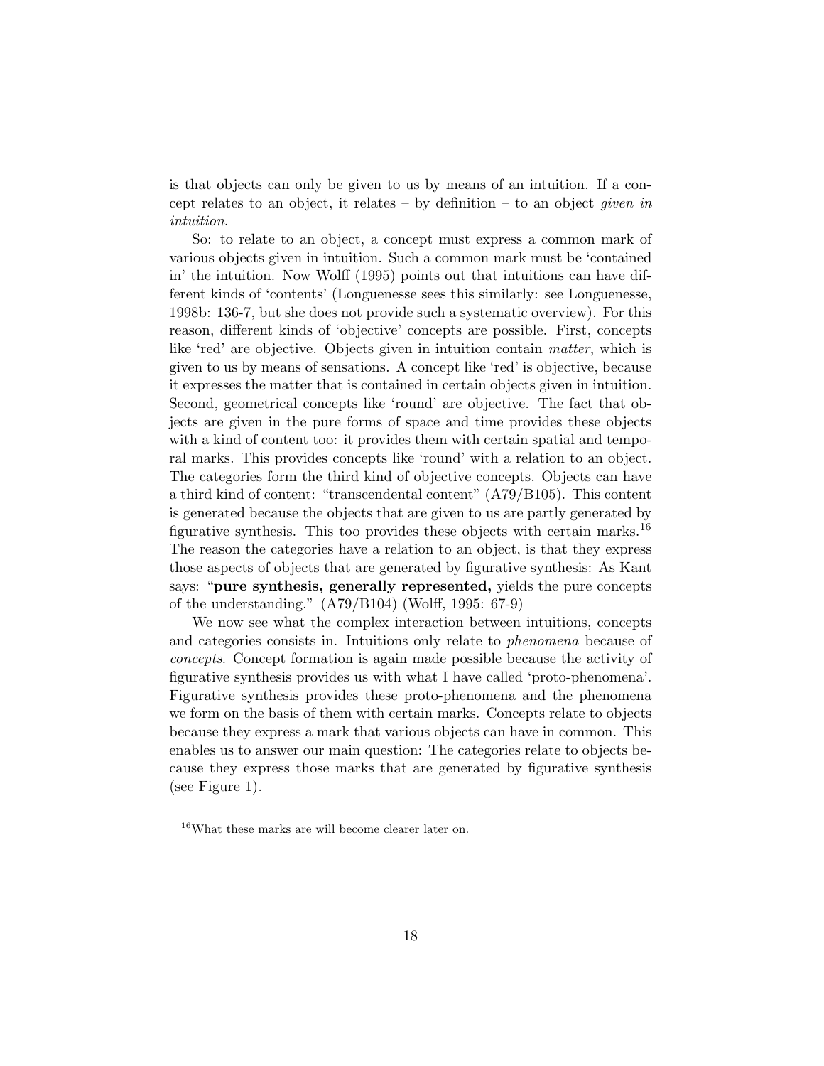is that objects can only be given to us by means of an intuition. If a concept relates to an object, it relates – by definition – to an object *given in intuition*.

So: to relate to an object, a concept must express a common mark of various objects given in intuition. Such a common mark must be 'contained in' the intuition. Now Wolff (1995) points out that intuitions can have different kinds of 'contents' (Longuenesse sees this similarly: see Longuenesse, 1998b: 136-7, but she does not provide such a systematic overview). For this reason, different kinds of 'objective' concepts are possible. First, concepts like 'red' are objective. Objects given in intuition contain *matter*, which is given to us by means of sensations. A concept like 'red' is objective, because it expresses the matter that is contained in certain objects given in intuition. Second, geometrical concepts like 'round' are objective. The fact that objects are given in the pure forms of space and time provides these objects with a kind of content too: it provides them with certain spatial and temporal marks. This provides concepts like 'round' with a relation to an object. The categories form the third kind of objective concepts. Objects can have a third kind of content: "transcendental content" (A79/B105). This content is generated because the objects that are given to us are partly generated by figurative synthesis. This too provides these objects with certain marks.[16] The reason the categories have a relation to an object, is that they express those aspects of objects that are generated by figurative synthesis: As Kant says: "**pure synthesis, generally represented,** yields the pure concepts of the understanding." (A79/B104) (Wolff, 1995: 67-9)

We now see what the complex interaction between intuitions, concepts and categories consists in. Intuitions only relate to *phenomena* because of *concepts*. Concept formation is again made possible because the activity of figurative synthesis provides us with what I have called 'proto-phenomena'. Figurative synthesis provides these proto-phenomena and the phenomena we form on the basis of them with certain marks. Concepts relate to objects because they express a mark that various objects can have in common. This enables us to answer our main question: The categories relate to objects because they express those marks that are generated by figurative synthesis (see Figure 1).

[16] What these marks are will become clearer later on.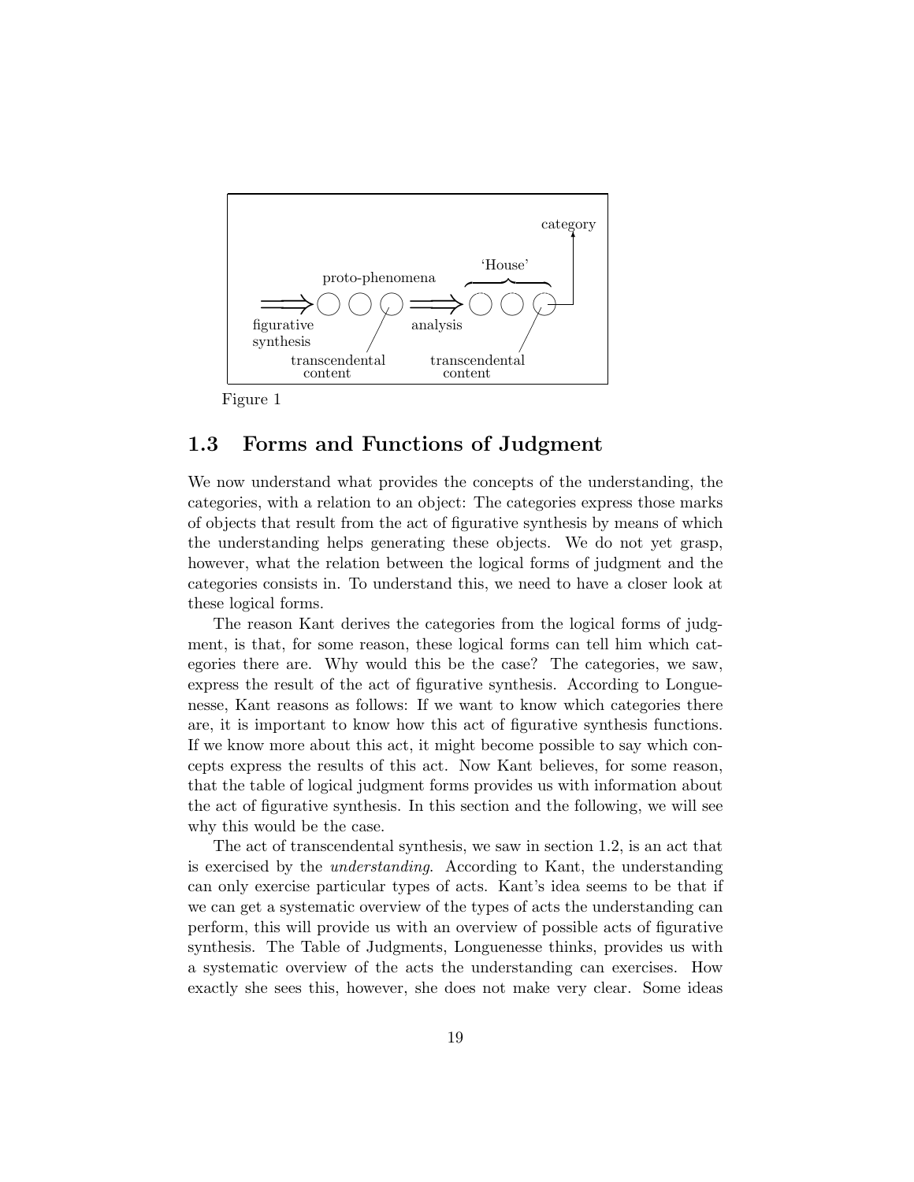Figure 1

## 1.3 Forms and Functions of Judgment

We now understand what provides the concepts of the understanding, the categories, with a relation to an object: The categories express those marks of objects that result from the act of figurative synthesis by means of which the understanding helps generating these objects. We do not yet grasp, however, what the relation between the logical forms of judgment and the categories consists in. To understand this, we need to have a closer look at these logical forms.

The reason Kant derives the categories from the logical forms of judgment, is that, for some reason, these logical forms can tell him which categories there are. Why would this be the case? The categories, we saw, express the result of the act of figurative synthesis. According to Longuenesse, Kant reasons as follows: If we want to know which categories there are, it is important to know how this act of figurative synthesis functions. If we know more about this act, it might become possible to say which concepts express the results of this act. Now Kant believes, for some reason, that the table of logical judgment forms provides us with information about the act of figurative synthesis. In this section and the following, we will see why this would be the case.

The act of transcendental synthesis, we saw in section 1.2, is an act that is exercised by the *understanding*. According to Kant, the understanding can only exercise particular types of acts. Kant's idea seems to be that if we can get a systematic overview of the types of acts the understanding can perform, this will provide us with an overview of possible acts of figurative synthesis. The Table of Judgments, Longuenesse thinks, provides us with a systematic overview of the acts the understanding can exercises. How exactly she sees this, however, she does not make very clear. Some ideas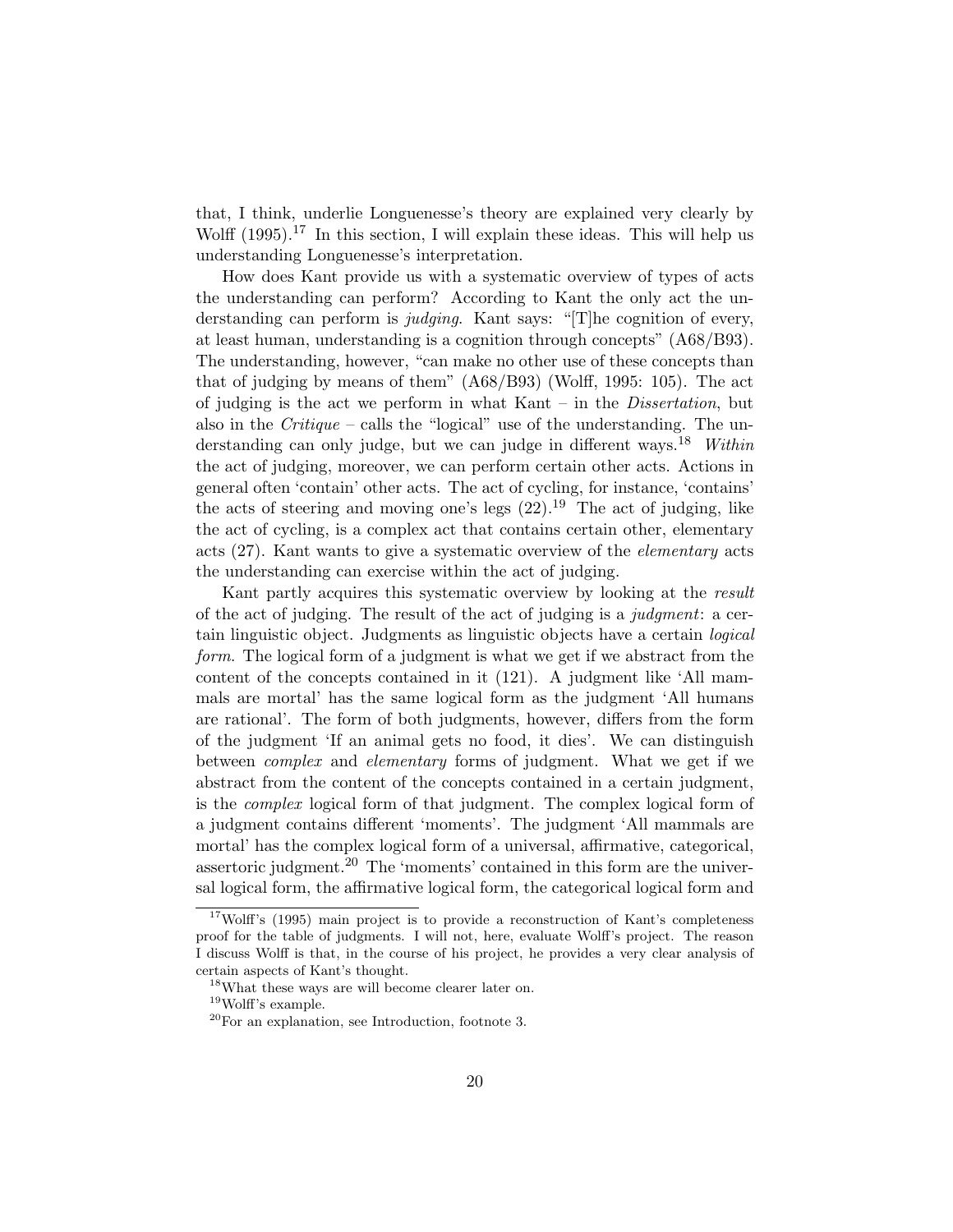that, I think, underlie Longuenesse's theory are explained very clearly by Wolff (1995).[17] In this section, I will explain these ideas. This will help us understanding Longuenesse's interpretation.

How does Kant provide us with a systematic overview of types of acts the understanding can perform? According to Kant the only act the understanding can perform is *judging*. Kant says: "[T]he cognition of every, at least human, understanding is a cognition through concepts" (A68/B93). The understanding, however, "can make no other use of these concepts than that of judging by means of them" (A68/B93) (Wolff, 1995: 105). The act of judging is the act we perform in what Kant – in the *Dissertation*, but also in the *Critique* – calls the "logical" use of the understanding. The understanding can only judge, but we can judge in different ways.[18] *Within* the act of judging, moreover, we can perform certain other acts. Actions in general often 'contain' other acts. The act of cycling, for instance, 'contains' the acts of steering and moving one's legs (22).[19] The act of judging, like the act of cycling, is a complex act that contains certain other, elementary acts (27). Kant wants to give a systematic overview of the *elementary* acts the understanding can exercise within the act of judging.

Kant partly acquires this systematic overview by looking at the *result* of the act of judging. The result of the act of judging is a *judgment*: a certain linguistic object. Judgments as linguistic objects have a certain *logical form*. The logical form of a judgment is what we get if we abstract from the content of the concepts contained in it (121). A judgment like 'All mammals are mortal' has the same logical form as the judgment 'All humans are rational'. The form of both judgments, however, differs from the form of the judgment 'If an animal gets no food, it dies'. We can distinguish between *complex* and *elementary* forms of judgment. What we get if we abstract from the content of the concepts contained in a certain judgment, is the *complex* logical form of that judgment. The complex logical form of a judgment contains different 'moments'. The judgment 'All mammals are mortal' has the complex logical form of a universal, affirmative, categorical, assertoric judgment.[20] The 'moments' contained in this form are the universal logical form, the affirmative logical form, the categorical logical form and

---

[17] Wolff's (1995) main project is to provide a reconstruction of Kant's completeness proof for the table of judgments. I will not, here, evaluate Wolff's project. The reason I discuss Wolff is that, in the course of his project, he provides a very clear analysis of certain aspects of Kant's thought.

[18] What these ways are will become clearer later on.

[19] Wolff's example.

[20] For an explanation, see Introduction, footnote 3.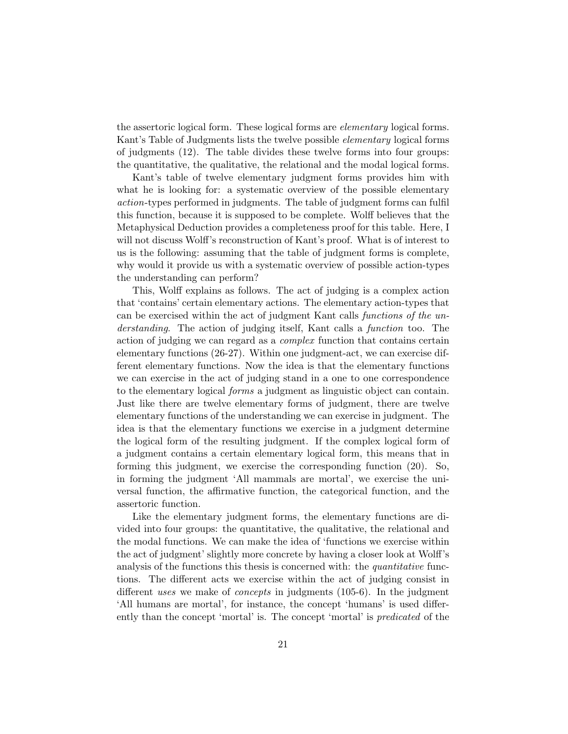the assertoric logical form. These logical forms are *elementary* logical forms. Kant's Table of Judgments lists the twelve possible *elementary* logical forms of judgments (12). The table divides these twelve forms into four groups: the quantitative, the qualitative, the relational and the modal logical forms.

Kant's table of twelve elementary judgment forms provides him with what he is looking for: a systematic overview of the possible elementary *action*-types performed in judgments. The table of judgment forms can fulfil this function, because it is supposed to be complete. Wolff believes that the Metaphysical Deduction provides a completeness proof for this table. Here, I will not discuss Wolff's reconstruction of Kant's proof. What is of interest to us is the following: assuming that the table of judgment forms is complete, why would it provide us with a systematic overview of possible action-types the understanding can perform?

This, Wolff explains as follows. The act of judging is a complex action that 'contains' certain elementary actions. The elementary action-types that can be exercised within the act of judgment Kant calls *functions of the understanding*. The action of judging itself, Kant calls a *function* too. The action of judging we can regard as a *complex* function that contains certain elementary functions (26-27). Within one judgment-act, we can exercise different elementary functions. Now the idea is that the elementary functions we can exercise in the act of judging stand in a one to one correspondence to the elementary logical *forms* a judgment as linguistic object can contain. Just like there are twelve elementary forms of judgment, there are twelve elementary functions of the understanding we can exercise in judgment. The idea is that the elementary functions we exercise in a judgment determine the logical form of the resulting judgment. If the complex logical form of a judgment contains a certain elementary logical form, this means that in forming this judgment, we exercise the corresponding function (20). So, in forming the judgment 'All mammals are mortal', we exercise the universal function, the affirmative function, the categorical function, and the assertoric function.

Like the elementary judgment forms, the elementary functions are divided into four groups: the quantitative, the qualitative, the relational and the modal functions. We can make the idea of 'functions we exercise within the act of judgment' slightly more concrete by having a closer look at Wolff's analysis of the functions this thesis is concerned with: the *quantitative* functions. The different acts we exercise within the act of judging consist in different *uses* we make of *concepts* in judgments (105-6). In the judgment 'All humans are mortal', for instance, the concept 'humans' is used differently than the concept 'mortal' is. The concept 'mortal' is *predicated* of the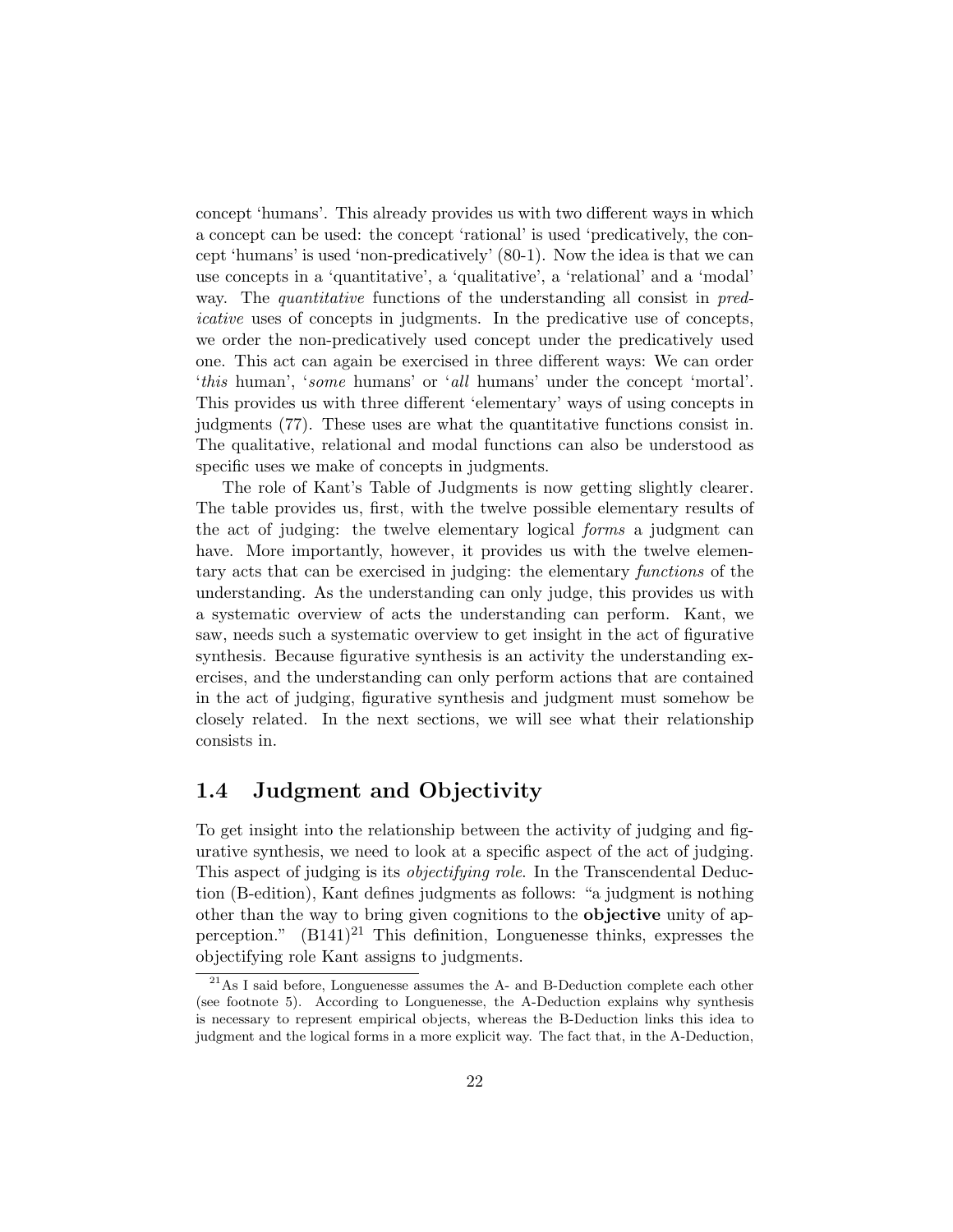concept 'humans'. This already provides us with two different ways in which a concept can be used: the concept 'rational' is used 'predicatively, the concept 'humans' is used 'non-predicatively' (80-1). Now the idea is that we can use concepts in a 'quantitative', a 'qualitative', a 'relational' and a 'modal' way. The *quantitative* functions of the understanding all consist in *predicative* uses of concepts in judgments. In the predicative use of concepts, we order the non-predicatively used concept under the predicatively used one. This act can again be exercised in three different ways: We can order '*this* human', '*some* humans' or '*all* humans' under the concept 'mortal'. This provides us with three different 'elementary' ways of using concepts in judgments (77). These uses are what the quantitative functions consist in. The qualitative, relational and modal functions can also be understood as specific uses we make of concepts in judgments.

The role of Kant's Table of Judgments is now getting slightly clearer. The table provides us, first, with the twelve possible elementary results of the act of judging: the twelve elementary logical *forms* a judgment can have. More importantly, however, it provides us with the twelve elementary acts that can be exercised in judging: the elementary *functions* of the understanding. As the understanding can only judge, this provides us with a systematic overview of acts the understanding can perform. Kant, we saw, needs such a systematic overview to get insight in the act of figurative synthesis. Because figurative synthesis is an activity the understanding exercises, and the understanding can only perform actions that are contained in the act of judging, figurative synthesis and judgment must somehow be closely related. In the next sections, we will see what their relationship consists in.

## 1.4 Judgment and Objectivity

To get insight into the relationship between the activity of judging and figurative synthesis, we need to look at a specific aspect of the act of judging. This aspect of judging is its *objectifying role*. In the Transcendental Deduction (B-edition), Kant defines judgments as follows: "a judgment is nothing other than the way to bring given cognitions to the **objective** unity of apperception." (B141)[21] This definition, Longuenesse thinks, expresses the objectifying role Kant assigns to judgments.

[21] As I said before, Longuenesse assumes the A- and B-Deduction complete each other (see footnote 5). According to Longuenesse, the A-Deduction explains why synthesis is necessary to represent empirical objects, whereas the B-Deduction links this idea to judgment and the logical forms in a more explicit way. The fact that, in the A-Deduction,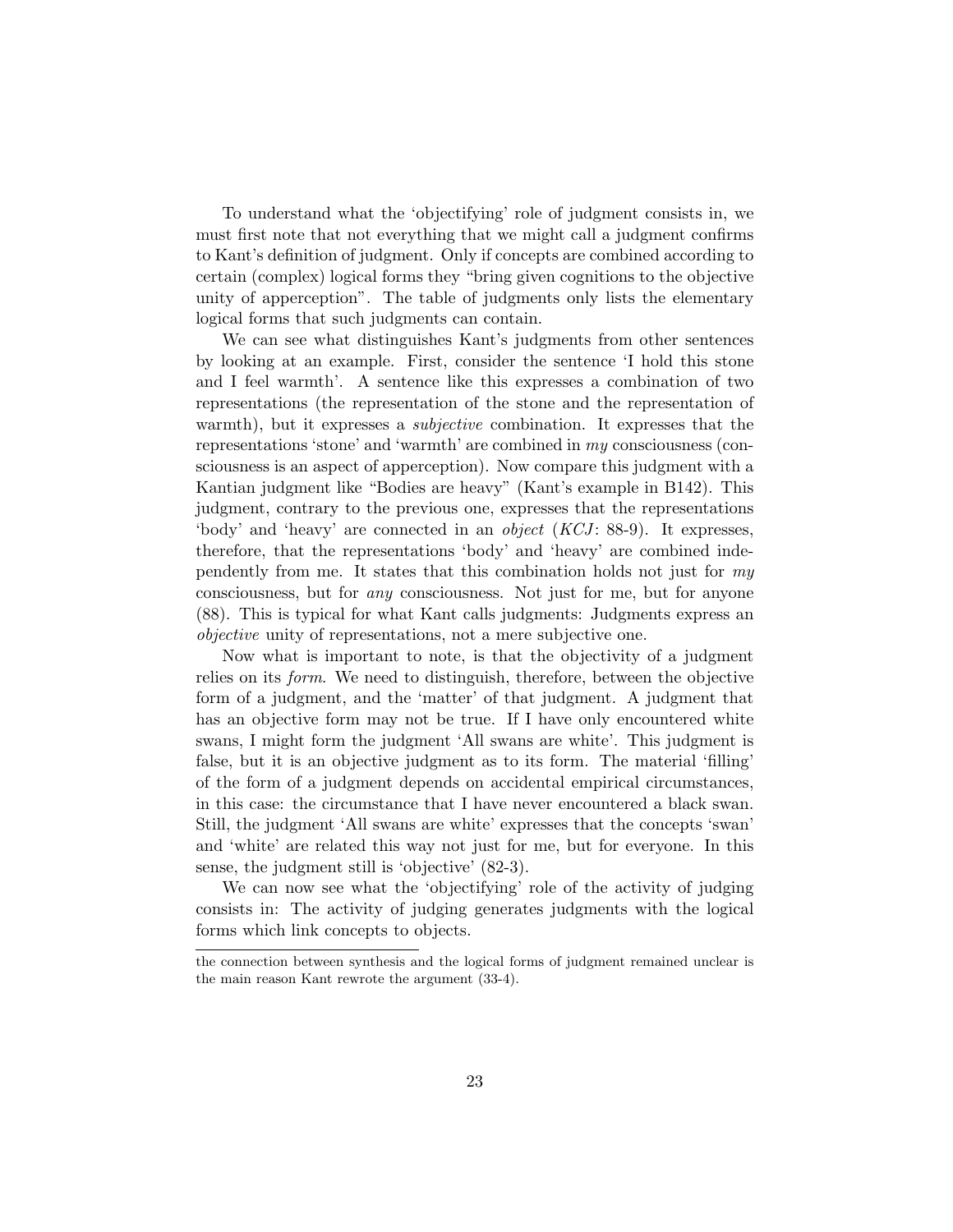To understand what the 'objectifying' role of judgment consists in, we must first note that not everything that we might call a judgment confirms to Kant's definition of judgment. Only if concepts are combined according to certain (complex) logical forms they "bring given cognitions to the objective unity of apperception". The table of judgments only lists the elementary logical forms that such judgments can contain.

We can see what distinguishes Kant's judgments from other sentences by looking at an example. First, consider the sentence 'I hold this stone and I feel warmth'. A sentence like this expresses a combination of two representations (the representation of the stone and the representation of warmth), but it expresses a *subjective* combination. It expresses that the representations 'stone' and 'warmth' are combined in *my* consciousness (consciousness is an aspect of apperception). Now compare this judgment with a Kantian judgment like "Bodies are heavy" (Kant's example in B142). This judgment, contrary to the previous one, expresses that the representations 'body' and 'heavy' are connected in an *object* (*KCJ*: 88-9). It expresses, therefore, that the representations 'body' and 'heavy' are combined independently from me. It states that this combination holds not just for *my* consciousness, but for *any* consciousness. Not just for me, but for anyone (88). This is typical for what Kant calls judgments: Judgments express an *objective* unity of representations, not a mere subjective one.

Now what is important to note, is that the objectivity of a judgment relies on its *form*. We need to distinguish, therefore, between the objective form of a judgment, and the 'matter' of that judgment. A judgment that has an objective form may not be true. If I have only encountered white swans, I might form the judgment 'All swans are white'. This judgment is false, but it is an objective judgment as to its form. The material 'filling' of the form of a judgment depends on accidental empirical circumstances, in this case: the circumstance that I have never encountered a black swan. Still, the judgment 'All swans are white' expresses that the concepts 'swan' and 'white' are related this way not just for me, but for everyone. In this sense, the judgment still is 'objective' (82-3).

We can now see what the 'objectifying' role of the activity of judging consists in: The activity of judging generates judgments with the logical forms which link concepts to objects.

---

the connection between synthesis and the logical forms of judgment remained unclear is the main reason Kant rewrote the argument (33-4).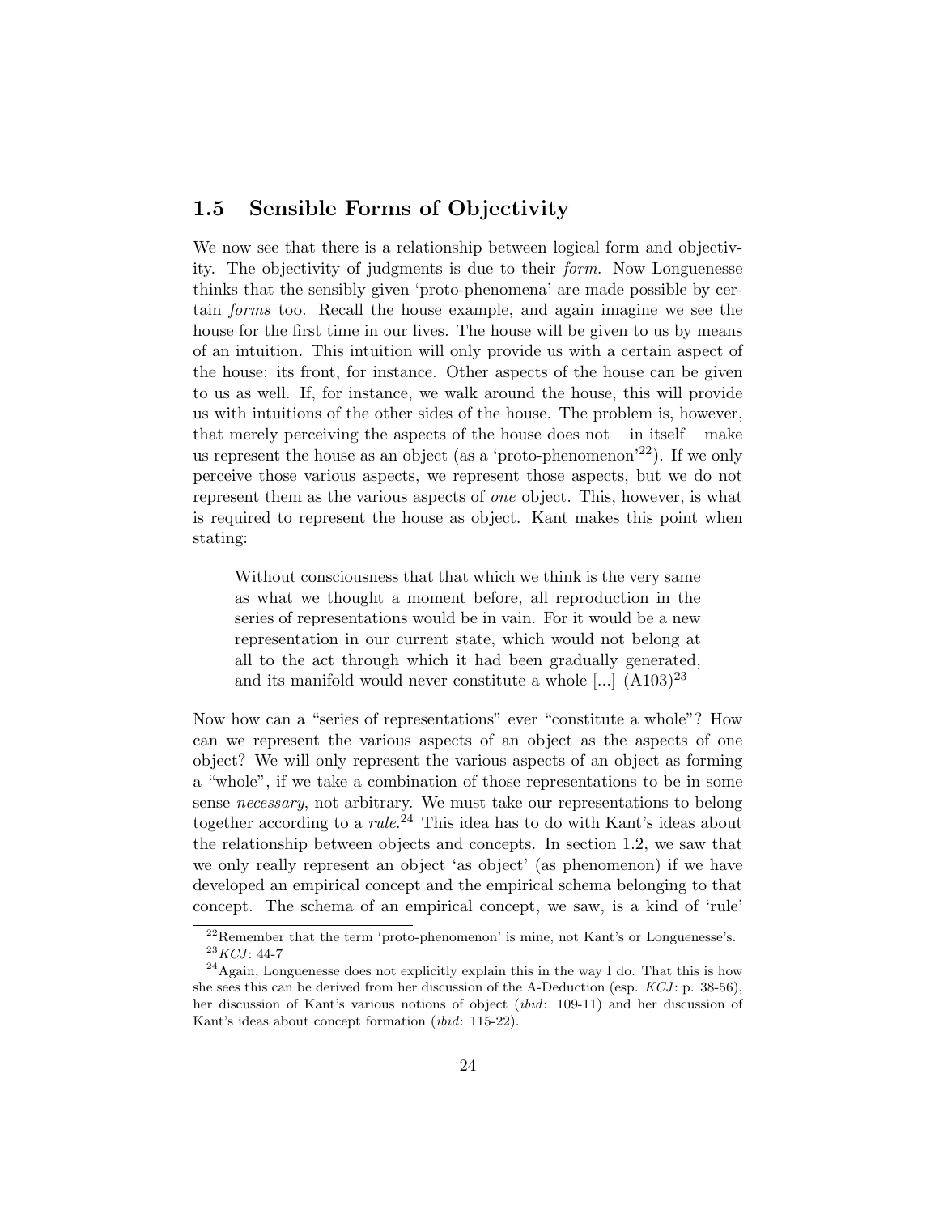## 1.5 Sensible Forms of Objectivity

We now see that there is a relationship between logical form and objectivity. The objectivity of judgments is due to their *form*. Now Longuenesse thinks that the sensibly given 'proto-phenomena' are made possible by certain *forms* too. Recall the house example, and again imagine we see the house for the first time in our lives. The house will be given to us by means of an intuition. This intuition will only provide us with a certain aspect of the house: its front, for instance. Other aspects of the house can be given to us as well. If, for instance, we walk around the house, this will provide us with intuitions of the other sides of the house. The problem is, however, that merely perceiving the aspects of the house does not – in itself – make us represent the house as an object (as a 'proto-phenomenon'[22]). If we only perceive those various aspects, we represent those aspects, but we do not represent them as the various aspects of *one* object. This, however, is what is required to represent the house as object. Kant makes this point when stating:

> Without consciousness that that which we think is the very same as what we thought a moment before, all reproduction in the series of representations would be in vain. For it would be a new representation in our current state, which would not belong at all to the act through which it had been gradually generated, and its manifold would never constitute a whole [...] (A103)[23]

Now how can a "series of representations" ever "constitute a whole"? How can we represent the various aspects of an object as the aspects of one object? We will only represent the various aspects of an object as forming a "whole", if we take a combination of those representations to be in some sense *necessary*, not arbitrary. We must take our representations to belong together according to a *rule*.[24] This idea has to do with Kant's ideas about the relationship between objects and concepts. In section 1.2, we saw that we only really represent an object 'as object' (as phenomenon) if we have developed an empirical concept and the empirical schema belonging to that concept. The schema of an empirical concept, we saw, is a kind of 'rule'

[22] Remember that the term 'proto-phenomenon' is mine, not Kant's or Longuenesse's.

[23] *KCJ*: 44-7

[24] Again, Longuenesse does not explicitly explain this in the way I do. That this is how she sees this can be derived from her discussion of the A-Deduction (esp. *KCJ*: p. 38-56), her discussion of Kant's various notions of object (*ibid*: 109-11) and her discussion of Kant's ideas about concept formation (*ibid*: 115-22).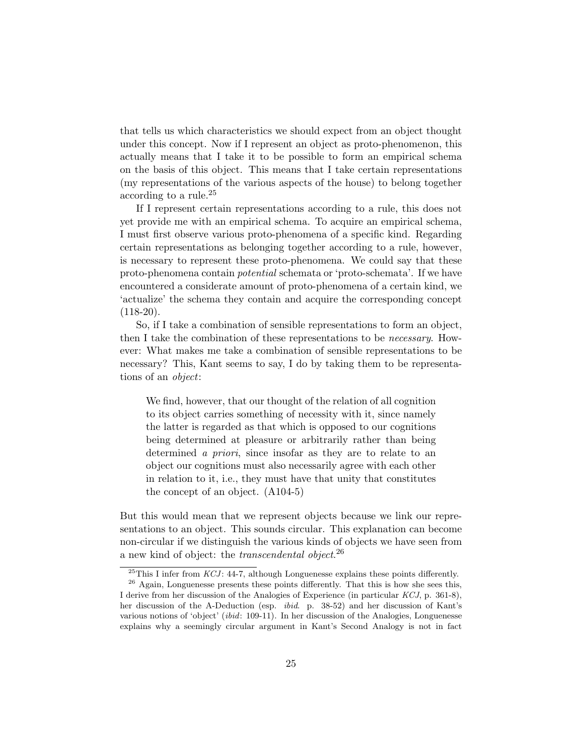that tells us which characteristics we should expect from an object thought under this concept. Now if I represent an object as proto-phenomenon, this actually means that I take it to be possible to form an empirical schema on the basis of this object. This means that I take certain representations (my representations of the various aspects of the house) to belong together according to a rule.[25]

If I represent certain representations according to a rule, this does not yet provide me with an empirical schema. To acquire an empirical schema, I must first observe various proto-phenomena of a specific kind. Regarding certain representations as belonging together according to a rule, however, is necessary to represent these proto-phenomena. We could say that these proto-phenomena contain *potential* schemata or 'proto-schemata'. If we have encountered a considerate amount of proto-phenomena of a certain kind, we 'actualize' the schema they contain and acquire the corresponding concept (118-20).

So, if I take a combination of sensible representations to form an object, then I take the combination of these representations to be *necessary*. However: What makes me take a combination of sensible representations to be necessary? This, Kant seems to say, I do by taking them to be representations of an *object*:

> We find, however, that our thought of the relation of all cognition to its object carries something of necessity with it, since namely the latter is regarded as that which is opposed to our cognitions being determined at pleasure or arbitrarily rather than being determined *a priori*, since insofar as they are to relate to an object our cognitions must also necessarily agree with each other in relation to it, i.e., they must have that unity that constitutes the concept of an object. (A104-5)

But this would mean that we represent objects because we link our representations to an object. This sounds circular. This explanation can become non-circular if we distinguish the various kinds of objects we have seen from a new kind of object: the *transcendental object*.[26]

---

[25] This I infer from *KCJ*: 44-7, although Longuenesse explains these points differently.

[26] Again, Longuenesse presents these points differently. That this is how she sees this, I derive from her discussion of the Analogies of Experience (in particular *KCJ*, p. 361-8), her discussion of the A-Deduction (esp. *ibid*. p. 38-52) and her discussion of Kant's various notions of 'object' (*ibid*: 109-11). In her discussion of the Analogies, Longuenesse explains why a seemingly circular argument in Kant's Second Analogy is not in fact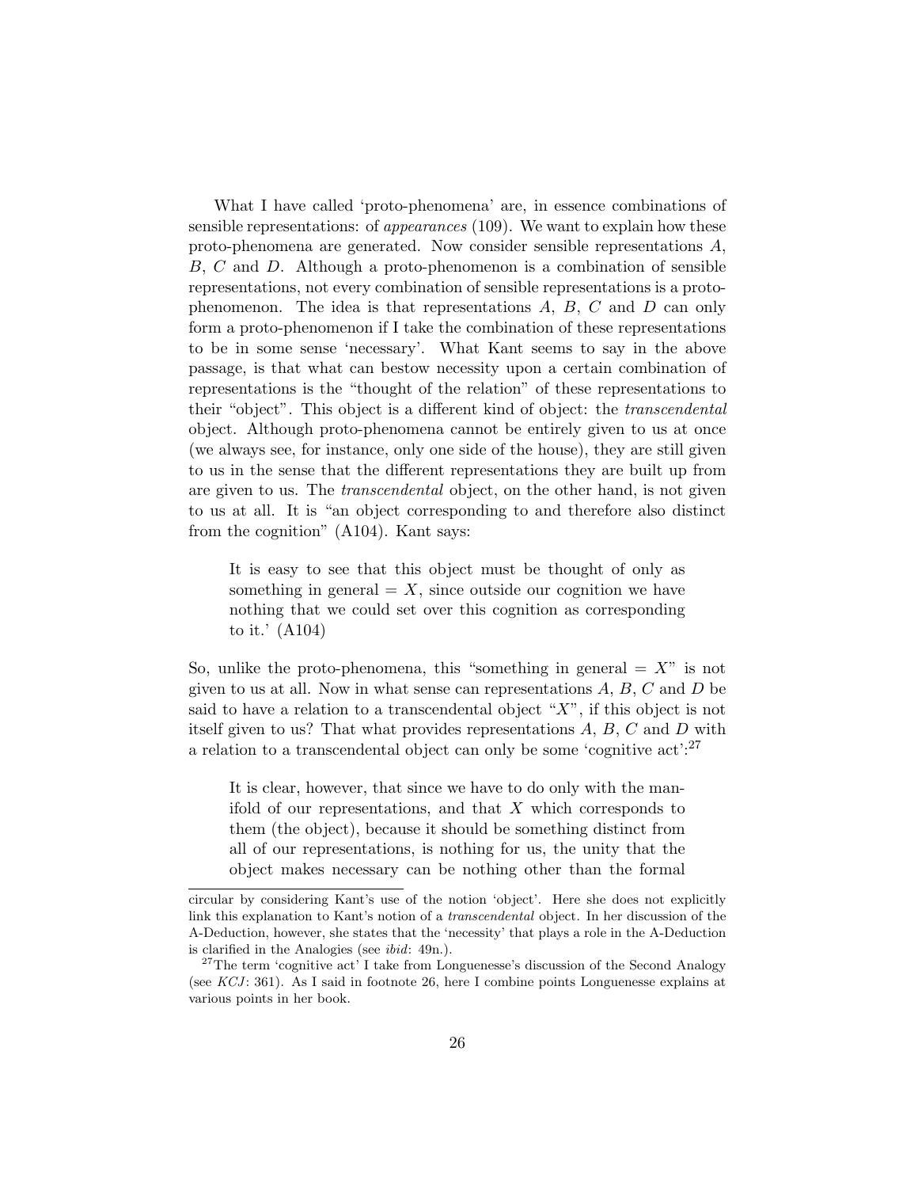What I have called 'proto-phenomena' are, in essence combinations of sensible representations: of *appearances* (109). We want to explain how these proto-phenomena are generated. Now consider sensible representations $A$, $B$, $C$ and $D$. Although a proto-phenomenon is a combination of sensible representations, not every combination of sensible representations is a proto-phenomenon. The idea is that representations $A$, $B$, $C$ and $D$ can only form a proto-phenomenon if I take the combination of these representations to be in some sense 'necessary'. What Kant seems to say in the above passage, is that what can bestow necessity upon a certain combination of representations is the "thought of the relation" of these representations to their "object". This object is a different kind of object: the *transcendental* object. Although proto-phenomena cannot be entirely given to us at once (we always see, for instance, only one side of the house), they are still given to us in the sense that the different representations they are built up from are given to us. The *transcendental* object, on the other hand, is not given to us at all. It is "an object corresponding to and therefore also distinct from the cognition" (A104). Kant says:

> It is easy to see that this object must be thought of only as something in general $= X$, since outside our cognition we have nothing that we could set over this cognition as corresponding to it.' (A104)

So, unlike the proto-phenomena, this "something in general $= X$" is not given to us at all. Now in what sense can representations $A$, $B$, $C$ and $D$ be said to have a relation to a transcendental object "$X$", if this object is not itself given to us? That what provides representations $A$, $B$, $C$ and $D$ with a relation to a transcendental object can only be some 'cognitive act':[27]

> It is clear, however, that since we have to do only with the manifold of our representations, and that $X$ which corresponds to them (the object), because it should be something distinct from all of our representations, is nothing for us, the unity that the object makes necessary can be nothing other than the formal

circular by considering Kant's use of the notion 'object'. Here she does not explicitly link this explanation to Kant's notion of a *transcendental* object. In her discussion of the A-Deduction, however, she states that the 'necessity' that plays a role in the A-Deduction is clarified in the Analogies (see *ibid*: 49n.).

[27] The term 'cognitive act' I take from Longuenesse's discussion of the Second Analogy (see *KCJ*: 361). As I said in footnote 26, here I combine points Longuenesse explains at various points in her book.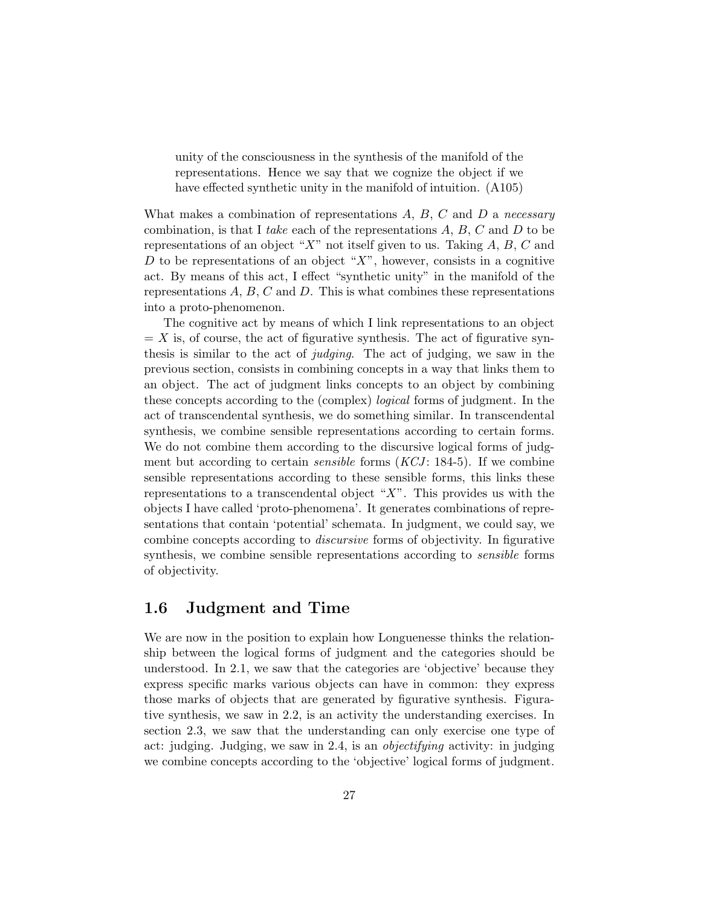> unity of the consciousness in the synthesis of the manifold of the representations. Hence we say that we cognize the object if we have effected synthetic unity in the manifold of intuition. (A105)

What makes a combination of representations $A$, $B$, $C$ and $D$ a *necessary* combination, is that I *take* each of the representations $A$, $B$, $C$ and $D$ to be representations of an object "$X$" not itself given to us. Taking $A$, $B$, $C$ and $D$ to be representations of an object "$X$", however, consists in a cognitive act. By means of this act, I effect "synthetic unity" in the manifold of the representations $A$, $B$, $C$ and $D$. This is what combines these representations into a proto-phenomenon.

The cognitive act by means of which I link representations to an object $= X$ is, of course, the act of figurative synthesis. The act of figurative synthesis is similar to the act of *judging*. The act of judging, we saw in the previous section, consists in combining concepts in a way that links them to an object. The act of judgment links concepts to an object by combining these concepts according to the (complex) *logical* forms of judgment. In the act of transcendental synthesis, we do something similar. In transcendental synthesis, we combine sensible representations according to certain forms. We do not combine them according to the discursive logical forms of judgment but according to certain *sensible* forms (*KCJ*: 184-5). If we combine sensible representations according to these sensible forms, this links these representations to a transcendental object "$X$". This provides us with the objects I have called 'proto-phenomena'. It generates combinations of representations that contain 'potential' schemata. In judgment, we could say, we combine concepts according to *discursive* forms of objectivity. In figurative synthesis, we combine sensible representations according to *sensible* forms of objectivity.

## 1.6 Judgment and Time

We are now in the position to explain how Longuenesse thinks the relationship between the logical forms of judgment and the categories should be understood. In 2.1, we saw that the categories are 'objective' because they express specific marks various objects can have in common: they express those marks of objects that are generated by figurative synthesis. Figurative synthesis, we saw in 2.2, is an activity the understanding exercises. In section 2.3, we saw that the understanding can only exercise one type of act: judging. Judging, we saw in 2.4, is an *objectifying* activity: in judging we combine concepts according to the 'objective' logical forms of judgment.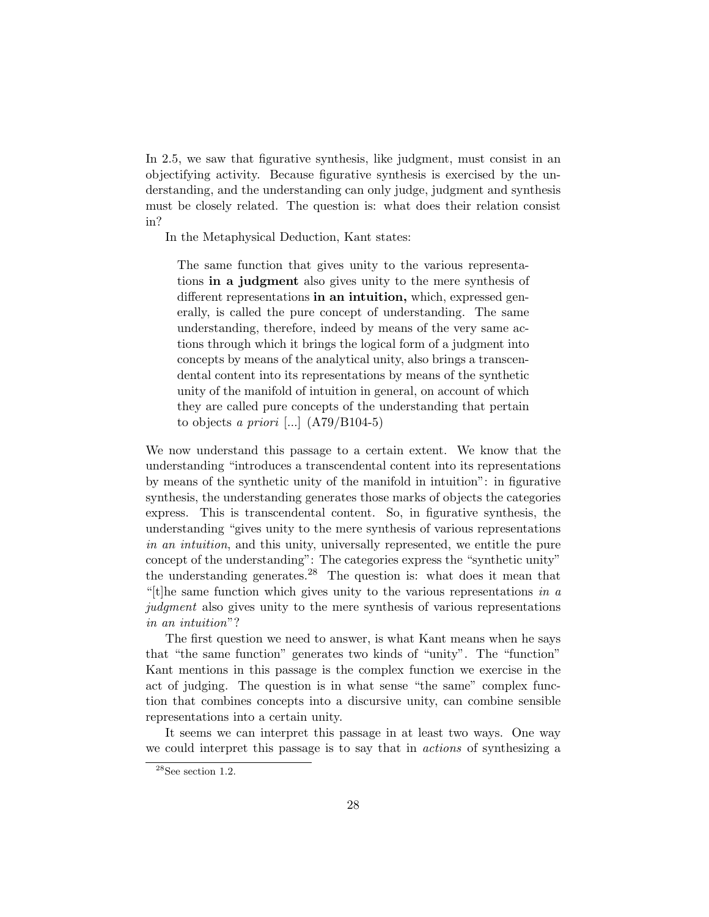In 2.5, we saw that figurative synthesis, like judgment, must consist in an objectifying activity. Because figurative synthesis is exercised by the understanding, and the understanding can only judge, judgment and synthesis must be closely related. The question is: what does their relation consist in?

In the Metaphysical Deduction, Kant states:

> The same function that gives unity to the various representations **in a judgment** also gives unity to the mere synthesis of different representations **in an intuition,** which, expressed generally, is called the pure concept of understanding. The same understanding, therefore, indeed by means of the very same actions through which it brings the logical form of a judgment into concepts by means of the analytical unity, also brings a transcendental content into its representations by means of the synthetic unity of the manifold of intuition in general, on account of which they are called pure concepts of the understanding that pertain to objects *a priori* [...] (A79/B104-5)

We now understand this passage to a certain extent. We know that the understanding "introduces a transcendental content into its representations by means of the synthetic unity of the manifold in intuition": in figurative synthesis, the understanding generates those marks of objects the categories express. This is transcendental content. So, in figurative synthesis, the understanding "gives unity to the mere synthesis of various representations *in an intuition*, and this unity, universally represented, we entitle the pure concept of the understanding": The categories express the "synthetic unity" the understanding generates.[28] The question is: what does it mean that "[t]he same function which gives unity to the various representations *in a judgment* also gives unity to the mere synthesis of various representations *in an intuition*"?

The first question we need to answer, is what Kant means when he says that "the same function" generates two kinds of "unity". The "function" Kant mentions in this passage is the complex function we exercise in the act of judging. The question is in what sense "the same" complex function that combines concepts into a discursive unity, can combine sensible representations into a certain unity.

It seems we can interpret this passage in at least two ways. One way we could interpret this passage is to say that in *actions* of synthesizing a

[28] See section 1.2.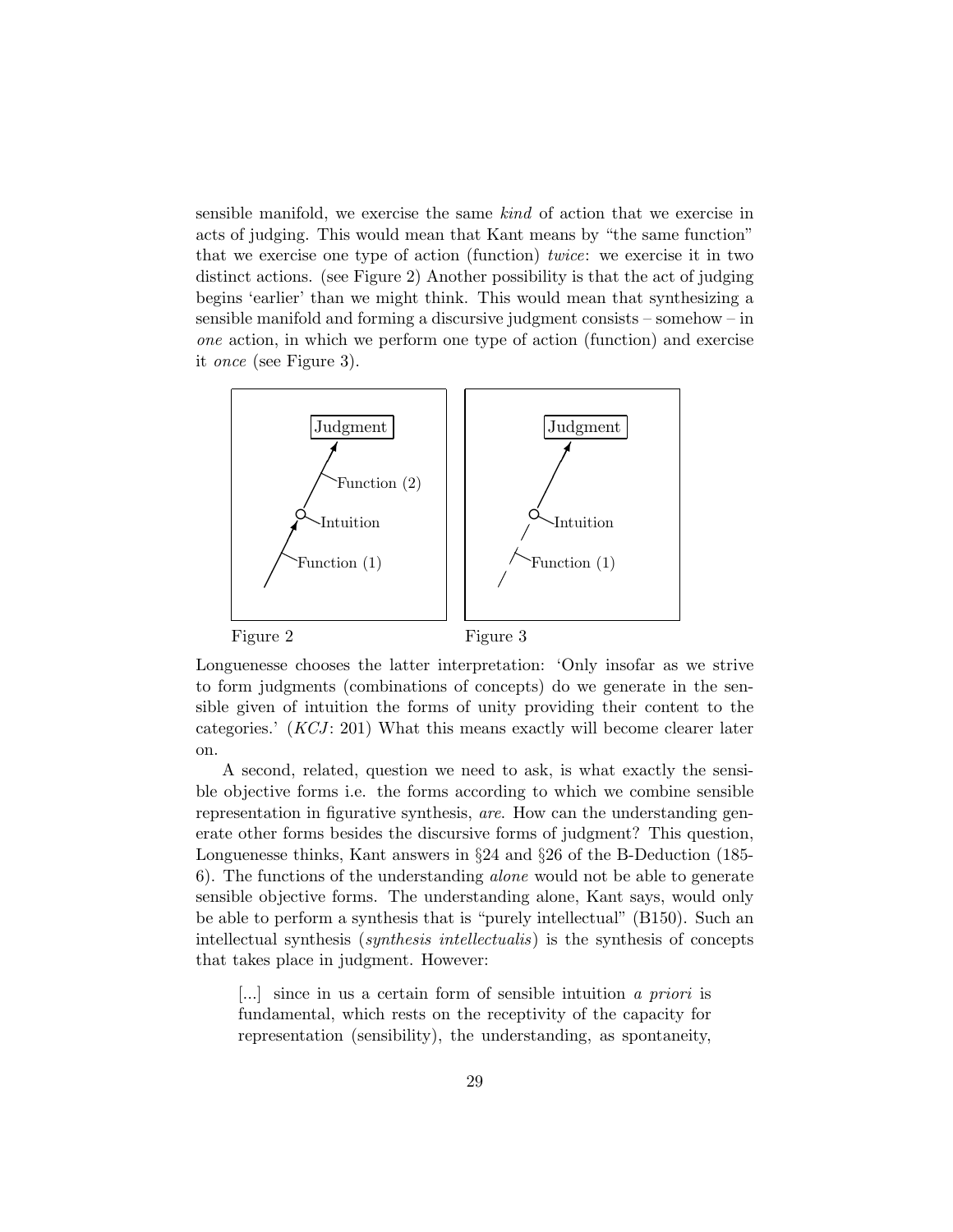sensible manifold, we exercise the same *kind* of action that we exercise in acts of judging. This would mean that Kant means by "the same function" that we exercise one type of action (function) *twice*: we exercise it in two distinct actions. (see Figure 2) Another possibility is that the act of judging begins 'earlier' than we might think. This would mean that synthesizing a sensible manifold and forming a discursive judgment consists – somehow – in *one* action, in which we perform one type of action (function) and exercise it *once* (see Figure 3).

Figure 2

Figure 3

Longuenesse chooses the latter interpretation: 'Only insofar as we strive to form judgments (combinations of concepts) do we generate in the sensible given of intuition the forms of unity providing their content to the categories.' (*KCJ*: 201) What this means exactly will become clearer later on.

A second, related, question we need to ask, is what exactly the sensible objective forms i.e. the forms according to which we combine sensible representation in figurative synthesis, *are*. How can the understanding generate other forms besides the discursive forms of judgment? This question, Longuenesse thinks, Kant answers in §24 and §26 of the B-Deduction (185-6). The functions of the understanding *alone* would not be able to generate sensible objective forms. The understanding alone, Kant says, would only be able to perform a synthesis that is "purely intellectual" (B150). Such an intellectual synthesis (*synthesis intellectualis*) is the synthesis of concepts that takes place in judgment. However:

> [...] since in us a certain form of sensible intuition *a priori* is fundamental, which rests on the receptivity of the capacity for representation (sensibility), the understanding, as spontaneity,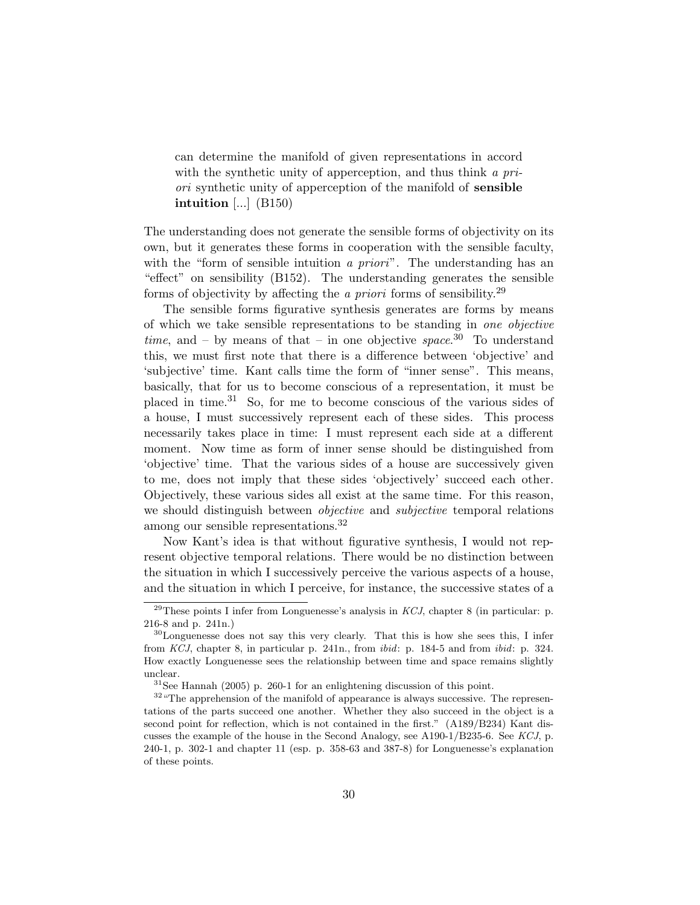> can determine the manifold of given representations in accord with the synthetic unity of apperception, and thus think *a priori* synthetic unity of apperception of the manifold of **sensible intuition** [...] (B150)

The understanding does not generate the sensible forms of objectivity on its own, but it generates these forms in cooperation with the sensible faculty, with the "form of sensible intuition *a priori*". The understanding has an "effect" on sensibility (B152). The understanding generates the sensible forms of objectivity by affecting the *a priori* forms of sensibility.[29]

The sensible forms figurative synthesis generates are forms by means of which we take sensible representations to be standing in *one objective time*, and – by means of that – in one objective *space*.[30] To understand this, we must first note that there is a difference between 'objective' and 'subjective' time. Kant calls time the form of "inner sense". This means, basically, that for us to become conscious of a representation, it must be placed in time.[31] So, for me to become conscious of the various sides of a house, I must successively represent each of these sides. This process necessarily takes place in time: I must represent each side at a different moment. Now time as form of inner sense should be distinguished from 'objective' time. That the various sides of a house are successively given to me, does not imply that these sides 'objectively' succeed each other. Objectively, these various sides all exist at the same time. For this reason, we should distinguish between *objective* and *subjective* temporal relations among our sensible representations.[32]

Now Kant's idea is that without figurative synthesis, I would not represent objective temporal relations. There would be no distinction between the situation in which I successively perceive the various aspects of a house, and the situation in which I perceive, for instance, the successive states of a

---

[29] These points I infer from Longuenesse's analysis in *KCJ*, chapter 8 (in particular: p. 216-8 and p. 241n.)

[30] Longuenesse does not say this very clearly. That this is how she sees this, I infer from *KCJ*, chapter 8, in particular p. 241n., from *ibid*: p. 184-5 and from *ibid*: p. 324. How exactly Longuenesse sees the relationship between time and space remains slightly unclear.

[31] See Hannah (2005) p. 260-1 for an enlightening discussion of this point.

[32] "The apprehension of the manifold of appearance is always successive. The representations of the parts succeed one another. Whether they also succeed in the object is a second point for reflection, which is not contained in the first." (A189/B234) Kant discusses the example of the house in the Second Analogy, see A190-1/B235-6. See *KCJ*, p. 240-1, p. 302-1 and chapter 11 (esp. p. 358-63 and 387-8) for Longuenesse's explanation of these points.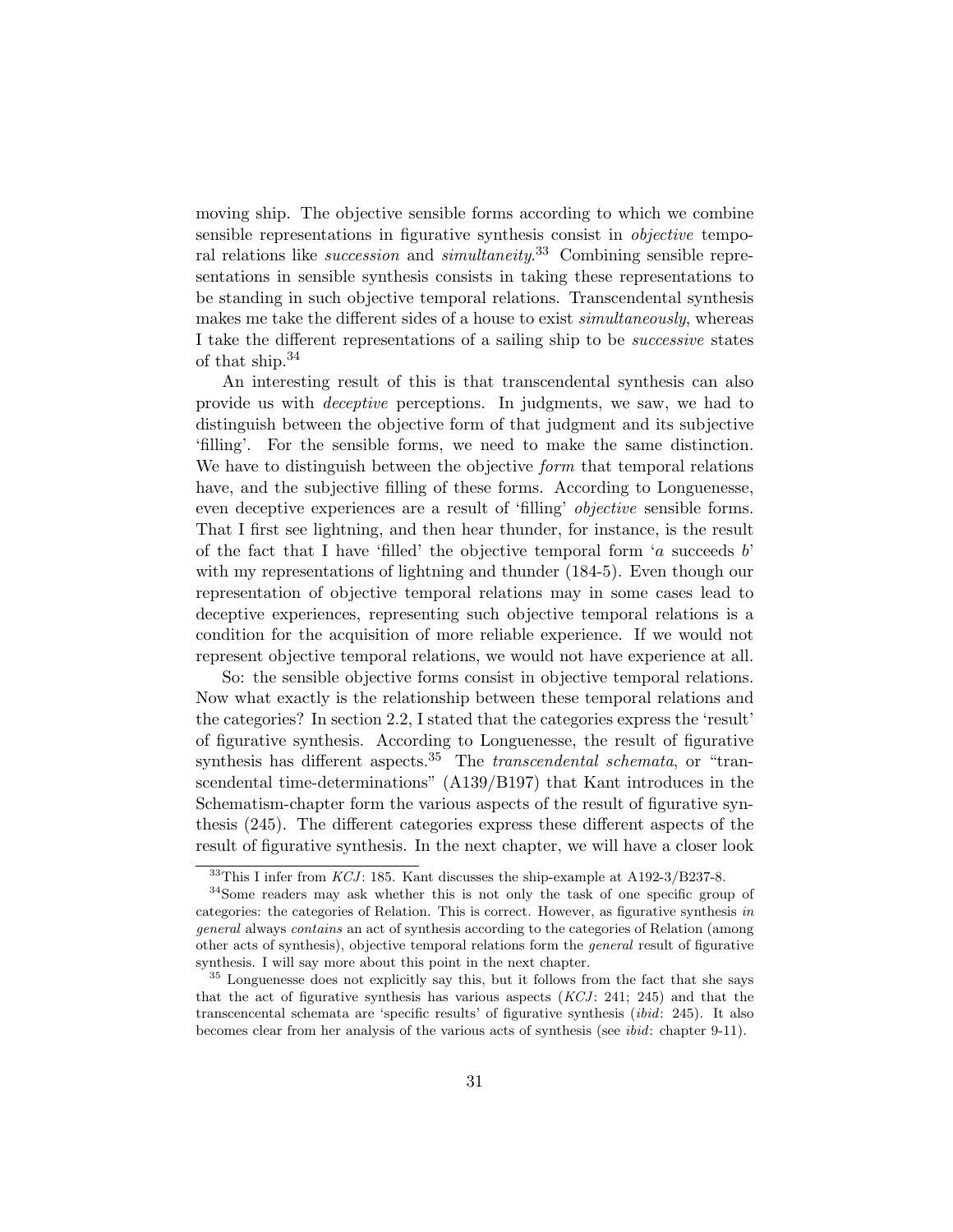moving ship. The objective sensible forms according to which we combine sensible representations in figurative synthesis consist in *objective* temporal relations like *succession* and *simultaneity*.[33] Combining sensible representations in sensible synthesis consists in taking these representations to be standing in such objective temporal relations. Transcendental synthesis makes me take the different sides of a house to exist *simultaneously*, whereas I take the different representations of a sailing ship to be *successive* states of that ship.[34]

An interesting result of this is that transcendental synthesis can also provide us with *deceptive* perceptions. In judgments, we saw, we had to distinguish between the objective form of that judgment and its subjective 'filling'. For the sensible forms, we need to make the same distinction. We have to distinguish between the objective *form* that temporal relations have, and the subjective filling of these forms. According to Longuenesse, even deceptive experiences are a result of 'filling' *objective* sensible forms. That I first see lightning, and then hear thunder, for instance, is the result of the fact that I have 'filled' the objective temporal form '*a* succeeds *b*' with my representations of lightning and thunder (184-5). Even though our representation of objective temporal relations may in some cases lead to deceptive experiences, representing such objective temporal relations is a condition for the acquisition of more reliable experience. If we would not represent objective temporal relations, we would not have experience at all.

So: the sensible objective forms consist in objective temporal relations. Now what exactly is the relationship between these temporal relations and the categories? In section 2.2, I stated that the categories express the 'result' of figurative synthesis. According to Longuenesse, the result of figurative synthesis has different aspects.[35] The *transcendental schemata*, or "transcendental time-determinations" (A139/B197) that Kant introduces in the Schematism-chapter form the various aspects of the result of figurative synthesis (245). The different categories express these different aspects of the result of figurative synthesis. In the next chapter, we will have a closer look

[33] This I infer from *KCJ*: 185. Kant discusses the ship-example at A192-3/B237-8.

[34] Some readers may ask whether this is not only the task of one specific group of categories: the categories of Relation. This is correct. However, as figurative synthesis *in general* always *contains* an act of synthesis according to the categories of Relation (among other acts of synthesis), objective temporal relations form the *general* result of figurative synthesis. I will say more about this point in the next chapter.

[35] Longuenesse does not explicitly say this, but it follows from the fact that she says that the act of figurative synthesis has various aspects (*KCJ*: 241; 245) and that the transcencental schemata are 'specific results' of figurative synthesis (*ibid*: 245). It also becomes clear from her analysis of the various acts of synthesis (see *ibid*: chapter 9-11).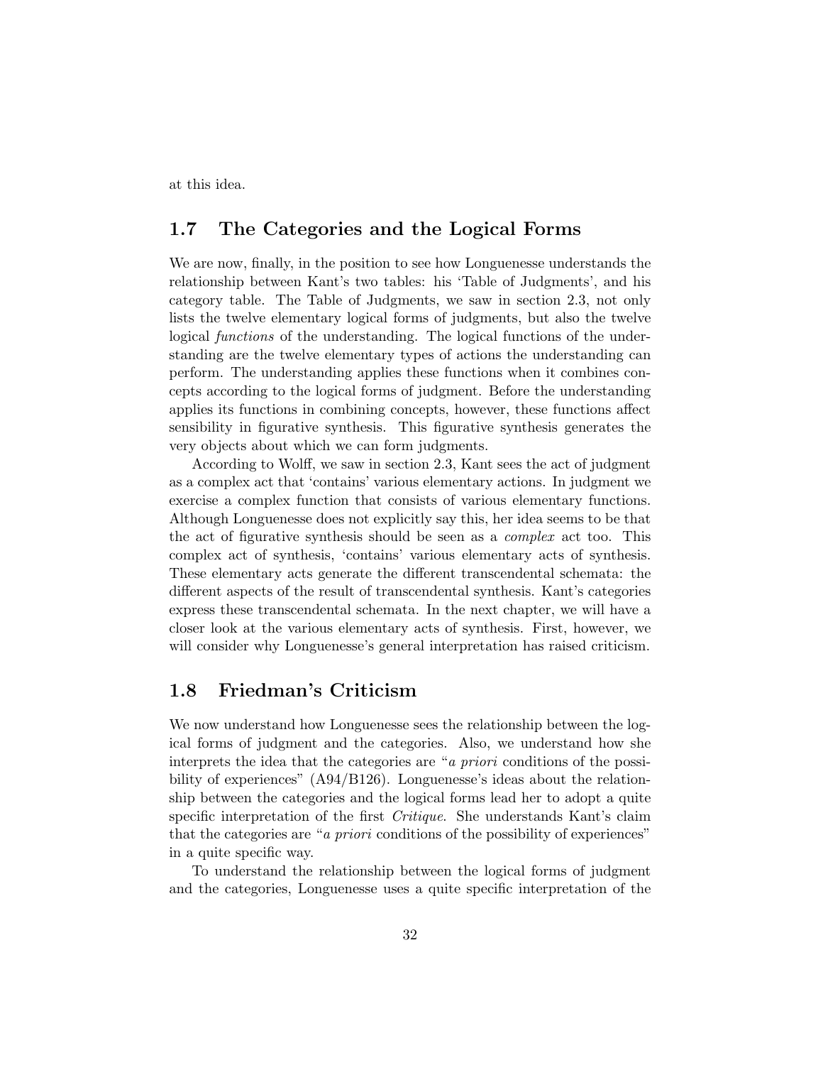at this idea.

## 1.7 The Categories and the Logical Forms

We are now, finally, in the position to see how Longuenesse understands the relationship between Kant's two tables: his 'Table of Judgments', and his category table. The Table of Judgments, we saw in section 2.3, not only lists the twelve elementary logical forms of judgments, but also the twelve logical *functions* of the understanding. The logical functions of the understanding are the twelve elementary types of actions the understanding can perform. The understanding applies these functions when it combines concepts according to the logical forms of judgment. Before the understanding applies its functions in combining concepts, however, these functions affect sensibility in figurative synthesis. This figurative synthesis generates the very objects about which we can form judgments.

According to Wolff, we saw in section 2.3, Kant sees the act of judgment as a complex act that 'contains' various elementary actions. In judgment we exercise a complex function that consists of various elementary functions. Although Longuenesse does not explicitly say this, her idea seems to be that the act of figurative synthesis should be seen as a *complex* act too. This complex act of synthesis, 'contains' various elementary acts of synthesis. These elementary acts generate the different transcendental schemata: the different aspects of the result of transcendental synthesis. Kant's categories express these transcendental schemata. In the next chapter, we will have a closer look at the various elementary acts of synthesis. First, however, we will consider why Longuenesse's general interpretation has raised criticism.

## 1.8 Friedman's Criticism

We now understand how Longuenesse sees the relationship between the logical forms of judgment and the categories. Also, we understand how she interprets the idea that the categories are "*a priori* conditions of the possibility of experiences" (A94/B126). Longuenesse's ideas about the relationship between the categories and the logical forms lead her to adopt a quite specific interpretation of the first *Critique*. She understands Kant's claim that the categories are "*a priori* conditions of the possibility of experiences" in a quite specific way.

To understand the relationship between the logical forms of judgment and the categories, Longuenesse uses a quite specific interpretation of the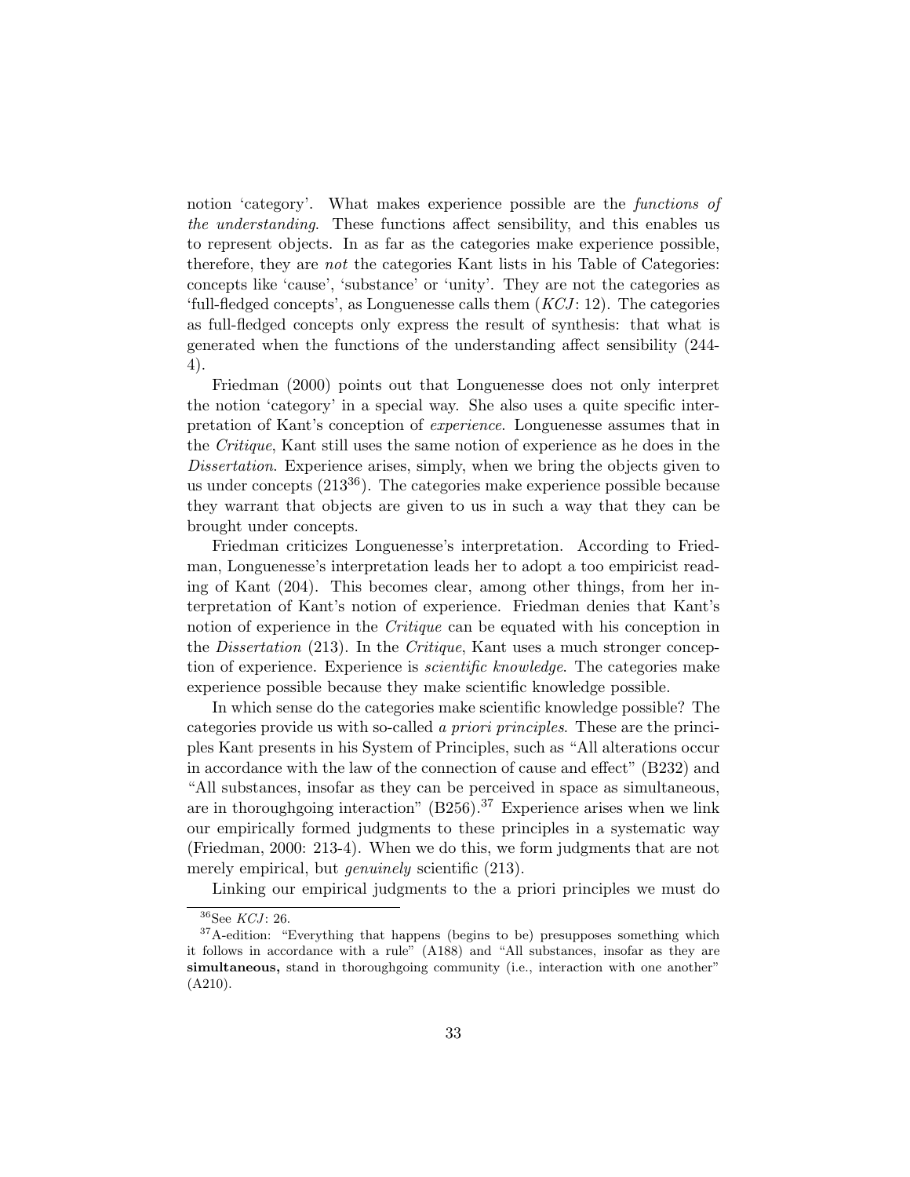notion 'category'. What makes experience possible are the *functions of the understanding*. These functions affect sensibility, and this enables us to represent objects. In as far as the categories make experience possible, therefore, they are *not* the categories Kant lists in his Table of Categories: concepts like 'cause', 'substance' or 'unity'. They are not the categories as 'full-fledged concepts', as Longuenesse calls them (*KCJ*: 12). The categories as full-fledged concepts only express the result of synthesis: that what is generated when the functions of the understanding affect sensibility (244-4).

Friedman (2000) points out that Longuenesse does not only interpret the notion 'category' in a special way. She also uses a quite specific interpretation of Kant's conception of *experience*. Longuenesse assumes that in the *Critique*, Kant still uses the same notion of experience as he does in the *Dissertation*. Experience arises, simply, when we bring the objects given to us under concepts (213[36]). The categories make experience possible because they warrant that objects are given to us in such a way that they can be brought under concepts.

Friedman criticizes Longuenesse's interpretation. According to Friedman, Longuenesse's interpretation leads her to adopt a too empiricist reading of Kant (204). This becomes clear, among other things, from her interpretation of Kant's notion of experience. Friedman denies that Kant's notion of experience in the *Critique* can be equated with his conception in the *Dissertation* (213). In the *Critique*, Kant uses a much stronger conception of experience. Experience is *scientific knowledge*. The categories make experience possible because they make scientific knowledge possible.

In which sense do the categories make scientific knowledge possible? The categories provide us with so-called *a priori principles*. These are the principles Kant presents in his System of Principles, such as "All alterations occur in accordance with the law of the connection of cause and effect" (B232) and "All substances, insofar as they can be perceived in space as simultaneous, are in thoroughgoing interaction" (B256).[37] Experience arises when we link our empirically formed judgments to these principles in a systematic way (Friedman, 2000: 213-4). When we do this, we form judgments that are not merely empirical, but *genuinely* scientific (213).

Linking our empirical judgments to the a priori principles we must do

---

[36]See *KCJ*: 26.

[37]A-edition: "Everything that happens (begins to be) presupposes something which it follows in accordance with a rule" (A188) and "All substances, insofar as they are **simultaneous,** stand in thoroughgoing community (i.e., interaction with one another" (A210).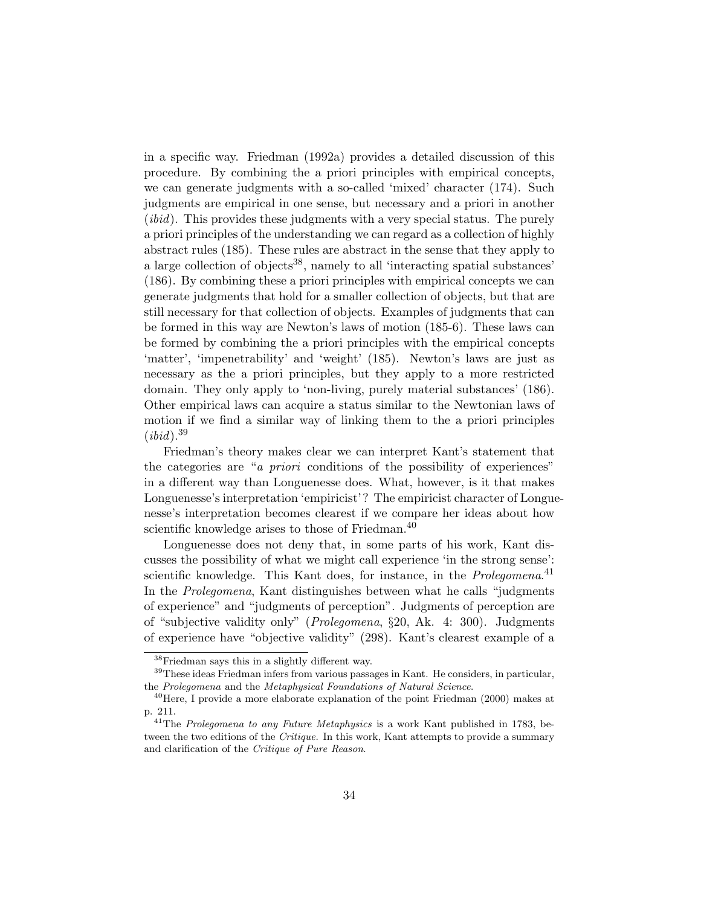in a specific way. Friedman (1992a) provides a detailed discussion of this procedure. By combining the a priori principles with empirical concepts, we can generate judgments with a so-called 'mixed' character (174). Such judgments are empirical in one sense, but necessary and a priori in another (*ibid*). This provides these judgments with a very special status. The purely a priori principles of the understanding we can regard as a collection of highly abstract rules (185). These rules are abstract in the sense that they apply to a large collection of objects[38], namely to all 'interacting spatial substances' (186). By combining these a priori principles with empirical concepts we can generate judgments that hold for a smaller collection of objects, but that are still necessary for that collection of objects. Examples of judgments that can be formed in this way are Newton's laws of motion (185-6). These laws can be formed by combining the a priori principles with the empirical concepts 'matter', 'impenetrability' and 'weight' (185). Newton's laws are just as necessary as the a priori principles, but they apply to a more restricted domain. They only apply to 'non-living, purely material substances' (186). Other empirical laws can acquire a status similar to the Newtonian laws of motion if we find a similar way of linking them to the a priori principles (*ibid*).[39]

Friedman's theory makes clear we can interpret Kant's statement that the categories are "*a priori* conditions of the possibility of experiences" in a different way than Longuenesse does. What, however, is it that makes Longuenesse's interpretation 'empiricist'? The empiricist character of Longuenesse's interpretation becomes clearest if we compare her ideas about how scientific knowledge arises to those of Friedman.[40]

Longuenesse does not deny that, in some parts of his work, Kant discusses the possibility of what we might call experience 'in the strong sense': scientific knowledge. This Kant does, for instance, in the *Prolegomena*.[41] In the *Prolegomena*, Kant distinguishes between what he calls "judgments of experience" and "judgments of perception". Judgments of perception are of "subjective validity only" (*Prolegomena*, §20, Ak. 4: 300). Judgments of experience have "objective validity" (298). Kant's clearest example of a

[38] Friedman says this in a slightly different way.

[39] These ideas Friedman infers from various passages in Kant. He considers, in particular, the *Prolegomena* and the *Metaphysical Foundations of Natural Science*.

[40] Here, I provide a more elaborate explanation of the point Friedman (2000) makes at p. 211.

[41] The *Prolegomena to any Future Metaphysics* is a work Kant published in 1783, between the two editions of the *Critique*. In this work, Kant attempts to provide a summary and clarification of the *Critique of Pure Reason*.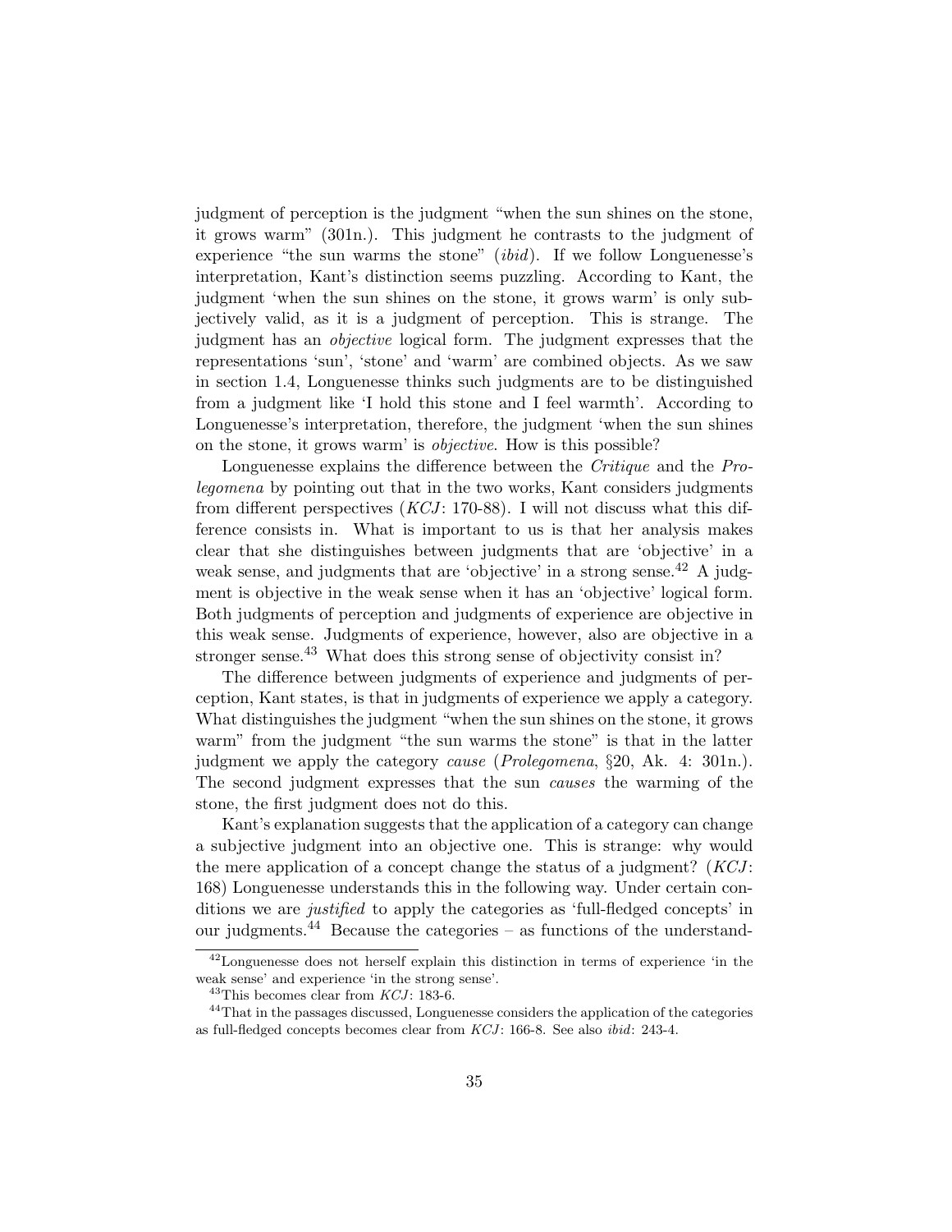judgment of perception is the judgment "when the sun shines on the stone, it grows warm" (301n.). This judgment he contrasts to the judgment of experience "the sun warms the stone" (*ibid*). If we follow Longuenesse's interpretation, Kant's distinction seems puzzling. According to Kant, the judgment 'when the sun shines on the stone, it grows warm' is only subjectively valid, as it is a judgment of perception. This is strange. The judgment has an *objective* logical form. The judgment expresses that the representations 'sun', 'stone' and 'warm' are combined objects. As we saw in section 1.4, Longuenesse thinks such judgments are to be distinguished from a judgment like 'I hold this stone and I feel warmth'. According to Longuenesse's interpretation, therefore, the judgment 'when the sun shines on the stone, it grows warm' is *objective*. How is this possible?

Longuenesse explains the difference between the *Critique* and the *Prolegomena* by pointing out that in the two works, Kant considers judgments from different perspectives (*KCJ*: 170-88). I will not discuss what this difference consists in. What is important to us is that her analysis makes clear that she distinguishes between judgments that are 'objective' in a weak sense, and judgments that are 'objective' in a strong sense.[42] A judgment is objective in the weak sense when it has an 'objective' logical form. Both judgments of perception and judgments of experience are objective in this weak sense. Judgments of experience, however, also are objective in a stronger sense.[43] What does this strong sense of objectivity consist in?

The difference between judgments of experience and judgments of perception, Kant states, is that in judgments of experience we apply a category. What distinguishes the judgment "when the sun shines on the stone, it grows warm" from the judgment "the sun warms the stone" is that in the latter judgment we apply the category *cause* (*Prolegomena*, §20, Ak. 4: 301n.). The second judgment expresses that the sun *causes* the warming of the stone, the first judgment does not do this.

Kant's explanation suggests that the application of a category can change a subjective judgment into an objective one. This is strange: why would the mere application of a concept change the status of a judgment? (*KCJ*: 168) Longuenesse understands this in the following way. Under certain conditions we are *justified* to apply the categories as 'full-fledged concepts' in our judgments.[44] Because the categories – as functions of the understand-

---

[42] Longuenesse does not herself explain this distinction in terms of experience 'in the weak sense' and experience 'in the strong sense'.

[43] This becomes clear from *KCJ*: 183-6.

[44] That in the passages discussed, Longuenesse considers the application of the categories as full-fledged concepts becomes clear from *KCJ*: 166-8. See also *ibid*: 243-4.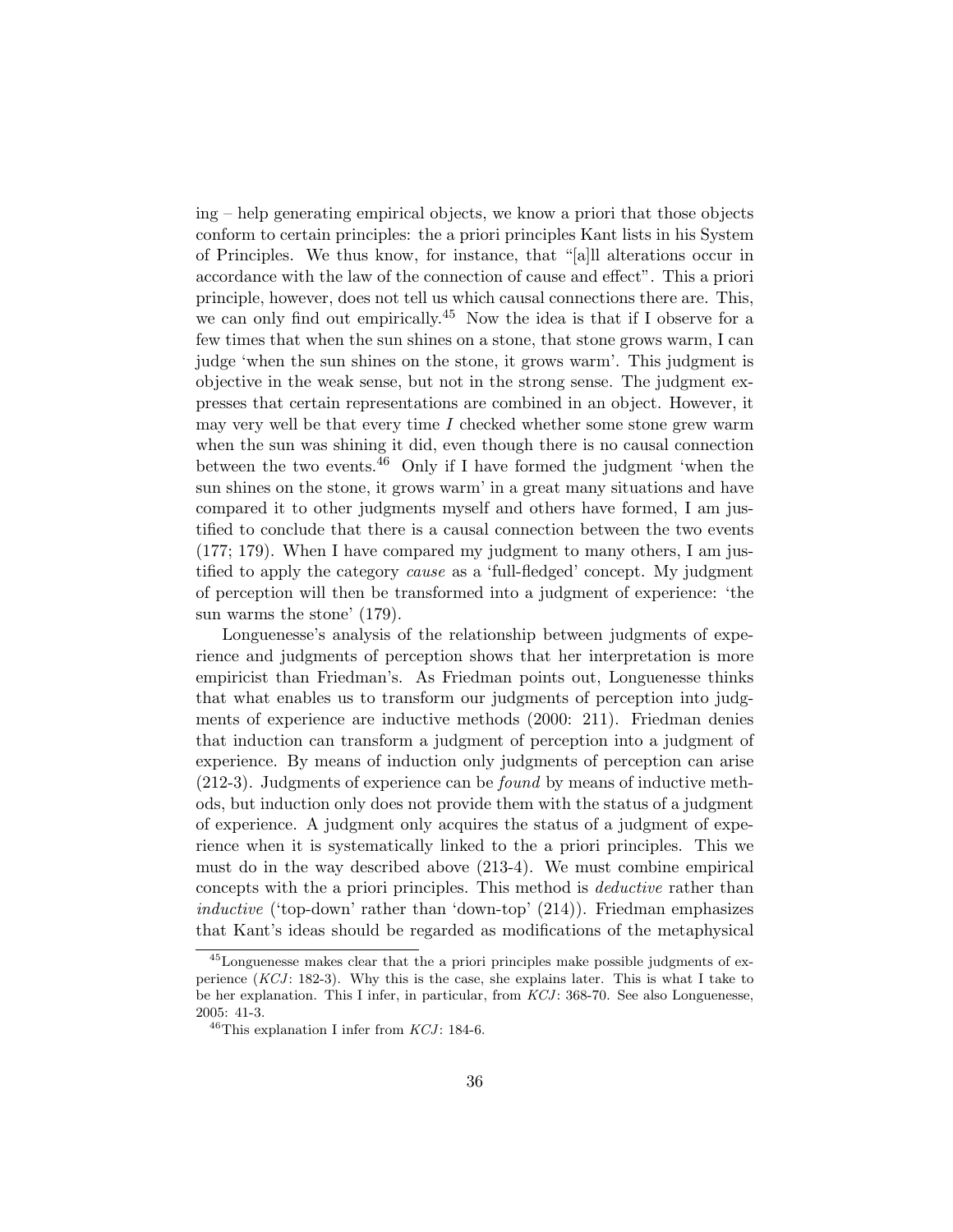ing – help generating empirical objects, we know a priori that those objects conform to certain principles: the a priori principles Kant lists in his System of Principles. We thus know, for instance, that "[a]ll alterations occur in accordance with the law of the connection of cause and effect". This a priori principle, however, does not tell us which causal connections there are. This, we can only find out empirically.[45] Now the idea is that if I observe for a few times that when the sun shines on a stone, that stone grows warm, I can judge 'when the sun shines on the stone, it grows warm'. This judgment is objective in the weak sense, but not in the strong sense. The judgment expresses that certain representations are combined in an object. However, it may very well be that every time *I* checked whether some stone grew warm when the sun was shining it did, even though there is no causal connection between the two events.[46] Only if I have formed the judgment 'when the sun shines on the stone, it grows warm' in a great many situations and have compared it to other judgments myself and others have formed, I am justified to conclude that there is a causal connection between the two events (177; 179). When I have compared my judgment to many others, I am justified to apply the category *cause* as a 'full-fledged' concept. My judgment of perception will then be transformed into a judgment of experience: 'the sun warms the stone' (179).

Longuenesse's analysis of the relationship between judgments of experience and judgments of perception shows that her interpretation is more empiricist than Friedman's. As Friedman points out, Longuenesse thinks that what enables us to transform our judgments of perception into judgments of experience are inductive methods (2000: 211). Friedman denies that induction can transform a judgment of perception into a judgment of experience. By means of induction only judgments of perception can arise (212-3). Judgments of experience can be *found* by means of inductive methods, but induction only does not provide them with the status of a judgment of experience. A judgment only acquires the status of a judgment of experience when it is systematically linked to the a priori principles. This we must do in the way described above (213-4). We must combine empirical concepts with the a priori principles. This method is *deductive* rather than *inductive* ('top-down' rather than 'down-top' (214)). Friedman emphasizes that Kant's ideas should be regarded as modifications of the metaphysical

[45] Longuenesse makes clear that the a priori principles make possible judgments of experience (*KCJ*: 182-3). Why this is the case, she explains later. This is what I take to be her explanation. This I infer, in particular, from *KCJ*: 368-70. See also Longuenesse, 2005: 41-3.

[46] This explanation I infer from *KCJ*: 184-6.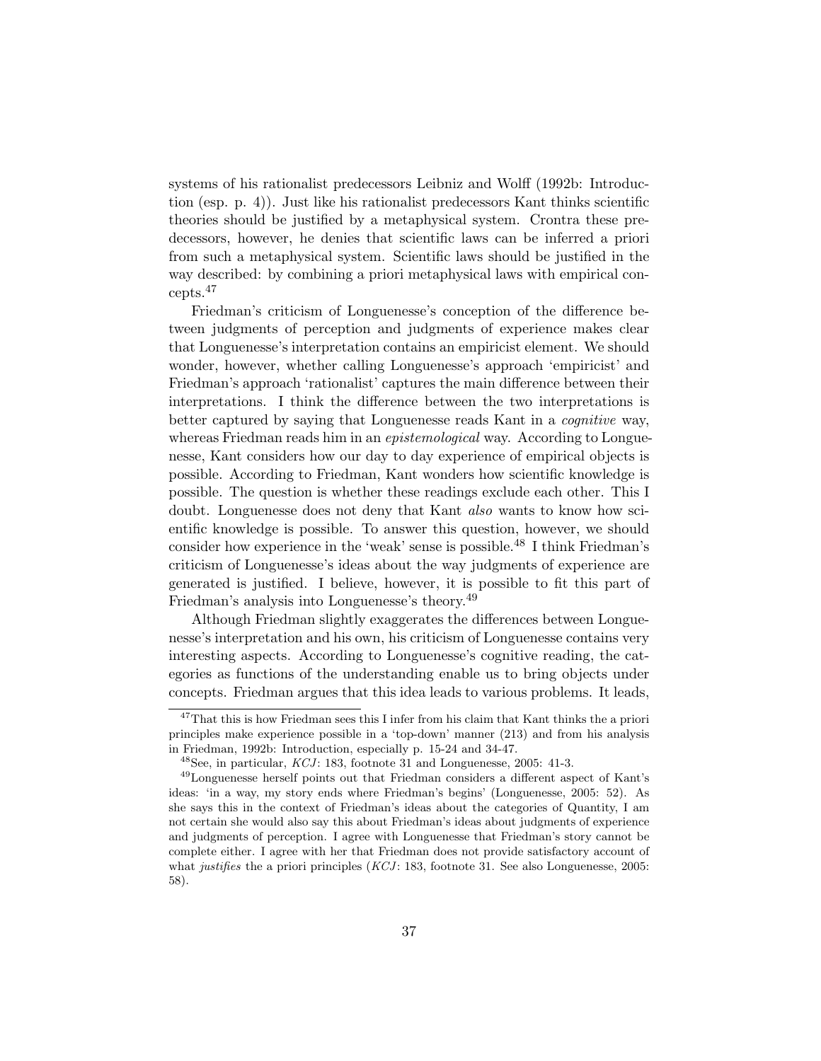systems of his rationalist predecessors Leibniz and Wolff (1992b: Introduction (esp. p. 4)). Just like his rationalist predecessors Kant thinks scientific theories should be justified by a metaphysical system. Crontra these predecessors, however, he denies that scientific laws can be inferred a priori from such a metaphysical system. Scientific laws should be justified in the way described: by combining a priori metaphysical laws with empirical concepts.[47]

Friedman's criticism of Longuenesse's conception of the difference between judgments of perception and judgments of experience makes clear that Longuenesse's interpretation contains an empiricist element. We should wonder, however, whether calling Longuenesse's approach 'empiricist' and Friedman's approach 'rationalist' captures the main difference between their interpretations. I think the difference between the two interpretations is better captured by saying that Longuenesse reads Kant in a *cognitive* way, whereas Friedman reads him in an *epistemological* way. According to Longuenesse, Kant considers how our day to day experience of empirical objects is possible. According to Friedman, Kant wonders how scientific knowledge is possible. The question is whether these readings exclude each other. This I doubt. Longuenesse does not deny that Kant *also* wants to know how scientific knowledge is possible. To answer this question, however, we should consider how experience in the 'weak' sense is possible.[48] I think Friedman's criticism of Longuenesse's ideas about the way judgments of experience are generated is justified. I believe, however, it is possible to fit this part of Friedman's analysis into Longuenesse's theory.[49]

Although Friedman slightly exaggerates the differences between Longuenesse's interpretation and his own, his criticism of Longuenesse contains very interesting aspects. According to Longuenesse's cognitive reading, the categories as functions of the understanding enable us to bring objects under concepts. Friedman argues that this idea leads to various problems. It leads,

---

[47] That this is how Friedman sees this I infer from his claim that Kant thinks the a priori principles make experience possible in a 'top-down' manner (213) and from his analysis in Friedman, 1992b: Introduction, especially p. 15-24 and 34-47.

[48] See, in particular, *KCJ*: 183, footnote 31 and Longuenesse, 2005: 41-3.

[49] Longuenesse herself points out that Friedman considers a different aspect of Kant's ideas: 'in a way, my story ends where Friedman's begins' (Longuenesse, 2005: 52). As she says this in the context of Friedman's ideas about the categories of Quantity, I am not certain she would also say this about Friedman's ideas about judgments of experience and judgments of perception. I agree with Longuenesse that Friedman's story cannot be complete either. I agree with her that Friedman does not provide satisfactory account of what *justifies* the a priori principles (*KCJ*: 183, footnote 31. See also Longuenesse, 2005: 58).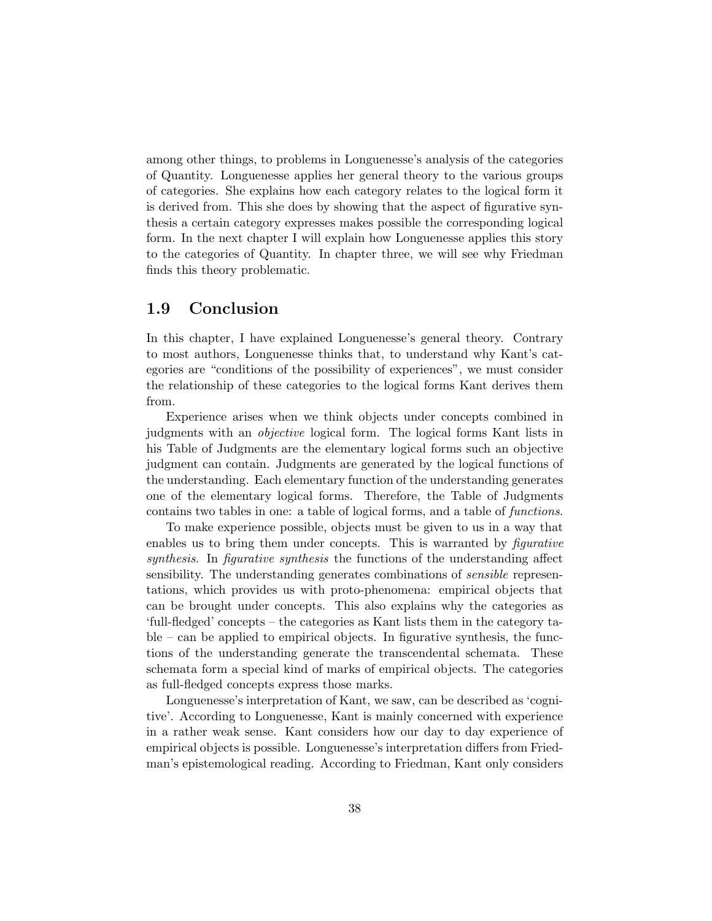among other things, to problems in Longuenesse's analysis of the categories of Quantity. Longuenesse applies her general theory to the various groups of categories. She explains how each category relates to the logical form it is derived from. This she does by showing that the aspect of figurative synthesis a certain category expresses makes possible the corresponding logical form. In the next chapter I will explain how Longuenesse applies this story to the categories of Quantity. In chapter three, we will see why Friedman finds this theory problematic.

## 1.9 Conclusion

In this chapter, I have explained Longuenesse's general theory. Contrary to most authors, Longuenesse thinks that, to understand why Kant's categories are "conditions of the possibility of experiences", we must consider the relationship of these categories to the logical forms Kant derives them from.

Experience arises when we think objects under concepts combined in judgments with an *objective* logical form. The logical forms Kant lists in his Table of Judgments are the elementary logical forms such an objective judgment can contain. Judgments are generated by the logical functions of the understanding. Each elementary function of the understanding generates one of the elementary logical forms. Therefore, the Table of Judgments contains two tables in one: a table of logical forms, and a table of *functions*.

To make experience possible, objects must be given to us in a way that enables us to bring them under concepts. This is warranted by *figurative synthesis*. In *figurative synthesis* the functions of the understanding affect sensibility. The understanding generates combinations of *sensible* representations, which provides us with proto-phenomena: empirical objects that can be brought under concepts. This also explains why the categories as 'full-fledged' concepts – the categories as Kant lists them in the category table – can be applied to empirical objects. In figurative synthesis, the functions of the understanding generate the transcendental schemata. These schemata form a special kind of marks of empirical objects. The categories as full-fledged concepts express those marks.

Longuenesse's interpretation of Kant, we saw, can be described as 'cognitive'. According to Longuenesse, Kant is mainly concerned with experience in a rather weak sense. Kant considers how our day to day experience of empirical objects is possible. Longuenesse's interpretation differs from Friedman's epistemological reading. According to Friedman, Kant only considers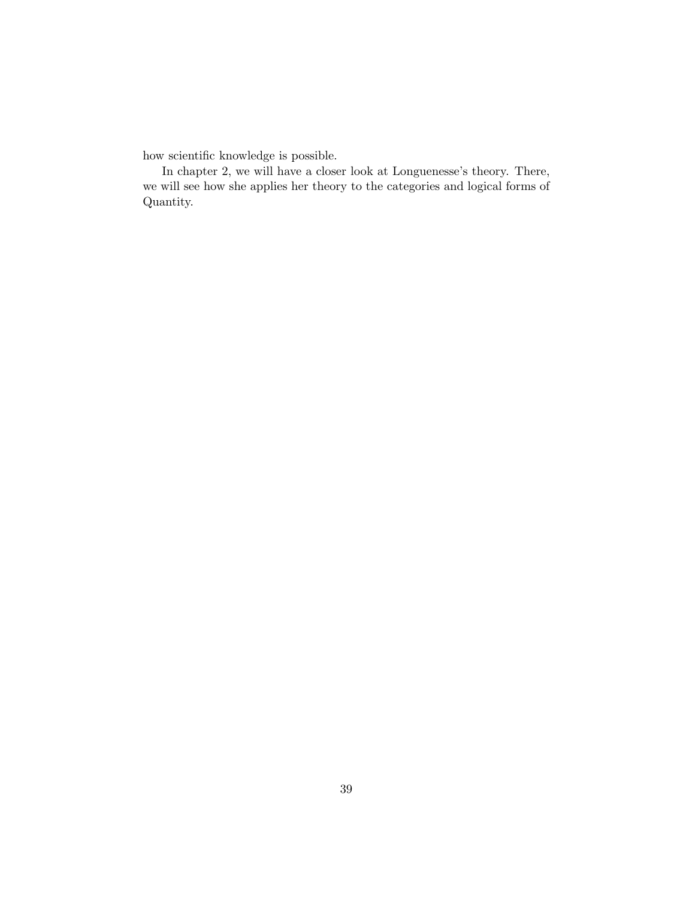how scientific knowledge is possible.

In chapter 2, we will have a closer look at Longuenesse's theory. There, we will see how she applies her theory to the categories and logical forms of Quantity.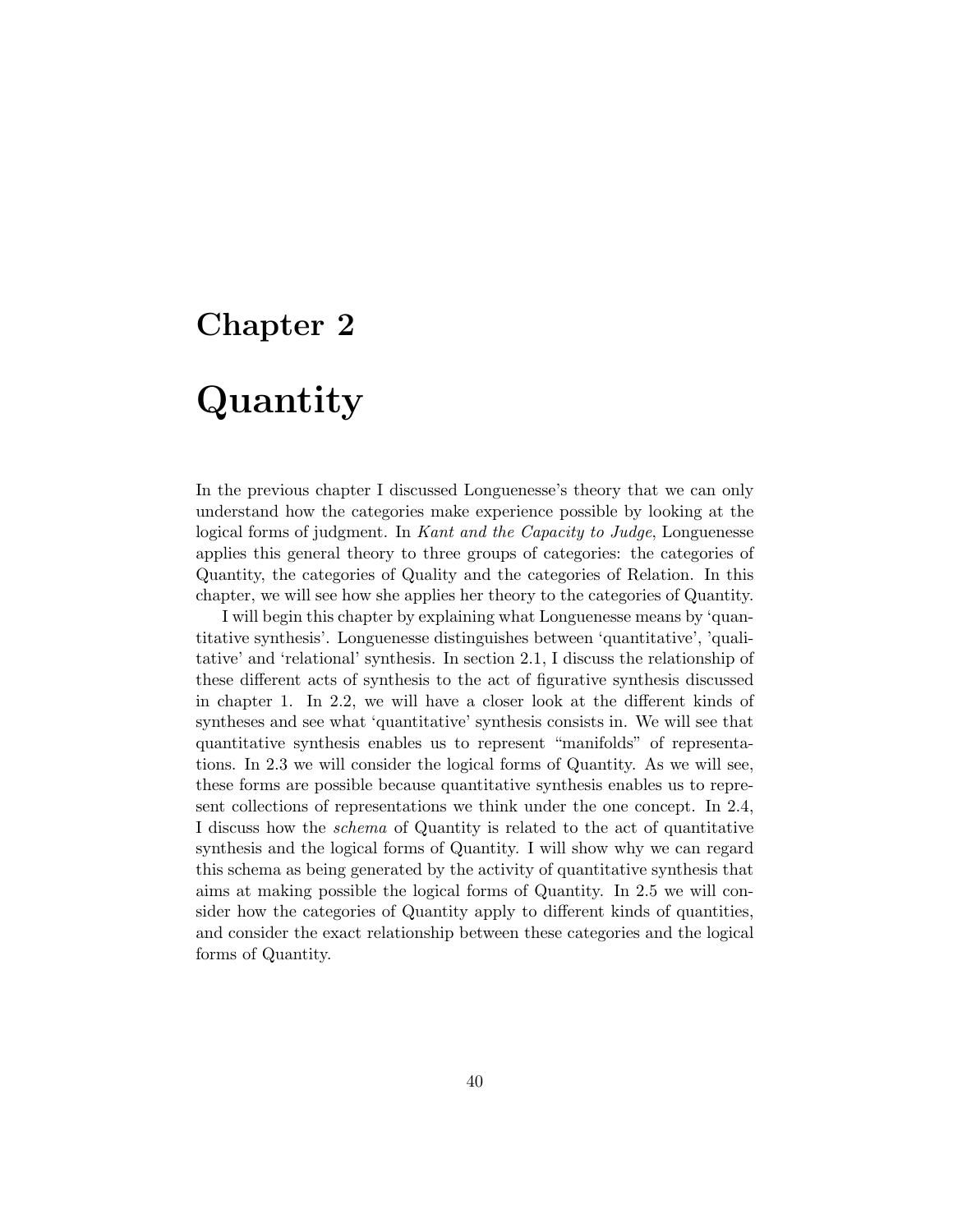# Chapter 2

# Quantity

In the previous chapter I discussed Longuenesse's theory that we can only understand how the categories make experience possible by looking at the logical forms of judgment. In *Kant and the Capacity to Judge*, Longuenesse applies this general theory to three groups of categories: the categories of Quantity, the categories of Quality and the categories of Relation. In this chapter, we will see how she applies her theory to the categories of Quantity.

I will begin this chapter by explaining what Longuenesse means by 'quantitative synthesis'. Longuenesse distinguishes between 'quantitative', 'qualitative' and 'relational' synthesis. In section 2.1, I discuss the relationship of these different acts of synthesis to the act of figurative synthesis discussed in chapter 1. In 2.2, we will have a closer look at the different kinds of syntheses and see what 'quantitative' synthesis consists in. We will see that quantitative synthesis enables us to represent "manifolds" of representations. In 2.3 we will consider the logical forms of Quantity. As we will see, these forms are possible because quantitative synthesis enables us to represent collections of representations we think under the one concept. In 2.4, I discuss how the *schema* of Quantity is related to the act of quantitative synthesis and the logical forms of Quantity. I will show why we can regard this schema as being generated by the activity of quantitative synthesis that aims at making possible the logical forms of Quantity. In 2.5 we will consider how the categories of Quantity apply to different kinds of quantities, and consider the exact relationship between these categories and the logical forms of Quantity.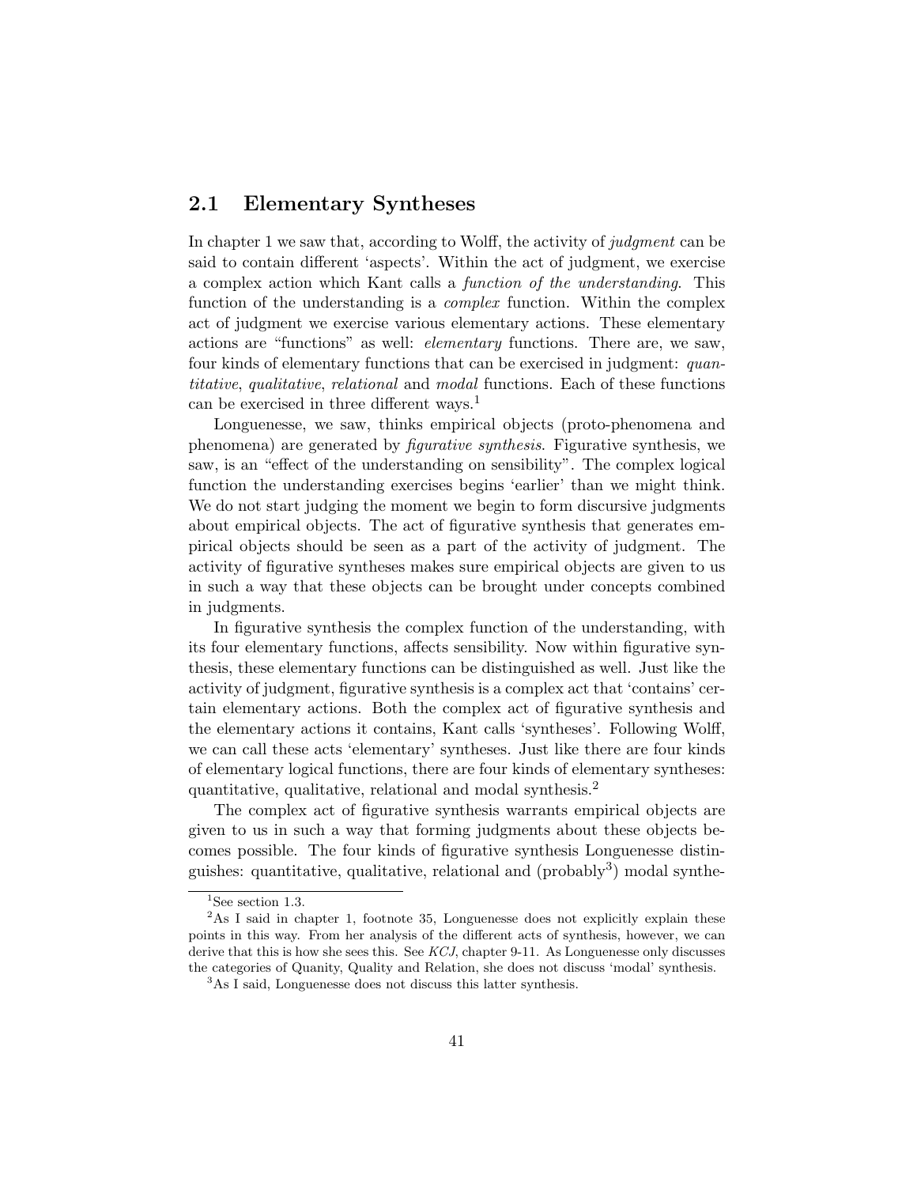## 2.1 Elementary Syntheses

In chapter 1 we saw that, according to Wolff, the activity of *judgment* can be said to contain different 'aspects'. Within the act of judgment, we exercise a complex action which Kant calls a *function of the understanding*. This function of the understanding is a *complex* function. Within the complex act of judgment we exercise various elementary actions. These elementary actions are "functions" as well: *elementary* functions. There are, we saw, four kinds of elementary functions that can be exercised in judgment: *quantitative*, *qualitative*, *relational* and *modal* functions. Each of these functions can be exercised in three different ways.[1]

Longuenesse, we saw, thinks empirical objects (proto-phenomena and phenomena) are generated by *figurative synthesis*. Figurative synthesis, we saw, is an "effect of the understanding on sensibility". The complex logical function the understanding exercises begins 'earlier' than we might think. We do not start judging the moment we begin to form discursive judgments about empirical objects. The act of figurative synthesis that generates empirical objects should be seen as a part of the activity of judgment. The activity of figurative syntheses makes sure empirical objects are given to us in such a way that these objects can be brought under concepts combined in judgments.

In figurative synthesis the complex function of the understanding, with its four elementary functions, affects sensibility. Now within figurative synthesis, these elementary functions can be distinguished as well. Just like the activity of judgment, figurative synthesis is a complex act that 'contains' certain elementary actions. Both the complex act of figurative synthesis and the elementary actions it contains, Kant calls 'syntheses'. Following Wolff, we can call these acts 'elementary' syntheses. Just like there are four kinds of elementary logical functions, there are four kinds of elementary syntheses: quantitative, qualitative, relational and modal synthesis.[2]

The complex act of figurative synthesis warrants empirical objects are given to us in such a way that forming judgments about these objects becomes possible. The four kinds of figurative synthesis Longuenesse distinguishes: quantitative, qualitative, relational and (probably[3]) modal synthe-

[1] See section 1.3.

[2] As I said in chapter 1, footnote 35, Longuenesse does not explicitly explain these points in this way. From her analysis of the different acts of synthesis, however, we can derive that this is how she sees this. See *KCJ*, chapter 9-11. As Longuenesse only discusses the categories of Quanity, Quality and Relation, she does not discuss 'modal' synthesis.

[3] As I said, Longuenesse does not discuss this latter synthesis.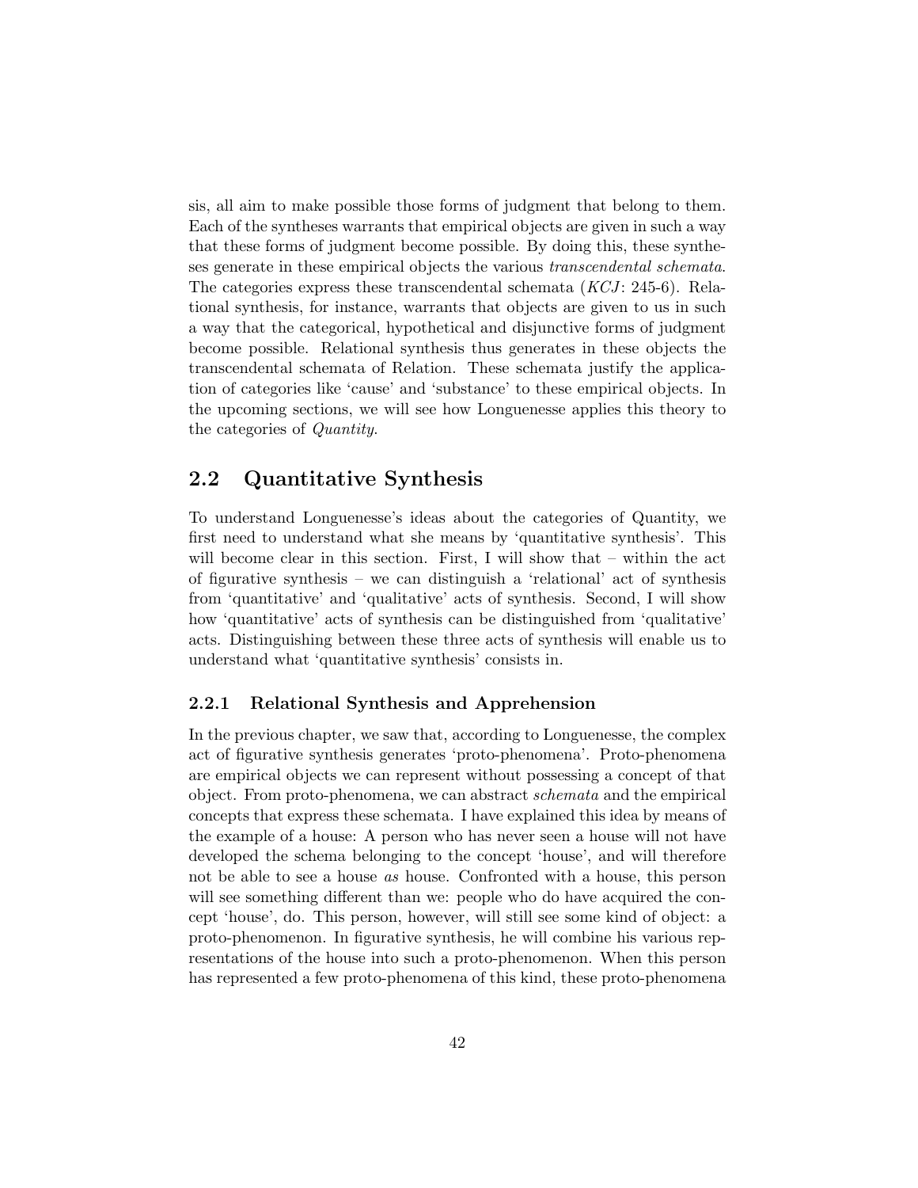sis, all aim to make possible those forms of judgment that belong to them. Each of the syntheses warrants that empirical objects are given in such a way that these forms of judgment become possible. By doing this, these syntheses generate in these empirical objects the various *transcendental schemata*. The categories express these transcendental schemata (*KCJ*: 245-6). Relational synthesis, for instance, warrants that objects are given to us in such a way that the categorical, hypothetical and disjunctive forms of judgment become possible. Relational synthesis thus generates in these objects the transcendental schemata of Relation. These schemata justify the application of categories like 'cause' and 'substance' to these empirical objects. In the upcoming sections, we will see how Longuenesse applies this theory to the categories of *Quantity*.

## 2.2 Quantitative Synthesis

To understand Longuenesse's ideas about the categories of Quantity, we first need to understand what she means by 'quantitative synthesis'. This will become clear in this section. First, I will show that – within the act of figurative synthesis – we can distinguish a 'relational' act of synthesis from 'quantitative' and 'qualitative' acts of synthesis. Second, I will show how 'quantitative' acts of synthesis can be distinguished from 'qualitative' acts. Distinguishing between these three acts of synthesis will enable us to understand what 'quantitative synthesis' consists in.

### 2.2.1 Relational Synthesis and Apprehension

In the previous chapter, we saw that, according to Longuenesse, the complex act of figurative synthesis generates 'proto-phenomena'. Proto-phenomena are empirical objects we can represent without possessing a concept of that object. From proto-phenomena, we can abstract *schemata* and the empirical concepts that express these schemata. I have explained this idea by means of the example of a house: A person who has never seen a house will not have developed the schema belonging to the concept 'house', and will therefore not be able to see a house *as* house. Confronted with a house, this person will see something different than we: people who do have acquired the concept 'house', do. This person, however, will still see some kind of object: a proto-phenomenon. In figurative synthesis, he will combine his various representations of the house into such a proto-phenomenon. When this person has represented a few proto-phenomena of this kind, these proto-phenomena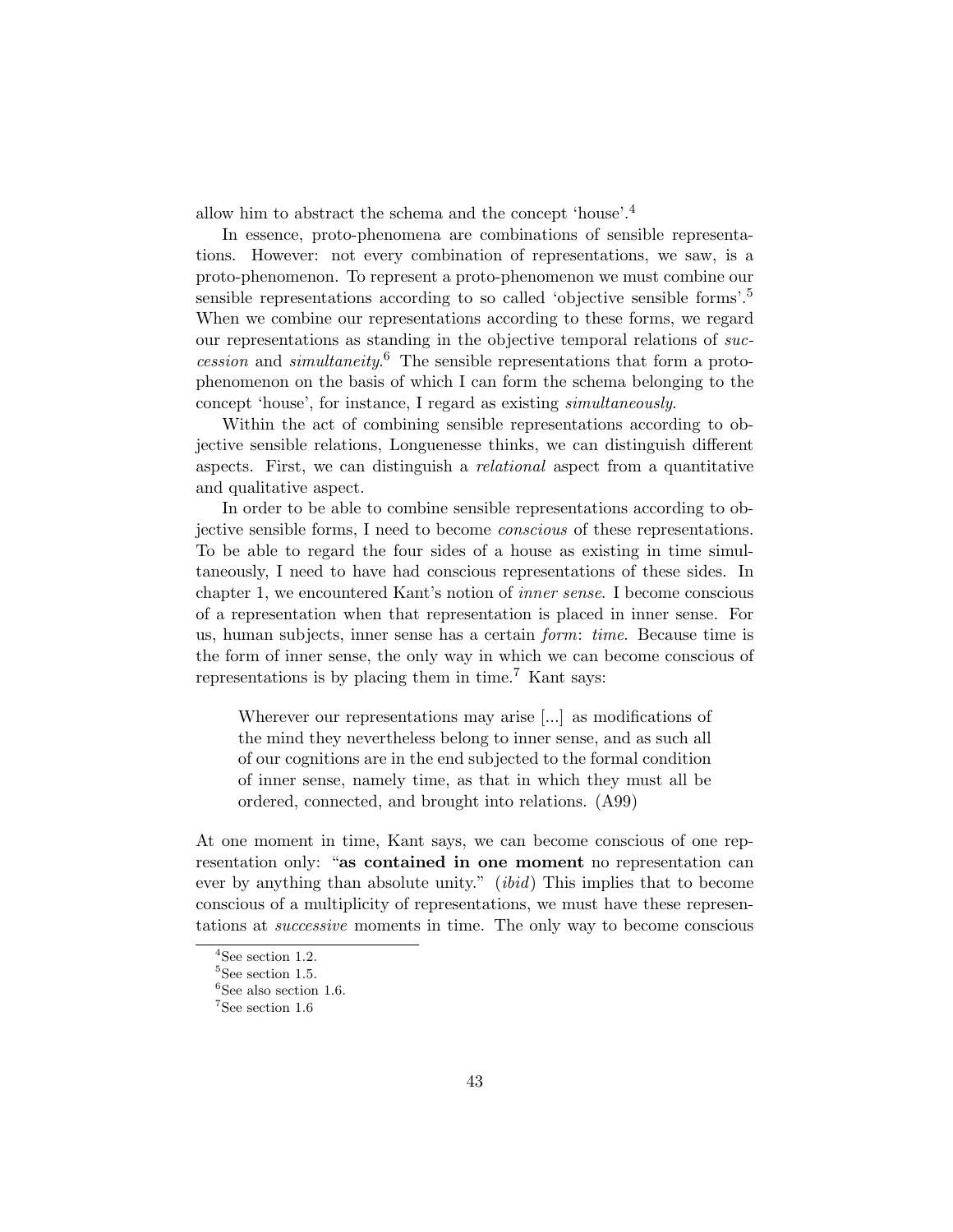allow him to abstract the schema and the concept 'house'.[4]

In essence, proto-phenomena are combinations of sensible representations. However: not every combination of representations, we saw, is a proto-phenomenon. To represent a proto-phenomenon we must combine our sensible representations according to so called 'objective sensible forms'.[5] When we combine our representations according to these forms, we regard our representations as standing in the objective temporal relations of *succession* and *simultaneity*.[6] The sensible representations that form a proto-phenomenon on the basis of which I can form the schema belonging to the concept 'house', for instance, I regard as existing *simultaneously*.

Within the act of combining sensible representations according to objective sensible relations, Longuenesse thinks, we can distinguish different aspects. First, we can distinguish a *relational* aspect from a quantitative and qualitative aspect.

In order to be able to combine sensible representations according to objective sensible forms, I need to become *conscious* of these representations. To be able to regard the four sides of a house as existing in time simultaneously, I need to have had conscious representations of these sides. In chapter 1, we encountered Kant's notion of *inner sense*. I become conscious of a representation when that representation is placed in inner sense. For us, human subjects, inner sense has a certain *form*: *time*. Because time is the form of inner sense, the only way in which we can become conscious of representations is by placing them in time.[7] Kant says:

> Wherever our representations may arise [...] as modifications of the mind they nevertheless belong to inner sense, and as such all of our cognitions are in the end subjected to the formal condition of inner sense, namely time, as that in which they must all be ordered, connected, and brought into relations. (A99)

At one moment in time, Kant says, we can become conscious of one representation only: "**as contained in one moment** no representation can ever by anything than absolute unity." (*ibid*) This implies that to become conscious of a multiplicity of representations, we must have these representations at *successive* moments in time. The only way to become conscious

[4] See section 1.2.

[5] See section 1.5.

[6] See also section 1.6.

[7] See section 1.6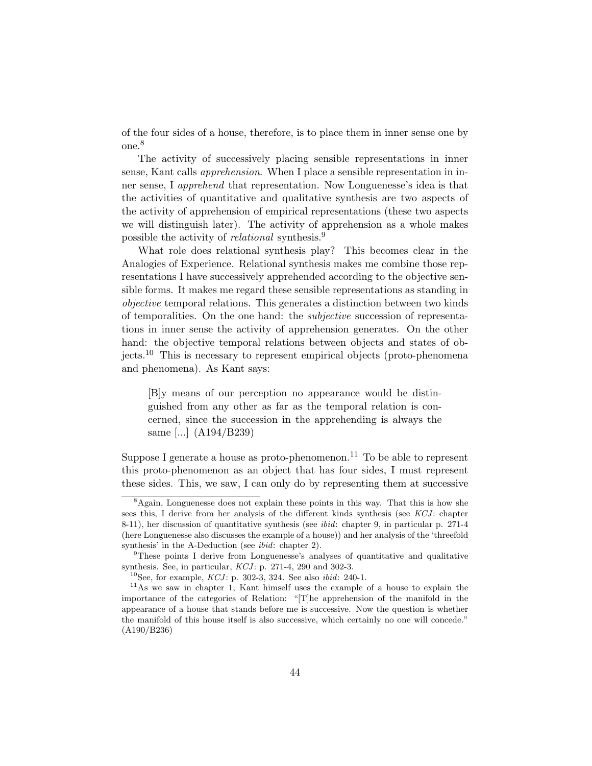of the four sides of a house, therefore, is to place them in inner sense one by one.[8]

The activity of successively placing sensible representations in inner sense, Kant calls *apprehension*. When I place a sensible representation in inner sense, I *apprehend* that representation. Now Longuenesse's idea is that the activities of quantitative and qualitative synthesis are two aspects of the activity of apprehension of empirical representations (these two aspects we will distinguish later). The activity of apprehension as a whole makes possible the activity of *relational* synthesis.[9]

What role does relational synthesis play? This becomes clear in the Analogies of Experience. Relational synthesis makes me combine those representations I have successively apprehended according to the objective sensible forms. It makes me regard these sensible representations as standing in *objective* temporal relations. This generates a distinction between two kinds of temporalities. On the one hand: the *subjective* succession of representations in inner sense the activity of apprehension generates. On the other hand: the objective temporal relations between objects and states of objects.[10] This is necessary to represent empirical objects (proto-phenomena and phenomena). As Kant says:

> [B]y means of our perception no appearance would be distinguished from any other as far as the temporal relation is concerned, since the succession in the apprehending is always the same [...] (A194/B239)

Suppose I generate a house as proto-phenomenon.[11] To be able to represent this proto-phenomenon as an object that has four sides, I must represent these sides. This, we saw, I can only do by representing them at successive

---

[8] Again, Longuenesse does not explain these points in this way. That this is how she sees this, I derive from her analysis of the different kinds synthesis (see *KCJ*: chapter 8-11), her discussion of quantitative synthesis (see *ibid*: chapter 9, in particular p. 271-4 (here Longuenesse also discusses the example of a house)) and her analysis of the 'threefold synthesis' in the A-Deduction (see *ibid*: chapter 2).

[9] These points I derive from Longuenesse's analyses of quantitative and qualitative synthesis. See, in particular, *KCJ*: p. 271-4, 290 and 302-3.

[10] See, for example, *KCJ*: p. 302-3, 324. See also *ibid*: 240-1.

[11] As we saw in chapter 1, Kant himself uses the example of a house to explain the importance of the categories of Relation: "[T]he apprehension of the manifold in the appearance of a house that stands before me is successive. Now the question is whether the manifold of this house itself is also successive, which certainly no one will concede." (A190/B236)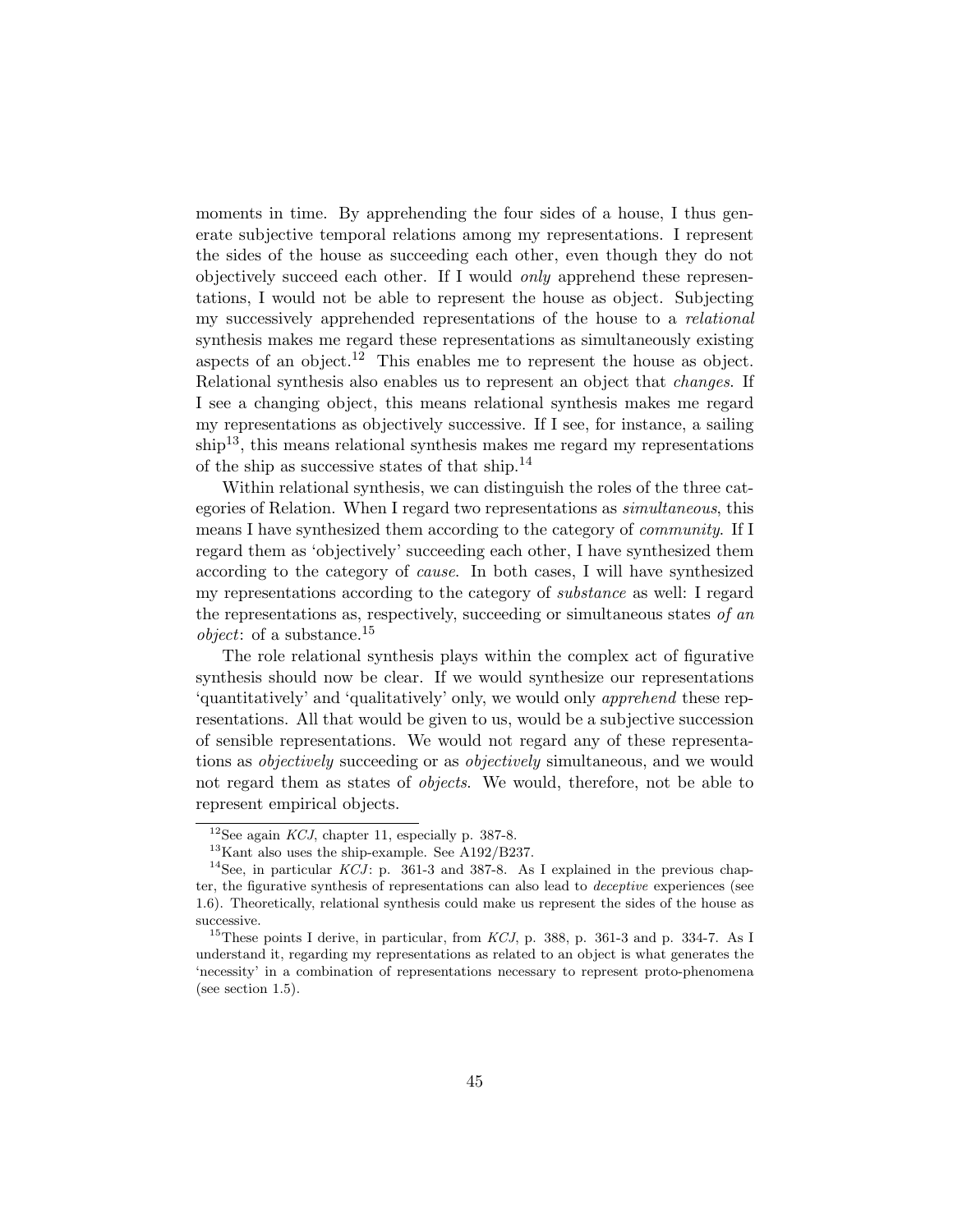moments in time. By apprehending the four sides of a house, I thus generate subjective temporal relations among my representations. I represent the sides of the house as succeeding each other, even though they do not objectively succeed each other. If I would *only* apprehend these representations, I would not be able to represent the house as object. Subjecting my successively apprehended representations of the house to a *relational* synthesis makes me regard these representations as simultaneously existing aspects of an object.[12] This enables me to represent the house as object. Relational synthesis also enables us to represent an object that *changes*. If I see a changing object, this means relational synthesis makes me regard my representations as objectively successive. If I see, for instance, a sailing ship[13], this means relational synthesis makes me regard my representations of the ship as successive states of that ship.[14]

Within relational synthesis, we can distinguish the roles of the three categories of Relation. When I regard two representations as *simultaneous*, this means I have synthesized them according to the category of *community*. If I regard them as 'objectively' succeeding each other, I have synthesized them according to the category of *cause*. In both cases, I will have synthesized my representations according to the category of *substance* as well: I regard the representations as, respectively, succeeding or simultaneous states *of an object*: of a substance.[15]

The role relational synthesis plays within the complex act of figurative synthesis should now be clear. If we would synthesize our representations 'quantitatively' and 'qualitatively' only, we would only *apprehend* these representations. All that would be given to us, would be a subjective succession of sensible representations. We would not regard any of these representations as *objectively* succeeding or as *objectively* simultaneous, and we would not regard them as states of *objects*. We would, therefore, not be able to represent empirical objects.

---

[12] See again *KCJ*, chapter 11, especially p. 387-8.

[13] Kant also uses the ship-example. See A192/B237.

[14] See, in particular *KCJ*: p. 361-3 and 387-8. As I explained in the previous chapter, the figurative synthesis of representations can also lead to *deceptive* experiences (see 1.6). Theoretically, relational synthesis could make us represent the sides of the house as successive.

[15] These points I derive, in particular, from *KCJ*, p. 388, p. 361-3 and p. 334-7. As I understand it, regarding my representations as related to an object is what generates the 'necessity' in a combination of representations necessary to represent proto-phenomena (see section 1.5).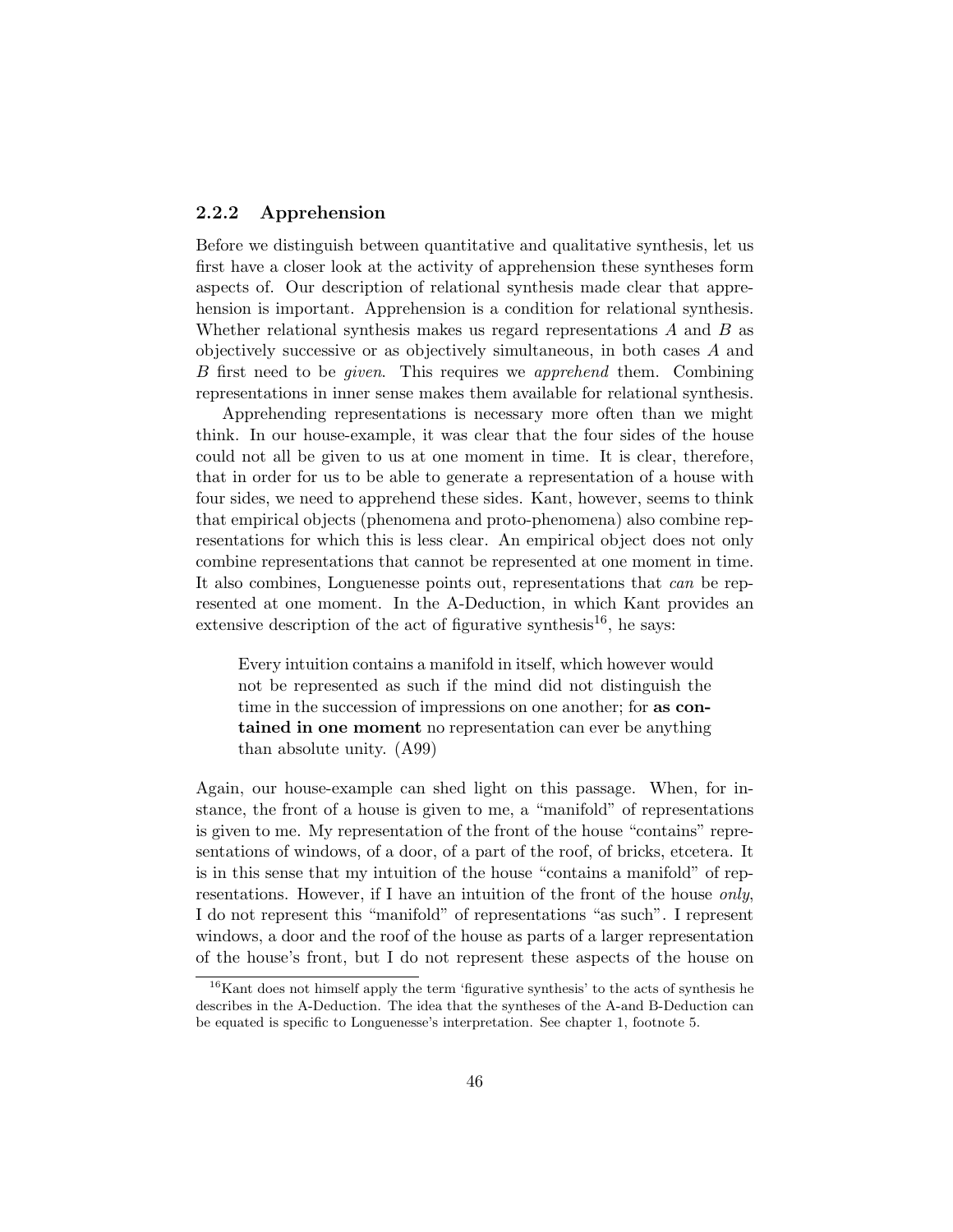### 2.2.2 Apprehension

Before we distinguish between quantitative and qualitative synthesis, let us first have a closer look at the activity of apprehension these syntheses form aspects of. Our description of relational synthesis made clear that apprehension is important. Apprehension is a condition for relational synthesis. Whether relational synthesis makes us regard representations $A$ and $B$ as objectively successive or as objectively simultaneous, in both cases $A$ and $B$ first need to be *given*. This requires we *apprehend* them. Combining representations in inner sense makes them available for relational synthesis.

Apprehending representations is necessary more often than we might think. In our house-example, it was clear that the four sides of the house could not all be given to us at one moment in time. It is clear, therefore, that in order for us to be able to generate a representation of a house with four sides, we need to apprehend these sides. Kant, however, seems to think that empirical objects (phenomena and proto-phenomena) also combine representations for which this is less clear. An empirical object does not only combine representations that cannot be represented at one moment in time. It also combines, Longuenesse points out, representations that *can* be represented at one moment. In the A-Deduction, in which Kant provides an extensive description of the act of figurative synthesis[16], he says:

> Every intuition contains a manifold in itself, which however would not be represented as such if the mind did not distinguish the time in the succession of impressions on one another; for **as contained in one moment** no representation can ever be anything than absolute unity. (A99)

Again, our house-example can shed light on this passage. When, for instance, the front of a house is given to me, a "manifold" of representations is given to me. My representation of the front of the house "contains" representations of windows, of a door, of a part of the roof, of bricks, etcetera. It is in this sense that my intuition of the house "contains a manifold" of representations. However, if I have an intuition of the front of the house *only*, I do not represent this "manifold" of representations "as such". I represent windows, a door and the roof of the house as parts of a larger representation of the house's front, but I do not represent these aspects of the house on

[16] Kant does not himself apply the term 'figurative synthesis' to the acts of synthesis he describes in the A-Deduction. The idea that the syntheses of the A-and B-Deduction can be equated is specific to Longuenesse's interpretation. See chapter 1, footnote 5.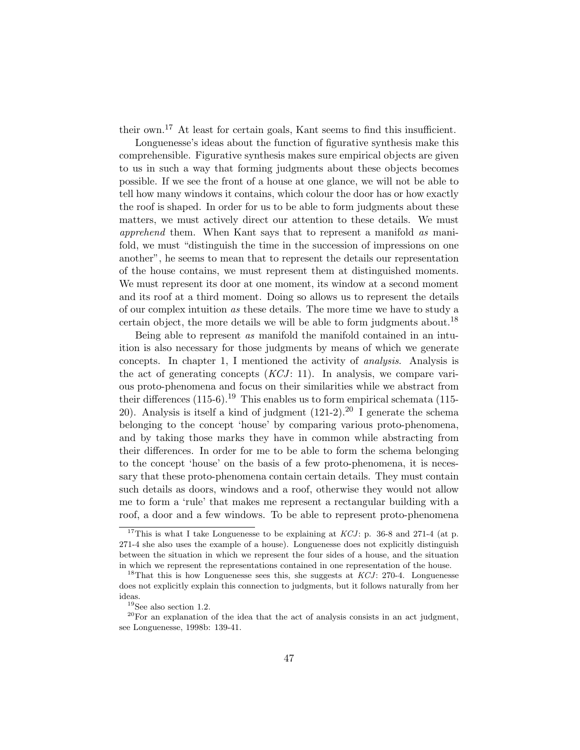their own.[17] At least for certain goals, Kant seems to find this insufficient.

Longuenesse's ideas about the function of figurative synthesis make this comprehensible. Figurative synthesis makes sure empirical objects are given to us in such a way that forming judgments about these objects becomes possible. If we see the front of a house at one glance, we will not be able to tell how many windows it contains, which colour the door has or how exactly the roof is shaped. In order for us to be able to form judgments about these matters, we must actively direct our attention to these details. We must *apprehend* them. When Kant says that to represent a manifold *as* manifold, we must "distinguish the time in the succession of impressions on one another", he seems to mean that to represent the details our representation of the house contains, we must represent them at distinguished moments. We must represent its door at one moment, its window at a second moment and its roof at a third moment. Doing so allows us to represent the details of our complex intuition *as* these details. The more time we have to study a certain object, the more details we will be able to form judgments about.[18]

Being able to represent *as* manifold the manifold contained in an intuition is also necessary for those judgments by means of which we generate concepts. In chapter 1, I mentioned the activity of *analysis*. Analysis is the act of generating concepts (*KCJ*: 11). In analysis, we compare various proto-phenomena and focus on their similarities while we abstract from their differences (115-6).[19] This enables us to form empirical schemata (115-20). Analysis is itself a kind of judgment (121-2).[20] I generate the schema belonging to the concept 'house' by comparing various proto-phenomena, and by taking those marks they have in common while abstracting from their differences. In order for me to be able to form the schema belonging to the concept 'house' on the basis of a few proto-phenomena, it is necessary that these proto-phenomena contain certain details. They must contain such details as doors, windows and a roof, otherwise they would not allow me to form a 'rule' that makes me represent a rectangular building with a roof, a door and a few windows. To be able to represent proto-phenomena

---

[17] This is what I take Longuenesse to be explaining at *KCJ*: p. 36-8 and 271-4 (at p. 271-4 she also uses the example of a house). Longuenesse does not explicitly distinguish between the situation in which we represent the four sides of a house, and the situation in which we represent the representations contained in one representation of the house.

[18] That this is how Longuenesse sees this, she suggests at *KCJ*: 270-4. Longuenesse does not explicitly explain this connection to judgments, but it follows naturally from her ideas.

[19] See also section 1.2.

[20] For an explanation of the idea that the act of analysis consists in an act judgment, see Longuenesse, 1998b: 139-41.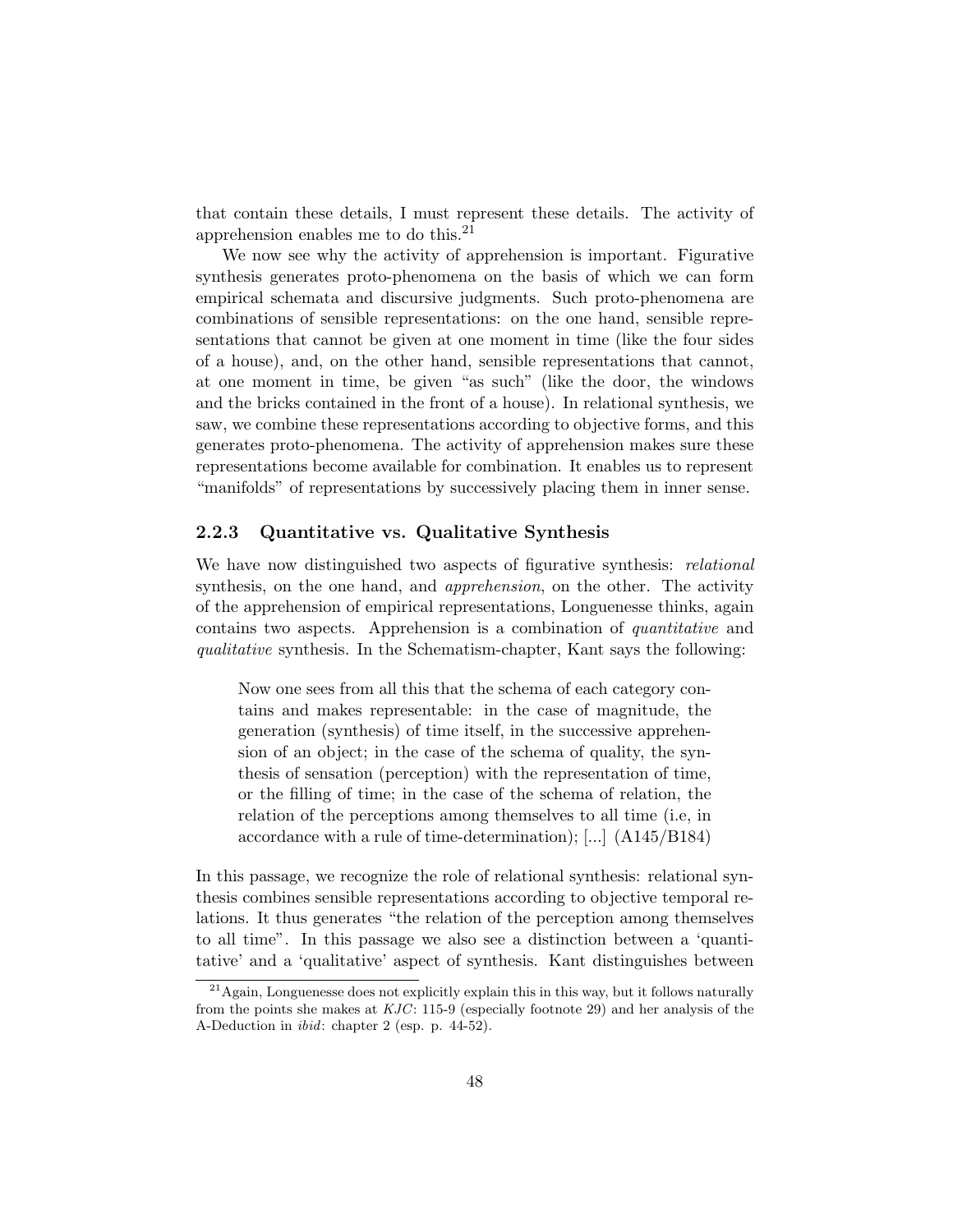that contain these details, I must represent these details. The activity of apprehension enables me to do this.[21]

We now see why the activity of apprehension is important. Figurative synthesis generates proto-phenomena on the basis of which we can form empirical schemata and discursive judgments. Such proto-phenomena are combinations of sensible representations: on the one hand, sensible representations that cannot be given at one moment in time (like the four sides of a house), and, on the other hand, sensible representations that cannot, at one moment in time, be given "as such" (like the door, the windows and the bricks contained in the front of a house). In relational synthesis, we saw, we combine these representations according to objective forms, and this generates proto-phenomena. The activity of apprehension makes sure these representations become available for combination. It enables us to represent "manifolds" of representations by successively placing them in inner sense.

### 2.2.3 Quantitative vs. Qualitative Synthesis

We have now distinguished two aspects of figurative synthesis: *relational* synthesis, on the one hand, and *apprehension*, on the other. The activity of the apprehension of empirical representations, Longuenesse thinks, again contains two aspects. Apprehension is a combination of *quantitative* and *qualitative* synthesis. In the Schematism-chapter, Kant says the following:

> Now one sees from all this that the schema of each category contains and makes representable: in the case of magnitude, the generation (synthesis) of time itself, in the successive apprehension of an object; in the case of the schema of quality, the synthesis of sensation (perception) with the representation of time, or the filling of time; in the case of the schema of relation, the relation of the perceptions among themselves to all time (i.e, in accordance with a rule of time-determination); [...] (A145/B184)

In this passage, we recognize the role of relational synthesis: relational synthesis combines sensible representations according to objective temporal relations. It thus generates "the relation of the perception among themselves to all time". In this passage we also see a distinction between a 'quantitative' and a 'qualitative' aspect of synthesis. Kant distinguishes between

[21] Again, Longuenesse does not explicitly explain this in this way, but it follows naturally from the points she makes at *KJC*: 115-9 (especially footnote 29) and her analysis of the A-Deduction in *ibid*: chapter 2 (esp. p. 44-52).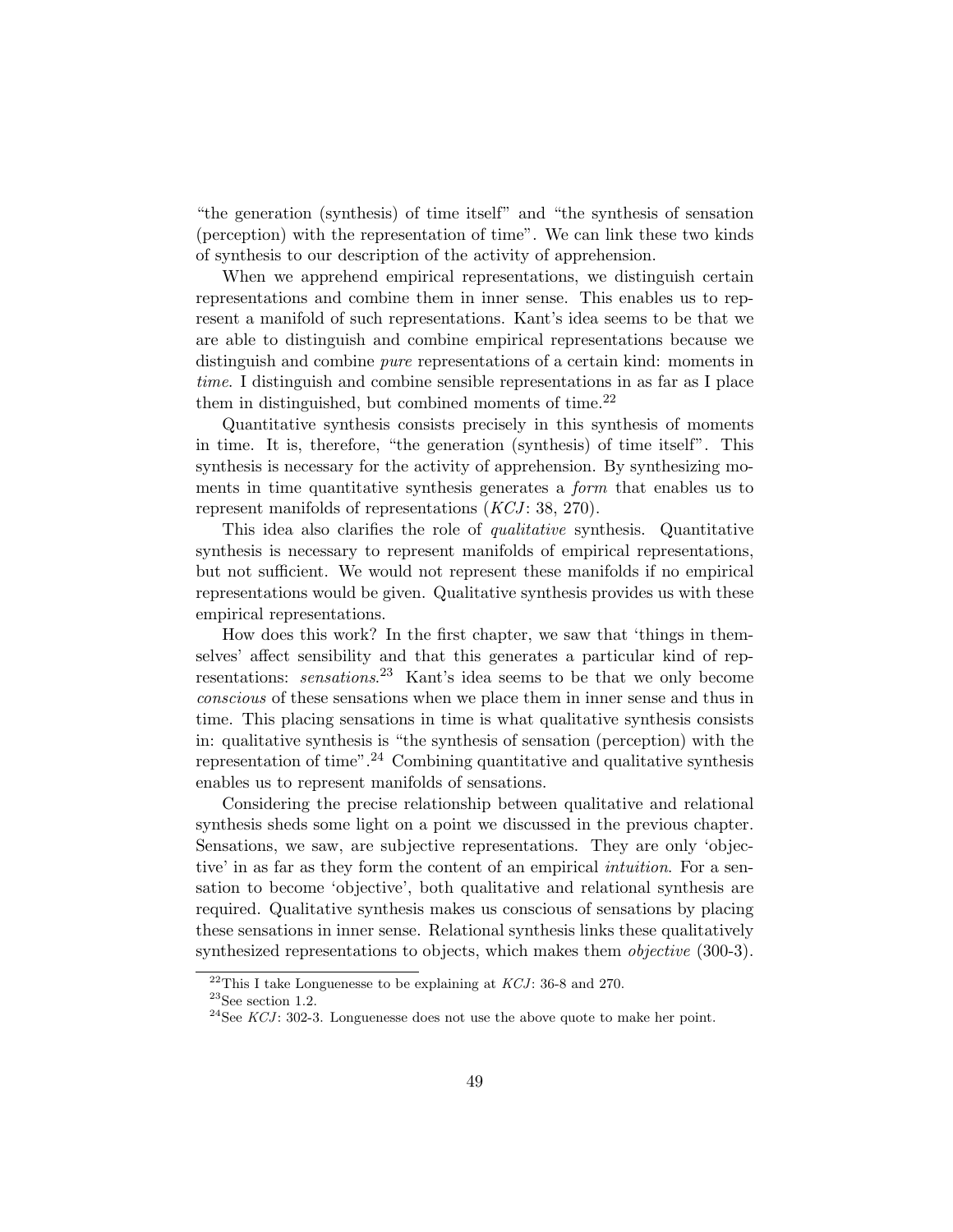"the generation (synthesis) of time itself" and "the synthesis of sensation (perception) with the representation of time". We can link these two kinds of synthesis to our description of the activity of apprehension.

When we apprehend empirical representations, we distinguish certain representations and combine them in inner sense. This enables us to represent a manifold of such representations. Kant's idea seems to be that we are able to distinguish and combine empirical representations because we distinguish and combine *pure* representations of a certain kind: moments in *time*. I distinguish and combine sensible representations in as far as I place them in distinguished, but combined moments of time.[22]

Quantitative synthesis consists precisely in this synthesis of moments in time. It is, therefore, "the generation (synthesis) of time itself". This synthesis is necessary for the activity of apprehension. By synthesizing moments in time quantitative synthesis generates a *form* that enables us to represent manifolds of representations (*KCJ*: 38, 270).

This idea also clarifies the role of *qualitative* synthesis. Quantitative synthesis is necessary to represent manifolds of empirical representations, but not sufficient. We would not represent these manifolds if no empirical representations would be given. Qualitative synthesis provides us with these empirical representations.

How does this work? In the first chapter, we saw that 'things in themselves' affect sensibility and that this generates a particular kind of representations: *sensations*.[23] Kant's idea seems to be that we only become *conscious* of these sensations when we place them in inner sense and thus in time. This placing sensations in time is what qualitative synthesis consists in: qualitative synthesis is "the synthesis of sensation (perception) with the representation of time".[24] Combining quantitative and qualitative synthesis enables us to represent manifolds of sensations.

Considering the precise relationship between qualitative and relational synthesis sheds some light on a point we discussed in the previous chapter. Sensations, we saw, are subjective representations. They are only 'objective' in as far as they form the content of an empirical *intuition*. For a sensation to become 'objective', both qualitative and relational synthesis are required. Qualitative synthesis makes us conscious of sensations by placing these sensations in inner sense. Relational synthesis links these qualitatively synthesized representations to objects, which makes them *objective* (300-3).

[22]This I take Longuenesse to be explaining at *KCJ*: 36-8 and 270.

[23]See section 1.2.

[24]See *KCJ*: 302-3. Longuenesse does not use the above quote to make her point.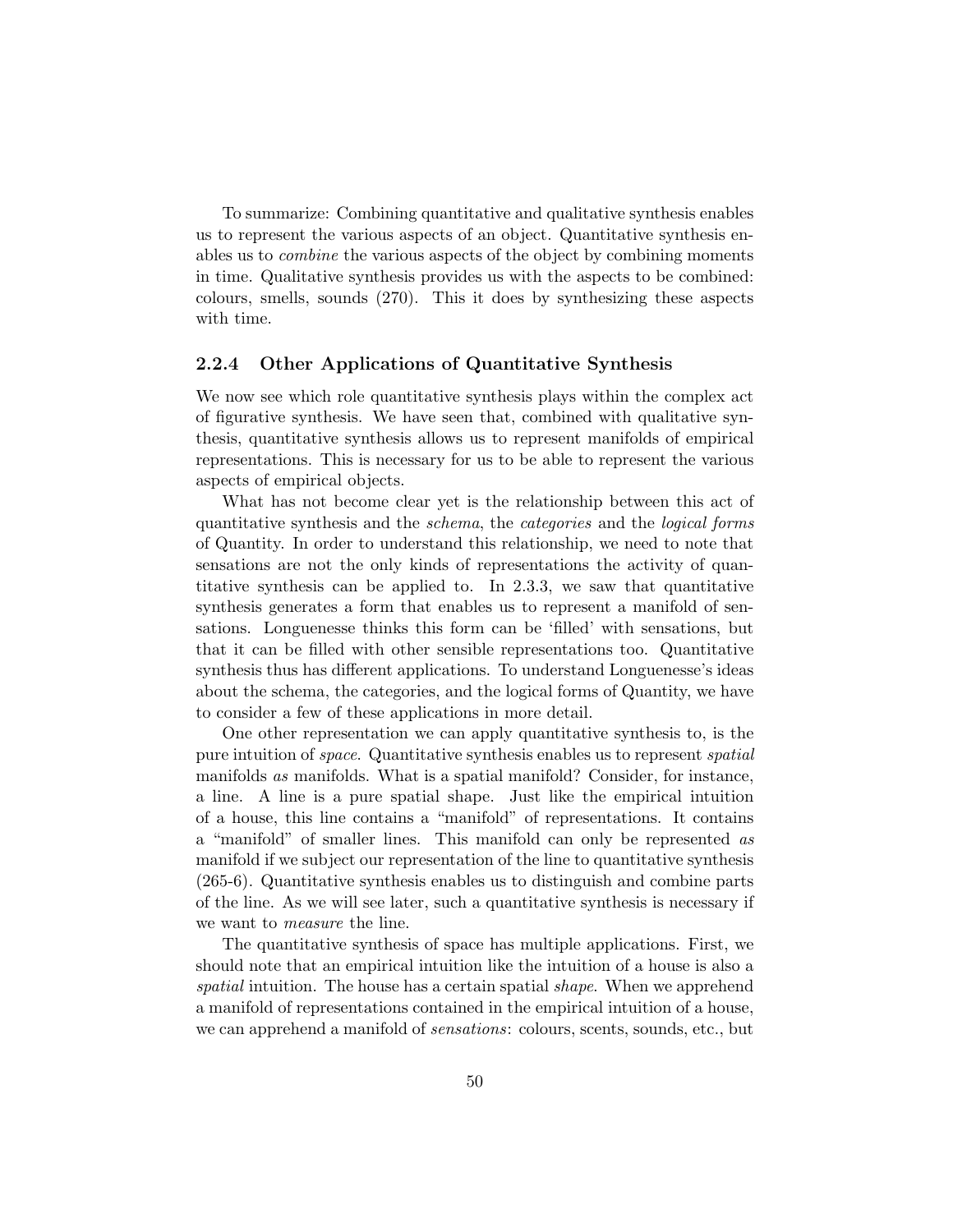To summarize: Combining quantitative and qualitative synthesis enables us to represent the various aspects of an object. Quantitative synthesis enables us to *combine* the various aspects of the object by combining moments in time. Qualitative synthesis provides us with the aspects to be combined: colours, smells, sounds (270). This it does by synthesizing these aspects with time.

### 2.2.4 Other Applications of Quantitative Synthesis

We now see which role quantitative synthesis plays within the complex act of figurative synthesis. We have seen that, combined with qualitative synthesis, quantitative synthesis allows us to represent manifolds of empirical representations. This is necessary for us to be able to represent the various aspects of empirical objects.

What has not become clear yet is the relationship between this act of quantitative synthesis and the *schema*, the *categories* and the *logical forms* of Quantity. In order to understand this relationship, we need to note that sensations are not the only kinds of representations the activity of quantitative synthesis can be applied to. In 2.3.3, we saw that quantitative synthesis generates a form that enables us to represent a manifold of sensations. Longuenesse thinks this form can be 'filled' with sensations, but that it can be filled with other sensible representations too. Quantitative synthesis thus has different applications. To understand Longuenesse's ideas about the schema, the categories, and the logical forms of Quantity, we have to consider a few of these applications in more detail.

One other representation we can apply quantitative synthesis to, is the pure intuition of *space*. Quantitative synthesis enables us to represent *spatial* manifolds *as* manifolds. What is a spatial manifold? Consider, for instance, a line. A line is a pure spatial shape. Just like the empirical intuition of a house, this line contains a "manifold" of representations. It contains a "manifold" of smaller lines. This manifold can only be represented *as* manifold if we subject our representation of the line to quantitative synthesis (265-6). Quantitative synthesis enables us to distinguish and combine parts of the line. As we will see later, such a quantitative synthesis is necessary if we want to *measure* the line.

The quantitative synthesis of space has multiple applications. First, we should note that an empirical intuition like the intuition of a house is also a *spatial* intuition. The house has a certain spatial *shape*. When we apprehend a manifold of representations contained in the empirical intuition of a house, we can apprehend a manifold of *sensations*: colours, scents, sounds, etc., but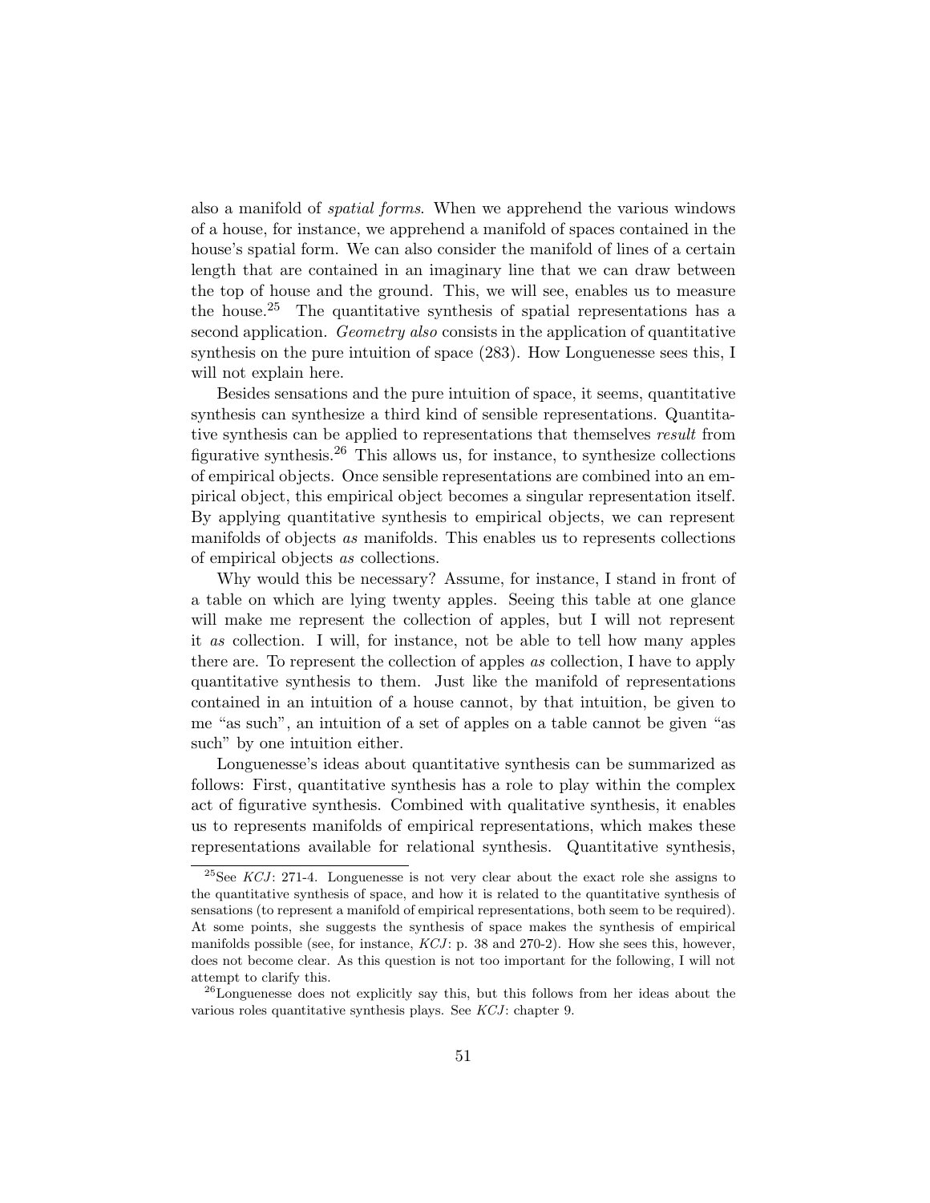also a manifold of *spatial forms*. When we apprehend the various windows of a house, for instance, we apprehend a manifold of spaces contained in the house's spatial form. We can also consider the manifold of lines of a certain length that are contained in an imaginary line that we can draw between the top of house and the ground. This, we will see, enables us to measure the house.[25] The quantitative synthesis of spatial representations has a second application. *Geometry also* consists in the application of quantitative synthesis on the pure intuition of space (283). How Longuenesse sees this, I will not explain here.

Besides sensations and the pure intuition of space, it seems, quantitative synthesis can synthesize a third kind of sensible representations. Quantitative synthesis can be applied to representations that themselves *result* from figurative synthesis.[26] This allows us, for instance, to synthesize collections of empirical objects. Once sensible representations are combined into an empirical object, this empirical object becomes a singular representation itself. By applying quantitative synthesis to empirical objects, we can represent manifolds of objects *as* manifolds. This enables us to represents collections of empirical objects *as* collections.

Why would this be necessary? Assume, for instance, I stand in front of a table on which are lying twenty apples. Seeing this table at one glance will make me represent the collection of apples, but I will not represent it *as* collection. I will, for instance, not be able to tell how many apples there are. To represent the collection of apples *as* collection, I have to apply quantitative synthesis to them. Just like the manifold of representations contained in an intuition of a house cannot, by that intuition, be given to me "as such", an intuition of a set of apples on a table cannot be given "as such" by one intuition either.

Longuenesse's ideas about quantitative synthesis can be summarized as follows: First, quantitative synthesis has a role to play within the complex act of figurative synthesis. Combined with qualitative synthesis, it enables us to represents manifolds of empirical representations, which makes these representations available for relational synthesis. Quantitative synthesis,

---

[25] See *KCJ*: 271-4. Longuenesse is not very clear about the exact role she assigns to the quantitative synthesis of space, and how it is related to the quantitative synthesis of sensations (to represent a manifold of empirical representations, both seem to be required). At some points, she suggests the synthesis of space makes the synthesis of empirical manifolds possible (see, for instance, *KCJ*: p. 38 and 270-2). How she sees this, however, does not become clear. As this question is not too important for the following, I will not attempt to clarify this.

[26] Longuenesse does not explicitly say this, but this follows from her ideas about the various roles quantitative synthesis plays. See *KCJ*: chapter 9.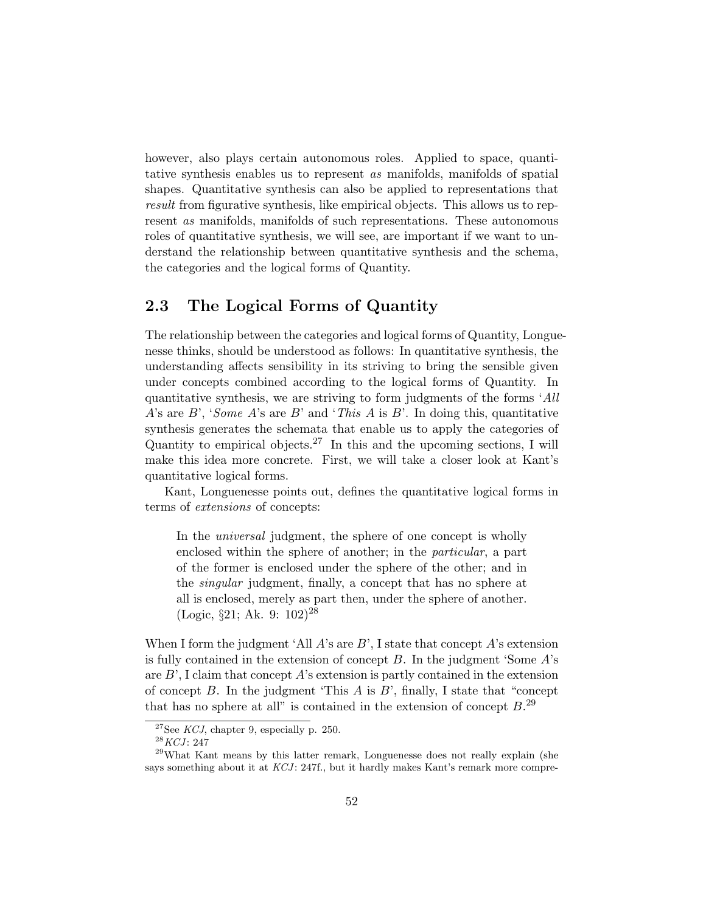however, also plays certain autonomous roles. Applied to space, quantitative synthesis enables us to represent *as* manifolds, manifolds of spatial shapes. Quantitative synthesis can also be applied to representations that *result* from figurative synthesis, like empirical objects. This allows us to represent *as* manifolds, manifolds of such representations. These autonomous roles of quantitative synthesis, we will see, are important if we want to understand the relationship between quantitative synthesis and the schema, the categories and the logical forms of Quantity.

## 2.3 The Logical Forms of Quantity

The relationship between the categories and logical forms of Quantity, Longuenesse thinks, should be understood as follows: In quantitative synthesis, the understanding affects sensibility in its striving to bring the sensible given under concepts combined according to the logical forms of Quantity. In quantitative synthesis, we are striving to form judgments of the forms '*All* $A$'s are $B$', '*Some* $A$'s are $B$' and '*This* $A$ is $B$'. In doing this, quantitative synthesis generates the schemata that enable us to apply the categories of Quantity to empirical objects.[27] In this and the upcoming sections, I will make this idea more concrete. First, we will take a closer look at Kant's quantitative logical forms.

Kant, Longuenesse points out, defines the quantitative logical forms in terms of *extensions* of concepts:

> In the *universal* judgment, the sphere of one concept is wholly enclosed within the sphere of another; in the *particular*, a part of the former is enclosed under the sphere of the other; and in the *singular* judgment, finally, a concept that has no sphere at all is enclosed, merely as part then, under the sphere of another. (Logic, §21; Ak. 9: 102)[28]

When I form the judgment 'All $A$'s are $B$', I state that concept $A$'s extension is fully contained in the extension of concept $B$. In the judgment 'Some $A$'s are $B$', I claim that concept $A$'s extension is partly contained in the extension of concept $B$. In the judgment 'This $A$ is $B$', finally, I state that "concept that has no sphere at all" is contained in the extension of concept $B$.[29]

[27] See *KCJ*, chapter 9, especially p. 250.

[28] *KCJ*: 247

[29] What Kant means by this latter remark, Longuenesse does not really explain (she says something about it at *KCJ*: 247f., but it hardly makes Kant's remark more compre-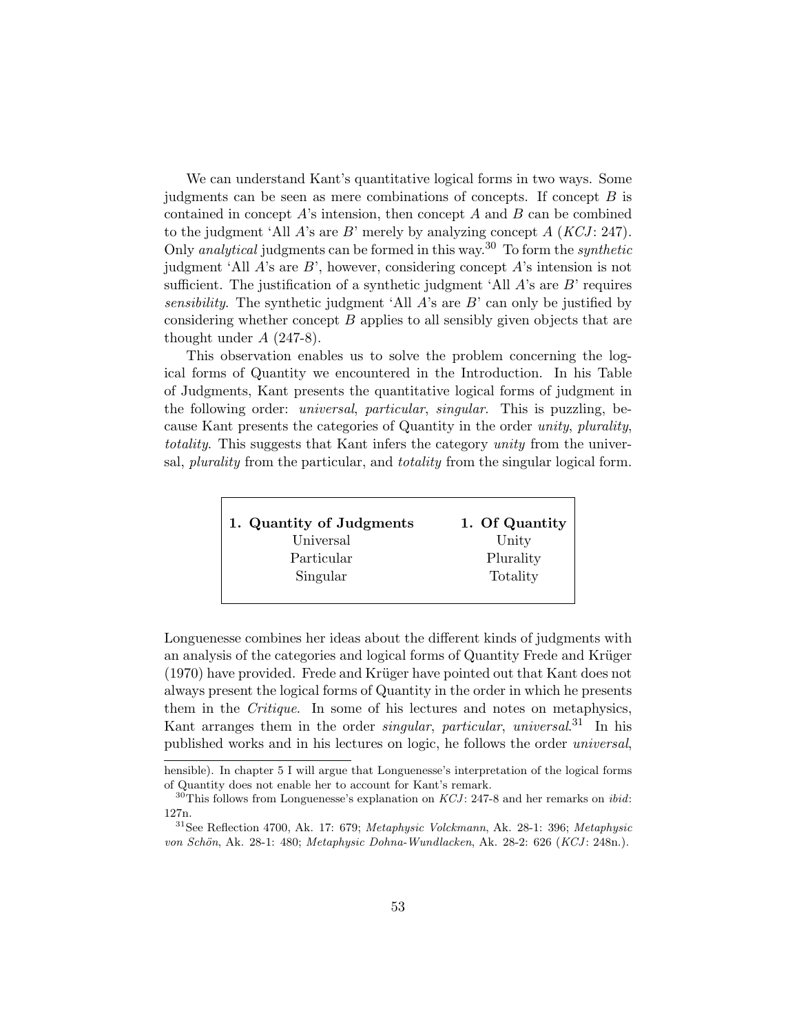We can understand Kant's quantitative logical forms in two ways. Some judgments can be seen as mere combinations of concepts. If concept $B$ is contained in concept $A$'s intension, then concept $A$ and $B$ can be combined to the judgment 'All $A$'s are $B$' merely by analyzing concept $A$ (*KCJ*: 247). Only *analytical* judgments can be formed in this way.[30] To form the *synthetic* judgment 'All $A$'s are $B$', however, considering concept $A$'s intension is not sufficient. The justification of a synthetic judgment 'All $A$'s are $B$' requires *sensibility*. The synthetic judgment 'All $A$'s are $B$' can only be justified by considering whether concept $B$ applies to all sensibly given objects that are thought under $A$ (247-8).

This observation enables us to solve the problem concerning the logical forms of Quantity we encountered in the Introduction. In his Table of Judgments, Kant presents the quantitative logical forms of judgment in the following order: *universal*, *particular*, *singular*. This is puzzling, because Kant presents the categories of Quantity in the order *unity*, *plurality*, *totality*. This suggests that Kant infers the category *unity* from the universal, *plurality* from the particular, and *totality* from the singular logical form.

| **1. Quantity of Judgments** | **1. Of Quantity** |
|---|---|
| Universal | Unity |
| Particular | Plurality |
| Singular | Totality |

Longuenesse combines her ideas about the different kinds of judgments with an analysis of the categories and logical forms of Quantity Frede and Krüger (1970) have provided. Frede and Krüger have pointed out that Kant does not always present the logical forms of Quantity in the order in which he presents them in the *Critique*. In some of his lectures and notes on metaphysics, Kant arranges them in the order *singular*, *particular*, *universal*.[31] In his published works and in his lectures on logic, he follows the order *universal*,

hensible). In chapter 5 I will argue that Longuenesse's interpretation of the logical forms of Quantity does not enable her to account for Kant's remark.

[30] This follows from Longuenesse's explanation on *KCJ*: 247-8 and her remarks on *ibid*: 127n.

[31] See Reflection 4700, Ak. 17: 679; *Metaphysic Volckmann*, Ak. 28-1: 396; *Metaphysic von Schön*, Ak. 28-1: 480; *Metaphysic Dohna-Wundlacken*, Ak. 28-2: 626 (*KCJ*: 248n.).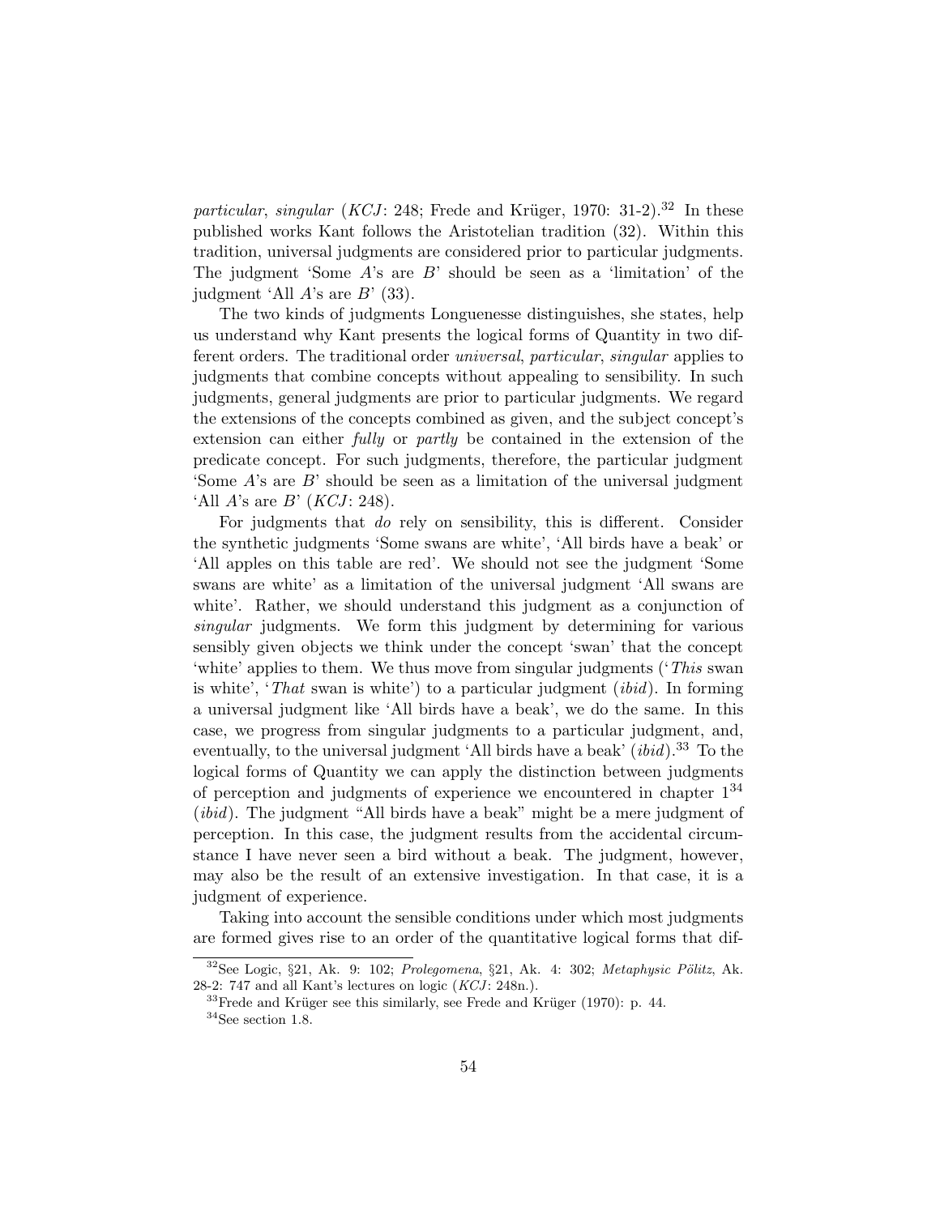*particular*, *singular* (*KCJ*: 248; Frede and Krüger, 1970: 31-2).[32] In these published works Kant follows the Aristotelian tradition (32). Within this tradition, universal judgments are considered prior to particular judgments. The judgment 'Some $A$'s are $B$' should be seen as a 'limitation' of the judgment 'All $A$'s are $B$' (33).

The two kinds of judgments Longuenesse distinguishes, she states, help us understand why Kant presents the logical forms of Quantity in two different orders. The traditional order *universal*, *particular*, *singular* applies to judgments that combine concepts without appealing to sensibility. In such judgments, general judgments are prior to particular judgments. We regard the extensions of the concepts combined as given, and the subject concept's extension can either *fully* or *partly* be contained in the extension of the predicate concept. For such judgments, therefore, the particular judgment 'Some $A$'s are $B$' should be seen as a limitation of the universal judgment 'All $A$'s are $B$' (*KCJ*: 248).

For judgments that *do* rely on sensibility, this is different. Consider the synthetic judgments 'Some swans are white', 'All birds have a beak' or 'All apples on this table are red'. We should not see the judgment 'Some swans are white' as a limitation of the universal judgment 'All swans are white'. Rather, we should understand this judgment as a conjunction of *singular* judgments. We form this judgment by determining for various sensibly given objects we think under the concept 'swan' that the concept 'white' applies to them. We thus move from singular judgments ('*This* swan is white', '*That* swan is white') to a particular judgment (*ibid*). In forming a universal judgment like 'All birds have a beak', we do the same. In this case, we progress from singular judgments to a particular judgment, and, eventually, to the universal judgment 'All birds have a beak' (*ibid*).[33] To the logical forms of Quantity we can apply the distinction between judgments of perception and judgments of experience we encountered in chapter 1[34] (*ibid*). The judgment "All birds have a beak" might be a mere judgment of perception. In this case, the judgment results from the accidental circumstance I have never seen a bird without a beak. The judgment, however, may also be the result of an extensive investigation. In that case, it is a judgment of experience.

Taking into account the sensible conditions under which most judgments are formed gives rise to an order of the quantitative logical forms that dif-

[32] See Logic, §21, Ak. 9: 102; *Prolegomena*, §21, Ak. 4: 302; *Metaphysic Pölitz*, Ak. 28-2: 747 and all Kant's lectures on logic (*KCJ*: 248n.).

[33] Frede and Krüger see this similarly, see Frede and Krüger (1970): p. 44.

[34] See section 1.8.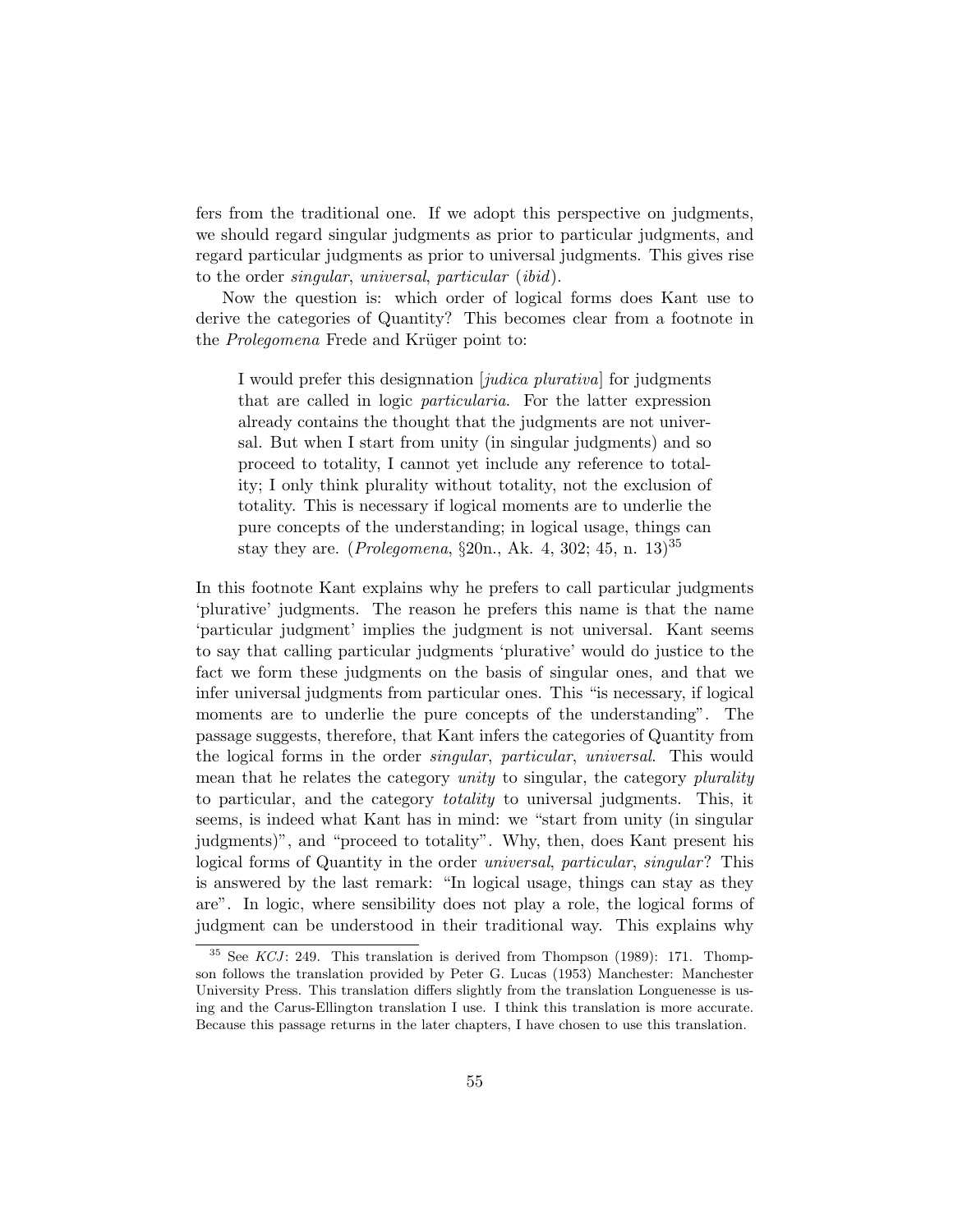fers from the traditional one. If we adopt this perspective on judgments, we should regard singular judgments as prior to particular judgments, and regard particular judgments as prior to universal judgments. This gives rise to the order *singular*, *universal*, *particular* (*ibid*).

Now the question is: which order of logical forms does Kant use to derive the categories of Quantity? This becomes clear from a footnote in the *Prolegomena* Frede and Krüger point to:

> I would prefer this designnation [*judica plurativa*] for judgments that are called in logic *particularia*. For the latter expression already contains the thought that the judgments are not universal. But when I start from unity (in singular judgments) and so proceed to totality, I cannot yet include any reference to totality; I only think plurality without totality, not the exclusion of totality. This is necessary if logical moments are to underlie the pure concepts of the understanding; in logical usage, things can stay they are. (*Prolegomena*, §20n., Ak. 4, 302; 45, n. 13)[35]

In this footnote Kant explains why he prefers to call particular judgments 'plurative' judgments. The reason he prefers this name is that the name 'particular judgment' implies the judgment is not universal. Kant seems to say that calling particular judgments 'plurative' would do justice to the fact we form these judgments on the basis of singular ones, and that we infer universal judgments from particular ones. This "is necessary, if logical moments are to underlie the pure concepts of the understanding". The passage suggests, therefore, that Kant infers the categories of Quantity from the logical forms in the order *singular*, *particular*, *universal*. This would mean that he relates the category *unity* to singular, the category *plurality* to particular, and the category *totality* to universal judgments. This, it seems, is indeed what Kant has in mind: we "start from unity (in singular judgments)", and "proceed to totality". Why, then, does Kant present his logical forms of Quantity in the order *universal*, *particular*, *singular*? This is answered by the last remark: "In logical usage, things can stay as they are". In logic, where sensibility does not play a role, the logical forms of judgment can be understood in their traditional way. This explains why

[35] See *KCJ*: 249. This translation is derived from Thompson (1989): 171. Thompson follows the translation provided by Peter G. Lucas (1953) Manchester: Manchester University Press. This translation differs slightly from the translation Longuenesse is using and the Carus-Ellington translation I use. I think this translation is more accurate. Because this passage returns in the later chapters, I have chosen to use this translation.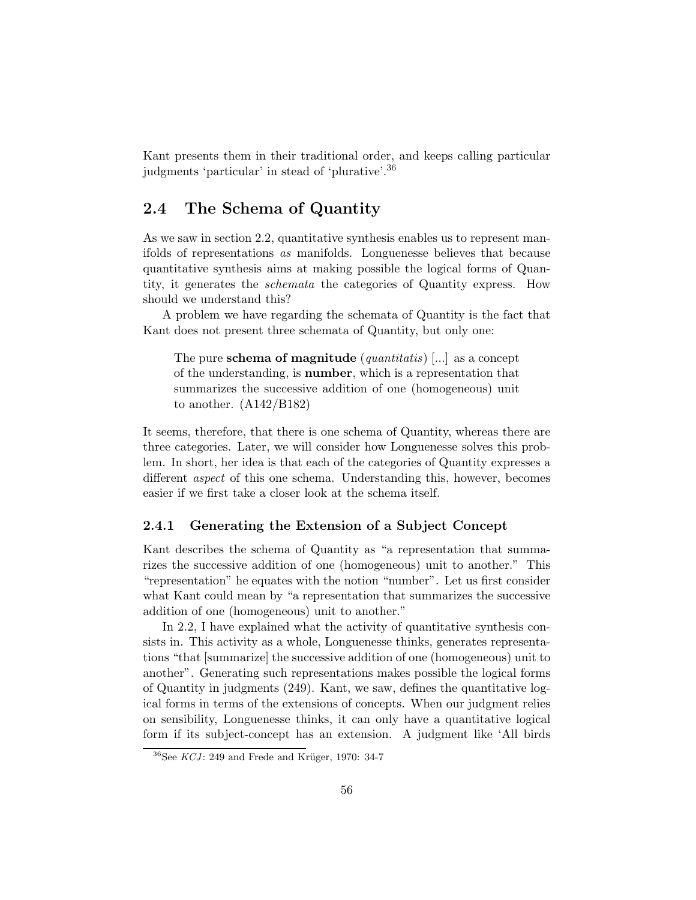Kant presents them in their traditional order, and keeps calling particular judgments 'particular' in stead of 'plurative'.[36]

## 2.4 The Schema of Quantity

As we saw in section 2.2, quantitative synthesis enables us to represent manifolds of representations *as* manifolds. Longuenesse believes that because quantitative synthesis aims at making possible the logical forms of Quantity, it generates the *schemata* the categories of Quantity express. How should we understand this?

A problem we have regarding the schemata of Quantity is the fact that Kant does not present three schemata of Quantity, but only one:

> The pure **schema of magnitude** (*quantitatis*) [...] as a concept of the understanding, is **number**, which is a representation that summarizes the successive addition of one (homogeneous) unit to another. (A142/B182)

It seems, therefore, that there is one schema of Quantity, whereas there are three categories. Later, we will consider how Longuenesse solves this problem. In short, her idea is that each of the categories of Quantity expresses a different *aspect* of this one schema. Understanding this, however, becomes easier if we first take a closer look at the schema itself.

### 2.4.1 Generating the Extension of a Subject Concept

Kant describes the schema of Quantity as "a representation that summarizes the successive addition of one (homogeneous) unit to another." This "representation" he equates with the notion "number". Let us first consider what Kant could mean by "a representation that summarizes the successive addition of one (homogeneous) unit to another."

In 2.2, I have explained what the activity of quantitative synthesis consists in. This activity as a whole, Longuenesse thinks, generates representations "that [summarize] the successive addition of one (homogeneous) unit to another". Generating such representations makes possible the logical forms of Quantity in judgments (249). Kant, we saw, defines the quantitative logical forms in terms of the extensions of concepts. When our judgment relies on sensibility, Longuenesse thinks, it can only have a quantitative logical form if its subject-concept has an extension. A judgment like 'All birds

[36] See *KCJ*: 249 and Frede and Krüger, 1970: 34-7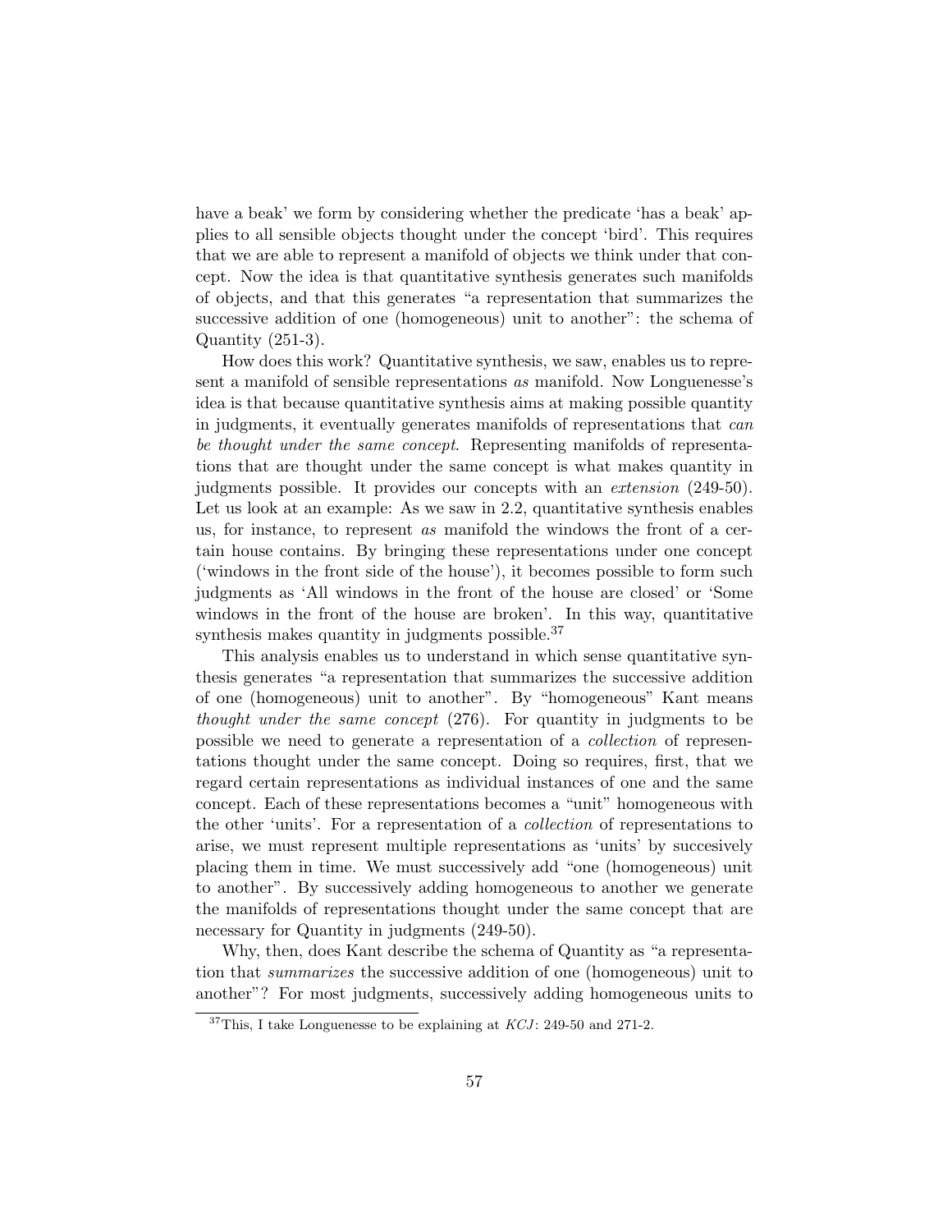have a beak' we form by considering whether the predicate 'has a beak' applies to all sensible objects thought under the concept 'bird'. This requires that we are able to represent a manifold of objects we think under that concept. Now the idea is that quantitative synthesis generates such manifolds of objects, and that this generates "a representation that summarizes the successive addition of one (homogeneous) unit to another": the schema of Quantity (251-3).

How does this work? Quantitative synthesis, we saw, enables us to represent a manifold of sensible representations *as* manifold. Now Longuenesse's idea is that because quantitative synthesis aims at making possible quantity in judgments, it eventually generates manifolds of representations that *can be thought under the same concept*. Representing manifolds of representations that are thought under the same concept is what makes quantity in judgments possible. It provides our concepts with an *extension* (249-50). Let us look at an example: As we saw in 2.2, quantitative synthesis enables us, for instance, to represent *as* manifold the windows the front of a certain house contains. By bringing these representations under one concept ('windows in the front side of the house'), it becomes possible to form such judgments as 'All windows in the front of the house are closed' or 'Some windows in the front of the house are broken'. In this way, quantitative synthesis makes quantity in judgments possible.[37]

This analysis enables us to understand in which sense quantitative synthesis generates "a representation that summarizes the successive addition of one (homogeneous) unit to another". By "homogeneous" Kant means *thought under the same concept* (276). For quantity in judgments to be possible we need to generate a representation of a *collection* of representations thought under the same concept. Doing so requires, first, that we regard certain representations as individual instances of one and the same concept. Each of these representations becomes a "unit" homogeneous with the other 'units'. For a representation of a *collection* of representations to arise, we must represent multiple representations as 'units' by succesively placing them in time. We must successively add "one (homogeneous) unit to another". By successively adding homogeneous to another we generate the manifolds of representations thought under the same concept that are necessary for Quantity in judgments (249-50).

Why, then, does Kant describe the schema of Quantity as "a representation that *summarizes* the successive addition of one (homogeneous) unit to another"? For most judgments, successively adding homogeneous units to

[37] This, I take Longuenesse to be explaining at *KCJ*: 249-50 and 271-2.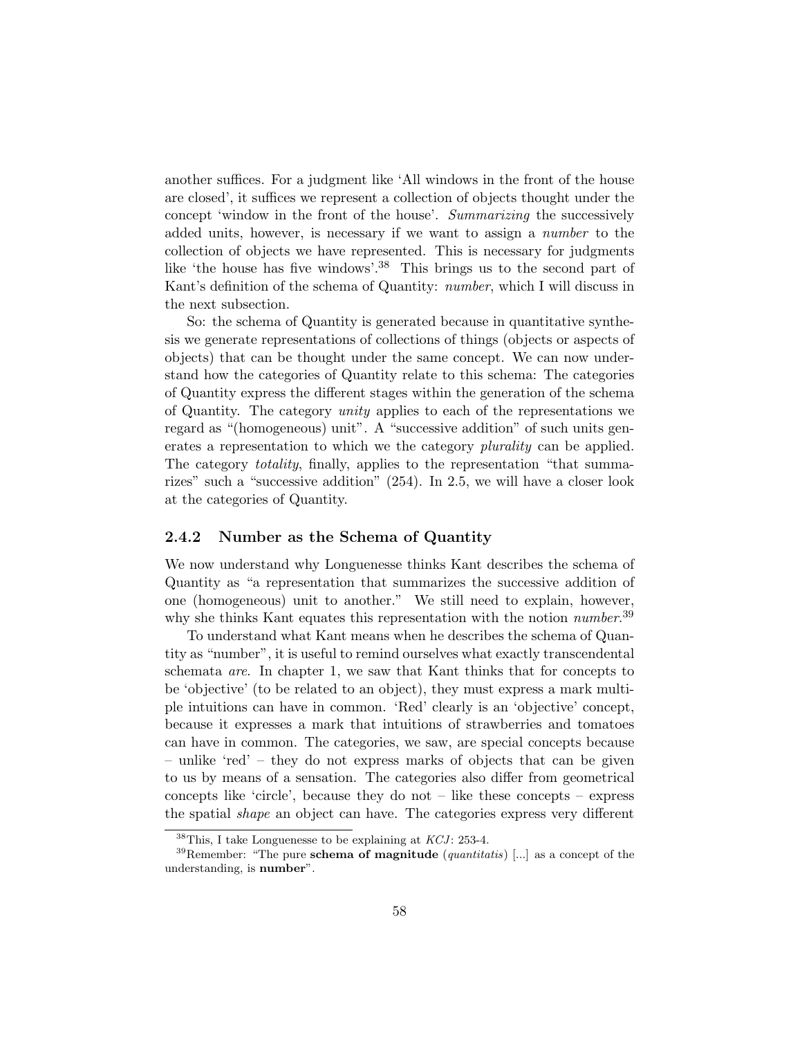another suffices. For a judgment like 'All windows in the front of the house are closed', it suffices we represent a collection of objects thought under the concept 'window in the front of the house'. *Summarizing* the successively added units, however, is necessary if we want to assign a *number* to the collection of objects we have represented. This is necessary for judgments like 'the house has five windows'.[38] This brings us to the second part of Kant's definition of the schema of Quantity: *number*, which I will discuss in the next subsection.

So: the schema of Quantity is generated because in quantitative synthesis we generate representations of collections of things (objects or aspects of objects) that can be thought under the same concept. We can now understand how the categories of Quantity relate to this schema: The categories of Quantity express the different stages within the generation of the schema of Quantity. The category *unity* applies to each of the representations we regard as "(homogeneous) unit". A "successive addition" of such units generates a representation to which we the category *plurality* can be applied. The category *totality*, finally, applies to the representation "that summarizes" such a "successive addition" (254). In 2.5, we will have a closer look at the categories of Quantity.

### 2.4.2 Number as the Schema of Quantity

We now understand why Longuenesse thinks Kant describes the schema of Quantity as "a representation that summarizes the successive addition of one (homogeneous) unit to another." We still need to explain, however, why she thinks Kant equates this representation with the notion *number*.[39]

To understand what Kant means when he describes the schema of Quantity as "number", it is useful to remind ourselves what exactly transcendental schemata *are*. In chapter 1, we saw that Kant thinks that for concepts to be 'objective' (to be related to an object), they must express a mark multiple intuitions can have in common. 'Red' clearly is an 'objective' concept, because it expresses a mark that intuitions of strawberries and tomatoes can have in common. The categories, we saw, are special concepts because – unlike 'red' – they do not express marks of objects that can be given to us by means of a sensation. The categories also differ from geometrical concepts like 'circle', because they do not – like these concepts – express the spatial *shape* an object can have. The categories express very different

[38] This, I take Longuenesse to be explaining at *KCJ*: 253-4.

[39] Remember: "The pure **schema of magnitude** (*quantitatis*) [...] as a concept of the understanding, is **number**".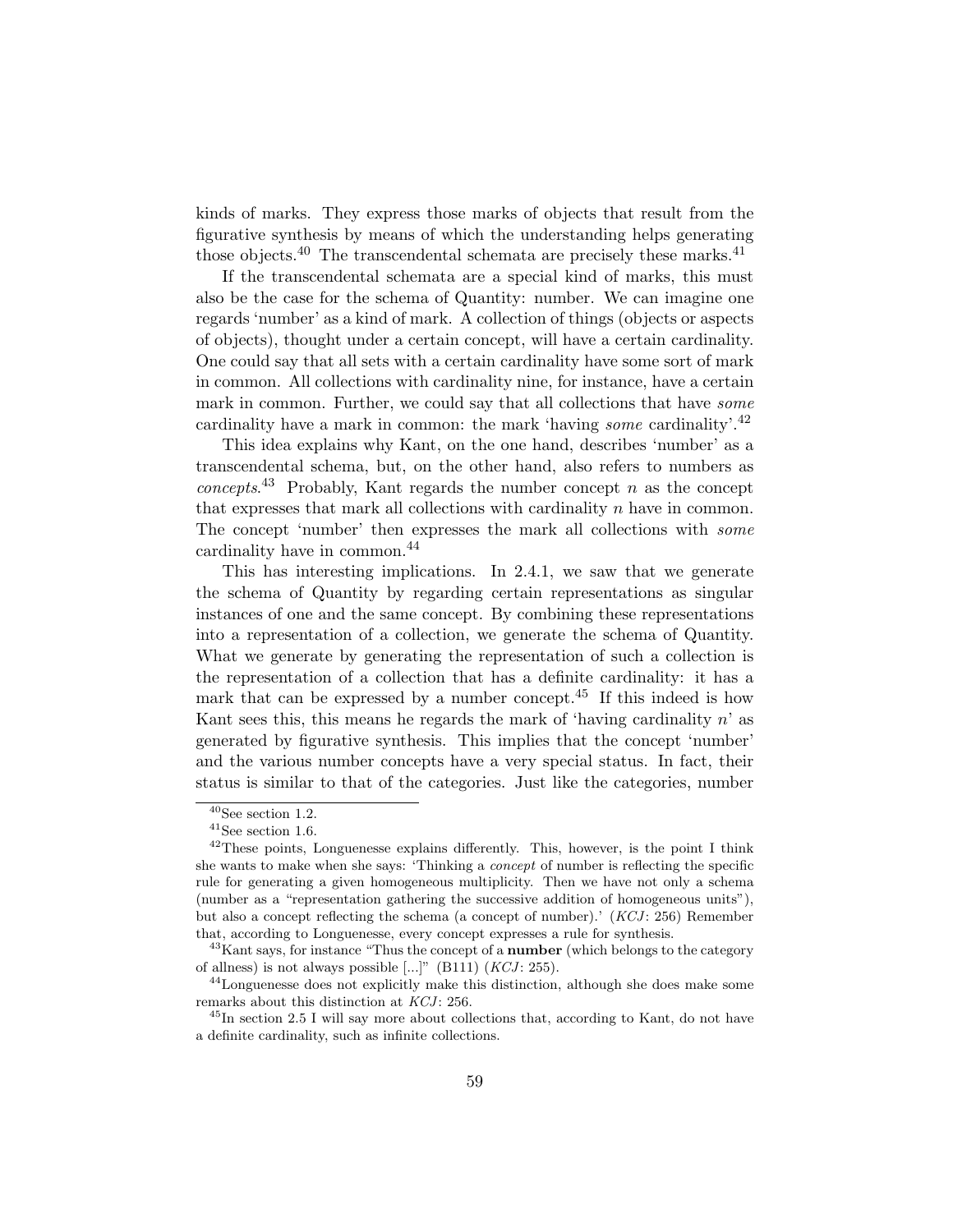kinds of marks. They express those marks of objects that result from the figurative synthesis by means of which the understanding helps generating those objects.[40] The transcendental schemata are precisely these marks.[41]

If the transcendental schemata are a special kind of marks, this must also be the case for the schema of Quantity: number. We can imagine one regards 'number' as a kind of mark. A collection of things (objects or aspects of objects), thought under a certain concept, will have a certain cardinality. One could say that all sets with a certain cardinality have some sort of mark in common. All collections with cardinality nine, for instance, have a certain mark in common. Further, we could say that all collections that have *some* cardinality have a mark in common: the mark 'having *some* cardinality'.[42]

This idea explains why Kant, on the one hand, describes 'number' as a transcendental schema, but, on the other hand, also refers to numbers as *concepts*.[43] Probably, Kant regards the number concept $n$ as the concept that expresses that mark all collections with cardinality $n$ have in common. The concept 'number' then expresses the mark all collections with *some* cardinality have in common.[44]

This has interesting implications. In 2.4.1, we saw that we generate the schema of Quantity by regarding certain representations as singular instances of one and the same concept. By combining these representations into a representation of a collection, we generate the schema of Quantity. What we generate by generating the representation of such a collection is the representation of a collection that has a definite cardinality: it has a mark that can be expressed by a number concept.[45] If this indeed is how Kant sees this, this means he regards the mark of 'having cardinality $n$' as generated by figurative synthesis. This implies that the concept 'number' and the various number concepts have a very special status. In fact, their status is similar to that of the categories. Just like the categories, number

---

[40] See section 1.2.

[41] See section 1.6.

[42] These points, Longuenesse explains differently. This, however, is the point I think she wants to make when she says: 'Thinking a *concept* of number is reflecting the specific rule for generating a given homogeneous multiplicity. Then we have not only a schema (number as a "representation gathering the successive addition of homogeneous units"), but also a concept reflecting the schema (a concept of number).' (*KCJ*: 256) Remember that, according to Longuenesse, every concept expresses a rule for synthesis.

[43] Kant says, for instance "Thus the concept of a **number** (which belongs to the category of allness) is not always possible [...]" (B111) (*KCJ*: 255).

[44] Longuenesse does not explicitly make this distinction, although she does make some remarks about this distinction at *KCJ*: 256.

[45] In section 2.5 I will say more about collections that, according to Kant, do not have a definite cardinality, such as infinite collections.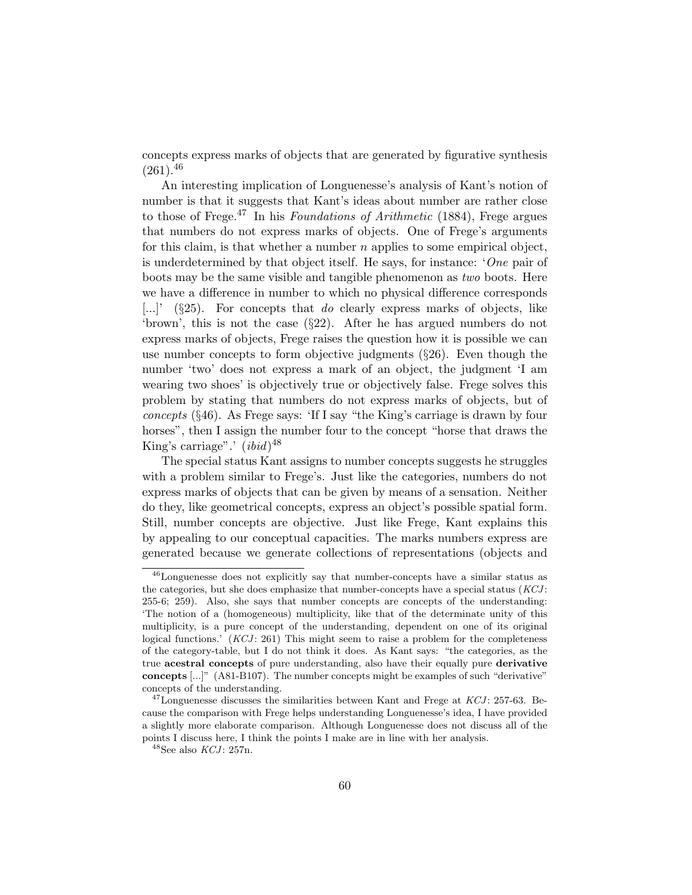concepts express marks of objects that are generated by figurative synthesis (261).[46]

An interesting implication of Longuenesse's analysis of Kant's notion of number is that it suggests that Kant's ideas about number are rather close to those of Frege.[47] In his *Foundations of Arithmetic* (1884), Frege argues that numbers do not express marks of objects. One of Frege's arguments for this claim, is that whether a number $n$ applies to some empirical object, is underdetermined by that object itself. He says, for instance: '*One* pair of boots may be the same visible and tangible phenomenon as *two* boots. Here we have a difference in number to which no physical difference corresponds [...]' (§25). For concepts that *do* clearly express marks of objects, like 'brown', this is not the case (§22). After he has argued numbers do not express marks of objects, Frege raises the question how it is possible we can use number concepts to form objective judgments (§26). Even though the number 'two' does not express a mark of an object, the judgment 'I am wearing two shoes' is objectively true or objectively false. Frege solves this problem by stating that numbers do not express marks of objects, but of *concepts* (§46). As Frege says: 'If I say "the King's carriage is drawn by four horses", then I assign the number four to the concept "horse that draws the King's carriage".' (*ibid*)[48]

The special status Kant assigns to number concepts suggests he struggles with a problem similar to Frege's. Just like the categories, numbers do not express marks of objects that can be given by means of a sensation. Neither do they, like geometrical concepts, express an object's possible spatial form. Still, number concepts are objective. Just like Frege, Kant explains this by appealing to our conceptual capacities. The marks numbers express are generated because we generate collections of representations (objects and

---

[46]Longuenesse does not explicitly say that number-concepts have a similar status as the categories, but she does emphasize that number-concepts have a special status (*KCJ*: 255-6; 259). Also, she says that number concepts are concepts of the understanding: 'The notion of a (homogeneous) multiplicity, like that of the determinate unity of this multiplicity, is a pure concept of the understanding, dependent on one of its original logical functions.' (*KCJ*: 261) This might seem to raise a problem for the completeness of the category-table, but I do not think it does. As Kant says: "the categories, as the true **acestral concepts** of pure understanding, also have their equally pure **derivative concepts** [...]" (A81-B107). The number concepts might be examples of such "derivative" concepts of the understanding.

[47]Longuenesse discusses the similarities between Kant and Frege at *KCJ*: 257-63. Because the comparison with Frege helps understanding Longuenesse's idea, I have provided a slightly more elaborate comparison. Although Longuenesse does not discuss all of the points I discuss here, I think the points I make are in line with her analysis.

[48]See also *KCJ*: 257n.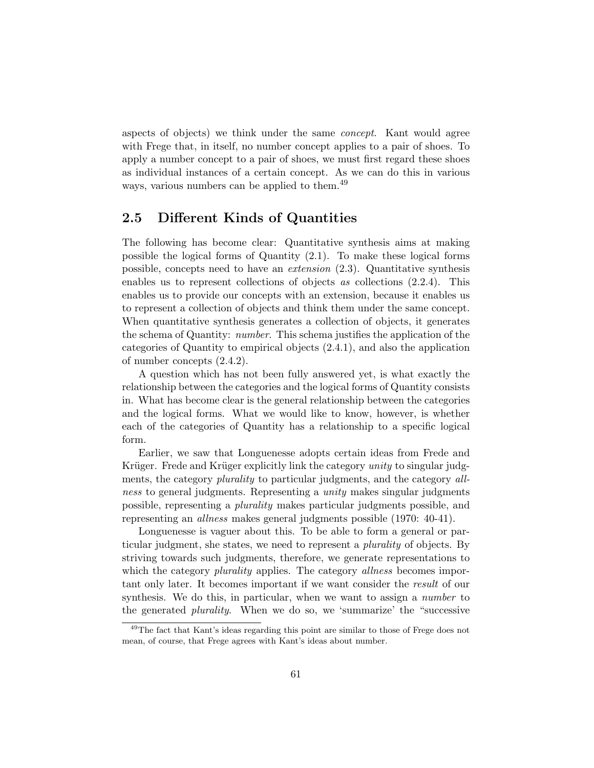aspects of objects) we think under the same *concept*. Kant would agree with Frege that, in itself, no number concept applies to a pair of shoes. To apply a number concept to a pair of shoes, we must first regard these shoes as individual instances of a certain concept. As we can do this in various ways, various numbers can be applied to them.[49]

## 2.5 Different Kinds of Quantities

The following has become clear: Quantitative synthesis aims at making possible the logical forms of Quantity (2.1). To make these logical forms possible, concepts need to have an *extension* (2.3). Quantitative synthesis enables us to represent collections of objects *as* collections (2.2.4). This enables us to provide our concepts with an extension, because it enables us to represent a collection of objects and think them under the same concept. When quantitative synthesis generates a collection of objects, it generates the schema of Quantity: *number*. This schema justifies the application of the categories of Quantity to empirical objects (2.4.1), and also the application of number concepts (2.4.2).

A question which has not been fully answered yet, is what exactly the relationship between the categories and the logical forms of Quantity consists in. What has become clear is the general relationship between the categories and the logical forms. What we would like to know, however, is whether each of the categories of Quantity has a relationship to a specific logical form.

Earlier, we saw that Longuenesse adopts certain ideas from Frede and Krüger. Frede and Krüger explicitly link the category *unity* to singular judgments, the category *plurality* to particular judgments, and the category *allness* to general judgments. Representing a *unity* makes singular judgments possible, representing a *plurality* makes particular judgments possible, and representing an *allness* makes general judgments possible (1970: 40-41).

Longuenesse is vaguer about this. To be able to form a general or particular judgment, she states, we need to represent a *plurality* of objects. By striving towards such judgments, therefore, we generate representations to which the category *plurality* applies. The category *allness* becomes important only later. It becomes important if we want consider the *result* of our synthesis. We do this, in particular, when we want to assign a *number* to the generated *plurality*. When we do so, we 'summarize' the "successive

[49]The fact that Kant's ideas regarding this point are similar to those of Frege does not mean, of course, that Frege agrees with Kant's ideas about number.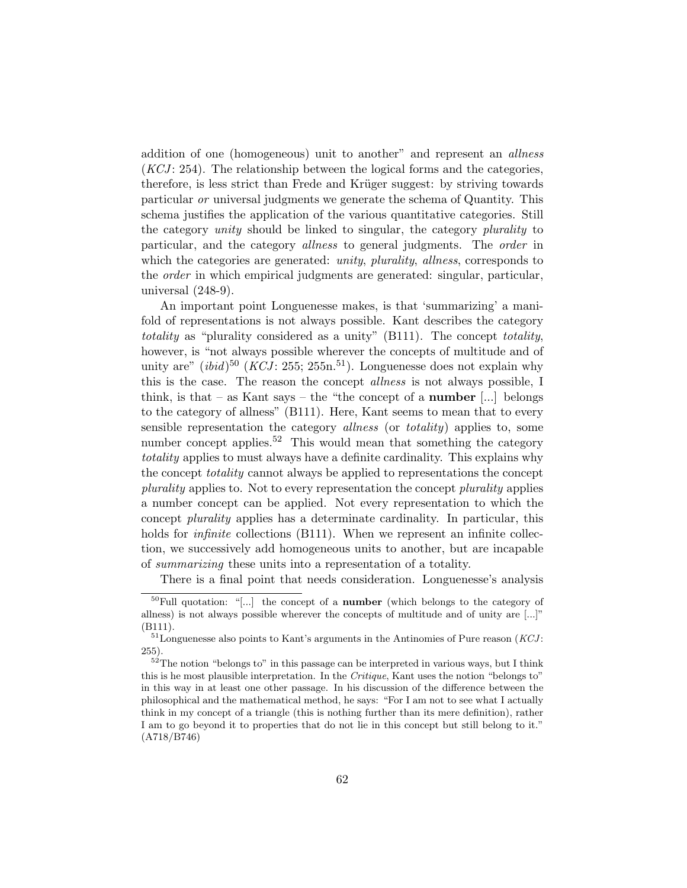addition of one (homogeneous) unit to another" and represent an *allness* (*KCJ*: 254). The relationship between the logical forms and the categories, therefore, is less strict than Frede and Krüger suggest: by striving towards particular *or* universal judgments we generate the schema of Quantity. This schema justifies the application of the various quantitative categories. Still the category *unity* should be linked to singular, the category *plurality* to particular, and the category *allness* to general judgments. The *order* in which the categories are generated: *unity*, *plurality*, *allness*, corresponds to the *order* in which empirical judgments are generated: singular, particular, universal (248-9).

An important point Longuenesse makes, is that 'summarizing' a manifold of representations is not always possible. Kant describes the category *totality* as "plurality considered as a unity" (B111). The concept *totality*, however, is "not always possible wherever the concepts of multitude and of unity are" (*ibid*)[50] (*KCJ*: 255; 255n.[51]). Longuenesse does not explain why this is the case. The reason the concept *allness* is not always possible, I think, is that – as Kant says – the "the concept of a **number** [...] belongs to the category of allness" (B111). Here, Kant seems to mean that to every sensible representation the category *allness* (or *totality*) applies to, some number concept applies.[52] This would mean that something the category *totality* applies to must always have a definite cardinality. This explains why the concept *totality* cannot always be applied to representations the concept *plurality* applies to. Not to every representation the concept *plurality* applies a number concept can be applied. Not every representation to which the concept *plurality* applies has a determinate cardinality. In particular, this holds for *infinite* collections (B111). When we represent an infinite collection, we successively add homogeneous units to another, but are incapable of *summarizing* these units into a representation of a totality.

There is a final point that needs consideration. Longuenesse's analysis

[50]Full quotation: "[...] the concept of a **number** (which belongs to the category of allness) is not always possible wherever the concepts of multitude and of unity are [...]" (B111).

[51]Longuenesse also points to Kant's arguments in the Antinomies of Pure reason (*KCJ*: 255).

[52]The notion "belongs to" in this passage can be interpreted in various ways, but I think this is he most plausible interpretation. In the *Critique*, Kant uses the notion "belongs to" in this way in at least one other passage. In his discussion of the difference between the philosophical and the mathematical method, he says: "For I am not to see what I actually think in my concept of a triangle (this is nothing further than its mere definition), rather I am to go beyond it to properties that do not lie in this concept but still belong to it." (A718/B746)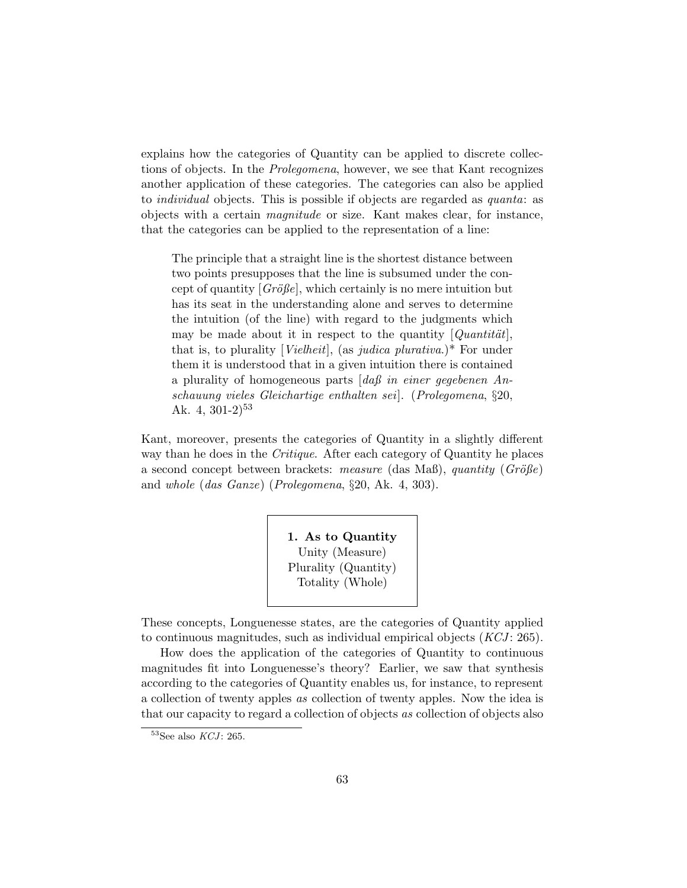explains how the categories of Quantity can be applied to discrete collections of objects. In the *Prolegomena*, however, we see that Kant recognizes another application of these categories. The categories can also be applied to *individual* objects. This is possible if objects are regarded as *quanta*: as objects with a certain *magnitude* or size. Kant makes clear, for instance, that the categories can be applied to the representation of a line:

> The principle that a straight line is the shortest distance between two points presupposes that the line is subsumed under the concept of quantity [*Größe*], which certainly is no mere intuition but has its seat in the understanding alone and serves to determine the intuition (of the line) with regard to the judgments which may be made about it in respect to the quantity [*Quantität*], that is, to plurality [*Vielheit*], (as *judica plurativa*.)* For under them it is understood that in a given intuition there is contained a plurality of homogeneous parts [*daß in einer gegebenen Anschauung vieles Gleichartige enthalten sei*]. (*Prolegomena*, §20, Ak. 4, 301-2)[53]

Kant, moreover, presents the categories of Quantity in a slightly different way than he does in the *Critique*. After each category of Quantity he places a second concept between brackets: *measure* (das Maß), *quantity* (*Größe*) and *whole* (*das Ganze*) (*Prolegomena*, §20, Ak. 4, 303).

| **1. As to Quantity** |
|---|
| Unity (Measure) |
| Plurality (Quantity) |
| Totality (Whole) |

These concepts, Longuenesse states, are the categories of Quantity applied to continuous magnitudes, such as individual empirical objects (*KCJ*: 265).

How does the application of the categories of Quantity to continuous magnitudes fit into Longuenesse's theory? Earlier, we saw that synthesis according to the categories of Quantity enables us, for instance, to represent a collection of twenty apples *as* collection of twenty apples. Now the idea is that our capacity to regard a collection of objects *as* collection of objects also

[53] See also *KCJ*: 265.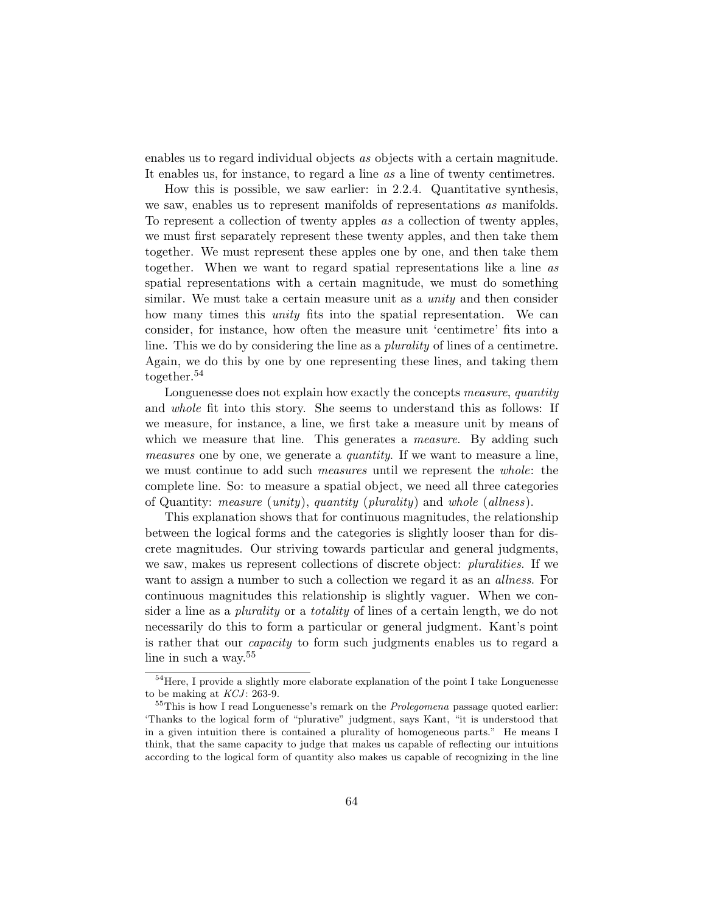enables us to regard individual objects *as* objects with a certain magnitude. It enables us, for instance, to regard a line *as* a line of twenty centimetres.

How this is possible, we saw earlier: in 2.2.4. Quantitative synthesis, we saw, enables us to represent manifolds of representations *as* manifolds. To represent a collection of twenty apples *as* a collection of twenty apples, we must first separately represent these twenty apples, and then take them together. We must represent these apples one by one, and then take them together. When we want to regard spatial representations like a line *as* spatial representations with a certain magnitude, we must do something similar. We must take a certain measure unit as a *unity* and then consider how many times this *unity* fits into the spatial representation. We can consider, for instance, how often the measure unit 'centimetre' fits into a line. This we do by considering the line as a *plurality* of lines of a centimetre. Again, we do this by one by one representing these lines, and taking them together.[54]

Longuenesse does not explain how exactly the concepts *measure*, *quantity* and *whole* fit into this story. She seems to understand this as follows: If we measure, for instance, a line, we first take a measure unit by means of which we measure that line. This generates a *measure*. By adding such *measures* one by one, we generate a *quantity*. If we want to measure a line, we must continue to add such *measures* until we represent the *whole*: the complete line. So: to measure a spatial object, we need all three categories of Quantity: *measure* (*unity*), *quantity* (*plurality*) and *whole* (*allness*).

This explanation shows that for continuous magnitudes, the relationship between the logical forms and the categories is slightly looser than for discrete magnitudes. Our striving towards particular and general judgments, we saw, makes us represent collections of discrete object: *pluralities*. If we want to assign a number to such a collection we regard it as an *allness*. For continuous magnitudes this relationship is slightly vaguer. When we consider a line as a *plurality* or a *totality* of lines of a certain length, we do not necessarily do this to form a particular or general judgment. Kant's point is rather that our *capacity* to form such judgments enables us to regard a line in such a way.[55]

---

[54] Here, I provide a slightly more elaborate explanation of the point I take Longuenesse to be making at *KCJ*: 263-9.

[55] This is how I read Longuenesse's remark on the *Prolegomena* passage quoted earlier: 'Thanks to the logical form of "plurative" judgment, says Kant, "it is understood that in a given intuition there is contained a plurality of homogeneous parts." He means I think, that the same capacity to judge that makes us capable of reflecting our intuitions according to the logical form of quantity also makes us capable of recognizing in the line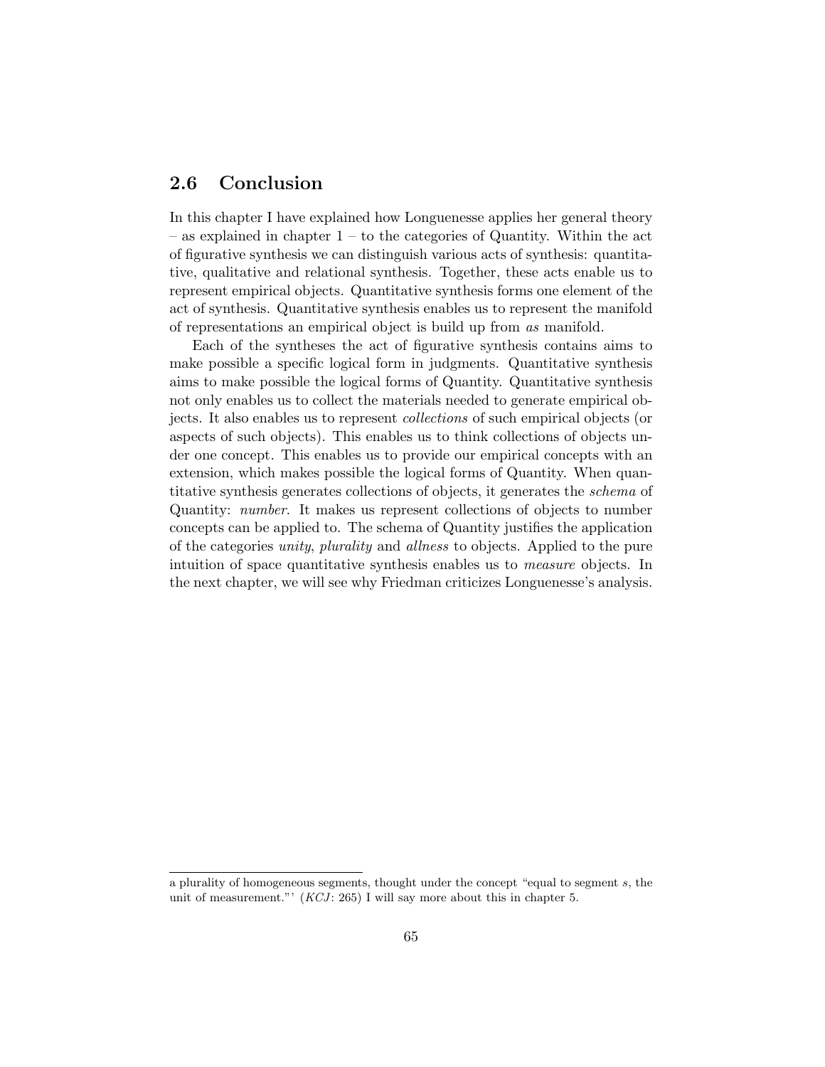## 2.6 Conclusion

In this chapter I have explained how Longuenesse applies her general theory – as explained in chapter 1 – to the categories of Quantity. Within the act of figurative synthesis we can distinguish various acts of synthesis: quantitative, qualitative and relational synthesis. Together, these acts enable us to represent empirical objects. Quantitative synthesis forms one element of the act of synthesis. Quantitative synthesis enables us to represent the manifold of representations an empirical object is build up from *as* manifold.

Each of the syntheses the act of figurative synthesis contains aims to make possible a specific logical form in judgments. Quantitative synthesis aims to make possible the logical forms of Quantity. Quantitative synthesis not only enables us to collect the materials needed to generate empirical objects. It also enables us to represent *collections* of such empirical objects (or aspects of such objects). This enables us to think collections of objects under one concept. This enables us to provide our empirical concepts with an extension, which makes possible the logical forms of Quantity. When quantitative synthesis generates collections of objects, it generates the *schema* of Quantity: *number*. It makes us represent collections of objects to number concepts can be applied to. The schema of Quantity justifies the application of the categories *unity*, *plurality* and *allness* to objects. Applied to the pure intuition of space quantitative synthesis enables us to *measure* objects. In the next chapter, we will see why Friedman criticizes Longuenesse's analysis.

---

a plurality of homogeneous segments, thought under the concept "equal to segment *s*, the unit of measurement."' (*KCJ*: 265) I will say more about this in chapter 5.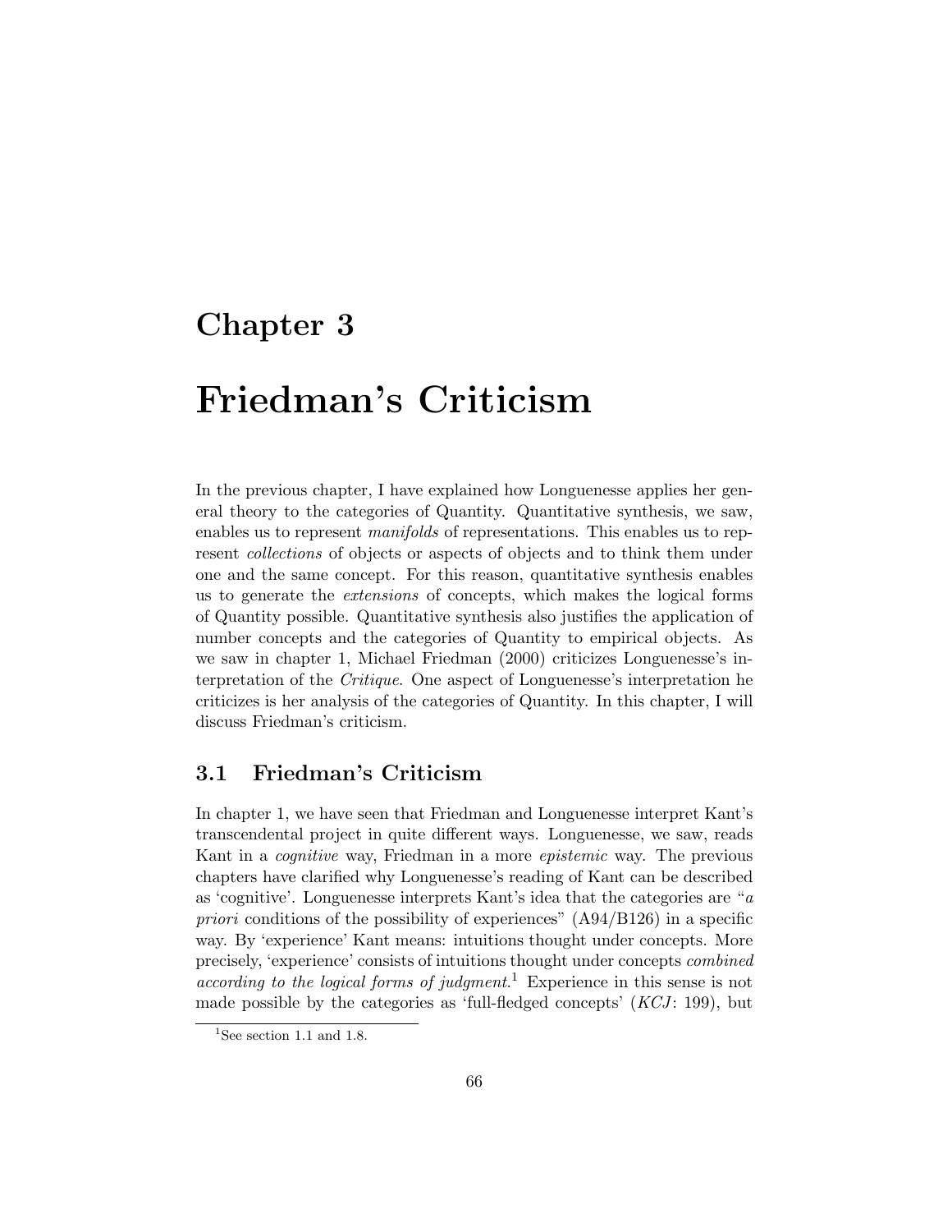# Chapter 3

# Friedman's Criticism

In the previous chapter, I have explained how Longuenesse applies her general theory to the categories of Quantity. Quantitative synthesis, we saw, enables us to represent *manifolds* of representations. This enables us to represent *collections* of objects or aspects of objects and to think them under one and the same concept. For this reason, quantitative synthesis enables us to generate the *extensions* of concepts, which makes the logical forms of Quantity possible. Quantitative synthesis also justifies the application of number concepts and the categories of Quantity to empirical objects. As we saw in chapter 1, Michael Friedman (2000) criticizes Longuenesse's interpretation of the *Critique*. One aspect of Longuenesse's interpretation he criticizes is her analysis of the categories of Quantity. In this chapter, I will discuss Friedman's criticism.

## 3.1 Friedman's Criticism

In chapter 1, we have seen that Friedman and Longuenesse interpret Kant's transcendental project in quite different ways. Longuenesse, we saw, reads Kant in a *cognitive* way, Friedman in a more *epistemic* way. The previous chapters have clarified why Longuenesse's reading of Kant can be described as 'cognitive'. Longuenesse interprets Kant's idea that the categories are "*a priori* conditions of the possibility of experiences" (A94/B126) in a specific way. By 'experience' Kant means: intuitions thought under concepts. More precisely, 'experience' consists of intuitions thought under concepts *combined according to the logical forms of judgment*.[1] Experience in this sense is not made possible by the categories as 'full-fledged concepts' (*KCJ*: 199), but

[1] See section 1.1 and 1.8.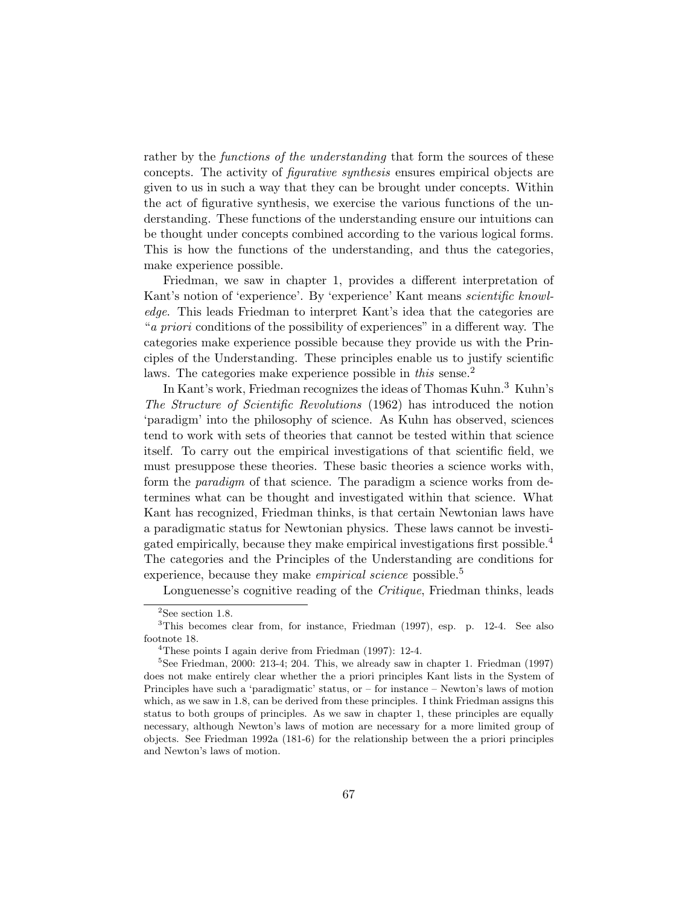rather by the *functions of the understanding* that form the sources of these concepts. The activity of *figurative synthesis* ensures empirical objects are given to us in such a way that they can be brought under concepts. Within the act of figurative synthesis, we exercise the various functions of the understanding. These functions of the understanding ensure our intuitions can be thought under concepts combined according to the various logical forms. This is how the functions of the understanding, and thus the categories, make experience possible.

Friedman, we saw in chapter 1, provides a different interpretation of Kant's notion of 'experience'. By 'experience' Kant means *scientific knowledge*. This leads Friedman to interpret Kant's idea that the categories are "*a priori* conditions of the possibility of experiences" in a different way. The categories make experience possible because they provide us with the Principles of the Understanding. These principles enable us to justify scientific laws. The categories make experience possible in *this* sense.[2]

In Kant's work, Friedman recognizes the ideas of Thomas Kuhn.[3] Kuhn's *The Structure of Scientific Revolutions* (1962) has introduced the notion 'paradigm' into the philosophy of science. As Kuhn has observed, sciences tend to work with sets of theories that cannot be tested within that science itself. To carry out the empirical investigations of that scientific field, we must presuppose these theories. These basic theories a science works with, form the *paradigm* of that science. The paradigm a science works from determines what can be thought and investigated within that science. What Kant has recognized, Friedman thinks, is that certain Newtonian laws have a paradigmatic status for Newtonian physics. These laws cannot be investigated empirically, because they make empirical investigations first possible.[4] The categories and the Principles of the Understanding are conditions for experience, because they make *empirical science* possible.[5]

Longuenesse's cognitive reading of the *Critique*, Friedman thinks, leads

---

[2] See section 1.8.

[3] This becomes clear from, for instance, Friedman (1997), esp. p. 12-4. See also footnote 18.

[4] These points I again derive from Friedman (1997): 12-4.

[5] See Friedman, 2000: 213-4; 204. This, we already saw in chapter 1. Friedman (1997) does not make entirely clear whether the a priori principles Kant lists in the System of Principles have such a 'paradigmatic' status, or – for instance – Newton's laws of motion which, as we saw in 1.8, can be derived from these principles. I think Friedman assigns this status to both groups of principles. As we saw in chapter 1, these principles are equally necessary, although Newton's laws of motion are necessary for a more limited group of objects. See Friedman 1992a (181-6) for the relationship between the a priori principles and Newton's laws of motion.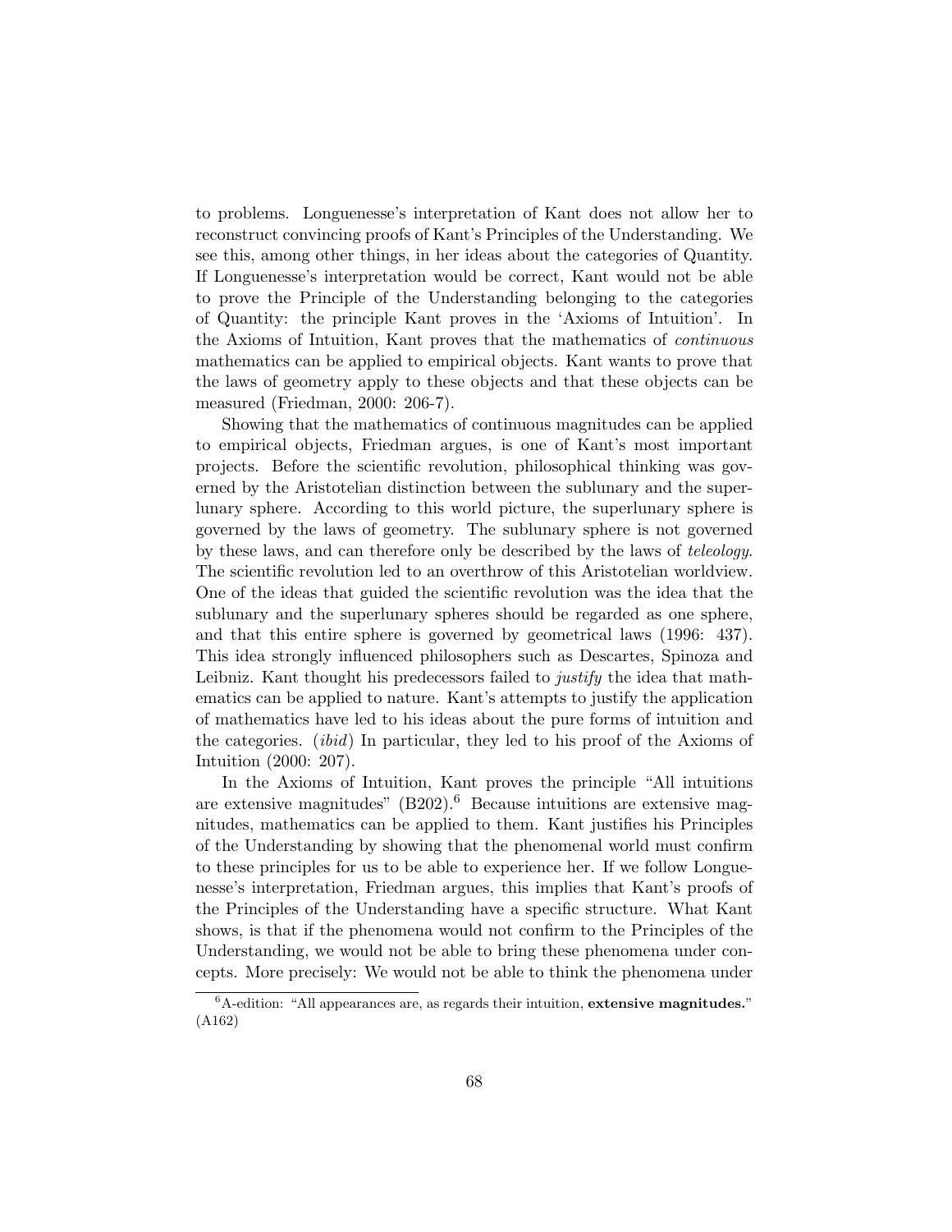to problems. Longuenesse's interpretation of Kant does not allow her to reconstruct convincing proofs of Kant's Principles of the Understanding. We see this, among other things, in her ideas about the categories of Quantity. If Longuenesse's interpretation would be correct, Kant would not be able to prove the Principle of the Understanding belonging to the categories of Quantity: the principle Kant proves in the 'Axioms of Intuition'. In the Axioms of Intuition, Kant proves that the mathematics of *continuous* mathematics can be applied to empirical objects. Kant wants to prove that the laws of geometry apply to these objects and that these objects can be measured (Friedman, 2000: 206-7).

Showing that the mathematics of continuous magnitudes can be applied to empirical objects, Friedman argues, is one of Kant's most important projects. Before the scientific revolution, philosophical thinking was governed by the Aristotelian distinction between the sublunary and the superlunary sphere. According to this world picture, the superlunary sphere is governed by the laws of geometry. The sublunary sphere is not governed by these laws, and can therefore only be described by the laws of *teleology*. The scientific revolution led to an overthrow of this Aristotelian worldview. One of the ideas that guided the scientific revolution was the idea that the sublunary and the superlunary spheres should be regarded as one sphere, and that this entire sphere is governed by geometrical laws (1996: 437). This idea strongly influenced philosophers such as Descartes, Spinoza and Leibniz. Kant thought his predecessors failed to *justify* the idea that mathematics can be applied to nature. Kant's attempts to justify the application of mathematics have led to his ideas about the pure forms of intuition and the categories. (*ibid*) In particular, they led to his proof of the Axioms of Intuition (2000: 207).

In the Axioms of Intuition, Kant proves the principle "All intuitions are extensive magnitudes" (B202).[6] Because intuitions are extensive magnitudes, mathematics can be applied to them. Kant justifies his Principles of the Understanding by showing that the phenomenal world must confirm to these principles for us to be able to experience her. If we follow Longuenesse's interpretation, Friedman argues, this implies that Kant's proofs of the Principles of the Understanding have a specific structure. What Kant shows, is that if the phenomena would not confirm to the Principles of the Understanding, we would not be able to bring these phenomena under concepts. More precisely: We would not be able to think the phenomena under

[6] A-edition: "All appearances are, as regards their intuition, **extensive magnitudes.**" (A162)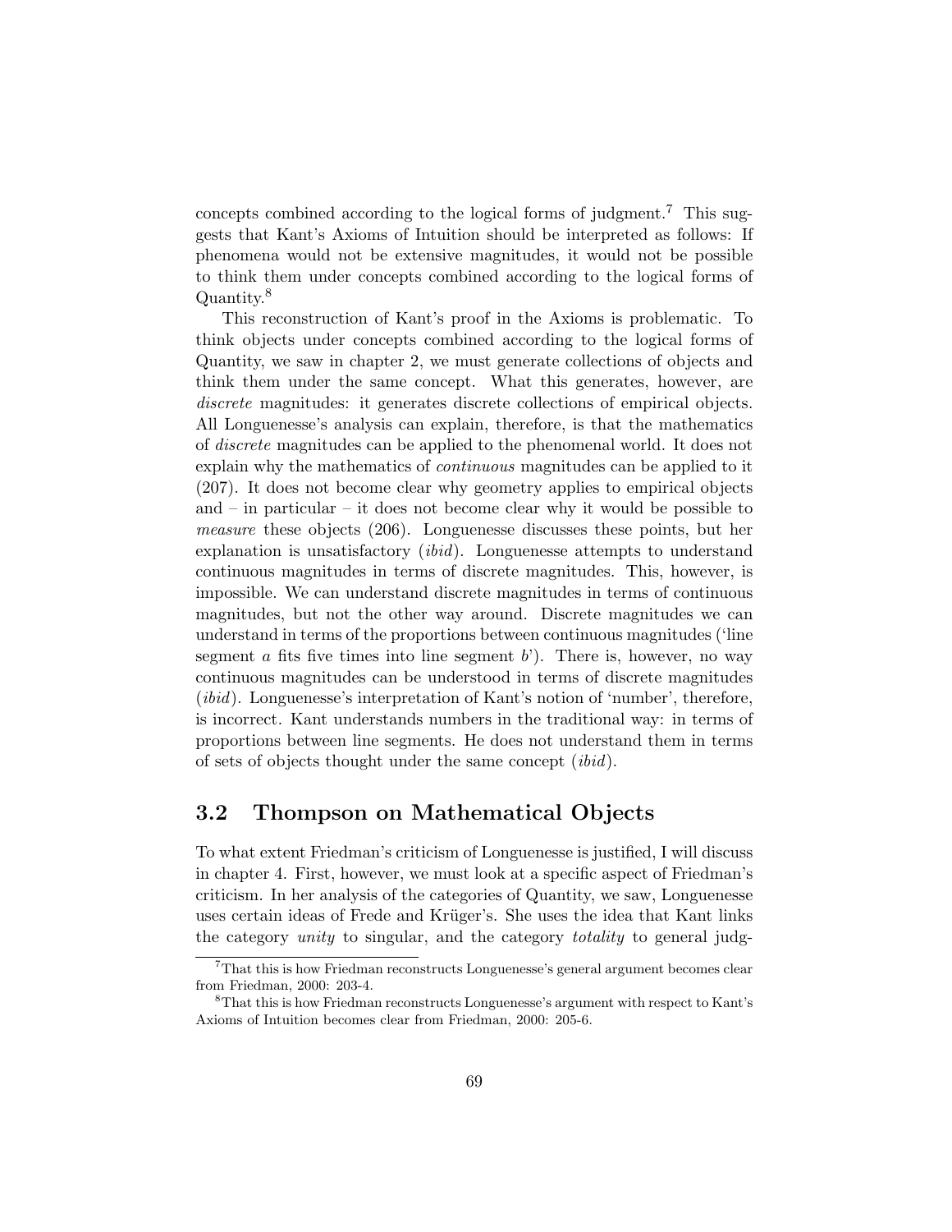concepts combined according to the logical forms of judgment.[7] This suggests that Kant's Axioms of Intuition should be interpreted as follows: If phenomena would not be extensive magnitudes, it would not be possible to think them under concepts combined according to the logical forms of Quantity.[8]

This reconstruction of Kant's proof in the Axioms is problematic. To think objects under concepts combined according to the logical forms of Quantity, we saw in chapter 2, we must generate collections of objects and think them under the same concept. What this generates, however, are *discrete* magnitudes: it generates discrete collections of empirical objects. All Longuenesse's analysis can explain, therefore, is that the mathematics of *discrete* magnitudes can be applied to the phenomenal world. It does not explain why the mathematics of *continuous* magnitudes can be applied to it (207). It does not become clear why geometry applies to empirical objects and – in particular – it does not become clear why it would be possible to *measure* these objects (206). Longuenesse discusses these points, but her explanation is unsatisfactory (*ibid*). Longuenesse attempts to understand continuous magnitudes in terms of discrete magnitudes. This, however, is impossible. We can understand discrete magnitudes in terms of continuous magnitudes, but not the other way around. Discrete magnitudes we can understand in terms of the proportions between continuous magnitudes ('line segment *a* fits five times into line segment *b*'). There is, however, no way continuous magnitudes can be understood in terms of discrete magnitudes (*ibid*). Longuenesse's interpretation of Kant's notion of 'number', therefore, is incorrect. Kant understands numbers in the traditional way: in terms of proportions between line segments. He does not understand them in terms of sets of objects thought under the same concept (*ibid*).

## 3.2 Thompson on Mathematical Objects

To what extent Friedman's criticism of Longuenesse is justified, I will discuss in chapter 4. First, however, we must look at a specific aspect of Friedman's criticism. In her analysis of the categories of Quantity, we saw, Longuenesse uses certain ideas of Frede and Krüger's. She uses the idea that Kant links the category *unity* to singular, and the category *totality* to general judg-

[7] That this is how Friedman reconstructs Longuenesse's general argument becomes clear from Friedman, 2000: 203-4.

[8] That this is how Friedman reconstructs Longuenesse's argument with respect to Kant's Axioms of Intuition becomes clear from Friedman, 2000: 205-6.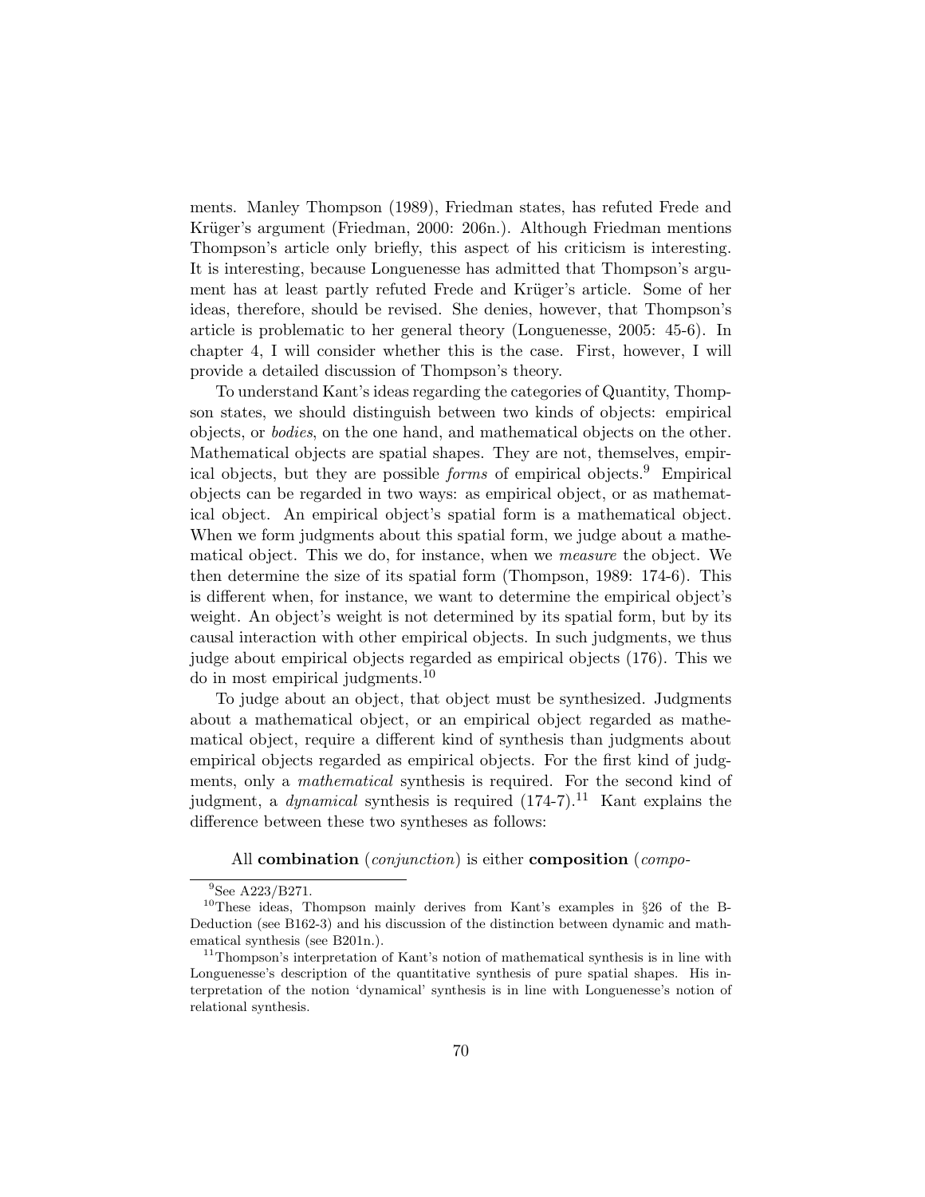ments. Manley Thompson (1989), Friedman states, has refuted Frede and Krüger's argument (Friedman, 2000: 206n.). Although Friedman mentions Thompson's article only briefly, this aspect of his criticism is interesting. It is interesting, because Longuenesse has admitted that Thompson's argument has at least partly refuted Frede and Krüger's article. Some of her ideas, therefore, should be revised. She denies, however, that Thompson's article is problematic to her general theory (Longuenesse, 2005: 45-6). In chapter 4, I will consider whether this is the case. First, however, I will provide a detailed discussion of Thompson's theory.

To understand Kant's ideas regarding the categories of Quantity, Thompson states, we should distinguish between two kinds of objects: empirical objects, or *bodies*, on the one hand, and mathematical objects on the other. Mathematical objects are spatial shapes. They are not, themselves, empirical objects, but they are possible *forms* of empirical objects.[9] Empirical objects can be regarded in two ways: as empirical object, or as mathematical object. An empirical object's spatial form is a mathematical object. When we form judgments about this spatial form, we judge about a mathematical object. This we do, for instance, when we *measure* the object. We then determine the size of its spatial form (Thompson, 1989: 174-6). This is different when, for instance, we want to determine the empirical object's weight. An object's weight is not determined by its spatial form, but by its causal interaction with other empirical objects. In such judgments, we thus judge about empirical objects regarded as empirical objects (176). This we do in most empirical judgments.[10]

To judge about an object, that object must be synthesized. Judgments about a mathematical object, or an empirical object regarded as mathematical object, require a different kind of synthesis than judgments about empirical objects regarded as empirical objects. For the first kind of judgments, only a *mathematical* synthesis is required. For the second kind of judgment, a *dynamical* synthesis is required (174-7).[11] Kant explains the difference between these two syntheses as follows:

> All **combination** (*conjunction*) is either **composition** (*compo-*

---

[9] See A223/B271.

[10] These ideas, Thompson mainly derives from Kant's examples in §26 of the B-Deduction (see B162-3) and his discussion of the distinction between dynamic and mathematical synthesis (see B201n.).

[11] Thompson's interpretation of Kant's notion of mathematical synthesis is in line with Longuenesse's description of the quantitative synthesis of pure spatial shapes. His interpretation of the notion 'dynamical' synthesis is in line with Longuenesse's notion of relational synthesis.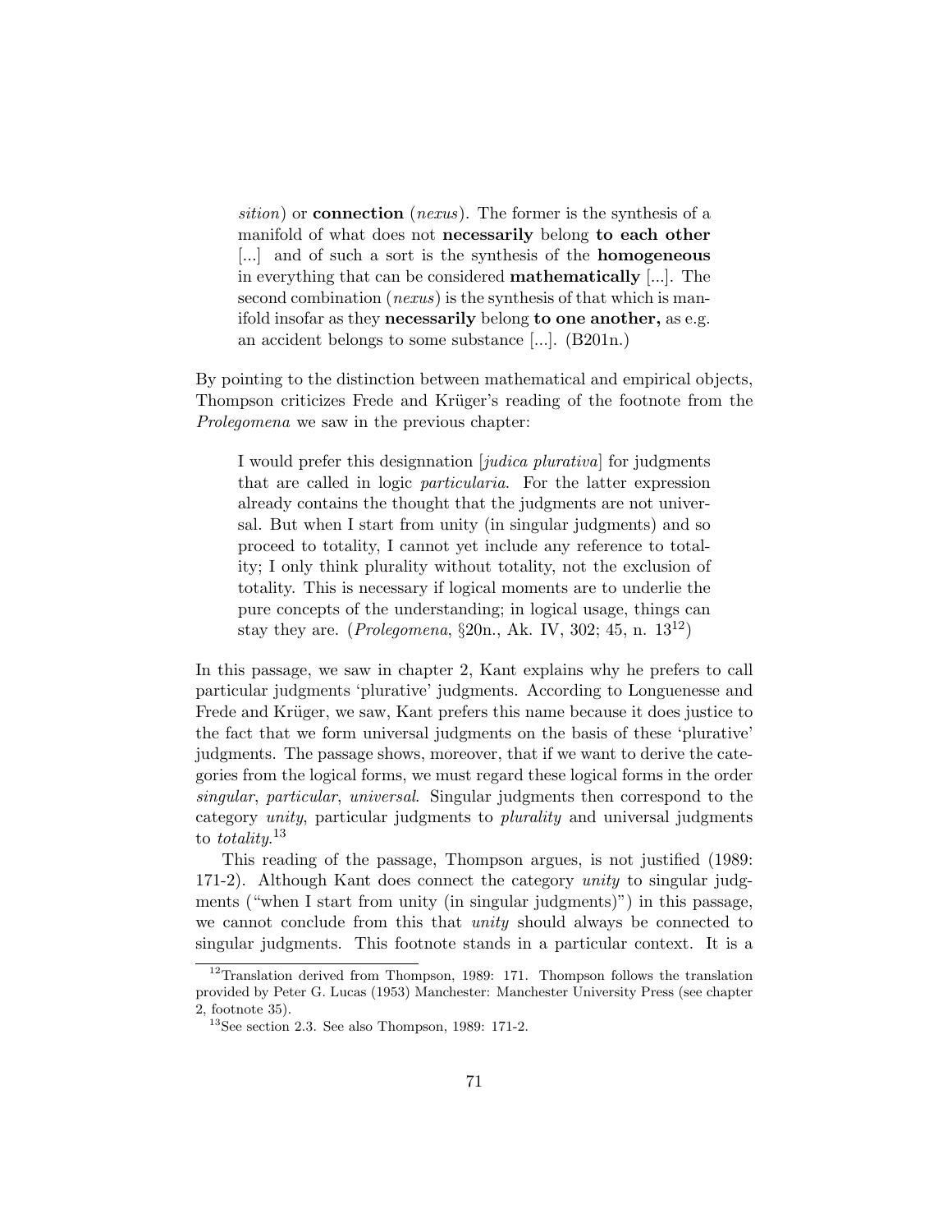> *sition*) or **connection** (*nexus*). The former is the synthesis of a manifold of what does not **necessarily** belong **to each other** [...] and of such a sort is the synthesis of the **homogeneous** in everything that can be considered **mathematically** [...]. The second combination (*nexus*) is the synthesis of that which is manifold insofar as they **necessarily** belong **to one another,** as e.g. an accident belongs to some substance [...]. (B201n.)

By pointing to the distinction between mathematical and empirical objects, Thompson criticizes Frede and Krüger's reading of the footnote from the *Prolegomena* we saw in the previous chapter:

> I would prefer this designnation [*judica plurativa*] for judgments that are called in logic *particularia*. For the latter expression already contains the thought that the judgments are not universal. But when I start from unity (in singular judgments) and so proceed to totality, I cannot yet include any reference to totality; I only think plurality without totality, not the exclusion of totality. This is necessary if logical moments are to underlie the pure concepts of the understanding; in logical usage, things can stay they are. (*Prolegomena*, §20n., Ak. IV, 302; 45, n. 13[12])

In this passage, we saw in chapter 2, Kant explains why he prefers to call particular judgments 'plurative' judgments. According to Longuenesse and Frede and Krüger, we saw, Kant prefers this name because it does justice to the fact that we form universal judgments on the basis of these 'plurative' judgments. The passage shows, moreover, that if we want to derive the categories from the logical forms, we must regard these logical forms in the order *singular*, *particular*, *universal*. Singular judgments then correspond to the category *unity*, particular judgments to *plurality* and universal judgments to *totality*.[13]

This reading of the passage, Thompson argues, is not justified (1989: 171-2). Although Kant does connect the category *unity* to singular judgments ("when I start from unity (in singular judgments)") in this passage, we cannot conclude from this that *unity* should always be connected to singular judgments. This footnote stands in a particular context. It is a

[12] Translation derived from Thompson, 1989: 171. Thompson follows the translation provided by Peter G. Lucas (1953) Manchester: Manchester University Press (see chapter 2, footnote 35).

[13] See section 2.3. See also Thompson, 1989: 171-2.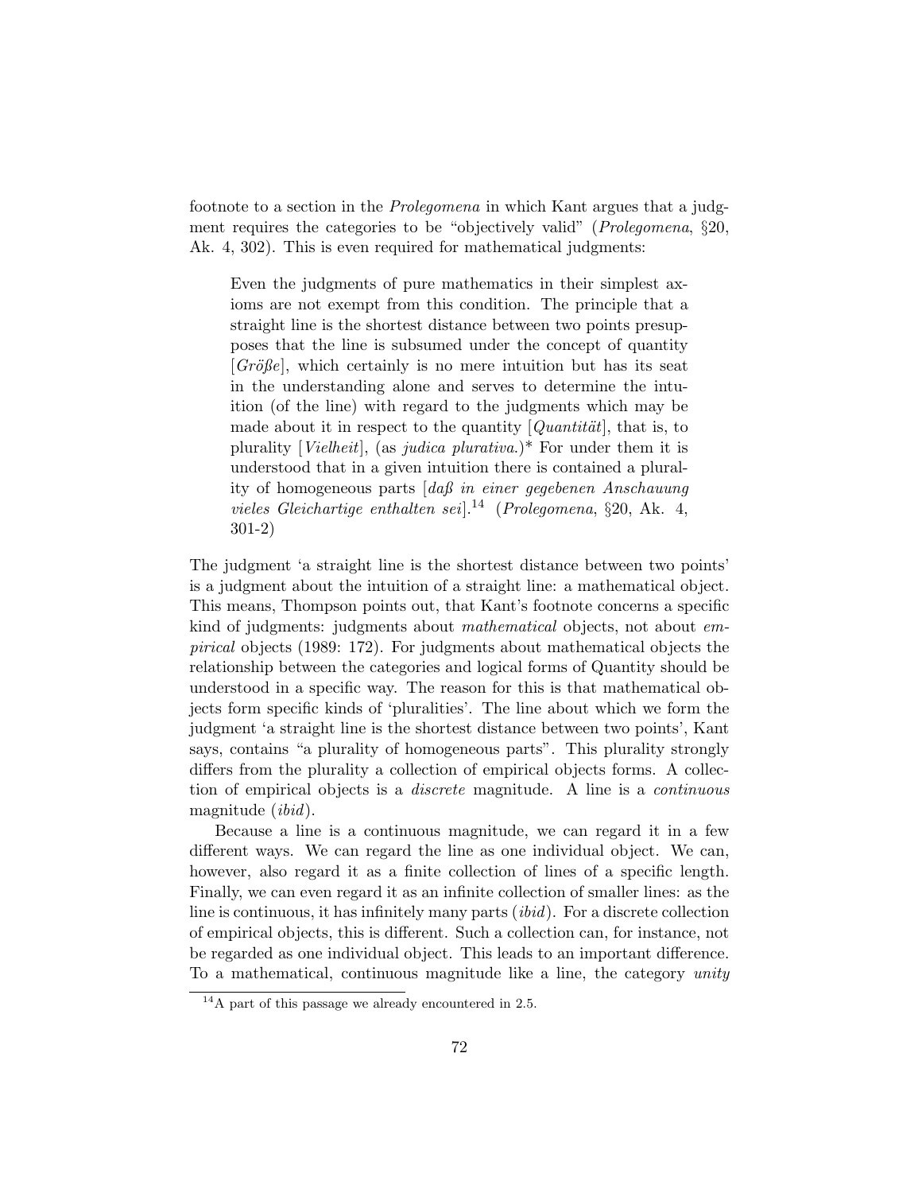footnote to a section in the *Prolegomena* in which Kant argues that a judgment requires the categories to be "objectively valid" (*Prolegomena*, §20, Ak. 4, 302). This is even required for mathematical judgments:

> Even the judgments of pure mathematics in their simplest axioms are not exempt from this condition. The principle that a straight line is the shortest distance between two points presupposes that the line is subsumed under the concept of quantity [*Größe*], which certainly is no mere intuition but has its seat in the understanding alone and serves to determine the intuition (of the line) with regard to the judgments which may be made about it in respect to the quantity [*Quantität*], that is, to plurality [*Vielheit*], (as *judica plurativa*.)* For under them it is understood that in a given intuition there is contained a plurality of homogeneous parts [*daß in einer gegebenen Anschauung vieles Gleichartige enthalten sei*].[14] (*Prolegomena*, §20, Ak. 4, 301-2)

The judgment 'a straight line is the shortest distance between two points' is a judgment about the intuition of a straight line: a mathematical object. This means, Thompson points out, that Kant's footnote concerns a specific kind of judgments: judgments about *mathematical* objects, not about *empirical* objects (1989: 172). For judgments about mathematical objects the relationship between the categories and logical forms of Quantity should be understood in a specific way. The reason for this is that mathematical objects form specific kinds of 'pluralities'. The line about which we form the judgment 'a straight line is the shortest distance between two points', Kant says, contains "a plurality of homogeneous parts". This plurality strongly differs from the plurality a collection of empirical objects forms. A collection of empirical objects is a *discrete* magnitude. A line is a *continuous* magnitude (*ibid*).

Because a line is a continuous magnitude, we can regard it in a few different ways. We can regard the line as one individual object. We can, however, also regard it as a finite collection of lines of a specific length. Finally, we can even regard it as an infinite collection of smaller lines: as the line is continuous, it has infinitely many parts (*ibid*). For a discrete collection of empirical objects, this is different. Such a collection can, for instance, not be regarded as one individual object. This leads to an important difference. To a mathematical, continuous magnitude like a line, the category *unity*

[14] A part of this passage we already encountered in 2.5.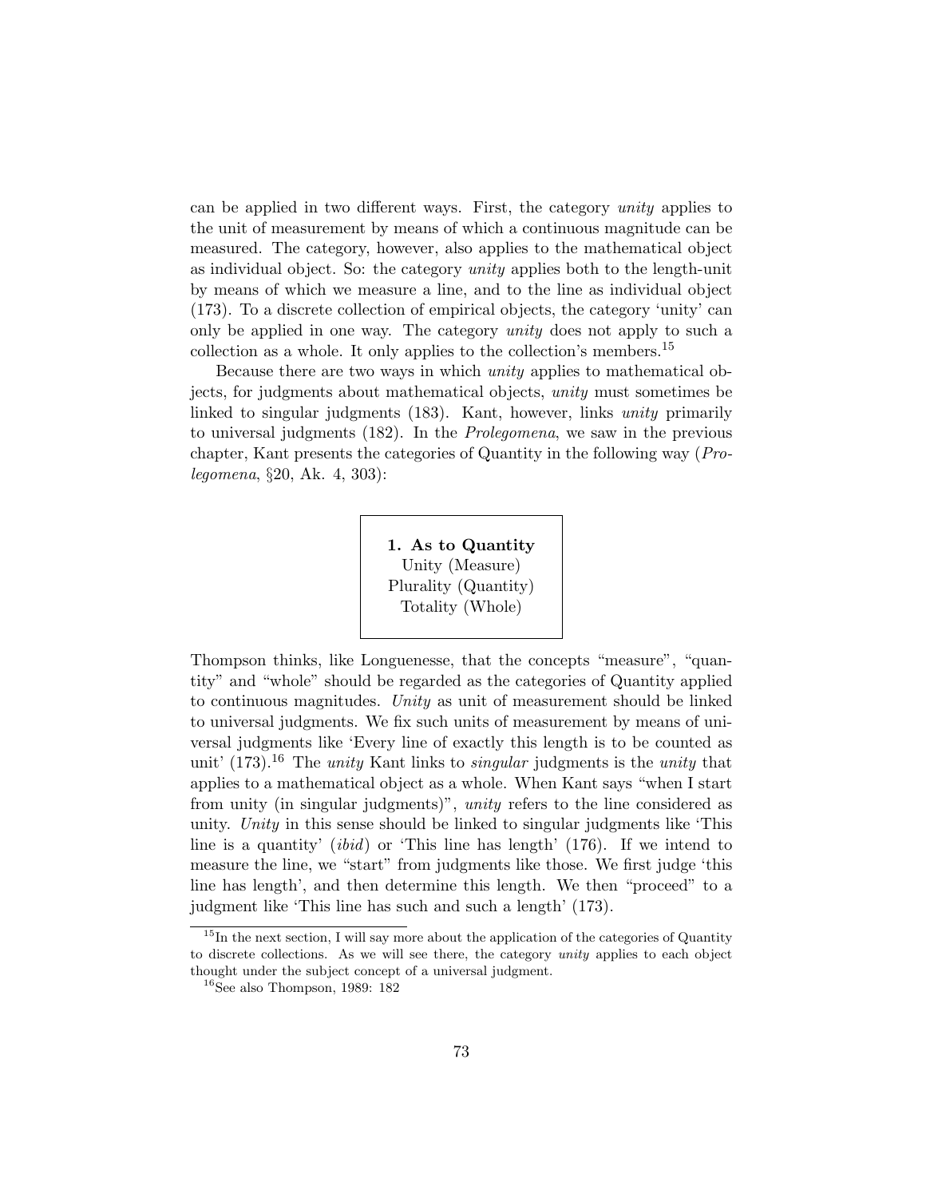can be applied in two different ways. First, the category *unity* applies to the unit of measurement by means of which a continuous magnitude can be measured. The category, however, also applies to the mathematical object as individual object. So: the category *unity* applies both to the length-unit by means of which we measure a line, and to the line as individual object (173). To a discrete collection of empirical objects, the category 'unity' can only be applied in one way. The category *unity* does not apply to such a collection as a whole. It only applies to the collection's members.[15]

Because there are two ways in which *unity* applies to mathematical objects, for judgments about mathematical objects, *unity* must sometimes be linked to singular judgments (183). Kant, however, links *unity* primarily to universal judgments (182). In the *Prolegomena*, we saw in the previous chapter, Kant presents the categories of Quantity in the following way (*Prolegomena*, §20, Ak. 4, 303):

> **1. As to Quantity**
> Unity (Measure)
> Plurality (Quantity)
> Totality (Whole)

Thompson thinks, like Longuenesse, that the concepts "measure", "quantity" and "whole" should be regarded as the categories of Quantity applied to continuous magnitudes. *Unity* as unit of measurement should be linked to universal judgments. We fix such units of measurement by means of universal judgments like 'Every line of exactly this length is to be counted as unit' (173).[16] The *unity* Kant links to *singular* judgments is the *unity* that applies to a mathematical object as a whole. When Kant says "when I start from unity (in singular judgments)", *unity* refers to the line considered as unity. *Unity* in this sense should be linked to singular judgments like 'This line is a quantity' (*ibid*) or 'This line has length' (176). If we intend to measure the line, we "start" from judgments like those. We first judge 'this line has length', and then determine this length. We then "proceed" to a judgment like 'This line has such and such a length' (173).

---

[15] In the next section, I will say more about the application of the categories of Quantity to discrete collections. As we will see there, the category *unity* applies to each object thought under the subject concept of a universal judgment.

[16] See also Thompson, 1989: 182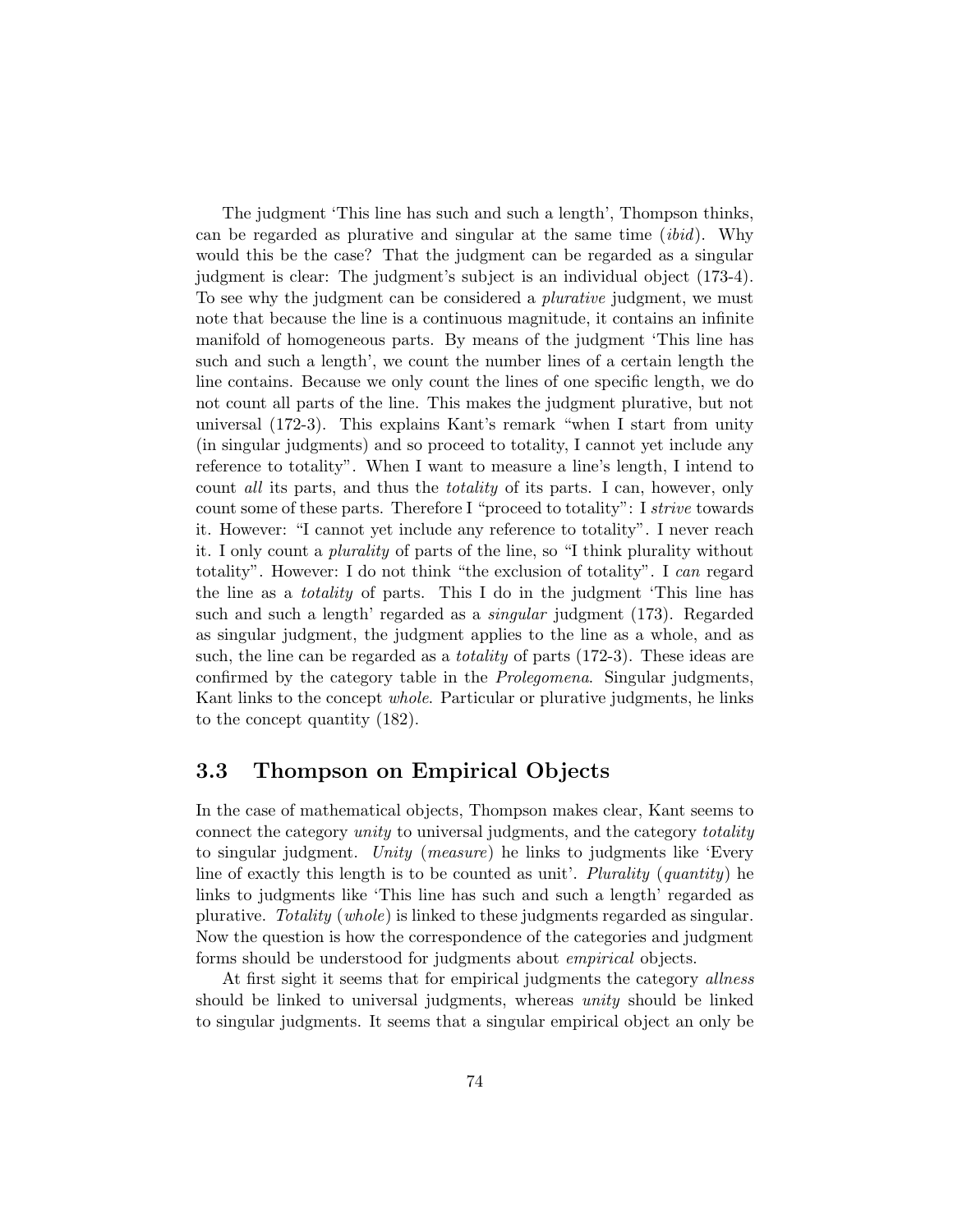The judgment 'This line has such and such a length', Thompson thinks, can be regarded as plurative and singular at the same time (*ibid*). Why would this be the case? That the judgment can be regarded as a singular judgment is clear: The judgment's subject is an individual object (173-4). To see why the judgment can be considered a *plurative* judgment, we must note that because the line is a continuous magnitude, it contains an infinite manifold of homogeneous parts. By means of the judgment 'This line has such and such a length', we count the number lines of a certain length the line contains. Because we only count the lines of one specific length, we do not count all parts of the line. This makes the judgment plurative, but not universal (172-3). This explains Kant's remark "when I start from unity (in singular judgments) and so proceed to totality, I cannot yet include any reference to totality". When I want to measure a line's length, I intend to count *all* its parts, and thus the *totality* of its parts. I can, however, only count some of these parts. Therefore I "proceed to totality": I *strive* towards it. However: "I cannot yet include any reference to totality". I never reach it. I only count a *plurality* of parts of the line, so "I think plurality without totality". However: I do not think "the exclusion of totality". I *can* regard the line as a *totality* of parts. This I do in the judgment 'This line has such and such a length' regarded as a *singular* judgment (173). Regarded as singular judgment, the judgment applies to the line as a whole, and as such, the line can be regarded as a *totality* of parts (172-3). These ideas are confirmed by the category table in the *Prolegomena*. Singular judgments, Kant links to the concept *whole*. Particular or plurative judgments, he links to the concept quantity (182).

## 3.3 Thompson on Empirical Objects

In the case of mathematical objects, Thompson makes clear, Kant seems to connect the category *unity* to universal judgments, and the category *totality* to singular judgment. *Unity* (*measure*) he links to judgments like 'Every line of exactly this length is to be counted as unit'. *Plurality* (*quantity*) he links to judgments like 'This line has such and such a length' regarded as plurative. *Totality* (*whole*) is linked to these judgments regarded as singular. Now the question is how the correspondence of the categories and judgment forms should be understood for judgments about *empirical* objects.

At first sight it seems that for empirical judgments the category *allness* should be linked to universal judgments, whereas *unity* should be linked to singular judgments. It seems that a singular empirical object an only be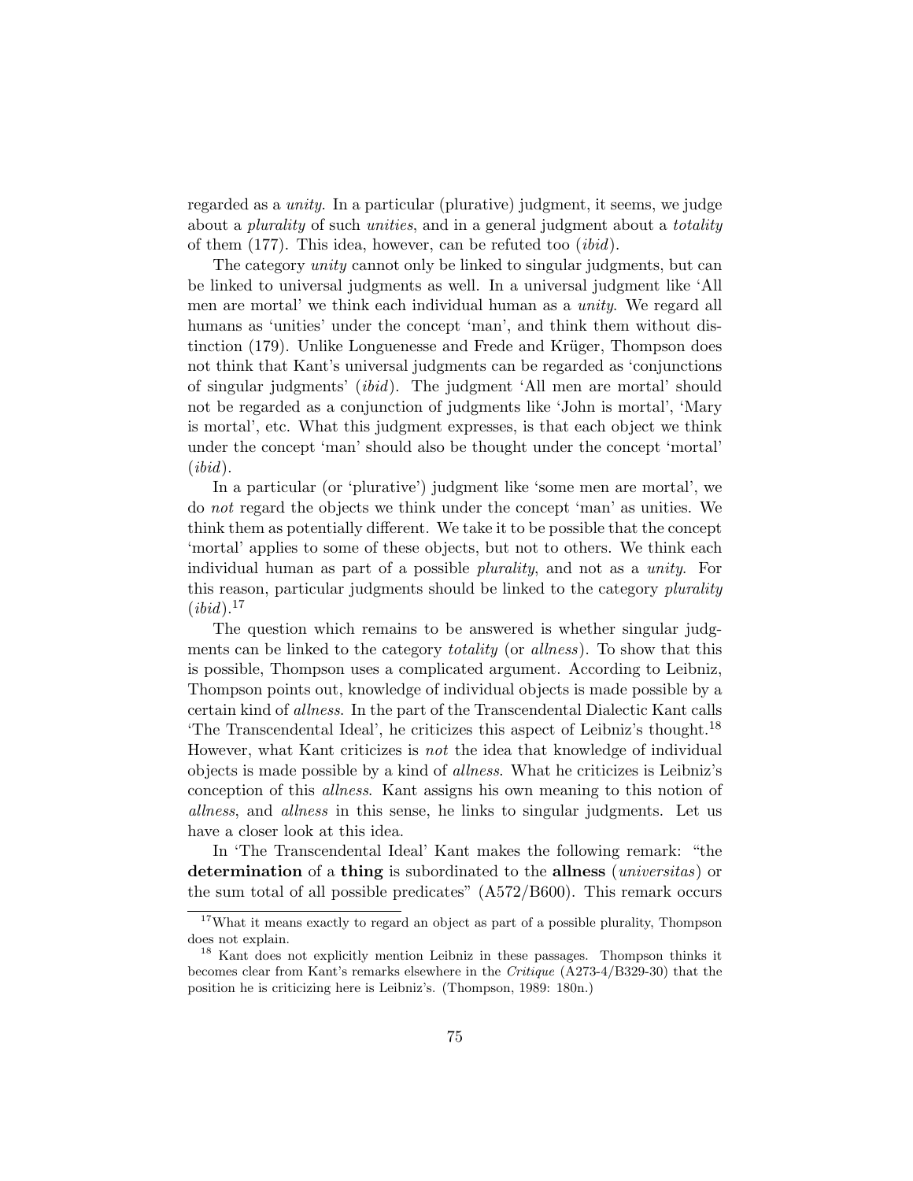regarded as a *unity*. In a particular (plurative) judgment, it seems, we judge about a *plurality* of such *unities*, and in a general judgment about a *totality* of them (177). This idea, however, can be refuted too (*ibid*).

The category *unity* cannot only be linked to singular judgments, but can be linked to universal judgments as well. In a universal judgment like 'All men are mortal' we think each individual human as a *unity*. We regard all humans as 'unities' under the concept 'man', and think them without distinction (179). Unlike Longuenesse and Frede and Krüger, Thompson does not think that Kant's universal judgments can be regarded as 'conjunctions of singular judgments' (*ibid*). The judgment 'All men are mortal' should not be regarded as a conjunction of judgments like 'John is mortal', 'Mary is mortal', etc. What this judgment expresses, is that each object we think under the concept 'man' should also be thought under the concept 'mortal' (*ibid*).

In a particular (or 'plurative') judgment like 'some men are mortal', we do *not* regard the objects we think under the concept 'man' as unities. We think them as potentially different. We take it to be possible that the concept 'mortal' applies to some of these objects, but not to others. We think each individual human as part of a possible *plurality*, and not as a *unity*. For this reason, particular judgments should be linked to the category *plurality* (*ibid*).[17]

The question which remains to be answered is whether singular judgments can be linked to the category *totality* (or *allness*). To show that this is possible, Thompson uses a complicated argument. According to Leibniz, Thompson points out, knowledge of individual objects is made possible by a certain kind of *allness*. In the part of the Transcendental Dialectic Kant calls 'The Transcendental Ideal', he criticizes this aspect of Leibniz's thought.[18] However, what Kant criticizes is *not* the idea that knowledge of individual objects is made possible by a kind of *allness*. What he criticizes is Leibniz's conception of this *allness*. Kant assigns his own meaning to this notion of *allness*, and *allness* in this sense, he links to singular judgments. Let us have a closer look at this idea.

In 'The Transcendental Ideal' Kant makes the following remark: "the **determination** of a **thing** is subordinated to the **allness** (*universitas*) or the sum total of all possible predicates" (A572/B600). This remark occurs

---

[17] What it means exactly to regard an object as part of a possible plurality, Thompson does not explain.

[18] Kant does not explicitly mention Leibniz in these passages. Thompson thinks it becomes clear from Kant's remarks elsewhere in the *Critique* (A273-4/B329-30) that the position he is criticizing here is Leibniz's. (Thompson, 1989: 180n.)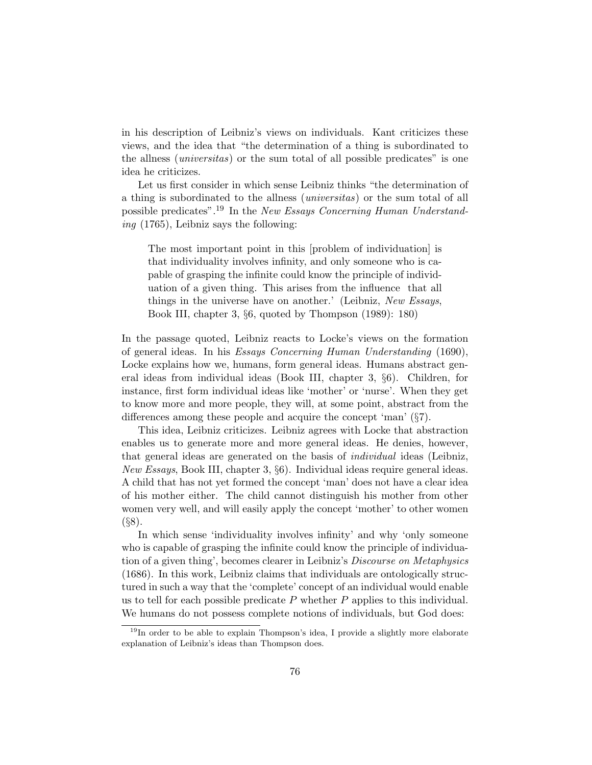in his description of Leibniz's views on individuals. Kant criticizes these views, and the idea that "the determination of a thing is subordinated to the allness (*universitas*) or the sum total of all possible predicates" is one idea he criticizes.

Let us first consider in which sense Leibniz thinks "the determination of a thing is subordinated to the allness (*universitas*) or the sum total of all possible predicates".[19] In the *New Essays Concerning Human Understanding* (1765), Leibniz says the following:

> The most important point in this [problem of individuation] is that individuality involves infinity, and only someone who is capable of grasping the infinite could know the principle of individuation of a given thing. This arises from the influence that all things in the universe have on another.' (Leibniz, *New Essays*, Book III, chapter 3, §6, quoted by Thompson (1989): 180)

In the passage quoted, Leibniz reacts to Locke's views on the formation of general ideas. In his *Essays Concerning Human Understanding* (1690), Locke explains how we, humans, form general ideas. Humans abstract general ideas from individual ideas (Book III, chapter 3, §6). Children, for instance, first form individual ideas like 'mother' or 'nurse'. When they get to know more and more people, they will, at some point, abstract from the differences among these people and acquire the concept 'man' (§7).

This idea, Leibniz criticizes. Leibniz agrees with Locke that abstraction enables us to generate more and more general ideas. He denies, however, that general ideas are generated on the basis of *individual* ideas (Leibniz, *New Essays*, Book III, chapter 3, §6). Individual ideas require general ideas. A child that has not yet formed the concept 'man' does not have a clear idea of his mother either. The child cannot distinguish his mother from other women very well, and will easily apply the concept 'mother' to other women (§8).

In which sense 'individuality involves infinity' and why 'only someone who is capable of grasping the infinite could know the principle of individuation of a given thing', becomes clearer in Leibniz's *Discourse on Metaphysics* (1686). In this work, Leibniz claims that individuals are ontologically structured in such a way that the 'complete' concept of an individual would enable us to tell for each possible predicate $P$ whether $P$ applies to this individual. We humans do not possess complete notions of individuals, but God does:

[19] In order to be able to explain Thompson's idea, I provide a slightly more elaborate explanation of Leibniz's ideas than Thompson does.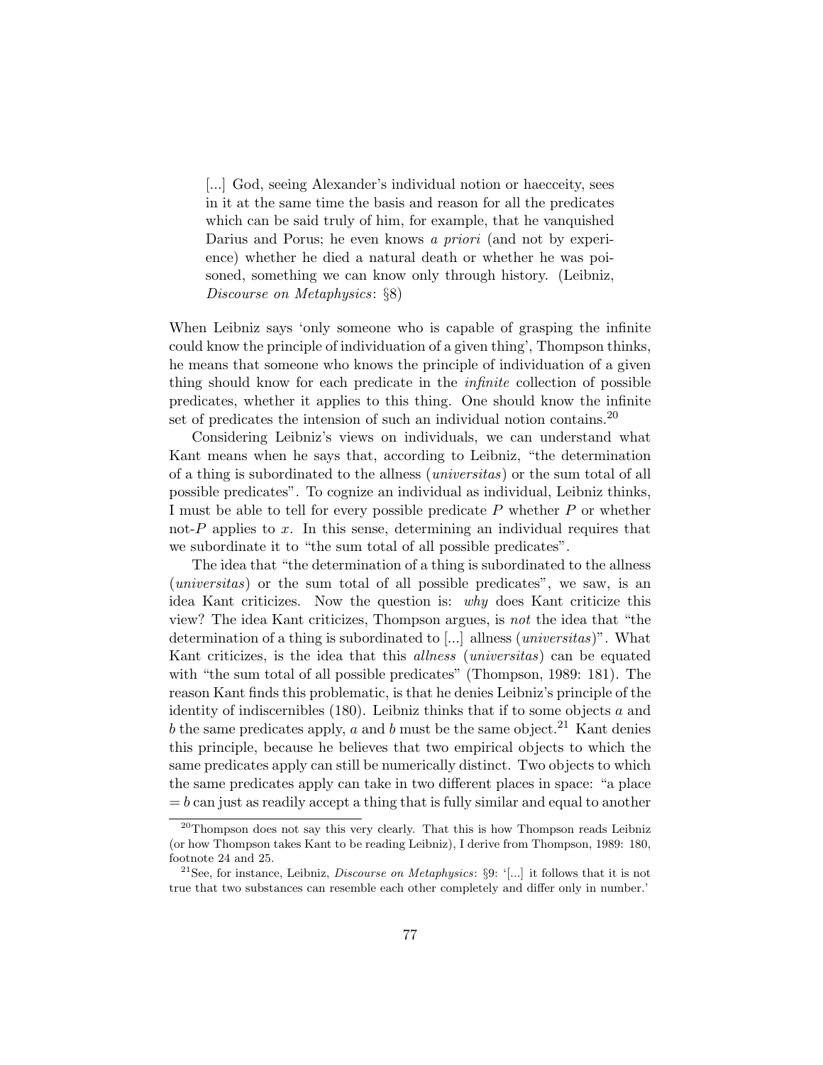> [...] God, seeing Alexander's individual notion or haecceity, sees in it at the same time the basis and reason for all the predicates which can be said truly of him, for example, that he vanquished Darius and Porus; he even knows *a priori* (and not by experience) whether he died a natural death or whether he was poisoned, something we can know only through history. (Leibniz, *Discourse on Metaphysics*: §8)

When Leibniz says 'only someone who is capable of grasping the infinite could know the principle of individuation of a given thing', Thompson thinks, he means that someone who knows the principle of individuation of a given thing should know for each predicate in the *infinite* collection of possible predicates, whether it applies to this thing. One should know the infinite set of predicates the intension of such an individual notion contains.[20]

Considering Leibniz's views on individuals, we can understand what Kant means when he says that, according to Leibniz, "the determination of a thing is subordinated to the allness (*universitas*) or the sum total of all possible predicates". To cognize an individual as individual, Leibniz thinks, I must be able to tell for every possible predicate $P$ whether $P$ or whether not-$P$ applies to $x$. In this sense, determining an individual requires that we subordinate it to "the sum total of all possible predicates".

The idea that "the determination of a thing is subordinated to the allness (*universitas*) or the sum total of all possible predicates", we saw, is an idea Kant criticizes. Now the question is: *why* does Kant criticize this view? The idea Kant criticizes, Thompson argues, is *not* the idea that "the determination of a thing is subordinated to [...] allness (*universitas*)". What Kant criticizes, is the idea that this *allness* (*universitas*) can be equated with "the sum total of all possible predicates" (Thompson, 1989: 181). The reason Kant finds this problematic, is that he denies Leibniz's principle of the identity of indiscernibles (180). Leibniz thinks that if to some objects $a$ and $b$ the same predicates apply, $a$ and $b$ must be the same object.[21] Kant denies this principle, because he believes that two empirical objects to which the same predicates apply can still be numerically distinct. Two objects to which the same predicates apply can take in two different places in space: "a place $= b$ can just as readily accept a thing that is fully similar and equal to another

---

[20] Thompson does not say this very clearly. That this is how Thompson reads Leibniz (or how Thompson takes Kant to be reading Leibniz), I derive from Thompson, 1989: 180, footnote 24 and 25.

[21] See, for instance, Leibniz, *Discourse on Metaphysics*: §9: '[...] it follows that it is not true that two substances can resemble each other completely and differ only in number.'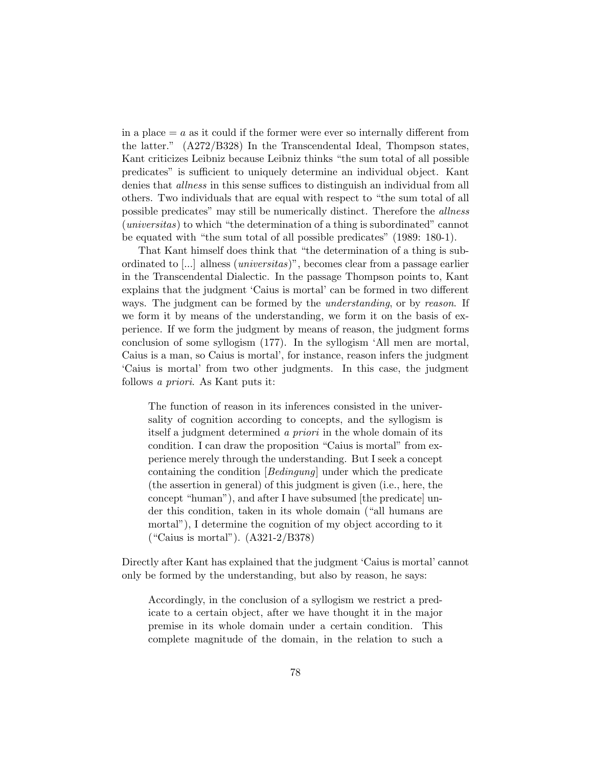in a place = $a$ as it could if the former were ever so internally different from the latter." (A272/B328) In the Transcendental Ideal, Thompson states, Kant criticizes Leibniz because Leibniz thinks "the sum total of all possible predicates" is sufficient to uniquely determine an individual object. Kant denies that *allness* in this sense suffices to distinguish an individual from all others. Two individuals that are equal with respect to "the sum total of all possible predicates" may still be numerically distinct. Therefore the *allness* (*universitas*) to which "the determination of a thing is subordinated" cannot be equated with "the sum total of all possible predicates" (1989: 180-1).

That Kant himself does think that "the determination of a thing is subordinated to [...] allness (*universitas*)", becomes clear from a passage earlier in the Transcendental Dialectic. In the passage Thompson points to, Kant explains that the judgment 'Caius is mortal' can be formed in two different ways. The judgment can be formed by the *understanding*, or by *reason*. If we form it by means of the understanding, we form it on the basis of experience. If we form the judgment by means of reason, the judgment forms conclusion of some syllogism (177). In the syllogism 'All men are mortal, Caius is a man, so Caius is mortal', for instance, reason infers the judgment 'Caius is mortal' from two other judgments. In this case, the judgment follows *a priori*. As Kant puts it:

> The function of reason in its inferences consisted in the universality of cognition according to concepts, and the syllogism is itself a judgment determined *a priori* in the whole domain of its condition. I can draw the proposition "Caius is mortal" from experience merely through the understanding. But I seek a concept containing the condition [*Bedingung*] under which the predicate (the assertion in general) of this judgment is given (i.e., here, the concept "human"), and after I have subsumed [the predicate] under this condition, taken in its whole domain ("all humans are mortal"), I determine the cognition of my object according to it ("Caius is mortal"). (A321-2/B378)

Directly after Kant has explained that the judgment 'Caius is mortal' cannot only be formed by the understanding, but also by reason, he says:

> Accordingly, in the conclusion of a syllogism we restrict a predicate to a certain object, after we have thought it in the major premise in its whole domain under a certain condition. This complete magnitude of the domain, in the relation to such a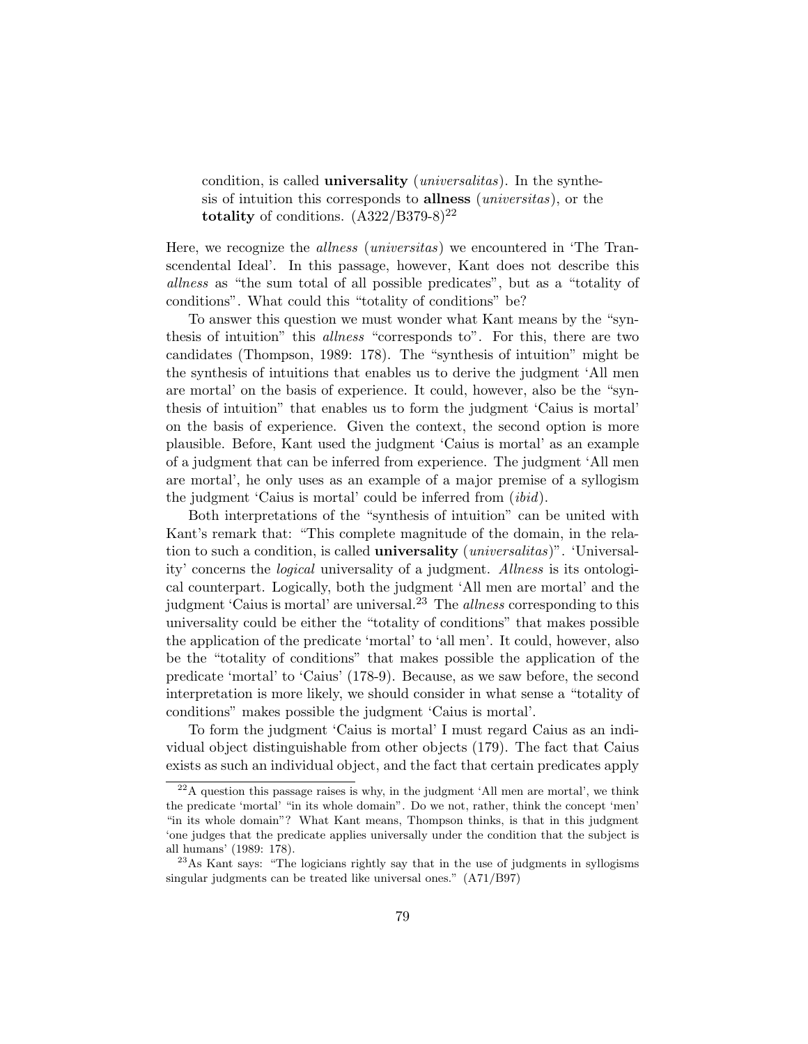> condition, is called **universality** (*universalitas*). In the synthesis of intuition this corresponds to **allness** (*universitas*), or the **totality** of conditions. (A322/B379-8)[22]

Here, we recognize the *allness* (*universitas*) we encountered in 'The Transcendental Ideal'. In this passage, however, Kant does not describe this *allness* as "the sum total of all possible predicates", but as a "totality of conditions". What could this "totality of conditions" be?

To answer this question we must wonder what Kant means by the "synthesis of intuition" this *allness* "corresponds to". For this, there are two candidates (Thompson, 1989: 178). The "synthesis of intuition" might be the synthesis of intuitions that enables us to derive the judgment 'All men are mortal' on the basis of experience. It could, however, also be the "synthesis of intuition" that enables us to form the judgment 'Caius is mortal' on the basis of experience. Given the context, the second option is more plausible. Before, Kant used the judgment 'Caius is mortal' as an example of a judgment that can be inferred from experience. The judgment 'All men are mortal', he only uses as an example of a major premise of a syllogism the judgment 'Caius is mortal' could be inferred from (*ibid*).

Both interpretations of the "synthesis of intuition" can be united with Kant's remark that: "This complete magnitude of the domain, in the relation to such a condition, is called **universality** (*universalitas*)". 'Universality' concerns the *logical* universality of a judgment. *Allness* is its ontological counterpart. Logically, both the judgment 'All men are mortal' and the judgment 'Caius is mortal' are universal.[23] The *allness* corresponding to this universality could be either the "totality of conditions" that makes possible the application of the predicate 'mortal' to 'all men'. It could, however, also be the "totality of conditions" that makes possible the application of the predicate 'mortal' to 'Caius' (178-9). Because, as we saw before, the second interpretation is more likely, we should consider in what sense a "totality of conditions" makes possible the judgment 'Caius is mortal'.

To form the judgment 'Caius is mortal' I must regard Caius as an individual object distinguishable from other objects (179). The fact that Caius exists as such an individual object, and the fact that certain predicates apply

---

[22] A question this passage raises is why, in the judgment 'All men are mortal', we think the predicate 'mortal' "in its whole domain". Do we not, rather, think the concept 'men' "in its whole domain"? What Kant means, Thompson thinks, is that in this judgment 'one judges that the predicate applies universally under the condition that the subject is all humans' (1989: 178).

[23] As Kant says: "The logicians rightly say that in the use of judgments in syllogisms singular judgments can be treated like universal ones." (A71/B97)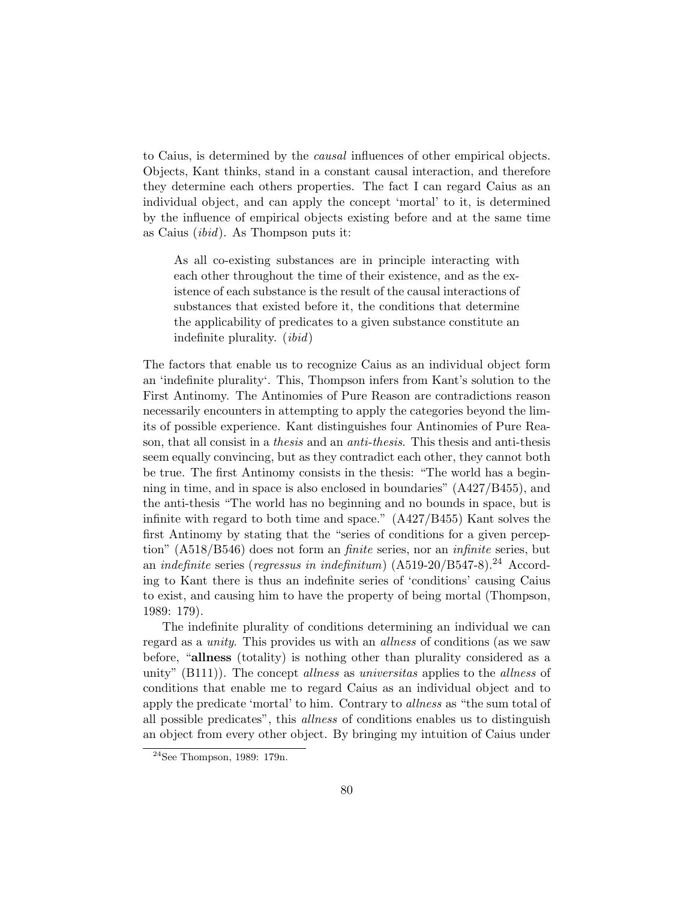to Caius, is determined by the *causal* influences of other empirical objects. Objects, Kant thinks, stand in a constant causal interaction, and therefore they determine each others properties. The fact I can regard Caius as an individual object, and can apply the concept 'mortal' to it, is determined by the influence of empirical objects existing before and at the same time as Caius (*ibid*). As Thompson puts it:

> As all co-existing substances are in principle interacting with each other throughout the time of their existence, and as the existence of each substance is the result of the causal interactions of substances that existed before it, the conditions that determine the applicability of predicates to a given substance constitute an indefinite plurality. (*ibid*)

The factors that enable us to recognize Caius as an individual object form an 'indefinite plurality'. This, Thompson infers from Kant's solution to the First Antinomy. The Antinomies of Pure Reason are contradictions reason necessarily encounters in attempting to apply the categories beyond the limits of possible experience. Kant distinguishes four Antinomies of Pure Reason, that all consist in a *thesis* and an *anti-thesis*. This thesis and anti-thesis seem equally convincing, but as they contradict each other, they cannot both be true. The first Antinomy consists in the thesis: "The world has a beginning in time, and in space is also enclosed in boundaries" (A427/B455), and the anti-thesis "The world has no beginning and no bounds in space, but is infinite with regard to both time and space." (A427/B455) Kant solves the first Antinomy by stating that the "series of conditions for a given perception" (A518/B546) does not form an *finite* series, nor an *infinite* series, but an *indefinite* series (*regressus in indefinitum*) (A519-20/B547-8).[24] According to Kant there is thus an indefinite series of 'conditions' causing Caius to exist, and causing him to have the property of being mortal (Thompson, 1989: 179).

The indefinite plurality of conditions determining an individual we can regard as a *unity*. This provides us with an *allness* of conditions (as we saw before, "**allness** (totality) is nothing other than plurality considered as a unity" (B111)). The concept *allness* as *universitas* applies to the *allness* of conditions that enable me to regard Caius as an individual object and to apply the predicate 'mortal' to him. Contrary to *allness* as "the sum total of all possible predicates", this *allness* of conditions enables us to distinguish an object from every other object. By bringing my intuition of Caius under

[24] See Thompson, 1989: 179n.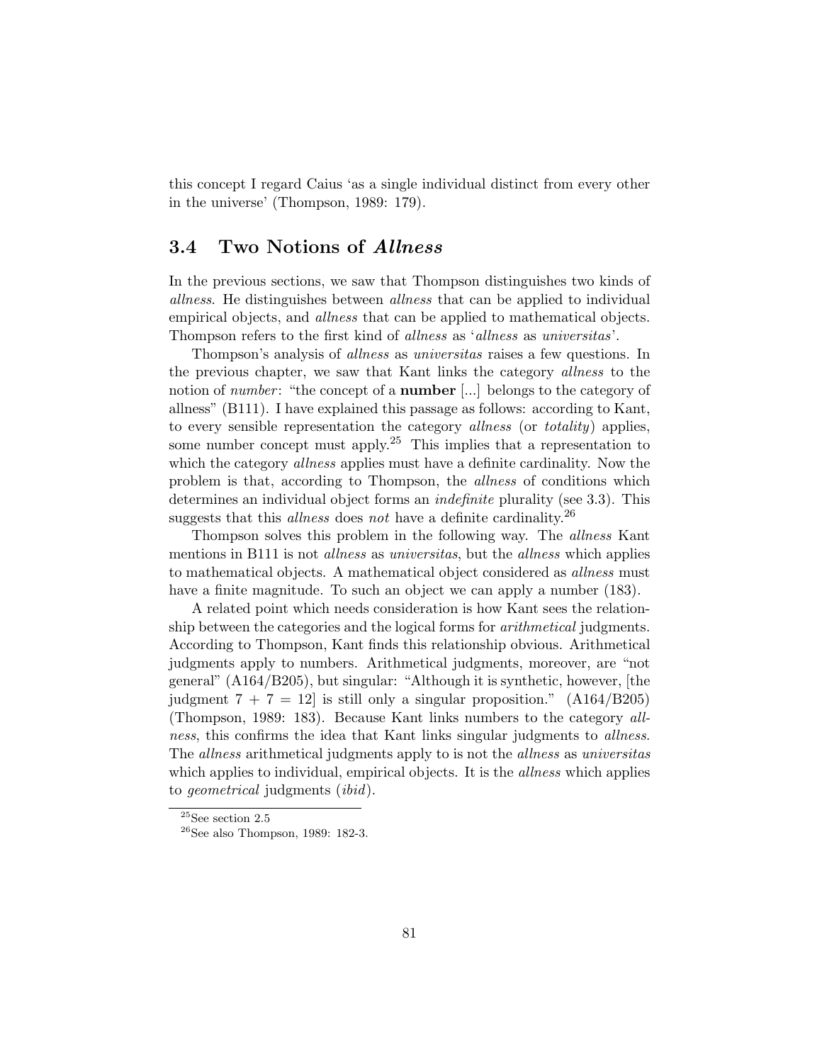this concept I regard Caius 'as a single individual distinct from every other in the universe' (Thompson, 1989: 179).

## 3.4 Two Notions of *Allness*

In the previous sections, we saw that Thompson distinguishes two kinds of *allness*. He distinguishes between *allness* that can be applied to individual empirical objects, and *allness* that can be applied to mathematical objects. Thompson refers to the first kind of *allness* as '*allness* as *universitas*'.

Thompson's analysis of *allness* as *universitas* raises a few questions. In the previous chapter, we saw that Kant links the category *allness* to the notion of *number*: "the concept of a **number** [...] belongs to the category of allness" (B111). I have explained this passage as follows: according to Kant, to every sensible representation the category *allness* (or *totality*) applies, some number concept must apply.[25] This implies that a representation to which the category *allness* applies must have a definite cardinality. Now the problem is that, according to Thompson, the *allness* of conditions which determines an individual object forms an *indefinite* plurality (see 3.3). This suggests that this *allness* does *not* have a definite cardinality.[26]

Thompson solves this problem in the following way. The *allness* Kant mentions in B111 is not *allness* as *universitas*, but the *allness* which applies to mathematical objects. A mathematical object considered as *allness* must have a finite magnitude. To such an object we can apply a number (183).

A related point which needs consideration is how Kant sees the relationship between the categories and the logical forms for *arithmetical* judgments. According to Thompson, Kant finds this relationship obvious. Arithmetical judgments apply to numbers. Arithmetical judgments, moreover, are "not general" (A164/B205), but singular: "Although it is synthetic, however, [the judgment $7 + 7 = 12$] is still only a singular proposition." (A164/B205) (Thompson, 1989: 183). Because Kant links numbers to the category *allness*, this confirms the idea that Kant links singular judgments to *allness*. The *allness* arithmetical judgments apply to is not the *allness* as *universitas* which applies to individual, empirical objects. It is the *allness* which applies to *geometrical* judgments (*ibid*).

[25] See section 2.5

[26] See also Thompson, 1989: 182-3.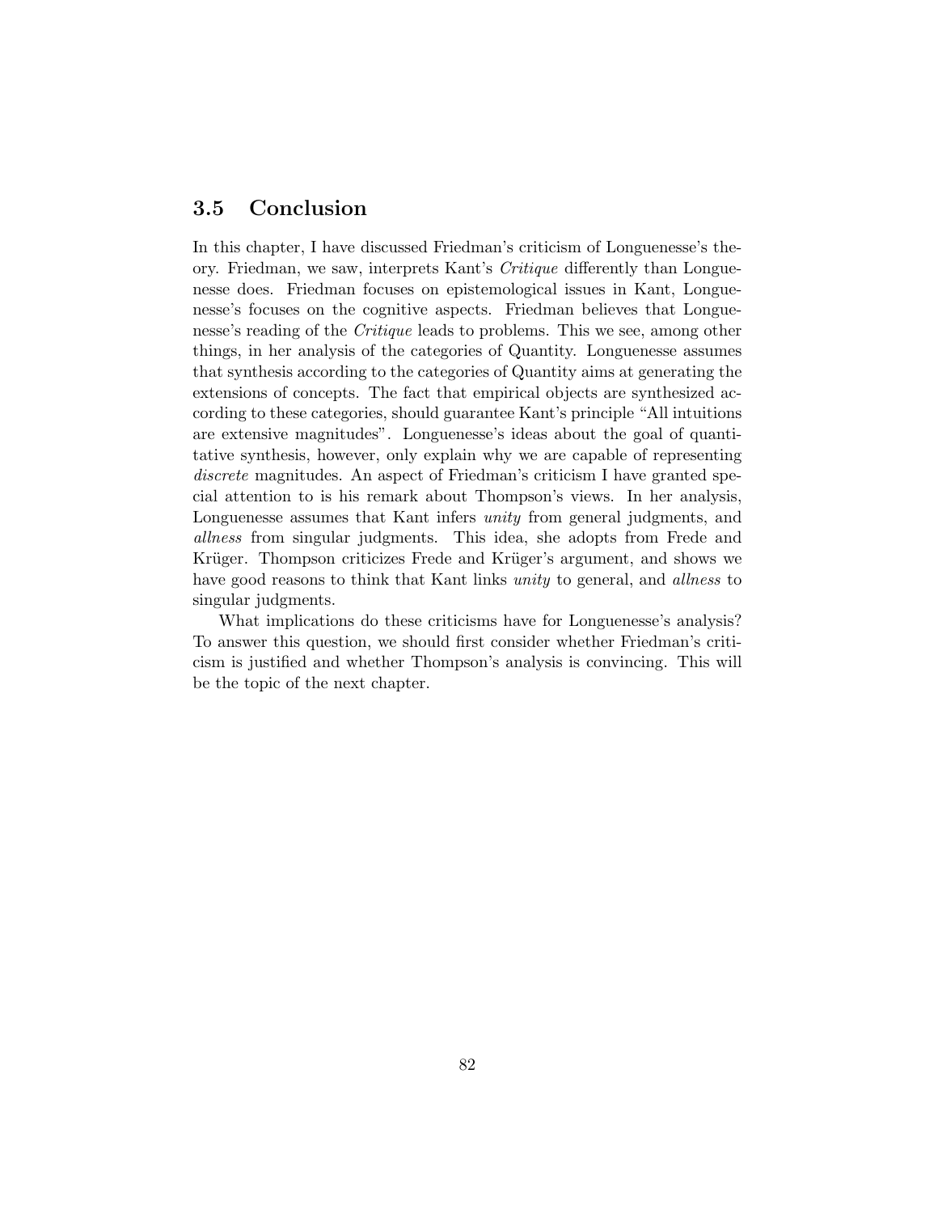## 3.5 Conclusion

In this chapter, I have discussed Friedman's criticism of Longuenesse's theory. Friedman, we saw, interprets Kant's *Critique* differently than Longuenesse does. Friedman focuses on epistemological issues in Kant, Longuenesse's focuses on the cognitive aspects. Friedman believes that Longuenesse's reading of the *Critique* leads to problems. This we see, among other things, in her analysis of the categories of Quantity. Longuenesse assumes that synthesis according to the categories of Quantity aims at generating the extensions of concepts. The fact that empirical objects are synthesized according to these categories, should guarantee Kant's principle "All intuitions are extensive magnitudes". Longuenesse's ideas about the goal of quantitative synthesis, however, only explain why we are capable of representing *discrete* magnitudes. An aspect of Friedman's criticism I have granted special attention to is his remark about Thompson's views. In her analysis, Longuenesse assumes that Kant infers *unity* from general judgments, and *allness* from singular judgments. This idea, she adopts from Frede and Krüger. Thompson criticizes Frede and Krüger's argument, and shows we have good reasons to think that Kant links *unity* to general, and *allness* to singular judgments.

What implications do these criticisms have for Longuenesse's analysis? To answer this question, we should first consider whether Friedman's criticism is justified and whether Thompson's analysis is convincing. This will be the topic of the next chapter.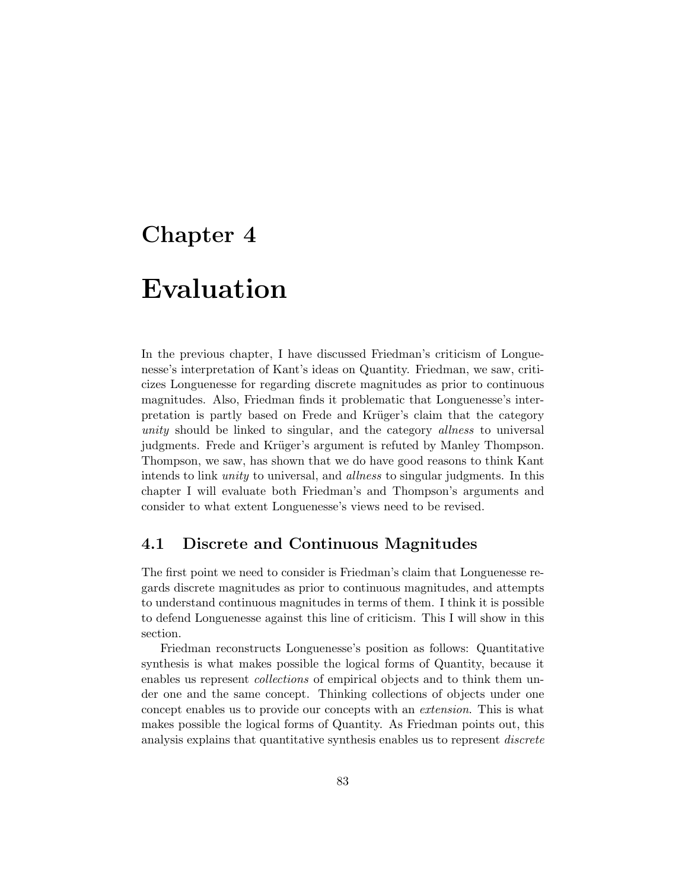# Chapter 4

# Evaluation

In the previous chapter, I have discussed Friedman's criticism of Longuenesse's interpretation of Kant's ideas on Quantity. Friedman, we saw, criticizes Longuenesse for regarding discrete magnitudes as prior to continuous magnitudes. Also, Friedman finds it problematic that Longuenesse's interpretation is partly based on Frede and Krüger's claim that the category *unity* should be linked to singular, and the category *allness* to universal judgments. Frede and Krüger's argument is refuted by Manley Thompson. Thompson, we saw, has shown that we do have good reasons to think Kant intends to link *unity* to universal, and *allness* to singular judgments. In this chapter I will evaluate both Friedman's and Thompson's arguments and consider to what extent Longuenesse's views need to be revised.

## 4.1 Discrete and Continuous Magnitudes

The first point we need to consider is Friedman's claim that Longuenesse regards discrete magnitudes as prior to continuous magnitudes, and attempts to understand continuous magnitudes in terms of them. I think it is possible to defend Longuenesse against this line of criticism. This I will show in this section.

Friedman reconstructs Longuenesse's position as follows: Quantitative synthesis is what makes possible the logical forms of Quantity, because it enables us represent *collections* of empirical objects and to think them under one and the same concept. Thinking collections of objects under one concept enables us to provide our concepts with an *extension*. This is what makes possible the logical forms of Quantity. As Friedman points out, this analysis explains that quantitative synthesis enables us to represent *discrete*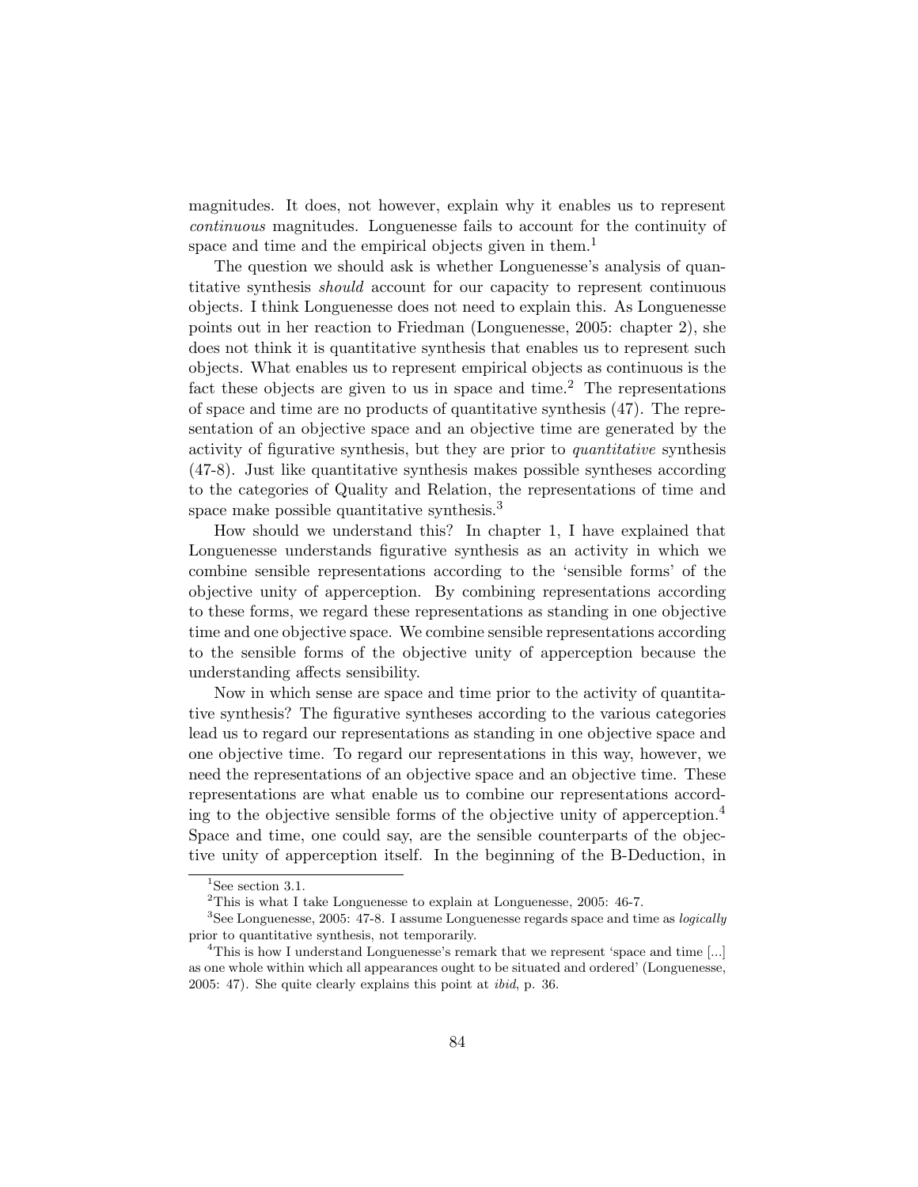magnitudes. It does, not however, explain why it enables us to represent *continuous* magnitudes. Longuenesse fails to account for the continuity of space and time and the empirical objects given in them.[1]

The question we should ask is whether Longuenesse's analysis of quantitative synthesis *should* account for our capacity to represent continuous objects. I think Longuenesse does not need to explain this. As Longuenesse points out in her reaction to Friedman (Longuenesse, 2005: chapter 2), she does not think it is quantitative synthesis that enables us to represent such objects. What enables us to represent empirical objects as continuous is the fact these objects are given to us in space and time.[2] The representations of space and time are no products of quantitative synthesis (47). The representation of an objective space and an objective time are generated by the activity of figurative synthesis, but they are prior to *quantitative* synthesis (47-8). Just like quantitative synthesis makes possible syntheses according to the categories of Quality and Relation, the representations of time and space make possible quantitative synthesis.[3]

How should we understand this? In chapter 1, I have explained that Longuenesse understands figurative synthesis as an activity in which we combine sensible representations according to the 'sensible forms' of the objective unity of apperception. By combining representations according to these forms, we regard these representations as standing in one objective time and one objective space. We combine sensible representations according to the sensible forms of the objective unity of apperception because the understanding affects sensibility.

Now in which sense are space and time prior to the activity of quantitative synthesis? The figurative syntheses according to the various categories lead us to regard our representations as standing in one objective space and one objective time. To regard our representations in this way, however, we need the representations of an objective space and an objective time. These representations are what enable us to combine our representations according to the objective sensible forms of the objective unity of apperception.[4] Space and time, one could say, are the sensible counterparts of the objective unity of apperception itself. In the beginning of the B-Deduction, in

---

[1] See section 3.1.

[2] This is what I take Longuenesse to explain at Longuenesse, 2005: 46-7.

[3] See Longuenesse, 2005: 47-8. I assume Longuenesse regards space and time as *logically* prior to quantitative synthesis, not temporarily.

[4] This is how I understand Longuenesse's remark that we represent 'space and time [...] as one whole within which all appearances ought to be situated and ordered' (Longuenesse, 2005: 47). She quite clearly explains this point at *ibid*, p. 36.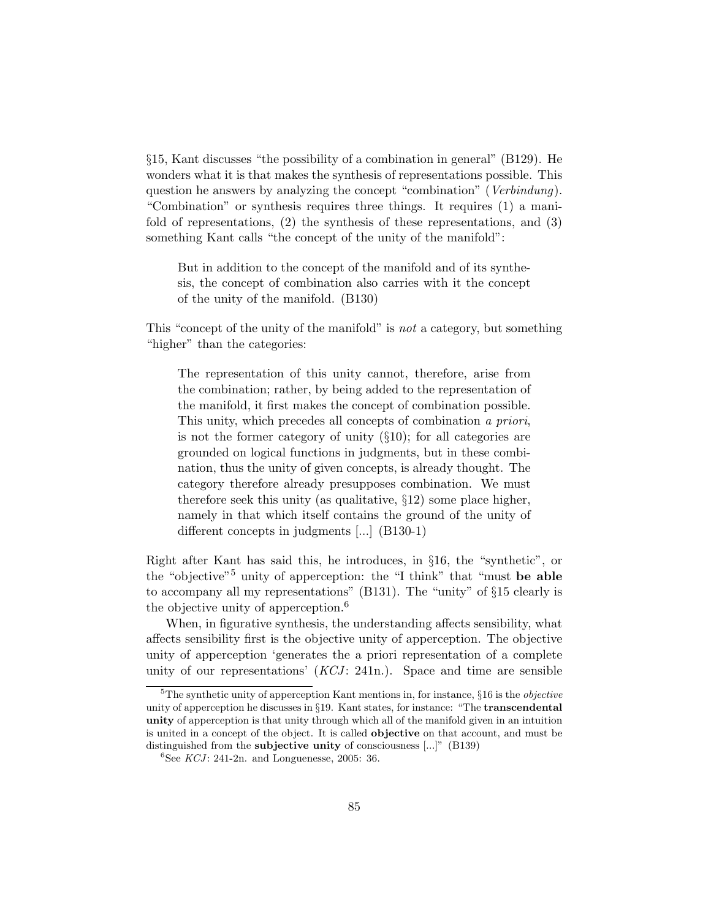§15, Kant discusses "the possibility of a combination in general" (B129). He wonders what it is that makes the synthesis of representations possible. This question he answers by analyzing the concept "combination" (*Verbindung*). "Combination" or synthesis requires three things. It requires (1) a manifold of representations, (2) the synthesis of these representations, and (3) something Kant calls "the concept of the unity of the manifold":

> But in addition to the concept of the manifold and of its synthesis, the concept of combination also carries with it the concept of the unity of the manifold. (B130)

This "concept of the unity of the manifold" is *not* a category, but something "higher" than the categories:

> The representation of this unity cannot, therefore, arise from the combination; rather, by being added to the representation of the manifold, it first makes the concept of combination possible. This unity, which precedes all concepts of combination *a priori*, is not the former category of unity (§10); for all categories are grounded on logical functions in judgments, but in these combination, thus the unity of given concepts, is already thought. The category therefore already presupposes combination. We must therefore seek this unity (as qualitative, §12) some place higher, namely in that which itself contains the ground of the unity of different concepts in judgments [...] (B130-1)

Right after Kant has said this, he introduces, in §16, the "synthetic", or the "objective"[5] unity of apperception: the "I think" that "must **be able** to accompany all my representations" (B131). The "unity" of §15 clearly is the objective unity of apperception.[6]

When, in figurative synthesis, the understanding affects sensibility, what affects sensibility first is the objective unity of apperception. The objective unity of apperception 'generates the a priori representation of a complete unity of our representations' (*KCJ*: 241n.). Space and time are sensible

---

[5] The synthetic unity of apperception Kant mentions in, for instance, §16 is the *objective* unity of apperception he discusses in §19. Kant states, for instance: "The **transcendental unity** of apperception is that unity through which all of the manifold given in an intuition is united in a concept of the object. It is called **objective** on that account, and must be distinguished from the **subjective unity** of consciousness [...]" (B139)

[6] See *KCJ*: 241-2n. and Longuenesse, 2005: 36.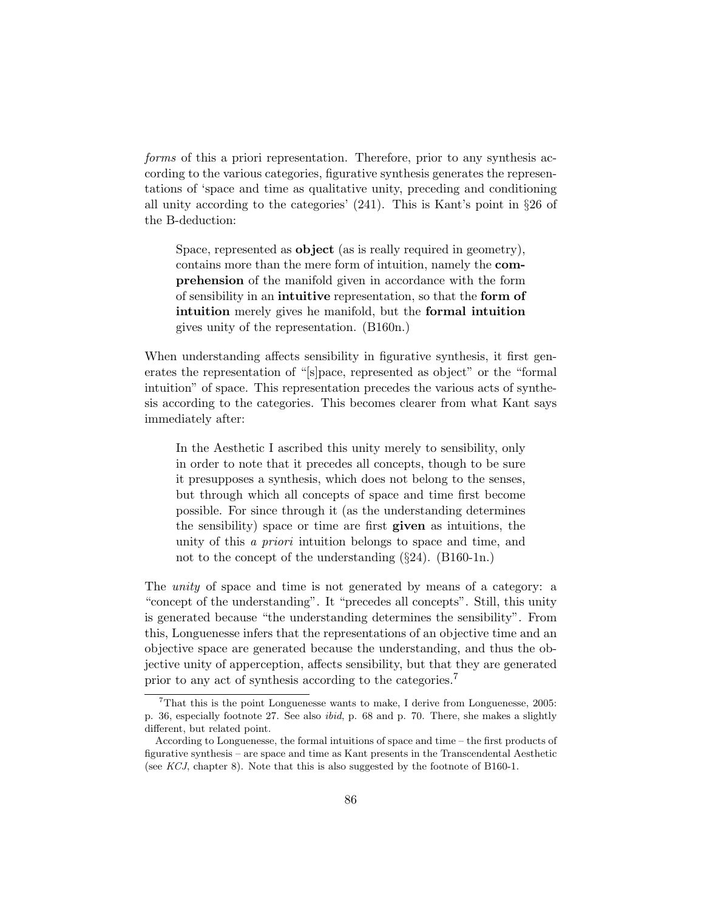*forms* of this a priori representation. Therefore, prior to any synthesis according to the various categories, figurative synthesis generates the representations of 'space and time as qualitative unity, preceding and conditioning all unity according to the categories' (241). This is Kant's point in §26 of the B-deduction:

> Space, represented as **object** (as is really required in geometry), contains more than the mere form of intuition, namely the **comprehension** of the manifold given in accordance with the form of sensibility in an **intuitive** representation, so that the **form of intuition** merely gives he manifold, but the **formal intuition** gives unity of the representation. (B160n.)

When understanding affects sensibility in figurative synthesis, it first generates the representation of "[s]pace, represented as object" or the "formal intuition" of space. This representation precedes the various acts of synthesis according to the categories. This becomes clearer from what Kant says immediately after:

> In the Aesthetic I ascribed this unity merely to sensibility, only in order to note that it precedes all concepts, though to be sure it presupposes a synthesis, which does not belong to the senses, but through which all concepts of space and time first become possible. For since through it (as the understanding determines the sensibility) space or time are first **given** as intuitions, the unity of this *a priori* intuition belongs to space and time, and not to the concept of the understanding (§24). (B160-1n.)

The *unity* of space and time is not generated by means of a category: a "concept of the understanding". It "precedes all concepts". Still, this unity is generated because "the understanding determines the sensibility". From this, Longuenesse infers that the representations of an objective time and an objective space are generated because the understanding, and thus the objective unity of apperception, affects sensibility, but that they are generated prior to any act of synthesis according to the categories.[7]

---

[7]That this is the point Longuenesse wants to make, I derive from Longuenesse, 2005: p. 36, especially footnote 27. See also *ibid*, p. 68 and p. 70. There, she makes a slightly different, but related point.

According to Longuenesse, the formal intuitions of space and time – the first products of figurative synthesis – are space and time as Kant presents in the Transcendental Aesthetic (see *KCJ*, chapter 8). Note that this is also suggested by the footnote of B160-1.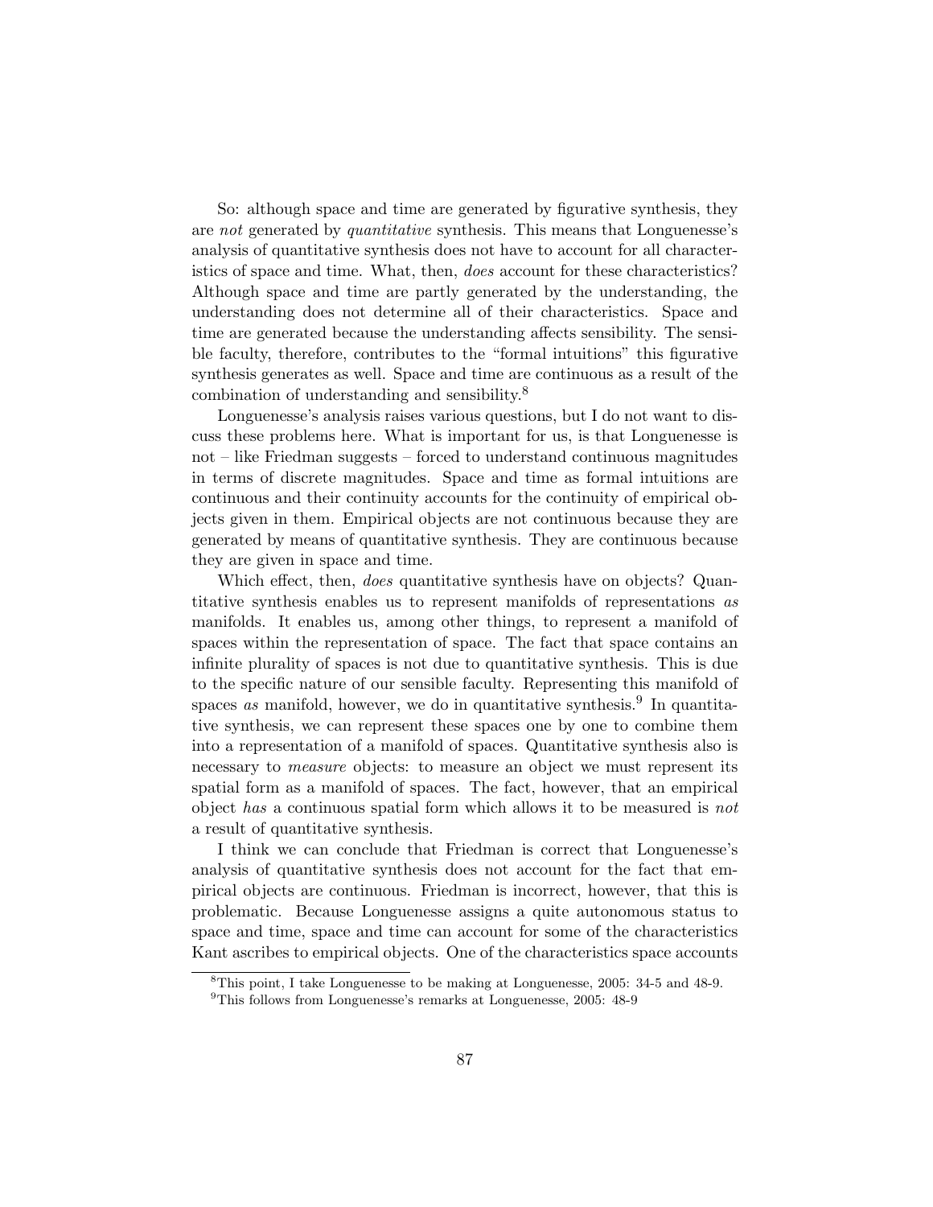So: although space and time are generated by figurative synthesis, they are *not* generated by *quantitative* synthesis. This means that Longuenesse's analysis of quantitative synthesis does not have to account for all characteristics of space and time. What, then, *does* account for these characteristics? Although space and time are partly generated by the understanding, the understanding does not determine all of their characteristics. Space and time are generated because the understanding affects sensibility. The sensible faculty, therefore, contributes to the "formal intuitions" this figurative synthesis generates as well. Space and time are continuous as a result of the combination of understanding and sensibility.[8]

Longuenesse's analysis raises various questions, but I do not want to discuss these problems here. What is important for us, is that Longuenesse is not – like Friedman suggests – forced to understand continuous magnitudes in terms of discrete magnitudes. Space and time as formal intuitions are continuous and their continuity accounts for the continuity of empirical objects given in them. Empirical objects are not continuous because they are generated by means of quantitative synthesis. They are continuous because they are given in space and time.

Which effect, then, *does* quantitative synthesis have on objects? Quantitative synthesis enables us to represent manifolds of representations *as* manifolds. It enables us, among other things, to represent a manifold of spaces within the representation of space. The fact that space contains an infinite plurality of spaces is not due to quantitative synthesis. This is due to the specific nature of our sensible faculty. Representing this manifold of spaces *as* manifold, however, we do in quantitative synthesis.[9] In quantitative synthesis, we can represent these spaces one by one to combine them into a representation of a manifold of spaces. Quantitative synthesis also is necessary to *measure* objects: to measure an object we must represent its spatial form as a manifold of spaces. The fact, however, that an empirical object *has* a continuous spatial form which allows it to be measured is *not* a result of quantitative synthesis.

I think we can conclude that Friedman is correct that Longuenesse's analysis of quantitative synthesis does not account for the fact that empirical objects are continuous. Friedman is incorrect, however, that this is problematic. Because Longuenesse assigns a quite autonomous status to space and time, space and time can account for some of the characteristics Kant ascribes to empirical objects. One of the characteristics space accounts

---

[8] This point, I take Longuenesse to be making at Longuenesse, 2005: 34-5 and 48-9.

[9] This follows from Longuenesse's remarks at Longuenesse, 2005: 48-9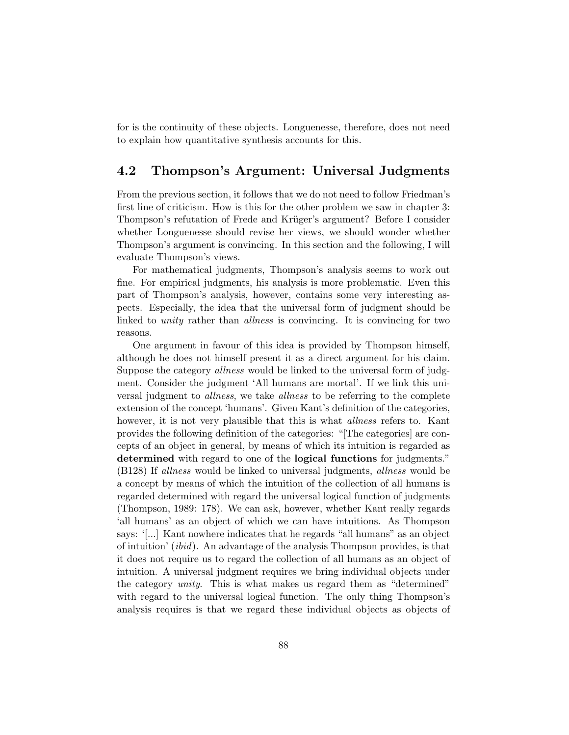for is the continuity of these objects. Longuenesse, therefore, does not need to explain how quantitative synthesis accounts for this.

## 4.2 Thompson's Argument: Universal Judgments

From the previous section, it follows that we do not need to follow Friedman's first line of criticism. How is this for the other problem we saw in chapter 3: Thompson's refutation of Frede and Krüger's argument? Before I consider whether Longuenesse should revise her views, we should wonder whether Thompson's argument is convincing. In this section and the following, I will evaluate Thompson's views.

For mathematical judgments, Thompson's analysis seems to work out fine. For empirical judgments, his analysis is more problematic. Even this part of Thompson's analysis, however, contains some very interesting aspects. Especially, the idea that the universal form of judgment should be linked to *unity* rather than *allness* is convincing. It is convincing for two reasons.

One argument in favour of this idea is provided by Thompson himself, although he does not himself present it as a direct argument for his claim. Suppose the category *allness* would be linked to the universal form of judgment. Consider the judgment 'All humans are mortal'. If we link this universal judgment to *allness*, we take *allness* to be referring to the complete extension of the concept 'humans'. Given Kant's definition of the categories, however, it is not very plausible that this is what *allness* refers to. Kant provides the following definition of the categories: "[The categories] are concepts of an object in general, by means of which its intuition is regarded as **determined** with regard to one of the **logical functions** for judgments." (B128) If *allness* would be linked to universal judgments, *allness* would be a concept by means of which the intuition of the collection of all humans is regarded determined with regard the universal logical function of judgments (Thompson, 1989: 178). We can ask, however, whether Kant really regards 'all humans' as an object of which we can have intuitions. As Thompson says: '[...] Kant nowhere indicates that he regards "all humans" as an object of intuition' (*ibid*). An advantage of the analysis Thompson provides, is that it does not require us to regard the collection of all humans as an object of intuition. A universal judgment requires we bring individual objects under the category *unity*. This is what makes us regard them as "determined" with regard to the universal logical function. The only thing Thompson's analysis requires is that we regard these individual objects as objects of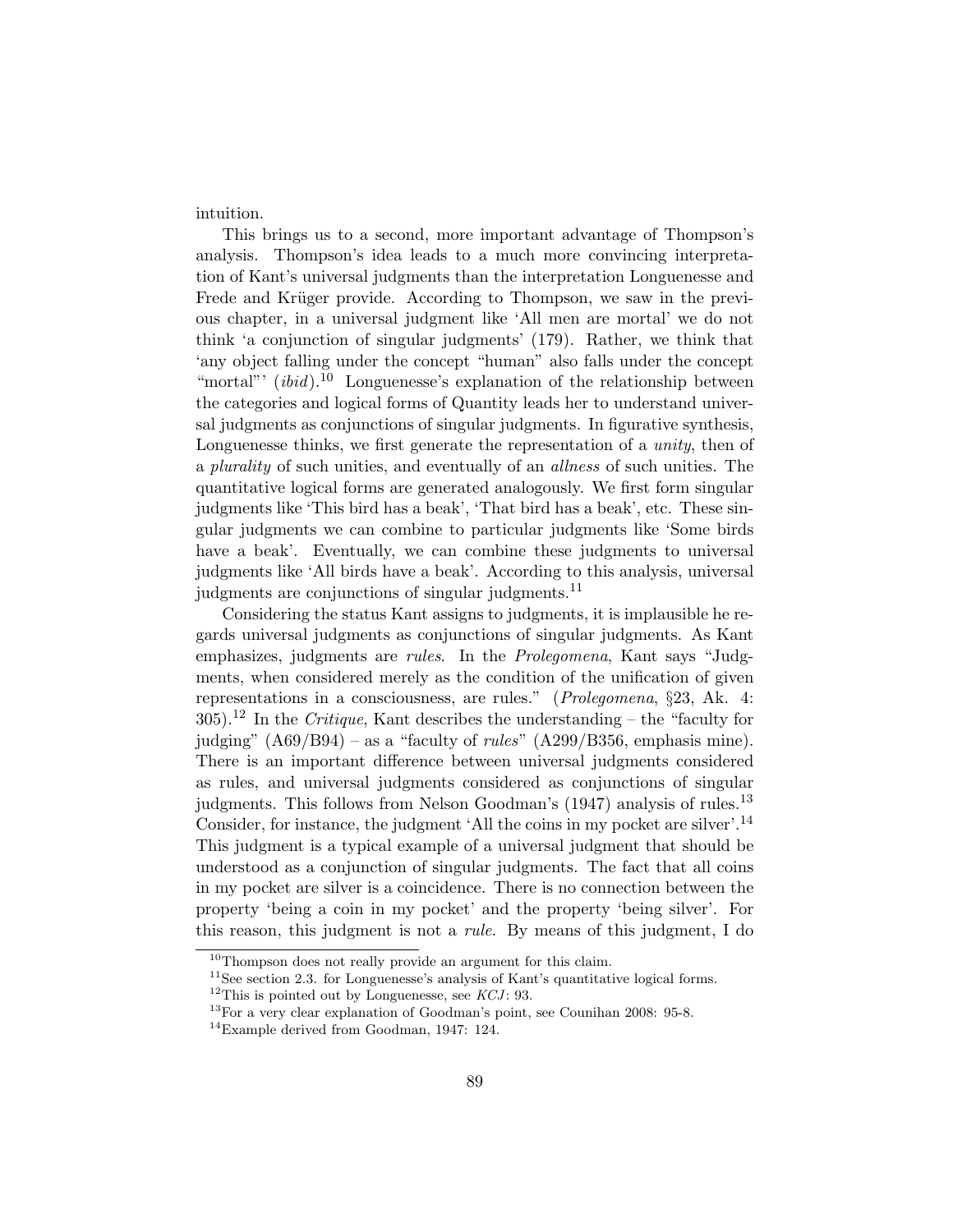intuition.

This brings us to a second, more important advantage of Thompson's analysis. Thompson's idea leads to a much more convincing interpretation of Kant's universal judgments than the interpretation Longuenesse and Frede and Krüger provide. According to Thompson, we saw in the previous chapter, in a universal judgment like 'All men are mortal' we do not think 'a conjunction of singular judgments' (179). Rather, we think that 'any object falling under the concept "human" also falls under the concept "mortal"' (*ibid*).[10] Longuenesse's explanation of the relationship between the categories and logical forms of Quantity leads her to understand universal judgments as conjunctions of singular judgments. In figurative synthesis, Longuenesse thinks, we first generate the representation of a *unity*, then of a *plurality* of such unities, and eventually of an *allness* of such unities. The quantitative logical forms are generated analogously. We first form singular judgments like 'This bird has a beak', 'That bird has a beak', etc. These singular judgments we can combine to particular judgments like 'Some birds have a beak'. Eventually, we can combine these judgments to universal judgments like 'All birds have a beak'. According to this analysis, universal judgments are conjunctions of singular judgments.[11]

Considering the status Kant assigns to judgments, it is implausible he regards universal judgments as conjunctions of singular judgments. As Kant emphasizes, judgments are *rules*. In the *Prolegomena*, Kant says "Judgments, when considered merely as the condition of the unification of given representations in a consciousness, are rules." (*Prolegomena*, §23, Ak. 4: 305).[12] In the *Critique*, Kant describes the understanding – the "faculty for judging" (A69/B94) – as a "faculty of *rules*" (A299/B356, emphasis mine). There is an important difference between universal judgments considered as rules, and universal judgments considered as conjunctions of singular judgments. This follows from Nelson Goodman's (1947) analysis of rules.[13] Consider, for instance, the judgment 'All the coins in my pocket are silver'.[14] This judgment is a typical example of a universal judgment that should be understood as a conjunction of singular judgments. The fact that all coins in my pocket are silver is a coincidence. There is no connection between the property 'being a coin in my pocket' and the property 'being silver'. For this reason, this judgment is not a *rule*. By means of this judgment, I do

---

[10] Thompson does not really provide an argument for this claim.

[11] See section 2.3. for Longuenesse's analysis of Kant's quantitative logical forms.

[12] This is pointed out by Longuenesse, see *KCJ*: 93.

[13] For a very clear explanation of Goodman's point, see Counihan 2008: 95-8.

[14] Example derived from Goodman, 1947: 124.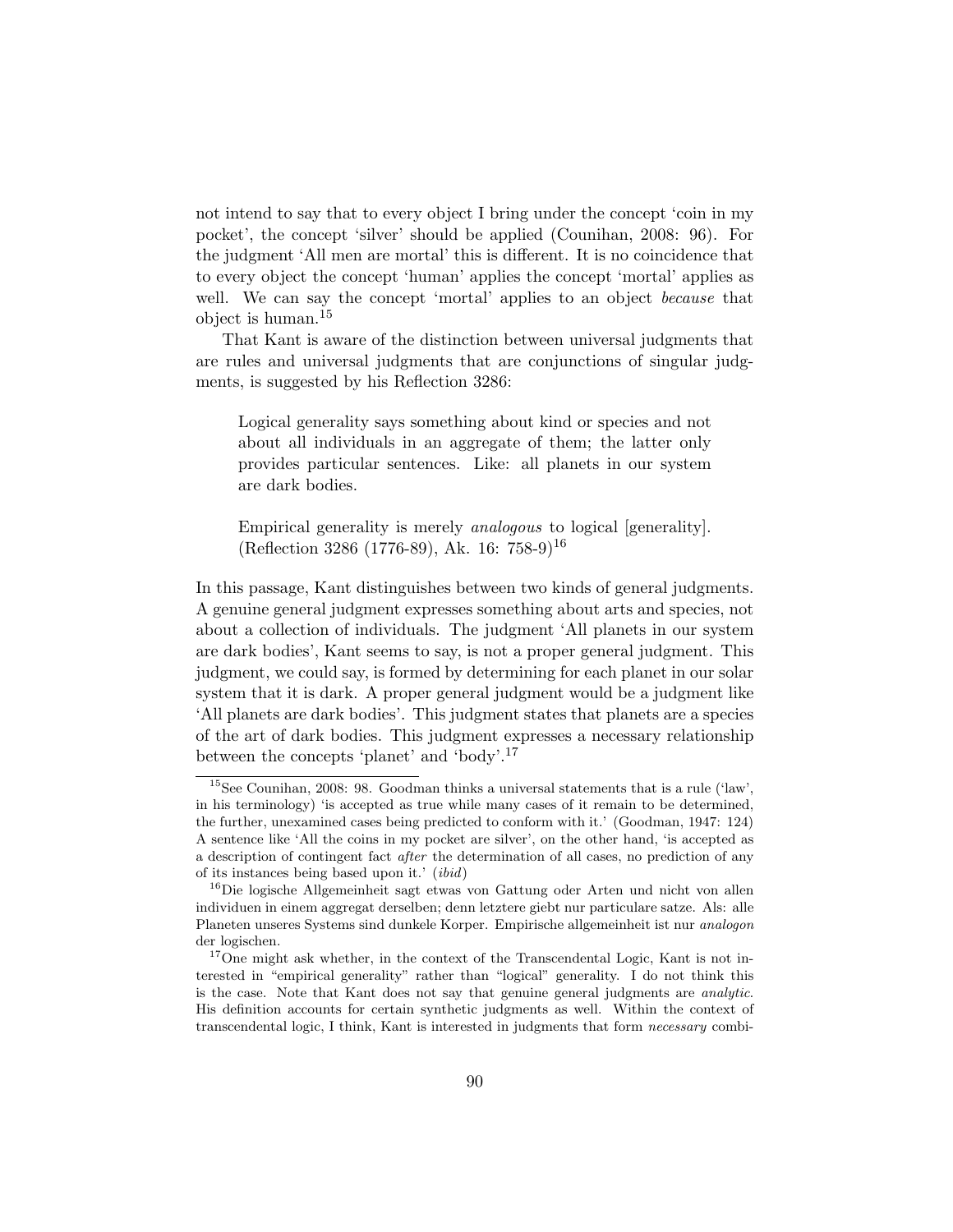not intend to say that to every object I bring under the concept 'coin in my pocket', the concept 'silver' should be applied (Counihan, 2008: 96). For the judgment 'All men are mortal' this is different. It is no coincidence that to every object the concept 'human' applies the concept 'mortal' applies as well. We can say the concept 'mortal' applies to an object *because* that object is human.[15]

That Kant is aware of the distinction between universal judgments that are rules and universal judgments that are conjunctions of singular judgments, is suggested by his Reflection 3286:

> Logical generality says something about kind or species and not about all individuals in an aggregate of them; the latter only provides particular sentences. Like: all planets in our system are dark bodies.
>
> Empirical generality is merely *analogous* to logical [generality]. (Reflection 3286 (1776-89), Ak. 16: 758-9)[16]

In this passage, Kant distinguishes between two kinds of general judgments. A genuine general judgment expresses something about arts and species, not about a collection of individuals. The judgment 'All planets in our system are dark bodies', Kant seems to say, is not a proper general judgment. This judgment, we could say, is formed by determining for each planet in our solar system that it is dark. A proper general judgment would be a judgment like 'All planets are dark bodies'. This judgment states that planets are a species of the art of dark bodies. This judgment expresses a necessary relationship between the concepts 'planet' and 'body'.[17]

---

[15] See Counihan, 2008: 98. Goodman thinks a universal statements that is a rule ('law', in his terminology) 'is accepted as true while many cases of it remain to be determined, the further, unexamined cases being predicted to conform with it.' (Goodman, 1947: 124) A sentence like 'All the coins in my pocket are silver', on the other hand, 'is accepted as a description of contingent fact *after* the determination of all cases, no prediction of any of its instances being based upon it.' (*ibid*)

[16] Die logische Allgemeinheit sagt etwas von Gattung oder Arten und nicht von allen individuen in einem aggregat derselben; denn letztere giebt nur particulare satze. Als: alle Planeten unseres Systems sind dunkele Korper. Empirische allgemeinheit ist nur *analogon* der logischen.

[17] One might ask whether, in the context of the Transcendental Logic, Kant is not interested in "empirical generality" rather than "logical" generality. I do not think this is the case. Note that Kant does not say that genuine general judgments are *analytic*. His definition accounts for certain synthetic judgments as well. Within the context of transcendental logic, I think, Kant is interested in judgments that form *necessary* combi-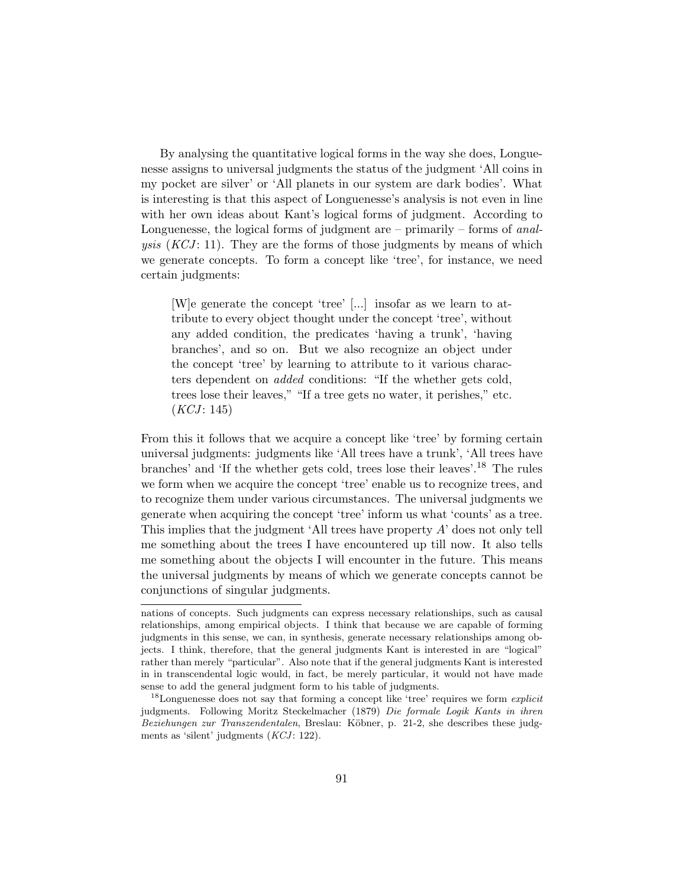By analysing the quantitative logical forms in the way she does, Longuenesse assigns to universal judgments the status of the judgment 'All coins in my pocket are silver' or 'All planets in our system are dark bodies'. What is interesting is that this aspect of Longuenesse's analysis is not even in line with her own ideas about Kant's logical forms of judgment. According to Longuenesse, the logical forms of judgment are – primarily – forms of *analysis* (*KCJ*: 11). They are the forms of those judgments by means of which we generate concepts. To form a concept like 'tree', for instance, we need certain judgments:

> [W]e generate the concept 'tree' [...] insofar as we learn to attribute to every object thought under the concept 'tree', without any added condition, the predicates 'having a trunk', 'having branches', and so on. But we also recognize an object under the concept 'tree' by learning to attribute to it various characters dependent on *added* conditions: "If the whether gets cold, trees lose their leaves," "If a tree gets no water, it perishes," etc. (*KCJ*: 145)

From this it follows that we acquire a concept like 'tree' by forming certain universal judgments: judgments like 'All trees have a trunk', 'All trees have branches' and 'If the whether gets cold, trees lose their leaves'.[18] The rules we form when we acquire the concept 'tree' enable us to recognize trees, and to recognize them under various circumstances. The universal judgments we generate when acquiring the concept 'tree' inform us what 'counts' as a tree. This implies that the judgment 'All trees have property *A*' does not only tell me something about the trees I have encountered up till now. It also tells me something about the objects I will encounter in the future. This means the universal judgments by means of which we generate concepts cannot be conjunctions of singular judgments.

---

nations of concepts. Such judgments can express necessary relationships, such as causal relationships, among empirical objects. I think that because we are capable of forming judgments in this sense, we can, in synthesis, generate necessary relationships among objects. I think, therefore, that the general judgments Kant is interested in are "logical" rather than merely "particular". Also note that if the general judgments Kant is interested in in transcendental logic would, in fact, be merely particular, it would not have made sense to add the general judgment form to his table of judgments.

[18] Longuenesse does not say that forming a concept like 'tree' requires we form *explicit* judgments. Following Moritz Steckelmacher (1879) *Die formale Logik Kants in ihren Beziehungen zur Transzendentalen*, Breslau: Köbner, p. 21-2, she describes these judgments as 'silent' judgments (*KCJ*: 122).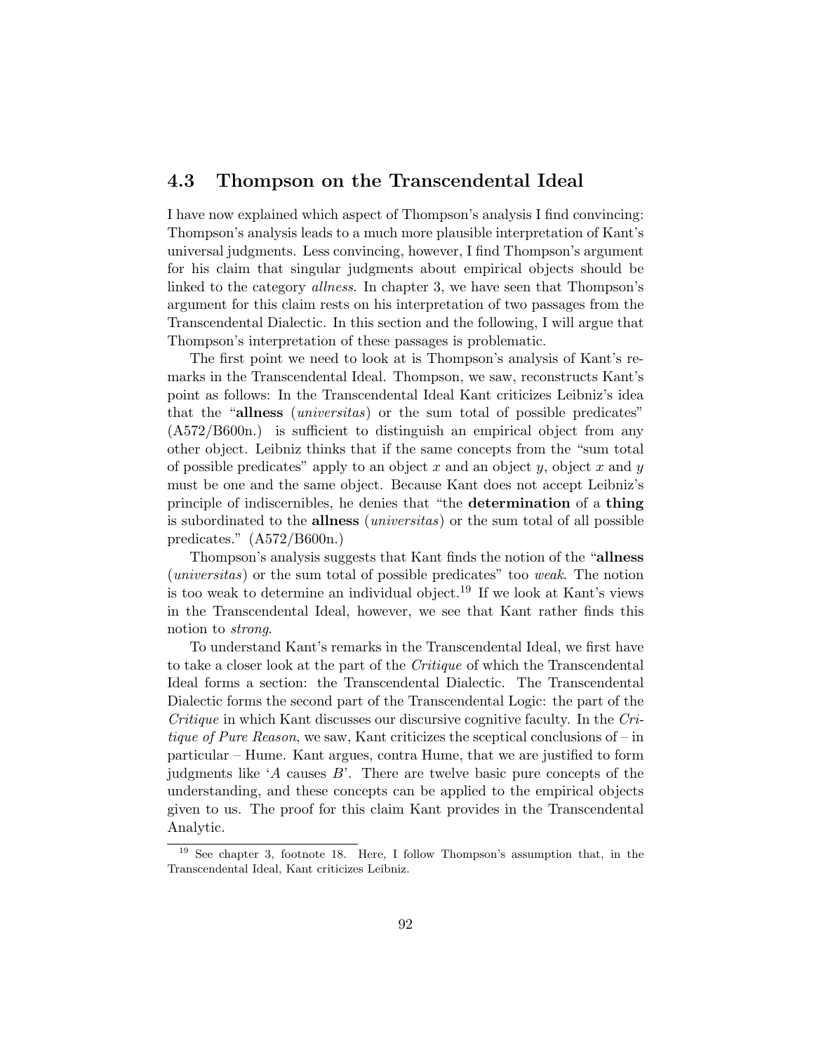## 4.3 Thompson on the Transcendental Ideal

I have now explained which aspect of Thompson's analysis I find convincing: Thompson's analysis leads to a much more plausible interpretation of Kant's universal judgments. Less convincing, however, I find Thompson's argument for his claim that singular judgments about empirical objects should be linked to the category *allness*. In chapter 3, we have seen that Thompson's argument for this claim rests on his interpretation of two passages from the Transcendental Dialectic. In this section and the following, I will argue that Thompson's interpretation of these passages is problematic.

The first point we need to look at is Thompson's analysis of Kant's remarks in the Transcendental Ideal. Thompson, we saw, reconstructs Kant's point as follows: In the Transcendental Ideal Kant criticizes Leibniz's idea that the "**allness** (*universitas*) or the sum total of possible predicates" (A572/B600n.) is sufficient to distinguish an empirical object from any other object. Leibniz thinks that if the same concepts from the "sum total of possible predicates" apply to an object $x$ and an object $y$, object $x$ and $y$ must be one and the same object. Because Kant does not accept Leibniz's principle of indiscernibles, he denies that "the **determination** of a **thing** is subordinated to the **allness** (*universitas*) or the sum total of all possible predicates." (A572/B600n.)

Thompson's analysis suggests that Kant finds the notion of the "**allness** (*universitas*) or the sum total of possible predicates" too *weak*. The notion is too weak to determine an individual object.[19] If we look at Kant's views in the Transcendental Ideal, however, we see that Kant rather finds this notion to *strong*.

To understand Kant's remarks in the Transcendental Ideal, we first have to take a closer look at the part of the *Critique* of which the Transcendental Ideal forms a section: the Transcendental Dialectic. The Transcendental Dialectic forms the second part of the Transcendental Logic: the part of the *Critique* in which Kant discusses our discursive cognitive faculty. In the *Critique of Pure Reason*, we saw, Kant criticizes the sceptical conclusions of – in particular – Hume. Kant argues, contra Hume, that we are justified to form judgments like '$A$ causes $B$'. There are twelve basic pure concepts of the understanding, and these concepts can be applied to the empirical objects given to us. The proof for this claim Kant provides in the Transcendental Analytic.

[19] See chapter 3, footnote 18. Here, I follow Thompson's assumption that, in the Transcendental Ideal, Kant criticizes Leibniz.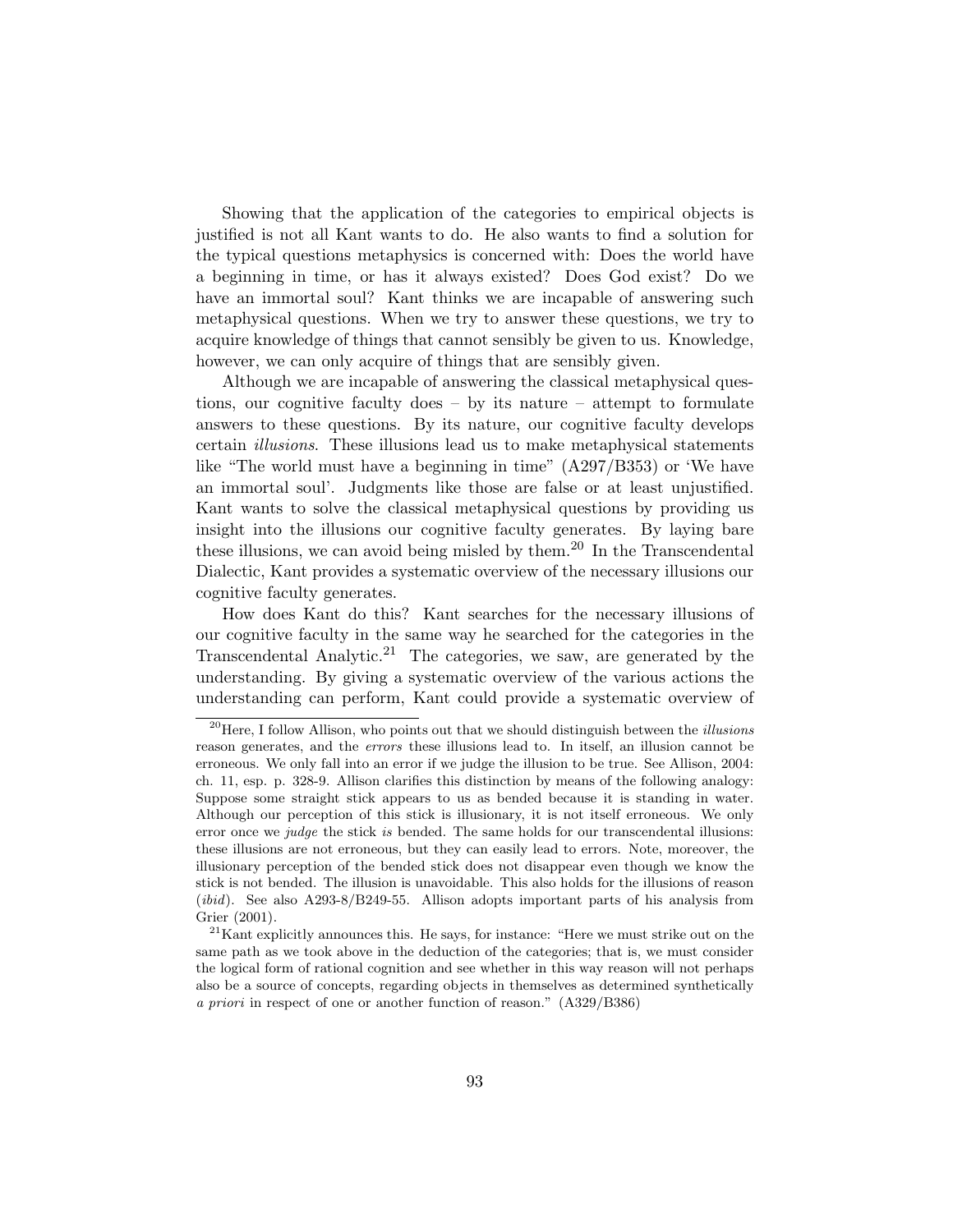Showing that the application of the categories to empirical objects is justified is not all Kant wants to do. He also wants to find a solution for the typical questions metaphysics is concerned with: Does the world have a beginning in time, or has it always existed? Does God exist? Do we have an immortal soul? Kant thinks we are incapable of answering such metaphysical questions. When we try to answer these questions, we try to acquire knowledge of things that cannot sensibly be given to us. Knowledge, however, we can only acquire of things that are sensibly given.

Although we are incapable of answering the classical metaphysical questions, our cognitive faculty does – by its nature – attempt to formulate answers to these questions. By its nature, our cognitive faculty develops certain *illusions*. These illusions lead us to make metaphysical statements like "The world must have a beginning in time" (A297/B353) or 'We have an immortal soul'. Judgments like those are false or at least unjustified. Kant wants to solve the classical metaphysical questions by providing us insight into the illusions our cognitive faculty generates. By laying bare these illusions, we can avoid being misled by them.[20] In the Transcendental Dialectic, Kant provides a systematic overview of the necessary illusions our cognitive faculty generates.

How does Kant do this? Kant searches for the necessary illusions of our cognitive faculty in the same way he searched for the categories in the Transcendental Analytic.[21] The categories, we saw, are generated by the understanding. By giving a systematic overview of the various actions the understanding can perform, Kant could provide a systematic overview of

[20]Here, I follow Allison, who points out that we should distinguish between the *illusions* reason generates, and the *errors* these illusions lead to. In itself, an illusion cannot be erroneous. We only fall into an error if we judge the illusion to be true. See Allison, 2004: ch. 11, esp. p. 328-9. Allison clarifies this distinction by means of the following analogy: Suppose some straight stick appears to us as bended because it is standing in water. Although our perception of this stick is illusionary, it is not itself erroneous. We only error once we *judge* the stick *is* bended. The same holds for our transcendental illusions: these illusions are not erroneous, but they can easily lead to errors. Note, moreover, the illusionary perception of the bended stick does not disappear even though we know the stick is not bended. The illusion is unavoidable. This also holds for the illusions of reason (*ibid*). See also A293-8/B249-55. Allison adopts important parts of his analysis from Grier (2001).

[21]Kant explicitly announces this. He says, for instance: "Here we must strike out on the same path as we took above in the deduction of the categories; that is, we must consider the logical form of rational cognition and see whether in this way reason will not perhaps also be a source of concepts, regarding objects in themselves as determined synthetically *a priori* in respect of one or another function of reason." (A329/B386)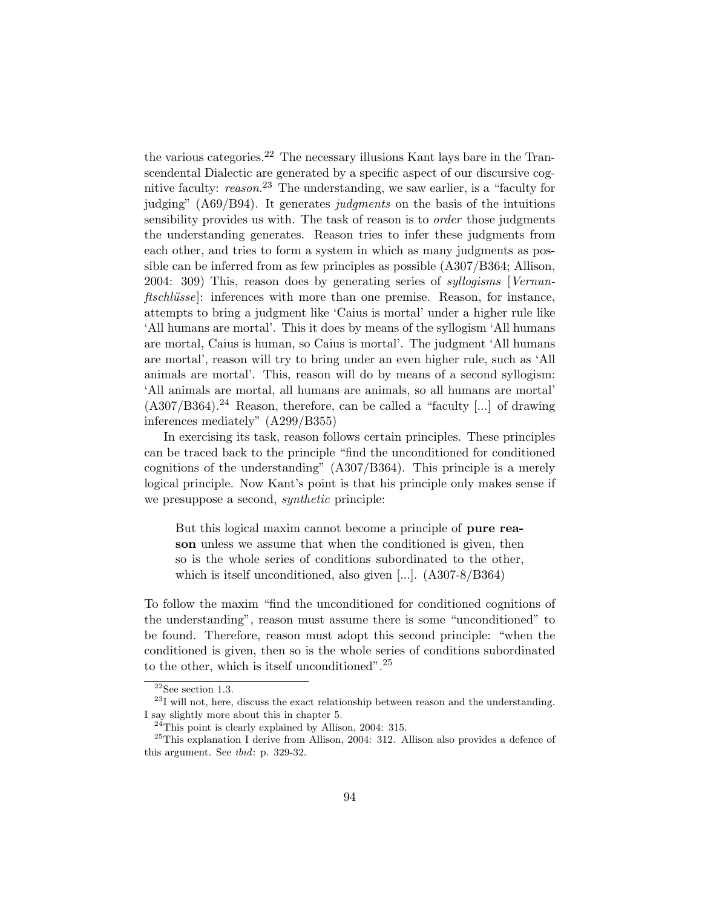the various categories.[22] The necessary illusions Kant lays bare in the Transcendental Dialectic are generated by a specific aspect of our discursive cognitive faculty: *reason*.[23] The understanding, we saw earlier, is a "faculty for judging" (A69/B94). It generates *judgments* on the basis of the intuitions sensibility provides us with. The task of reason is to *order* those judgments the understanding generates. Reason tries to infer these judgments from each other, and tries to form a system in which as many judgments as possible can be inferred from as few principles as possible (A307/B364; Allison, 2004: 309) This, reason does by generating series of *syllogisms* [*Vernunftschlüsse*]: inferences with more than one premise. Reason, for instance, attempts to bring a judgment like 'Caius is mortal' under a higher rule like 'All humans are mortal'. This it does by means of the syllogism 'All humans are mortal, Caius is human, so Caius is mortal'. The judgment 'All humans are mortal', reason will try to bring under an even higher rule, such as 'All animals are mortal'. This, reason will do by means of a second syllogism: 'All animals are mortal, all humans are animals, so all humans are mortal' (A307/B364).[24] Reason, therefore, can be called a "faculty [...] of drawing inferences mediately" (A299/B355)

In exercising its task, reason follows certain principles. These principles can be traced back to the principle "find the unconditioned for conditioned cognitions of the understanding" (A307/B364). This principle is a merely logical principle. Now Kant's point is that his principle only makes sense if we presuppose a second, *synthetic* principle:

> But this logical maxim cannot become a principle of **pure reason** unless we assume that when the conditioned is given, then so is the whole series of conditions subordinated to the other, which is itself unconditioned, also given [...]. (A307-8/B364)

To follow the maxim "find the unconditioned for conditioned cognitions of the understanding", reason must assume there is some "unconditioned" to be found. Therefore, reason must adopt this second principle: "when the conditioned is given, then so is the whole series of conditions subordinated to the other, which is itself unconditioned".[25]

---

[22] See section 1.3.

[23] I will not, here, discuss the exact relationship between reason and the understanding. I say slightly more about this in chapter 5.

[24] This point is clearly explained by Allison, 2004: 315.

[25] This explanation I derive from Allison, 2004: 312. Allison also provides a defence of this argument. See *ibid*: p. 329-32.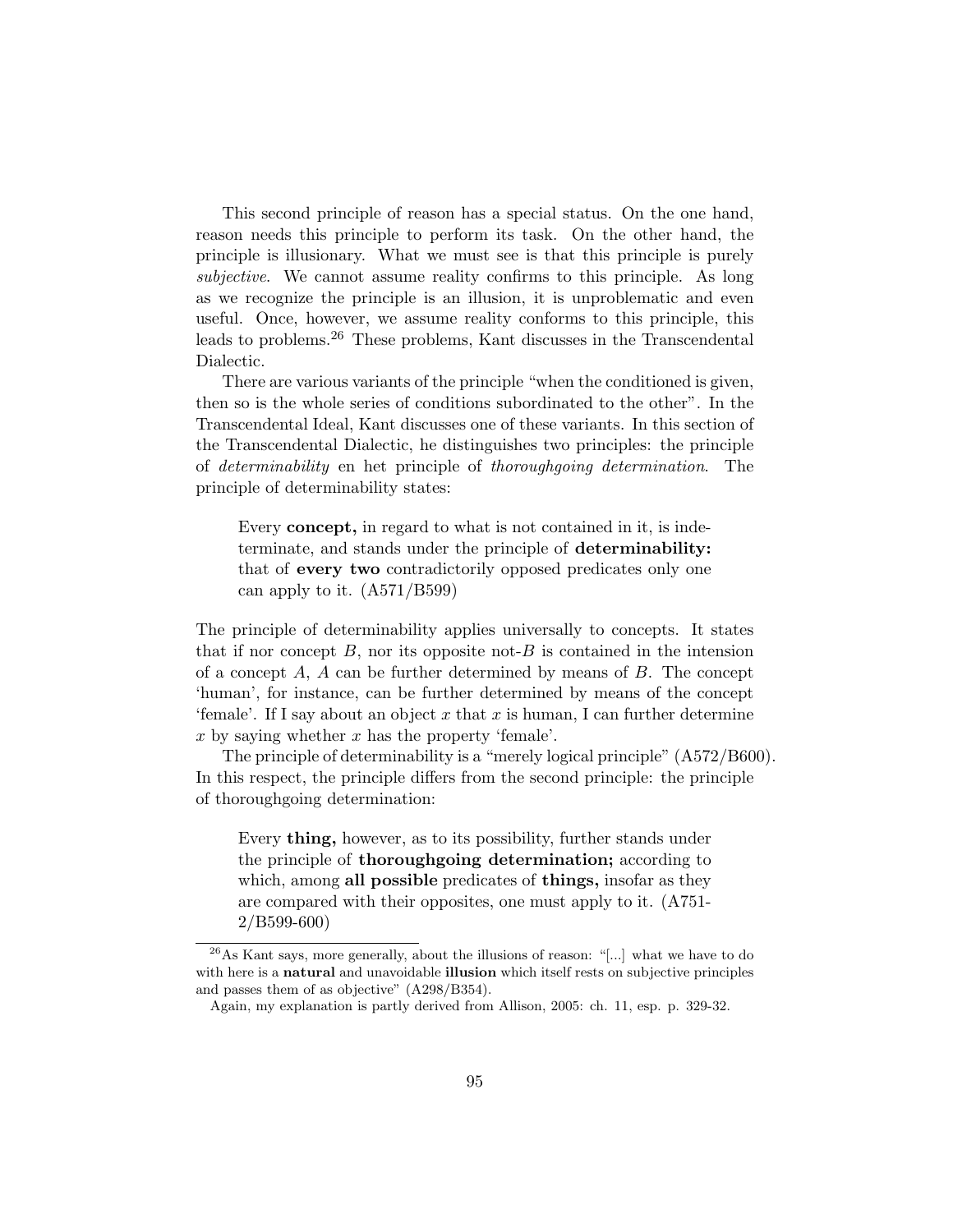This second principle of reason has a special status. On the one hand, reason needs this principle to perform its task. On the other hand, the principle is illusionary. What we must see is that this principle is purely *subjective*. We cannot assume reality confirms to this principle. As long as we recognize the principle is an illusion, it is unproblematic and even useful. Once, however, we assume reality conforms to this principle, this leads to problems.[26] These problems, Kant discusses in the Transcendental Dialectic.

There are various variants of the principle "when the conditioned is given, then so is the whole series of conditions subordinated to the other". In the Transcendental Ideal, Kant discusses one of these variants. In this section of the Transcendental Dialectic, he distinguishes two principles: the principle of *determinability* en het principle of *thoroughgoing determination*. The principle of determinability states:

> Every **concept,** in regard to what is not contained in it, is indeterminate, and stands under the principle of **determinability:** that of **every two** contradictorily opposed predicates only one can apply to it. (A571/B599)

The principle of determinability applies universally to concepts. It states that if nor concept $B$, nor its opposite not-$B$ is contained in the intension of a concept $A$, $A$ can be further determined by means of $B$. The concept 'human', for instance, can be further determined by means of the concept 'female'. If I say about an object $x$ that $x$ is human, I can further determine $x$ by saying whether $x$ has the property 'female'.

The principle of determinability is a "merely logical principle" (A572/B600). In this respect, the principle differs from the second principle: the principle of thoroughgoing determination:

> Every **thing,** however, as to its possibility, further stands under the principle of **thoroughgoing determination;** according to which, among **all possible** predicates of **things,** insofar as they are compared with their opposites, one must apply to it. (A751-2/B599-600)

[26] As Kant says, more generally, about the illusions of reason: "[...] what we have to do with here is a **natural** and unavoidable **illusion** which itself rests on subjective principles and passes them of as objective" (A298/B354).

Again, my explanation is partly derived from Allison, 2005: ch. 11, esp. p. 329-32.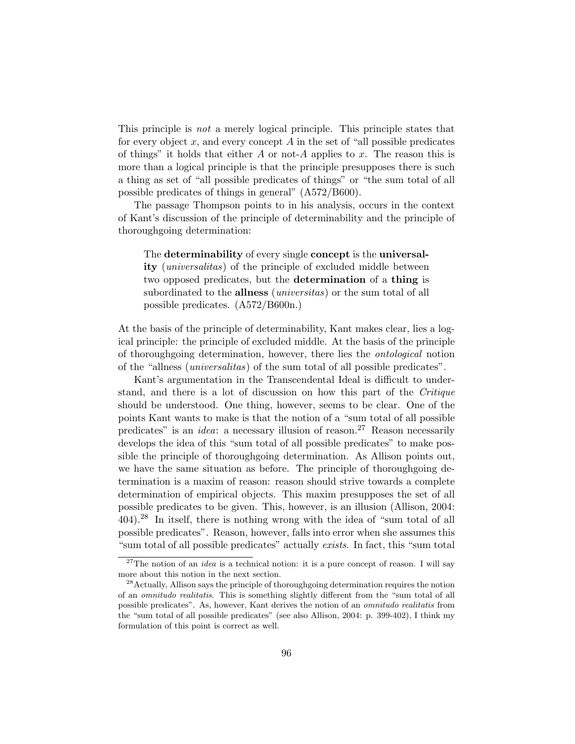This principle is *not* a merely logical principle. This principle states that for every object $x$, and every concept $A$ in the set of "all possible predicates of things" it holds that either $A$ or not-$A$ applies to $x$. The reason this is more than a logical principle is that the principle presupposes there is such a thing as set of "all possible predicates of things" or "the sum total of all possible predicates of things in general" (A572/B600).

The passage Thompson points to in his analysis, occurs in the context of Kant's discussion of the principle of determinability and the principle of thoroughgoing determination:

> The **determinability** of every single **concept** is the **universality** (*universalitas*) of the principle of excluded middle between two opposed predicates, but the **determination** of a **thing** is subordinated to the **allness** (*universitas*) or the sum total of all possible predicates. (A572/B600n.)

At the basis of the principle of determinability, Kant makes clear, lies a logical principle: the principle of excluded middle. At the basis of the principle of thoroughgoing determination, however, there lies the *ontological* notion of the "allness (*universalitas*) of the sum total of all possible predicates".

Kant's argumentation in the Transcendental Ideal is difficult to understand, and there is a lot of discussion on how this part of the *Critique* should be understood. One thing, however, seems to be clear. One of the points Kant wants to make is that the notion of a "sum total of all possible predicates" is an *idea*: a necessary illusion of reason.[27] Reason necessarily develops the idea of this "sum total of all possible predicates" to make possible the principle of thoroughgoing determination. As Allison points out, we have the same situation as before. The principle of thoroughgoing determination is a maxim of reason: reason should strive towards a complete determination of empirical objects. This maxim presupposes the set of all possible predicates to be given. This, however, is an illusion (Allison, 2004: 404).[28] In itself, there is nothing wrong with the idea of "sum total of all possible predicates". Reason, however, falls into error when she assumes this "sum total of all possible predicates" actually *exists*. In fact, this "sum total

[27] The notion of an *idea* is a technical notion: it is a pure concept of reason. I will say more about this notion in the next section.

[28] Actually, Allison says the principle of thoroughgoing determination requires the notion of an *omnitudo realitatis*. This is something slightly different from the "sum total of all possible predicates". As, however, Kant derives the notion of an *omnitudo realitatis* from the "sum total of all possible predicates" (see also Allison, 2004: p. 399-402), I think my formulation of this point is correct as well.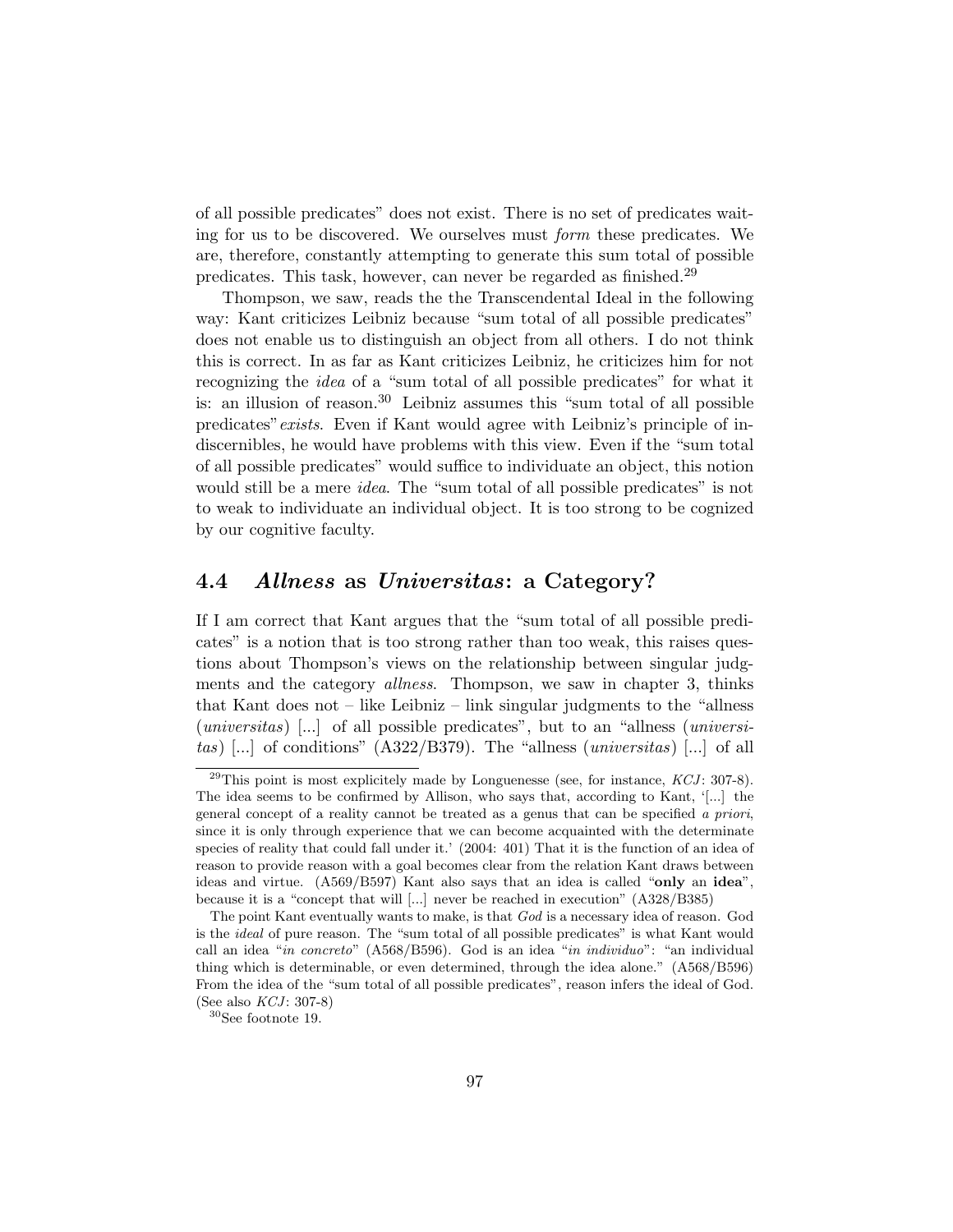of all possible predicates" does not exist. There is no set of predicates waiting for us to be discovered. We ourselves must *form* these predicates. We are, therefore, constantly attempting to generate this sum total of possible predicates. This task, however, can never be regarded as finished.[29]

Thompson, we saw, reads the the Transcendental Ideal in the following way: Kant criticizes Leibniz because "sum total of all possible predicates" does not enable us to distinguish an object from all others. I do not think this is correct. In as far as Kant criticizes Leibniz, he criticizes him for not recognizing the *idea* of a "sum total of all possible predicates" for what it is: an illusion of reason.[30] Leibniz assumes this "sum total of all possible predicates" *exists*. Even if Kant would agree with Leibniz's principle of indiscernibles, he would have problems with this view. Even if the "sum total of all possible predicates" would suffice to individuate an object, this notion would still be a mere *idea*. The "sum total of all possible predicates" is not to weak to individuate an individual object. It is too strong to be cognized by our cognitive faculty.

## 4.4 *Allness* as *Universitas*: a Category?

If I am correct that Kant argues that the "sum total of all possible predicates" is a notion that is too strong rather than too weak, this raises questions about Thompson's views on the relationship between singular judgments and the category *allness*. Thompson, we saw in chapter 3, thinks that Kant does not – like Leibniz – link singular judgments to the "allness (*universitas*) [...] of all possible predicates", but to an "allness (*universitas*) [...] of conditions" (A322/B379). The "allness (*universitas*) [...] of all

[29] This point is most explicitely made by Longuenesse (see, for instance, *KCJ*: 307-8). The idea seems to be confirmed by Allison, who says that, according to Kant, '[...] the general concept of a reality cannot be treated as a genus that can be specified *a priori*, since it is only through experience that we can become acquainted with the determinate species of reality that could fall under it.' (2004: 401) That it is the function of an idea of reason to provide reason with a goal becomes clear from the relation Kant draws between ideas and virtue. (A569/B597) Kant also says that an idea is called "**only** an **idea**", because it is a "concept that will [...] never be reached in execution" (A328/B385)

The point Kant eventually wants to make, is that *God* is a necessary idea of reason. God is the *ideal* of pure reason. The "sum total of all possible predicates" is what Kant would call an idea "*in concreto*" (A568/B596). God is an idea "*in individuo*": "an individual thing which is determinable, or even determined, through the idea alone." (A568/B596) From the idea of the "sum total of all possible predicates", reason infers the ideal of God. (See also *KCJ*: 307-8)

[30] See footnote 19.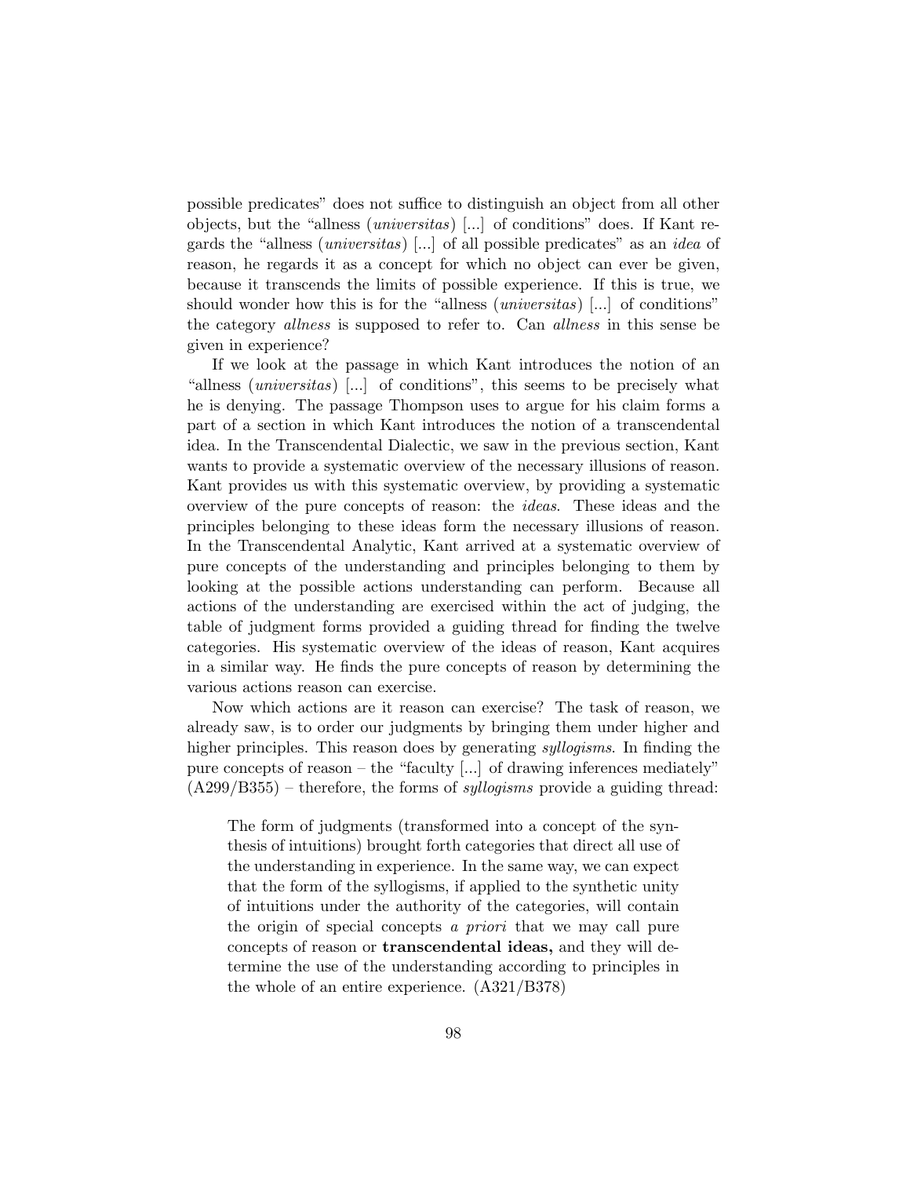possible predicates" does not suffice to distinguish an object from all other objects, but the "allness (*universitas*) [...] of conditions" does. If Kant regards the "allness (*universitas*) [...] of all possible predicates" as an *idea* of reason, he regards it as a concept for which no object can ever be given, because it transcends the limits of possible experience. If this is true, we should wonder how this is for the "allness (*universitas*) [...] of conditions" the category *allness* is supposed to refer to. Can *allness* in this sense be given in experience?

If we look at the passage in which Kant introduces the notion of an "allness (*universitas*) [...] of conditions", this seems to be precisely what he is denying. The passage Thompson uses to argue for his claim forms a part of a section in which Kant introduces the notion of a transcendental idea. In the Transcendental Dialectic, we saw in the previous section, Kant wants to provide a systematic overview of the necessary illusions of reason. Kant provides us with this systematic overview, by providing a systematic overview of the pure concepts of reason: the *ideas*. These ideas and the principles belonging to these ideas form the necessary illusions of reason. In the Transcendental Analytic, Kant arrived at a systematic overview of pure concepts of the understanding and principles belonging to them by looking at the possible actions understanding can perform. Because all actions of the understanding are exercised within the act of judging, the table of judgment forms provided a guiding thread for finding the twelve categories. His systematic overview of the ideas of reason, Kant acquires in a similar way. He finds the pure concepts of reason by determining the various actions reason can exercise.

Now which actions are it reason can exercise? The task of reason, we already saw, is to order our judgments by bringing them under higher and higher principles. This reason does by generating *syllogisms*. In finding the pure concepts of reason – the "faculty [...] of drawing inferences mediately" (A299/B355) – therefore, the forms of *syllogisms* provide a guiding thread:

> The form of judgments (transformed into a concept of the synthesis of intuitions) brought forth categories that direct all use of the understanding in experience. In the same way, we can expect that the form of the syllogisms, if applied to the synthetic unity of intuitions under the authority of the categories, will contain the origin of special concepts *a priori* that we may call pure concepts of reason or **transcendental ideas,** and they will determine the use of the understanding according to principles in the whole of an entire experience. (A321/B378)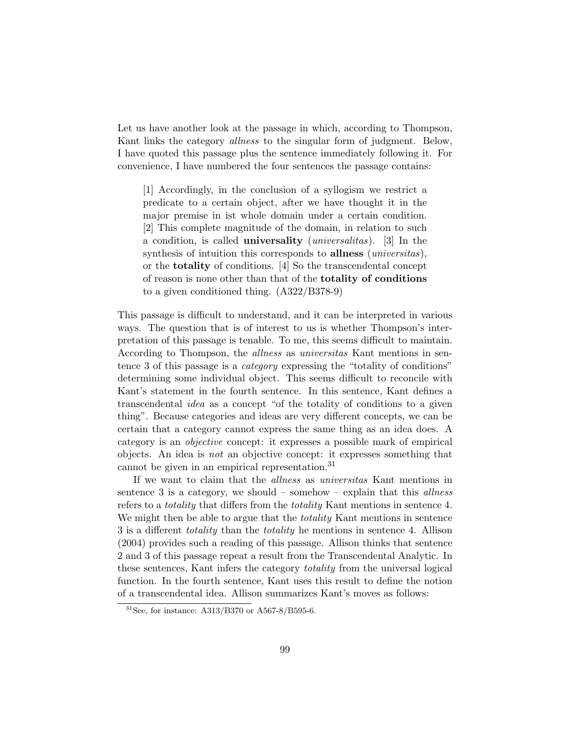Let us have another look at the passage in which, according to Thompson, Kant links the category *allness* to the singular form of judgment. Below, I have quoted this passage plus the sentence immediately following it. For convenience, I have numbered the four sentences the passage contains:

> [1] Accordingly, in the conclusion of a syllogism we restrict a predicate to a certain object, after we have thought it in the major premise in ist whole domain under a certain condition. [2] This complete magnitude of the domain, in relation to such a condition, is called **universality** (*universalitas*). [3] In the synthesis of intuition this corresponds to **allness** (*universitas*), or the **totality** of conditions. [4] So the transcendental concept of reason is none other than that of the **totality of conditions** to a given conditioned thing. (A322/B378-9)

This passage is difficult to understand, and it can be interpreted in various ways. The question that is of interest to us is whether Thompson's interpretation of this passage is tenable. To me, this seems difficult to maintain. According to Thompson, the *allness* as *universitas* Kant mentions in sentence 3 of this passage is a *category* expressing the "totality of conditions" determining some individual object. This seems difficult to reconcile with Kant's statement in the fourth sentence. In this sentence, Kant defines a transcendental *idea* as a concept "of the totality of conditions to a given thing". Because categories and ideas are very different concepts, we can be certain that a category cannot express the same thing as an idea does. A category is an *objective* concept: it expresses a possible mark of empirical objects. An idea is *not* an objective concept: it expresses something that cannot be given in an empirical representation.[31]

If we want to claim that the *allness* as *universitas* Kant mentions in sentence 3 is a category, we should – somehow – explain that this *allness* refers to a *totality* that differs from the *totality* Kant mentions in sentence 4. We might then be able to argue that the *totality* Kant mentions in sentence 3 is a different *totality* than the *totality* he mentions in sentence 4. Allison (2004) provides such a reading of this passage. Allison thinks that sentence 2 and 3 of this passage repeat a result from the Transcendental Analytic. In these sentences, Kant infers the category *totality* from the universal logical function. In the fourth sentence, Kant uses this result to define the notion of a transcendental idea. Allison summarizes Kant's moves as follows:

[31] See, for instance: A313/B370 or A567-8/B595-6.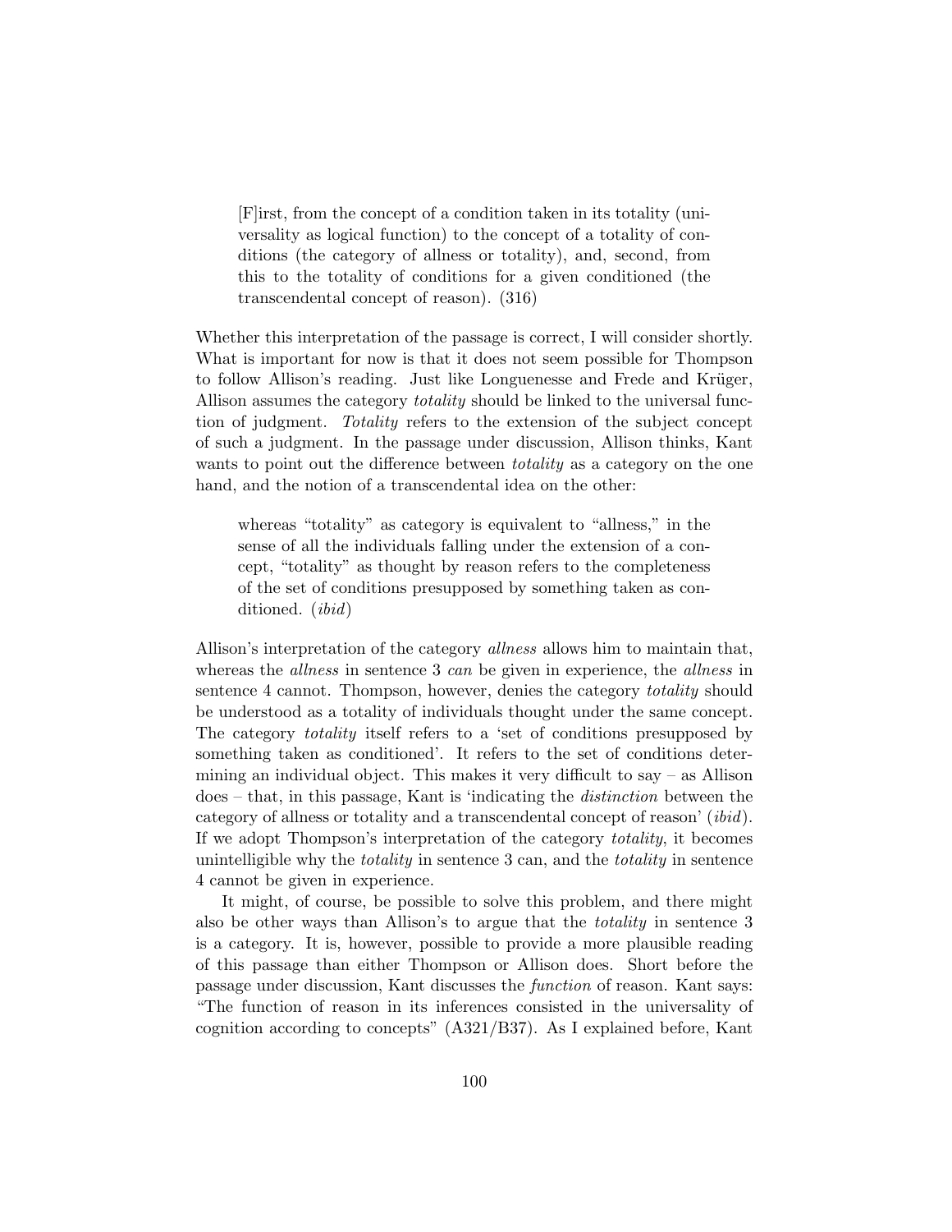> [F]irst, from the concept of a condition taken in its totality (universality as logical function) to the concept of a totality of conditions (the category of allness or totality), and, second, from this to the totality of conditions for a given conditioned (the transcendental concept of reason). (316)

Whether this interpretation of the passage is correct, I will consider shortly. What is important for now is that it does not seem possible for Thompson to follow Allison's reading. Just like Longuenesse and Frede and Krüger, Allison assumes the category *totality* should be linked to the universal function of judgment. *Totality* refers to the extension of the subject concept of such a judgment. In the passage under discussion, Allison thinks, Kant wants to point out the difference between *totality* as a category on the one hand, and the notion of a transcendental idea on the other:

> whereas "totality" as category is equivalent to "allness," in the sense of all the individuals falling under the extension of a concept, "totality" as thought by reason refers to the completeness of the set of conditions presupposed by something taken as conditioned. (*ibid*)

Allison's interpretation of the category *allness* allows him to maintain that, whereas the *allness* in sentence 3 *can* be given in experience, the *allness* in sentence 4 cannot. Thompson, however, denies the category *totality* should be understood as a totality of individuals thought under the same concept. The category *totality* itself refers to a 'set of conditions presupposed by something taken as conditioned'. It refers to the set of conditions determining an individual object. This makes it very difficult to say – as Allison does – that, in this passage, Kant is 'indicating the *distinction* between the category of allness or totality and a transcendental concept of reason' (*ibid*). If we adopt Thompson's interpretation of the category *totality*, it becomes unintelligible why the *totality* in sentence 3 can, and the *totality* in sentence 4 cannot be given in experience.

It might, of course, be possible to solve this problem, and there might also be other ways than Allison's to argue that the *totality* in sentence 3 is a category. It is, however, possible to provide a more plausible reading of this passage than either Thompson or Allison does. Short before the passage under discussion, Kant discusses the *function* of reason. Kant says: "The function of reason in its inferences consisted in the universality of cognition according to concepts" (A321/B37). As I explained before, Kant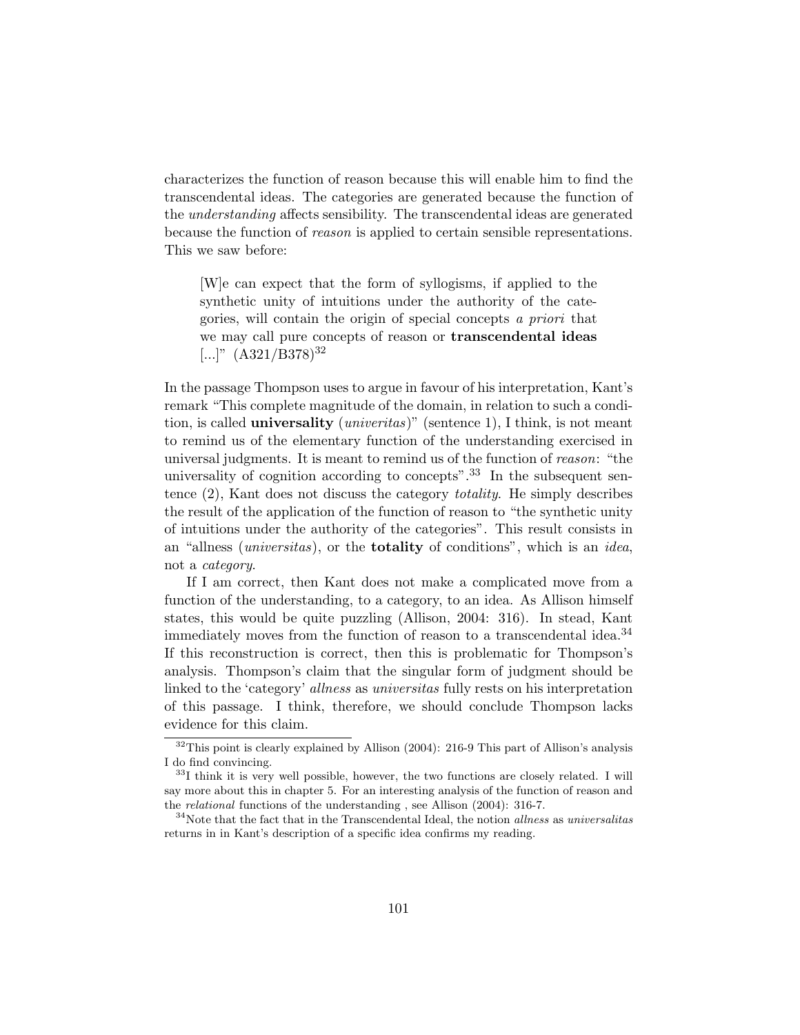characterizes the function of reason because this will enable him to find the transcendental ideas. The categories are generated because the function of the *understanding* affects sensibility. The transcendental ideas are generated because the function of *reason* is applied to certain sensible representations. This we saw before:

> [W]e can expect that the form of syllogisms, if applied to the synthetic unity of intuitions under the authority of the categories, will contain the origin of special concepts *a priori* that we may call pure concepts of reason or **transcendental ideas** [...]" (A321/B378)[32]

In the passage Thompson uses to argue in favour of his interpretation, Kant's remark "This complete magnitude of the domain, in relation to such a condition, is called **universality** (*univeritas*)" (sentence 1), I think, is not meant to remind us of the elementary function of the understanding exercised in universal judgments. It is meant to remind us of the function of *reason*: "the universality of cognition according to concepts".[33] In the subsequent sentence (2), Kant does not discuss the category *totality*. He simply describes the result of the application of the function of reason to "the synthetic unity of intuitions under the authority of the categories". This result consists in an "allness (*universitas*), or the **totality** of conditions", which is an *idea*, not a *category*.

If I am correct, then Kant does not make a complicated move from a function of the understanding, to a category, to an idea. As Allison himself states, this would be quite puzzling (Allison, 2004: 316). In stead, Kant immediately moves from the function of reason to a transcendental idea.[34] If this reconstruction is correct, then this is problematic for Thompson's analysis. Thompson's claim that the singular form of judgment should be linked to the 'category' *allness* as *universitas* fully rests on his interpretation of this passage. I think, therefore, we should conclude Thompson lacks evidence for this claim.

[32] This point is clearly explained by Allison (2004): 216-9 This part of Allison's analysis I do find convincing.

[33] I think it is very well possible, however, the two functions are closely related. I will say more about this in chapter 5. For an interesting analysis of the function of reason and the *relational* functions of the understanding , see Allison (2004): 316-7.

[34] Note that the fact that in the Transcendental Ideal, the notion *allness* as *universalitas* returns in in Kant's description of a specific idea confirms my reading.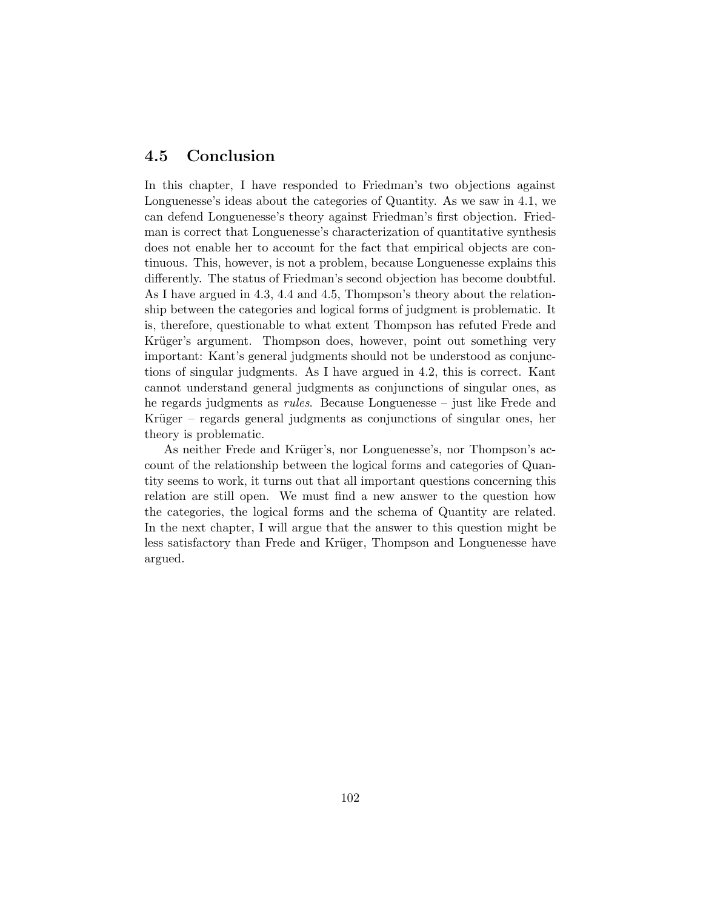## 4.5 Conclusion

In this chapter, I have responded to Friedman's two objections against Longuenesse's ideas about the categories of Quantity. As we saw in 4.1, we can defend Longuenesse's theory against Friedman's first objection. Friedman is correct that Longuenesse's characterization of quantitative synthesis does not enable her to account for the fact that empirical objects are continuous. This, however, is not a problem, because Longuenesse explains this differently. The status of Friedman's second objection has become doubtful. As I have argued in 4.3, 4.4 and 4.5, Thompson's theory about the relationship between the categories and logical forms of judgment is problematic. It is, therefore, questionable to what extent Thompson has refuted Frede and Krüger's argument. Thompson does, however, point out something very important: Kant's general judgments should not be understood as conjunctions of singular judgments. As I have argued in 4.2, this is correct. Kant cannot understand general judgments as conjunctions of singular ones, as he regards judgments as *rules*. Because Longuenesse – just like Frede and Krüger – regards general judgments as conjunctions of singular ones, her theory is problematic.

As neither Frede and Krüger's, nor Longuenesse's, nor Thompson's account of the relationship between the logical forms and categories of Quantity seems to work, it turns out that all important questions concerning this relation are still open. We must find a new answer to the question how the categories, the logical forms and the schema of Quantity are related. In the next chapter, I will argue that the answer to this question might be less satisfactory than Frede and Krüger, Thompson and Longuenesse have argued.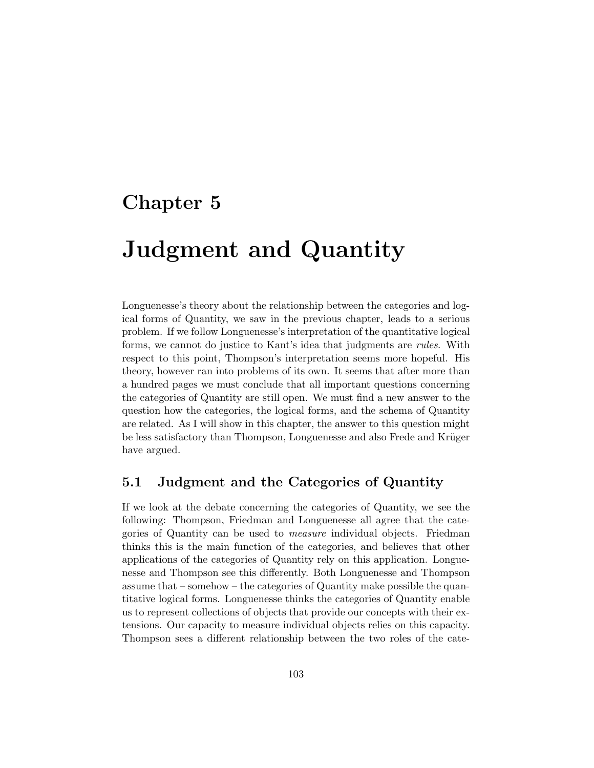# Chapter 5

# Judgment and Quantity

Longuenesse's theory about the relationship between the categories and logical forms of Quantity, we saw in the previous chapter, leads to a serious problem. If we follow Longuenesse's interpretation of the quantitative logical forms, we cannot do justice to Kant's idea that judgments are *rules*. With respect to this point, Thompson's interpretation seems more hopeful. His theory, however ran into problems of its own. It seems that after more than a hundred pages we must conclude that all important questions concerning the categories of Quantity are still open. We must find a new answer to the question how the categories, the logical forms, and the schema of Quantity are related. As I will show in this chapter, the answer to this question might be less satisfactory than Thompson, Longuenesse and also Frede and Krüger have argued.

## 5.1 Judgment and the Categories of Quantity

If we look at the debate concerning the categories of Quantity, we see the following: Thompson, Friedman and Longuenesse all agree that the categories of Quantity can be used to *measure* individual objects. Friedman thinks this is the main function of the categories, and believes that other applications of the categories of Quantity rely on this application. Longuenesse and Thompson see this differently. Both Longuenesse and Thompson assume that – somehow – the categories of Quantity make possible the quantitative logical forms. Longuenesse thinks the categories of Quantity enable us to represent collections of objects that provide our concepts with their extensions. Our capacity to measure individual objects relies on this capacity. Thompson sees a different relationship between the two roles of the cate-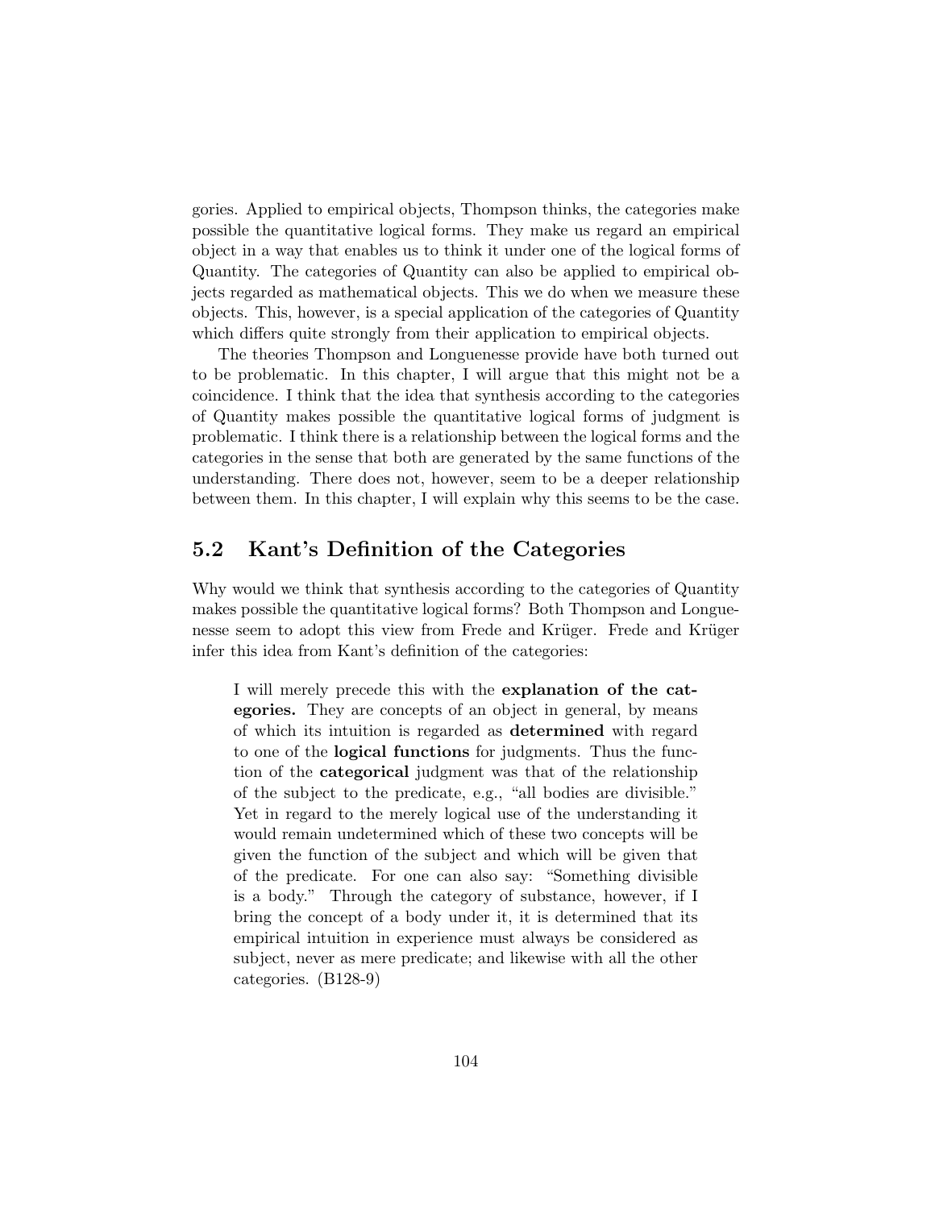gories. Applied to empirical objects, Thompson thinks, the categories make possible the quantitative logical forms. They make us regard an empirical object in a way that enables us to think it under one of the logical forms of Quantity. The categories of Quantity can also be applied to empirical objects regarded as mathematical objects. This we do when we measure these objects. This, however, is a special application of the categories of Quantity which differs quite strongly from their application to empirical objects.

The theories Thompson and Longuenesse provide have both turned out to be problematic. In this chapter, I will argue that this might not be a coincidence. I think that the idea that synthesis according to the categories of Quantity makes possible the quantitative logical forms of judgment is problematic. I think there is a relationship between the logical forms and the categories in the sense that both are generated by the same functions of the understanding. There does not, however, seem to be a deeper relationship between them. In this chapter, I will explain why this seems to be the case.

## 5.2 Kant's Definition of the Categories

Why would we think that synthesis according to the categories of Quantity makes possible the quantitative logical forms? Both Thompson and Longuenesse seem to adopt this view from Frede and Krüger. Frede and Krüger infer this idea from Kant's definition of the categories:

> I will merely precede this with the **explanation of the categories.** They are concepts of an object in general, by means of which its intuition is regarded as **determined** with regard to one of the **logical functions** for judgments. Thus the function of the **categorical** judgment was that of the relationship of the subject to the predicate, e.g., "all bodies are divisible." Yet in regard to the merely logical use of the understanding it would remain undetermined which of these two concepts will be given the function of the subject and which will be given that of the predicate. For one can also say: "Something divisible is a body." Through the category of substance, however, if I bring the concept of a body under it, it is determined that its empirical intuition in experience must always be considered as subject, never as mere predicate; and likewise with all the other categories. (B128-9)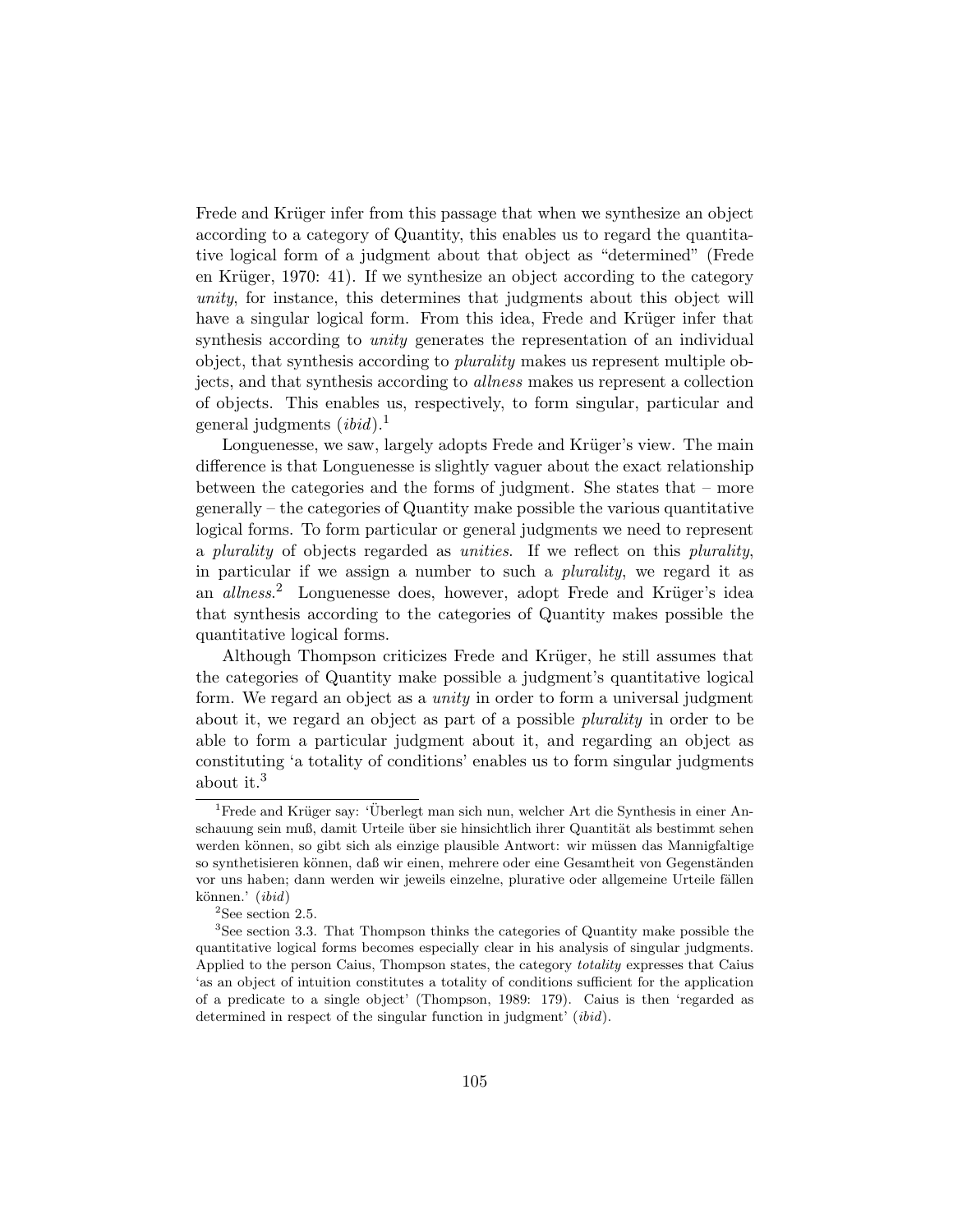Frede and Krüger infer from this passage that when we synthesize an object according to a category of Quantity, this enables us to regard the quantitative logical form of a judgment about that object as "determined" (Frede en Krüger, 1970: 41). If we synthesize an object according to the category *unity*, for instance, this determines that judgments about this object will have a singular logical form. From this idea, Frede and Krüger infer that synthesis according to *unity* generates the representation of an individual object, that synthesis according to *plurality* makes us represent multiple objects, and that synthesis according to *allness* makes us represent a collection of objects. This enables us, respectively, to form singular, particular and general judgments (*ibid*).[1]

Longuenesse, we saw, largely adopts Frede and Krüger's view. The main difference is that Longuenesse is slightly vaguer about the exact relationship between the categories and the forms of judgment. She states that – more generally – the categories of Quantity make possible the various quantitative logical forms. To form particular or general judgments we need to represent a *plurality* of objects regarded as *unities*. If we reflect on this *plurality*, in particular if we assign a number to such a *plurality*, we regard it as an *allness*.[2] Longuenesse does, however, adopt Frede and Krüger's idea that synthesis according to the categories of Quantity makes possible the quantitative logical forms.

Although Thompson criticizes Frede and Krüger, he still assumes that the categories of Quantity make possible a judgment's quantitative logical form. We regard an object as a *unity* in order to form a universal judgment about it, we regard an object as part of a possible *plurality* in order to be able to form a particular judgment about it, and regarding an object as constituting 'a totality of conditions' enables us to form singular judgments about it.[3]

[1] Frede and Krüger say: 'Überlegt man sich nun, welcher Art die Synthesis in einer Anschauung sein muß, damit Urteile über sie hinsichtlich ihrer Quantität als bestimmt sehen werden können, so gibt sich als einzige plausible Antwort: wir müssen das Mannigfaltige so synthetisieren können, daß wir einen, mehrere oder eine Gesamtheit von Gegenständen vor uns haben; dann werden wir jeweils einzelne, plurative oder allgemeine Urteile fällen können.' (*ibid*)

[2] See section 2.5.

[3] See section 3.3. That Thompson thinks the categories of Quantity make possible the quantitative logical forms becomes especially clear in his analysis of singular judgments. Applied to the person Caius, Thompson states, the category *totality* expresses that Caius 'as an object of intuition constitutes a totality of conditions sufficient for the application of a predicate to a single object' (Thompson, 1989: 179). Caius is then 'regarded as determined in respect of the singular function in judgment' (*ibid*).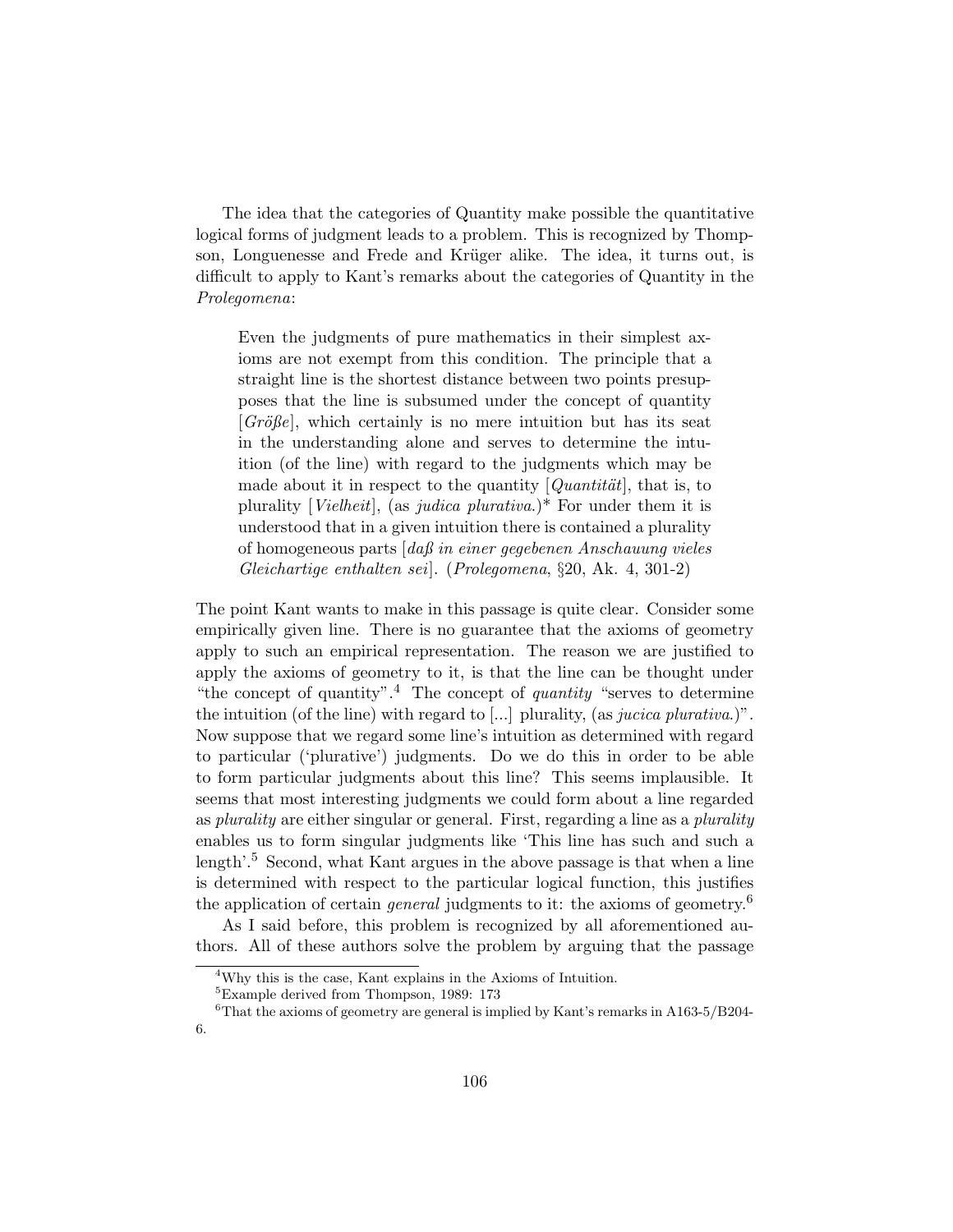The idea that the categories of Quantity make possible the quantitative logical forms of judgment leads to a problem. This is recognized by Thompson, Longuenesse and Frede and Krüger alike. The idea, it turns out, is difficult to apply to Kant's remarks about the categories of Quantity in the *Prolegomena*:

> Even the judgments of pure mathematics in their simplest axioms are not exempt from this condition. The principle that a straight line is the shortest distance between two points presupposes that the line is subsumed under the concept of quantity [*Größe*], which certainly is no mere intuition but has its seat in the understanding alone and serves to determine the intuition (of the line) with regard to the judgments which may be made about it in respect to the quantity [*Quantität*], that is, to plurality [*Vielheit*], (as *judica plurativa*.)* For under them it is understood that in a given intuition there is contained a plurality of homogeneous parts [*daß in einer gegebenen Anschauung vieles Gleichartige enthalten sei*]. (*Prolegomena*, §20, Ak. 4, 301-2)

The point Kant wants to make in this passage is quite clear. Consider some empirically given line. There is no guarantee that the axioms of geometry apply to such an empirical representation. The reason we are justified to apply the axioms of geometry to it, is that the line can be thought under "the concept of quantity".[4] The concept of *quantity* "serves to determine the intuition (of the line) with regard to [...] plurality, (as *jucica plurativa*.)". Now suppose that we regard some line's intuition as determined with regard to particular ('plurative') judgments. Do we do this in order to be able to form particular judgments about this line? This seems implausible. It seems that most interesting judgments we could form about a line regarded as *plurality* are either singular or general. First, regarding a line as a *plurality* enables us to form singular judgments like 'This line has such and such a length'.[5] Second, what Kant argues in the above passage is that when a line is determined with respect to the particular logical function, this justifies the application of certain *general* judgments to it: the axioms of geometry.[6]

As I said before, this problem is recognized by all aforementioned authors. All of these authors solve the problem by arguing that the passage

[4] Why this is the case, Kant explains in the Axioms of Intuition.

[5] Example derived from Thompson, 1989: 173

[6] That the axioms of geometry are general is implied by Kant's remarks in A163-5/B204-6.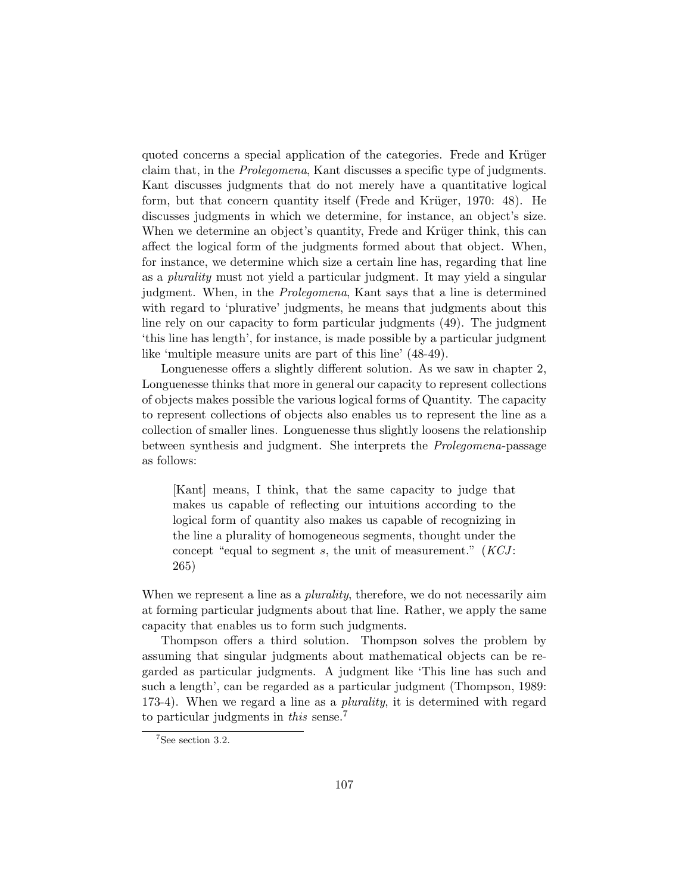quoted concerns a special application of the categories. Frede and Krüger claim that, in the *Prolegomena*, Kant discusses a specific type of judgments. Kant discusses judgments that do not merely have a quantitative logical form, but that concern quantity itself (Frede and Krüger, 1970: 48). He discusses judgments in which we determine, for instance, an object's size. When we determine an object's quantity, Frede and Krüger think, this can affect the logical form of the judgments formed about that object. When, for instance, we determine which size a certain line has, regarding that line as a *plurality* must not yield a particular judgment. It may yield a singular judgment. When, in the *Prolegomena*, Kant says that a line is determined with regard to 'plurative' judgments, he means that judgments about this line rely on our capacity to form particular judgments (49). The judgment 'this line has length', for instance, is made possible by a particular judgment like 'multiple measure units are part of this line' (48-49).

Longuenesse offers a slightly different solution. As we saw in chapter 2, Longuenesse thinks that more in general our capacity to represent collections of objects makes possible the various logical forms of Quantity. The capacity to represent collections of objects also enables us to represent the line as a collection of smaller lines. Longuenesse thus slightly loosens the relationship between synthesis and judgment. She interprets the *Prolegomena*-passage as follows:

> [Kant] means, I think, that the same capacity to judge that makes us capable of reflecting our intuitions according to the logical form of quantity also makes us capable of recognizing in the line a plurality of homogeneous segments, thought under the concept "equal to segment *s*, the unit of measurement." (*KCJ*: 265)

When we represent a line as a *plurality*, therefore, we do not necessarily aim at forming particular judgments about that line. Rather, we apply the same capacity that enables us to form such judgments.

Thompson offers a third solution. Thompson solves the problem by assuming that singular judgments about mathematical objects can be regarded as particular judgments. A judgment like 'This line has such and such a length', can be regarded as a particular judgment (Thompson, 1989: 173-4). When we regard a line as a *plurality*, it is determined with regard to particular judgments in *this* sense.[7]

[7] See section 3.2.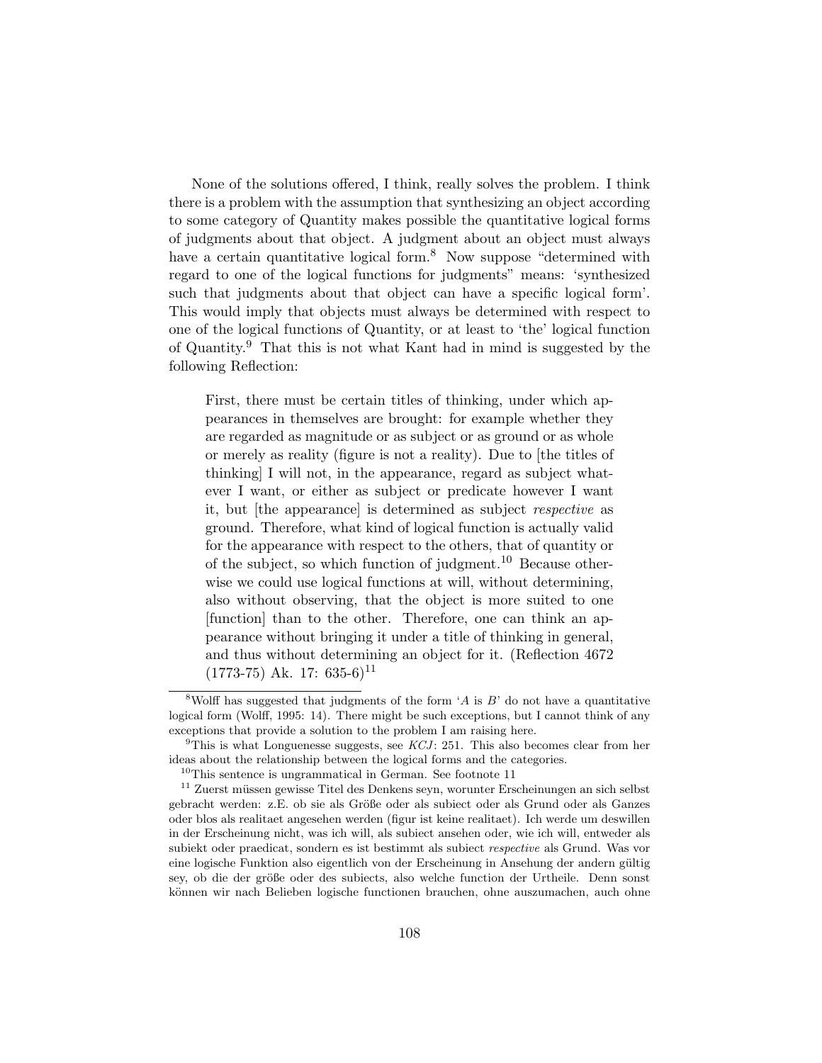None of the solutions offered, I think, really solves the problem. I think there is a problem with the assumption that synthesizing an object according to some category of Quantity makes possible the quantitative logical forms of judgments about that object. A judgment about an object must always have a certain quantitative logical form.[8] Now suppose "determined with regard to one of the logical functions for judgments" means: 'synthesized such that judgments about that object can have a specific logical form'. This would imply that objects must always be determined with respect to one of the logical functions of Quantity, or at least to 'the' logical function of Quantity.[9] That this is not what Kant had in mind is suggested by the following Reflection:

> First, there must be certain titles of thinking, under which appearances in themselves are brought: for example whether they are regarded as magnitude or as subject or as ground or as whole or merely as reality (figure is not a reality). Due to [the titles of thinking] I will not, in the appearance, regard as subject whatever I want, or either as subject or predicate however I want it, but [the appearance] is determined as subject *respective* as ground. Therefore, what kind of logical function is actually valid for the appearance with respect to the others, that of quantity or of the subject, so which function of judgment.[10] Because otherwise we could use logical functions at will, without determining, also without observing, that the object is more suited to one [function] than to the other. Therefore, one can think an appearance without bringing it under a title of thinking in general, and thus without determining an object for it. (Reflection 4672 (1773-75) Ak. 17: 635-6)[11]

---

[8] Wolff has suggested that judgments of the form '$A$ is $B$' do not have a quantitative logical form (Wolff, 1995: 14). There might be such exceptions, but I cannot think of any exceptions that provide a solution to the problem I am raising here.

[9] This is what Longuenesse suggests, see *KCJ*: 251. This also becomes clear from her ideas about the relationship between the logical forms and the categories.

[10] This sentence is ungrammatical in German. See footnote 11

[11] Zuerst müssen gewisse Titel des Denkens seyn, worunter Erscheinungen an sich selbst gebracht werden: z.E. ob sie als Größe oder als subiect oder als Grund oder als Ganzes oder blos als realitaet angesehen werden (figur ist keine realitaet). Ich werde um deswillen in der Erscheinung nicht, was ich will, als subiect ansehen oder, wie ich will, entweder als subiekt oder praedicat, sondern es ist bestimmt als subiect *respective* als Grund. Was vor eine logische Funktion also eigentlich von der Erscheinung in Ansehung der andern gültig sey, ob die der größe oder des subiects, also welche function der Urtheile. Denn sonst können wir nach Belieben logische functionen brauchen, ohne auszumachen, auch ohne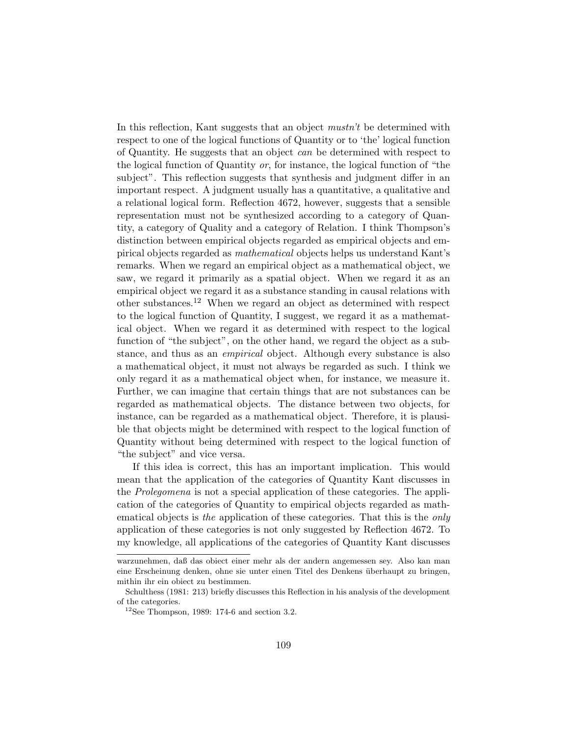In this reflection, Kant suggests that an object *mustn't* be determined with respect to one of the logical functions of Quantity or to 'the' logical function of Quantity. He suggests that an object *can* be determined with respect to the logical function of Quantity *or*, for instance, the logical function of "the subject". This reflection suggests that synthesis and judgment differ in an important respect. A judgment usually has a quantitative, a qualitative and a relational logical form. Reflection 4672, however, suggests that a sensible representation must not be synthesized according to a category of Quantity, a category of Quality and a category of Relation. I think Thompson's distinction between empirical objects regarded as empirical objects and empirical objects regarded as *mathematical* objects helps us understand Kant's remarks. When we regard an empirical object as a mathematical object, we saw, we regard it primarily as a spatial object. When we regard it as an empirical object we regard it as a substance standing in causal relations with other substances.[12] When we regard an object as determined with respect to the logical function of Quantity, I suggest, we regard it as a mathematical object. When we regard it as determined with respect to the logical function of "the subject", on the other hand, we regard the object as a substance, and thus as an *empirical* object. Although every substance is also a mathematical object, it must not always be regarded as such. I think we only regard it as a mathematical object when, for instance, we measure it. Further, we can imagine that certain things that are not substances can be regarded as mathematical objects. The distance between two objects, for instance, can be regarded as a mathematical object. Therefore, it is plausible that objects might be determined with respect to the logical function of Quantity without being determined with respect to the logical function of "the subject" and vice versa.

If this idea is correct, this has an important implication. This would mean that the application of the categories of Quantity Kant discusses in the *Prolegomena* is not a special application of these categories. The application of the categories of Quantity to empirical objects regarded as mathematical objects is *the* application of these categories. That this is the *only* application of these categories is not only suggested by Reflection 4672. To my knowledge, all applications of the categories of Quantity Kant discusses

---

warzunehmen, daß das obiect einer mehr als der andern angemessen sey. Also kan man eine Erscheinung denken, ohne sie unter einen Titel des Denkens überhaupt zu bringen, mithin ihr ein obiect zu bestimmen.

Schulthess (1981: 213) briefly discusses this Reflection in his analysis of the development of the categories.

[12] See Thompson, 1989: 174-6 and section 3.2.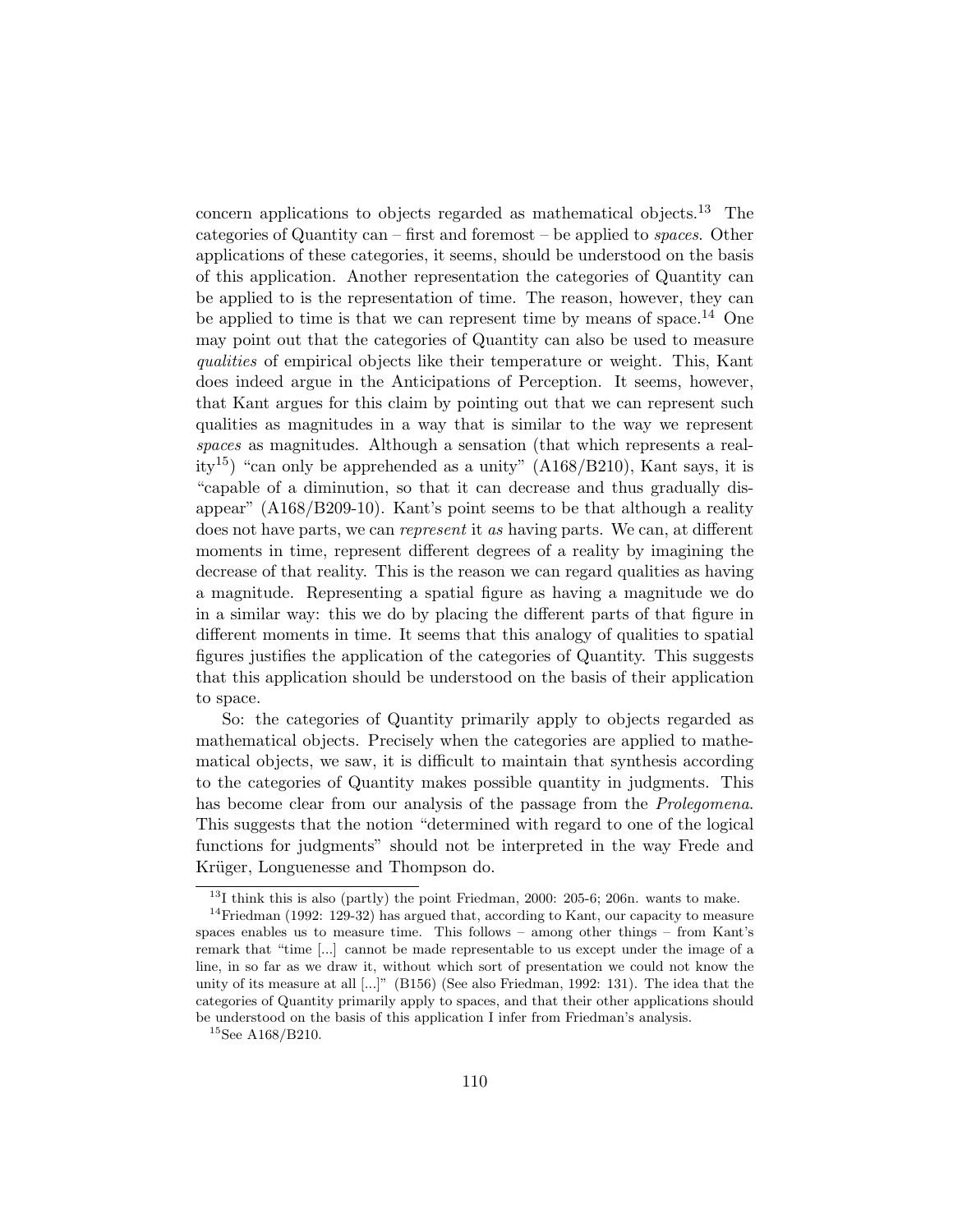concern applications to objects regarded as mathematical objects.[13] The categories of Quantity can – first and foremost – be applied to *spaces*. Other applications of these categories, it seems, should be understood on the basis of this application. Another representation the categories of Quantity can be applied to is the representation of time. The reason, however, they can be applied to time is that we can represent time by means of space.[14] One may point out that the categories of Quantity can also be used to measure *qualities* of empirical objects like their temperature or weight. This, Kant does indeed argue in the Anticipations of Perception. It seems, however, that Kant argues for this claim by pointing out that we can represent such qualities as magnitudes in a way that is similar to the way we represent *spaces* as magnitudes. Although a sensation (that which represents a reality[15]) "can only be apprehended as a unity" (A168/B210), Kant says, it is "capable of a diminution, so that it can decrease and thus gradually disappear" (A168/B209-10). Kant's point seems to be that although a reality does not have parts, we can *represent* it *as* having parts. We can, at different moments in time, represent different degrees of a reality by imagining the decrease of that reality. This is the reason we can regard qualities as having a magnitude. Representing a spatial figure as having a magnitude we do in a similar way: this we do by placing the different parts of that figure in different moments in time. It seems that this analogy of qualities to spatial figures justifies the application of the categories of Quantity. This suggests that this application should be understood on the basis of their application to space.

So: the categories of Quantity primarily apply to objects regarded as mathematical objects. Precisely when the categories are applied to mathematical objects, we saw, it is difficult to maintain that synthesis according to the categories of Quantity makes possible quantity in judgments. This has become clear from our analysis of the passage from the *Prolegomena*. This suggests that the notion "determined with regard to one of the logical functions for judgments" should not be interpreted in the way Frede and Krüger, Longuenesse and Thompson do.

---

[13] I think this is also (partly) the point Friedman, 2000: 205-6; 206n. wants to make.

[14] Friedman (1992: 129-32) has argued that, according to Kant, our capacity to measure spaces enables us to measure time. This follows – among other things – from Kant's remark that "time [...] cannot be made representable to us except under the image of a line, in so far as we draw it, without which sort of presentation we could not know the unity of its measure at all [...]" (B156) (See also Friedman, 1992: 131). The idea that the categories of Quantity primarily apply to spaces, and that their other applications should be understood on the basis of this application I infer from Friedman's analysis.

[15] See A168/B210.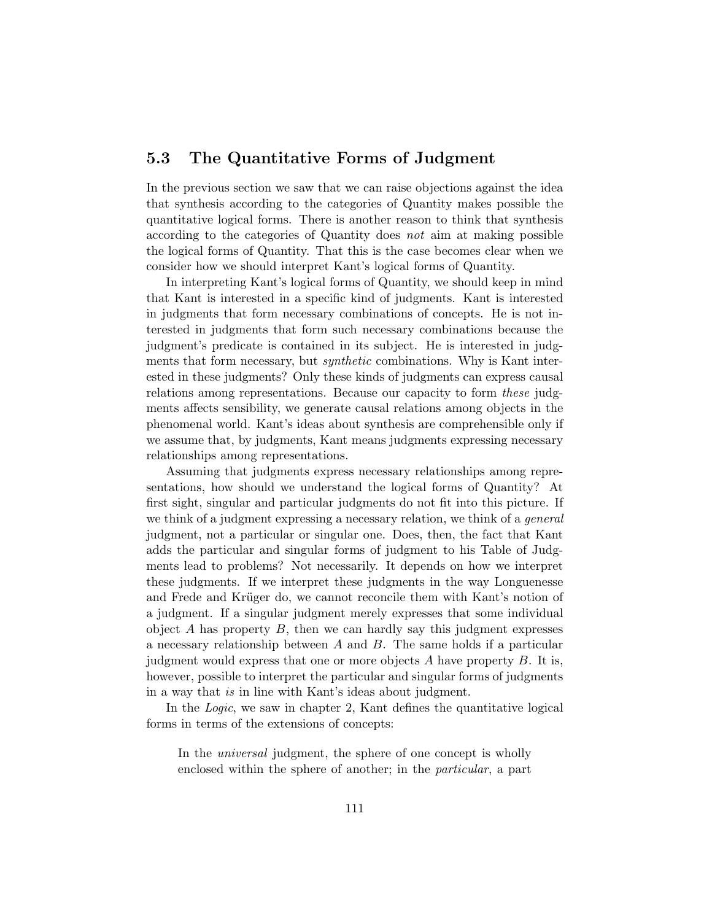## 5.3 The Quantitative Forms of Judgment

In the previous section we saw that we can raise objections against the idea that synthesis according to the categories of Quantity makes possible the quantitative logical forms. There is another reason to think that synthesis according to the categories of Quantity does *not* aim at making possible the logical forms of Quantity. That this is the case becomes clear when we consider how we should interpret Kant's logical forms of Quantity.

In interpreting Kant's logical forms of Quantity, we should keep in mind that Kant is interested in a specific kind of judgments. Kant is interested in judgments that form necessary combinations of concepts. He is not interested in judgments that form such necessary combinations because the judgment's predicate is contained in its subject. He is interested in judgments that form necessary, but *synthetic* combinations. Why is Kant interested in these judgments? Only these kinds of judgments can express causal relations among representations. Because our capacity to form *these* judgments affects sensibility, we generate causal relations among objects in the phenomenal world. Kant's ideas about synthesis are comprehensible only if we assume that, by judgments, Kant means judgments expressing necessary relationships among representations.

Assuming that judgments express necessary relationships among representations, how should we understand the logical forms of Quantity? At first sight, singular and particular judgments do not fit into this picture. If we think of a judgment expressing a necessary relation, we think of a *general* judgment, not a particular or singular one. Does, then, the fact that Kant adds the particular and singular forms of judgment to his Table of Judgments lead to problems? Not necessarily. It depends on how we interpret these judgments. If we interpret these judgments in the way Longuenesse and Frede and Krüger do, we cannot reconcile them with Kant's notion of a judgment. If a singular judgment merely expresses that some individual object $A$ has property $B$, then we can hardly say this judgment expresses a necessary relationship between $A$ and $B$. The same holds if a particular judgment would express that one or more objects $A$ have property $B$. It is, however, possible to interpret the particular and singular forms of judgments in a way that *is* in line with Kant's ideas about judgment.

In the *Logic*, we saw in chapter 2, Kant defines the quantitative logical forms in terms of the extensions of concepts:

> In the *universal* judgment, the sphere of one concept is wholly enclosed within the sphere of another; in the *particular*, a part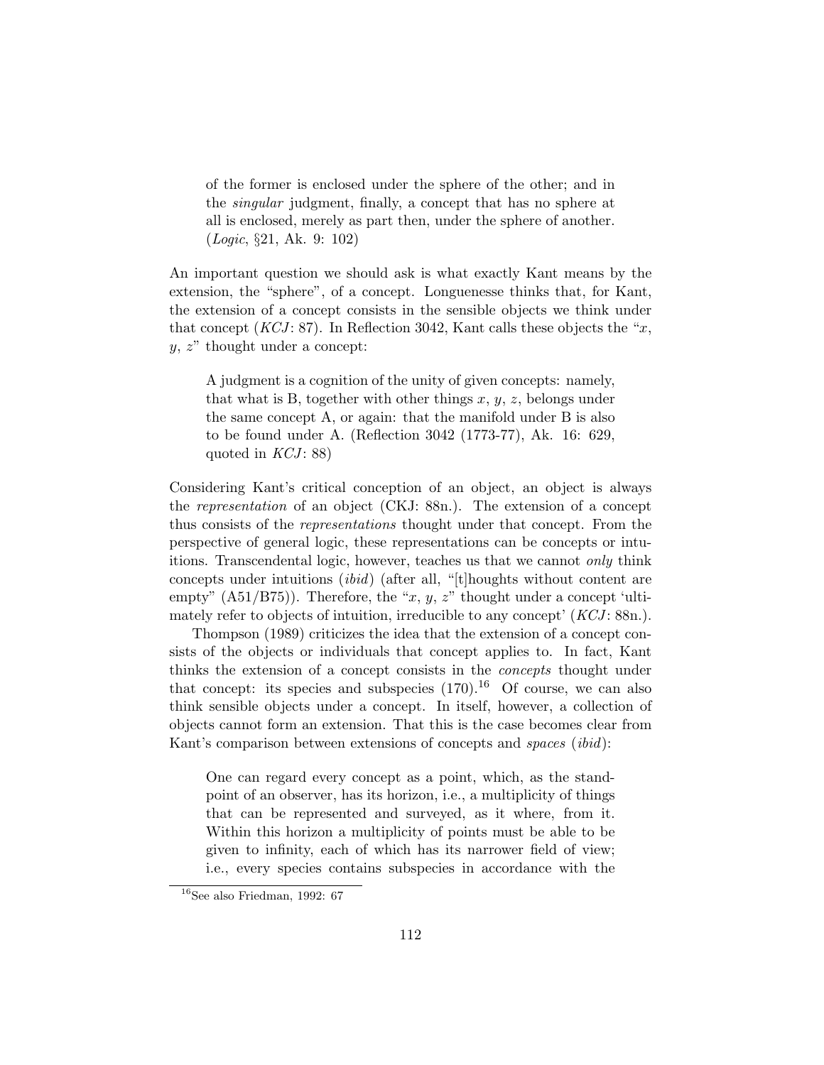> of the former is enclosed under the sphere of the other; and in the *singular* judgment, finally, a concept that has no sphere at all is enclosed, merely as part then, under the sphere of another. (*Logic*, §21, Ak. 9: 102)

An important question we should ask is what exactly Kant means by the extension, the "sphere", of a concept. Longuenesse thinks that, for Kant, the extension of a concept consists in the sensible objects we think under that concept (*KCJ*: 87). In Reflection 3042, Kant calls these objects the "$x$, $y$, $z$" thought under a concept:

> A judgment is a cognition of the unity of given concepts: namely, that what is B, together with other things $x$, $y$, $z$, belongs under the same concept A, or again: that the manifold under B is also to be found under A. (Reflection 3042 (1773-77), Ak. 16: 629, quoted in *KCJ*: 88)

Considering Kant's critical conception of an object, an object is always the *representation* of an object (CKJ: 88n.). The extension of a concept thus consists of the *representations* thought under that concept. From the perspective of general logic, these representations can be concepts or intuitions. Transcendental logic, however, teaches us that we cannot *only* think concepts under intuitions (*ibid*) (after all, "[t]houghts without content are empty" (A51/B75)). Therefore, the "$x$, $y$, $z$" thought under a concept 'ultimately refer to objects of intuition, irreducible to any concept' (*KCJ*: 88n.).

Thompson (1989) criticizes the idea that the extension of a concept consists of the objects or individuals that concept applies to. In fact, Kant thinks the extension of a concept consists in the *concepts* thought under that concept: its species and subspecies (170).[16] Of course, we can also think sensible objects under a concept. In itself, however, a collection of objects cannot form an extension. That this is the case becomes clear from Kant's comparison between extensions of concepts and *spaces* (*ibid*):

> One can regard every concept as a point, which, as the standpoint of an observer, has its horizon, i.e., a multiplicity of things that can be represented and surveyed, as it where, from it. Within this horizon a multiplicity of points must be able to be given to infinity, each of which has its narrower field of view; i.e., every species contains subspecies in accordance with the

[16] See also Friedman, 1992: 67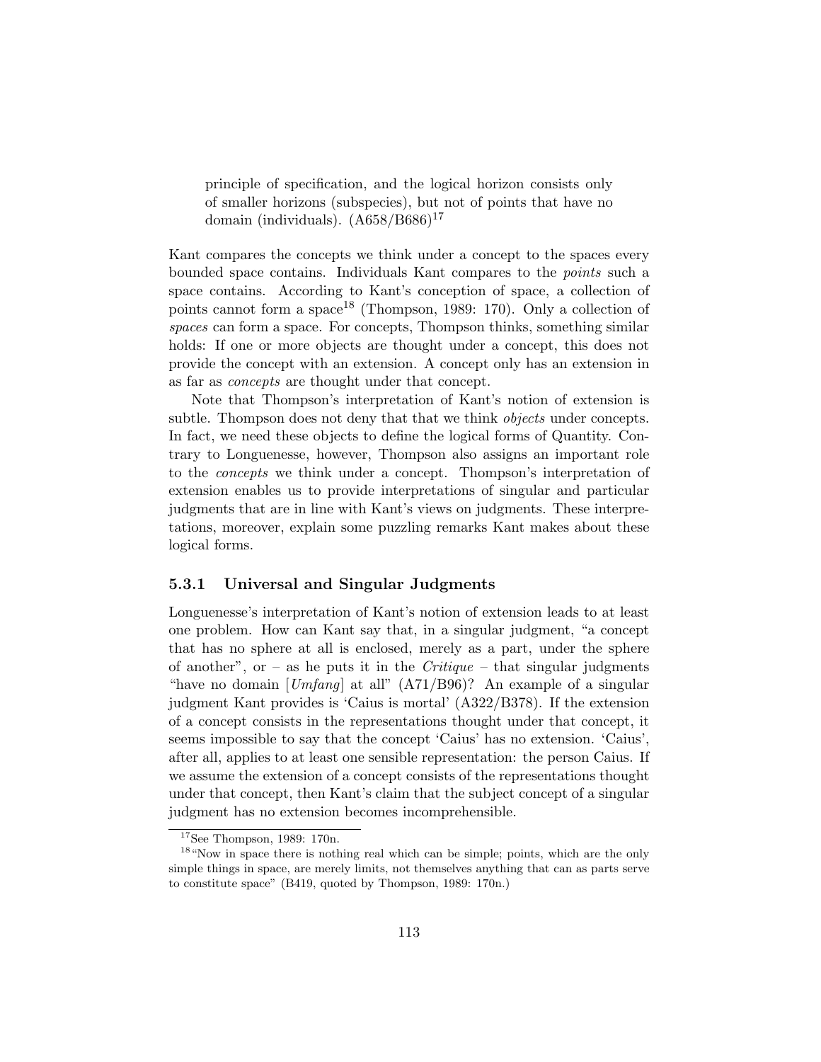> principle of specification, and the logical horizon consists only of smaller horizons (subspecies), but not of points that have no domain (individuals). (A658/B686)[17]

Kant compares the concepts we think under a concept to the spaces every bounded space contains. Individuals Kant compares to the *points* such a space contains. According to Kant's conception of space, a collection of points cannot form a space[18] (Thompson, 1989: 170). Only a collection of *spaces* can form a space. For concepts, Thompson thinks, something similar holds: If one or more objects are thought under a concept, this does not provide the concept with an extension. A concept only has an extension in as far as *concepts* are thought under that concept.

Note that Thompson's interpretation of Kant's notion of extension is subtle. Thompson does not deny that that we think *objects* under concepts. In fact, we need these objects to define the logical forms of Quantity. Contrary to Longuenesse, however, Thompson also assigns an important role to the *concepts* we think under a concept. Thompson's interpretation of extension enables us to provide interpretations of singular and particular judgments that are in line with Kant's views on judgments. These interpretations, moreover, explain some puzzling remarks Kant makes about these logical forms.

### 5.3.1 Universal and Singular Judgments

Longuenesse's interpretation of Kant's notion of extension leads to at least one problem. How can Kant say that, in a singular judgment, "a concept that has no sphere at all is enclosed, merely as a part, under the sphere of another", or – as he puts it in the *Critique* – that singular judgments "have no domain [*Umfang*] at all" (A71/B96)? An example of a singular judgment Kant provides is 'Caius is mortal' (A322/B378). If the extension of a concept consists in the representations thought under that concept, it seems impossible to say that the concept 'Caius' has no extension. 'Caius', after all, applies to at least one sensible representation: the person Caius. If we assume the extension of a concept consists of the representations thought under that concept, then Kant's claim that the subject concept of a singular judgment has no extension becomes incomprehensible.

---

[17] See Thompson, 1989: 170n.

[18] "Now in space there is nothing real which can be simple; points, which are the only simple things in space, are merely limits, not themselves anything that can as parts serve to constitute space" (B419, quoted by Thompson, 1989: 170n.)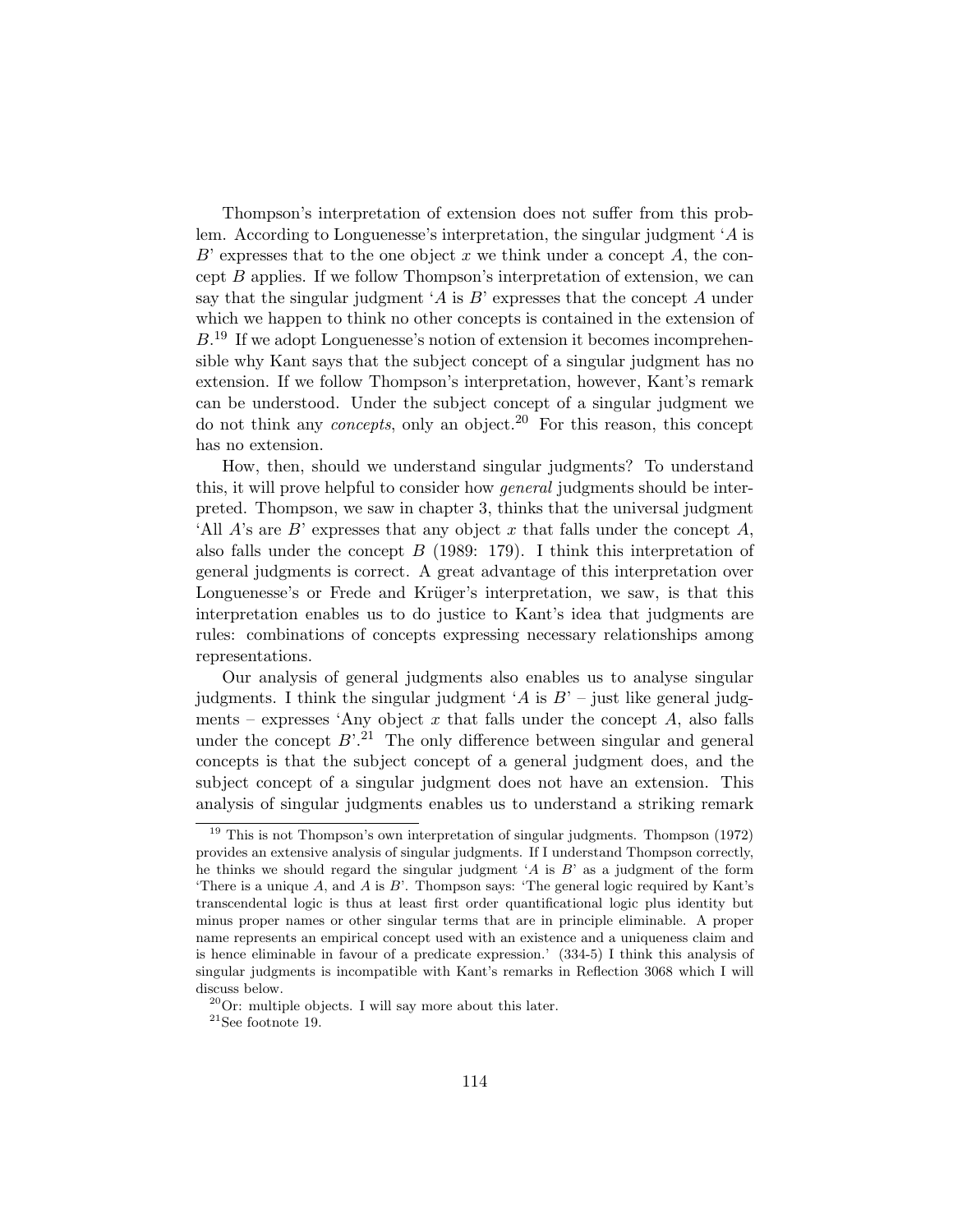Thompson's interpretation of extension does not suffer from this problem. According to Longuenesse's interpretation, the singular judgment '$A$ is $B$' expresses that to the one object $x$ we think under a concept $A$, the concept $B$ applies. If we follow Thompson's interpretation of extension, we can say that the singular judgment '$A$ is $B$' expresses that the concept $A$ under which we happen to think no other concepts is contained in the extension of $B$.[19] If we adopt Longuenesse's notion of extension it becomes incomprehensible why Kant says that the subject concept of a singular judgment has no extension. If we follow Thompson's interpretation, however, Kant's remark can be understood. Under the subject concept of a singular judgment we do not think any *concepts*, only an object.[20] For this reason, this concept has no extension.

How, then, should we understand singular judgments? To understand this, it will prove helpful to consider how *general* judgments should be interpreted. Thompson, we saw in chapter 3, thinks that the universal judgment 'All $A$'s are $B$' expresses that any object $x$ that falls under the concept $A$, also falls under the concept $B$ (1989: 179). I think this interpretation of general judgments is correct. A great advantage of this interpretation over Longuenesse's or Frede and Krüger's interpretation, we saw, is that this interpretation enables us to do justice to Kant's idea that judgments are rules: combinations of concepts expressing necessary relationships among representations.

Our analysis of general judgments also enables us to analyse singular judgments. I think the singular judgment '$A$ is $B$' – just like general judgments – expresses 'Any object $x$ that falls under the concept $A$, also falls under the concept $B$'.[21] The only difference between singular and general concepts is that the subject concept of a general judgment does, and the subject concept of a singular judgment does not have an extension. This analysis of singular judgments enables us to understand a striking remark

---

[19] This is not Thompson's own interpretation of singular judgments. Thompson (1972) provides an extensive analysis of singular judgments. If I understand Thompson correctly, he thinks we should regard the singular judgment '$A$ is $B$' as a judgment of the form 'There is a unique $A$, and $A$ is $B$'. Thompson says: 'The general logic required by Kant's transcendental logic is thus at least first order quantificational logic plus identity but minus proper names or other singular terms that are in principle eliminable. A proper name represents an empirical concept used with an existence and a uniqueness claim and is hence eliminable in favour of a predicate expression.' (334-5) I think this analysis of singular judgments is incompatible with Kant's remarks in Reflection 3068 which I will discuss below.

[20] Or: multiple objects. I will say more about this later.

[21] See footnote 19.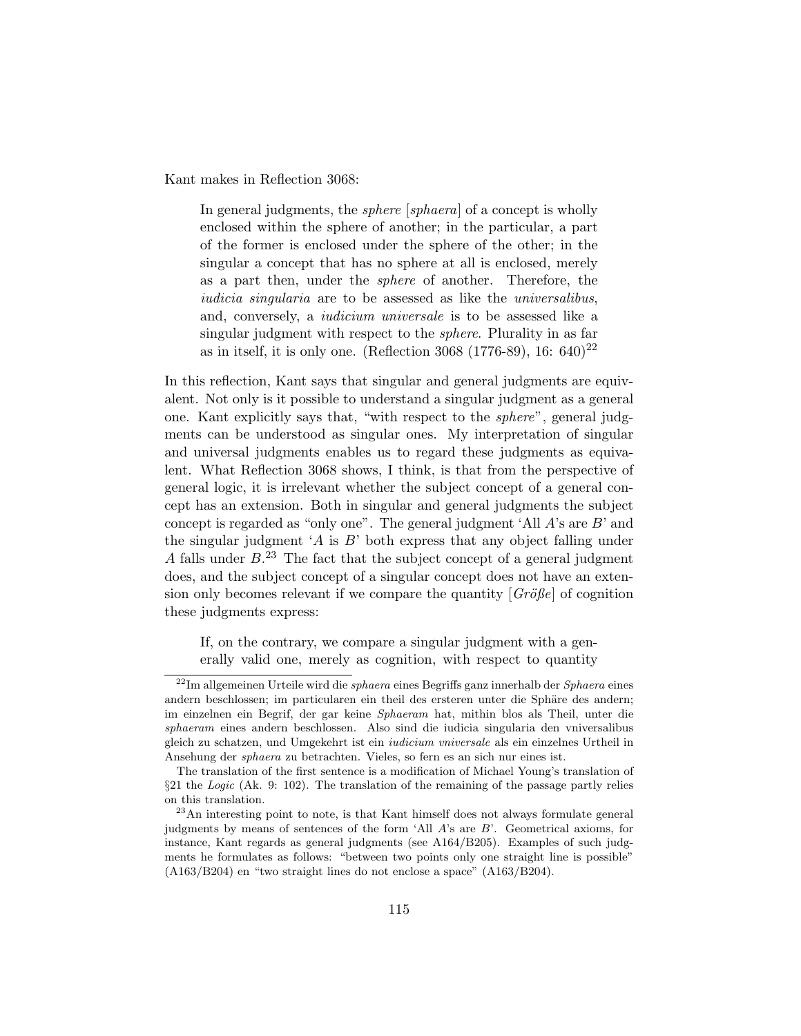Kant makes in Reflection 3068:

> In general judgments, the *sphere* [*sphaera*] of a concept is wholly enclosed within the sphere of another; in the particular, a part of the former is enclosed under the sphere of the other; in the singular a concept that has no sphere at all is enclosed, merely as a part then, under the *sphere* of another. Therefore, the *iudicia singularia* are to be assessed as like the *universalibus*, and, conversely, a *iudicium universale* is to be assessed like a singular judgment with respect to the *sphere*. Plurality in as far as in itself, it is only one. (Reflection 3068 (1776-89), 16: 640)[22]

In this reflection, Kant says that singular and general judgments are equivalent. Not only is it possible to understand a singular judgment as a general one. Kant explicitly says that, "with respect to the *sphere*", general judgments can be understood as singular ones. My interpretation of singular and universal judgments enables us to regard these judgments as equivalent. What Reflection 3068 shows, I think, is that from the perspective of general logic, it is irrelevant whether the subject concept of a general concept has an extension. Both in singular and general judgments the subject concept is regarded as "only one". The general judgment 'All $A$'s are $B$' and the singular judgment '$A$ is $B$' both express that any object falling under $A$ falls under $B$.[23] The fact that the subject concept of a general judgment does, and the subject concept of a singular concept does not have an extension only becomes relevant if we compare the quantity [*Größe*] of cognition these judgments express:

> If, on the contrary, we compare a singular judgment with a generally valid one, merely as cognition, with respect to quantity

---

[22] Im allgemeinen Urteile wird die *sphaera* eines Begriffs ganz innerhalb der *Sphaera* eines andern beschlossen; im particularen ein theil des ersteren unter die Sphäre des andern; im einzelnen ein Begrif, der gar keine *Sphaeram* hat, mithin blos als Theil, unter die *sphaeram* eines andern beschlossen. Also sind die iudicia singularia den vniversalibus gleich zu schatzen, und Umgekehrt ist ein *iudicium vniversale* als ein einzelnes Urtheil in Ansehung der *sphaera* zu betrachten. Vieles, so fern es an sich nur eines ist.

The translation of the first sentence is a modification of Michael Young's translation of §21 the *Logic* (Ak. 9: 102). The translation of the remaining of the passage partly relies on this translation.

[23] An interesting point to note, is that Kant himself does not always formulate general judgments by means of sentences of the form 'All $A$'s are $B$'. Geometrical axioms, for instance, Kant regards as general judgments (see A164/B205). Examples of such judgments he formulates as follows: "between two points only one straight line is possible" (A163/B204) en "two straight lines do not enclose a space" (A163/B204).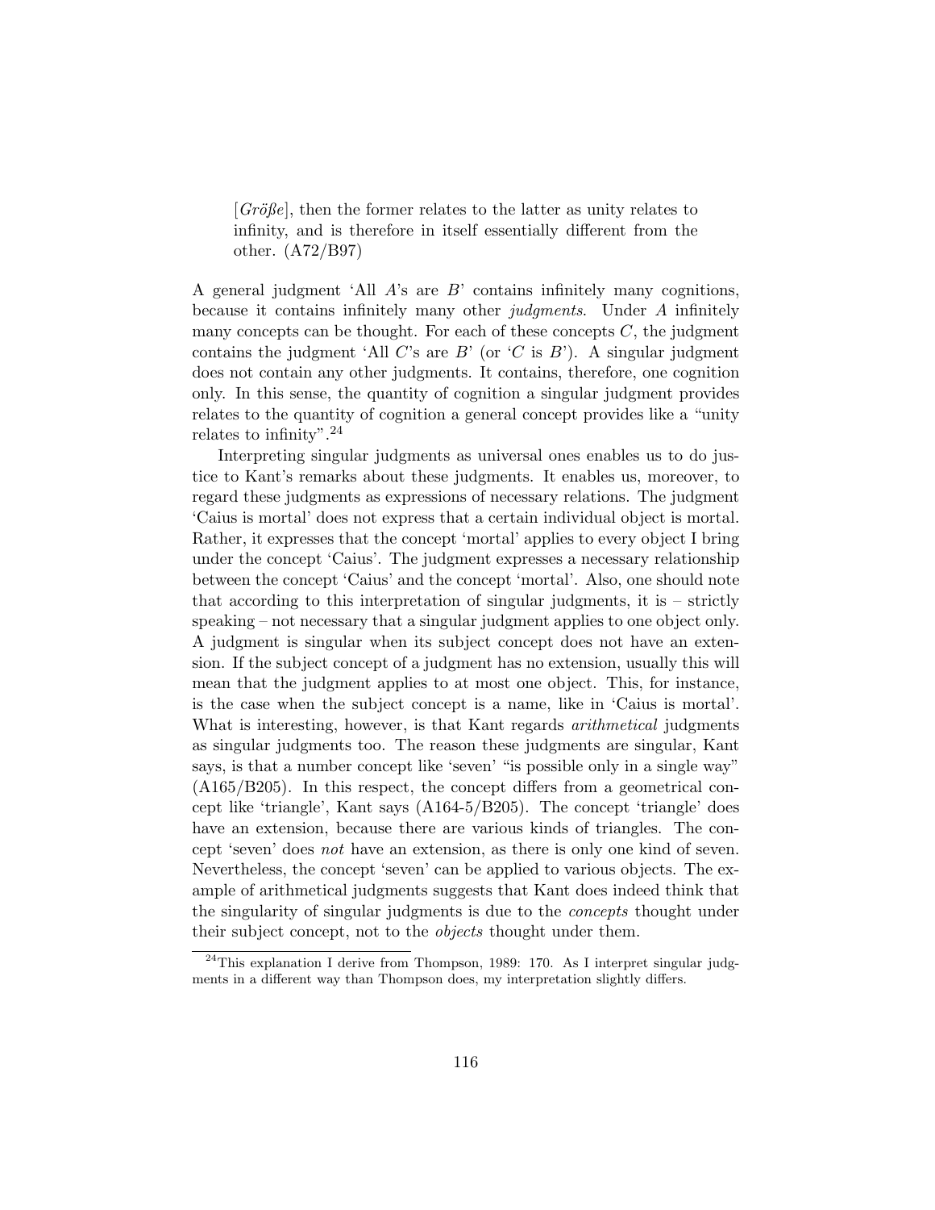> [*Größe*], then the former relates to the latter as unity relates to infinity, and is therefore in itself essentially different from the other. (A72/B97)

A general judgment 'All $A$'s are $B$' contains infinitely many cognitions, because it contains infinitely many other *judgments*. Under $A$ infinitely many concepts can be thought. For each of these concepts $C$, the judgment contains the judgment 'All $C$'s are $B$' (or '$C$ is $B$'). A singular judgment does not contain any other judgments. It contains, therefore, one cognition only. In this sense, the quantity of cognition a singular judgment provides relates to the quantity of cognition a general concept provides like a "unity relates to infinity".[24]

Interpreting singular judgments as universal ones enables us to do justice to Kant's remarks about these judgments. It enables us, moreover, to regard these judgments as expressions of necessary relations. The judgment 'Caius is mortal' does not express that a certain individual object is mortal. Rather, it expresses that the concept 'mortal' applies to every object I bring under the concept 'Caius'. The judgment expresses a necessary relationship between the concept 'Caius' and the concept 'mortal'. Also, one should note that according to this interpretation of singular judgments, it is – strictly speaking – not necessary that a singular judgment applies to one object only. A judgment is singular when its subject concept does not have an extension. If the subject concept of a judgment has no extension, usually this will mean that the judgment applies to at most one object. This, for instance, is the case when the subject concept is a name, like in 'Caius is mortal'. What is interesting, however, is that Kant regards *arithmetical* judgments as singular judgments too. The reason these judgments are singular, Kant says, is that a number concept like 'seven' "is possible only in a single way" (A165/B205). In this respect, the concept differs from a geometrical concept like 'triangle', Kant says (A164-5/B205). The concept 'triangle' does have an extension, because there are various kinds of triangles. The concept 'seven' does *not* have an extension, as there is only one kind of seven. Nevertheless, the concept 'seven' can be applied to various objects. The example of arithmetical judgments suggests that Kant does indeed think that the singularity of singular judgments is due to the *concepts* thought under their subject concept, not to the *objects* thought under them.

[24] This explanation I derive from Thompson, 1989: 170. As I interpret singular judgments in a different way than Thompson does, my interpretation slightly differs.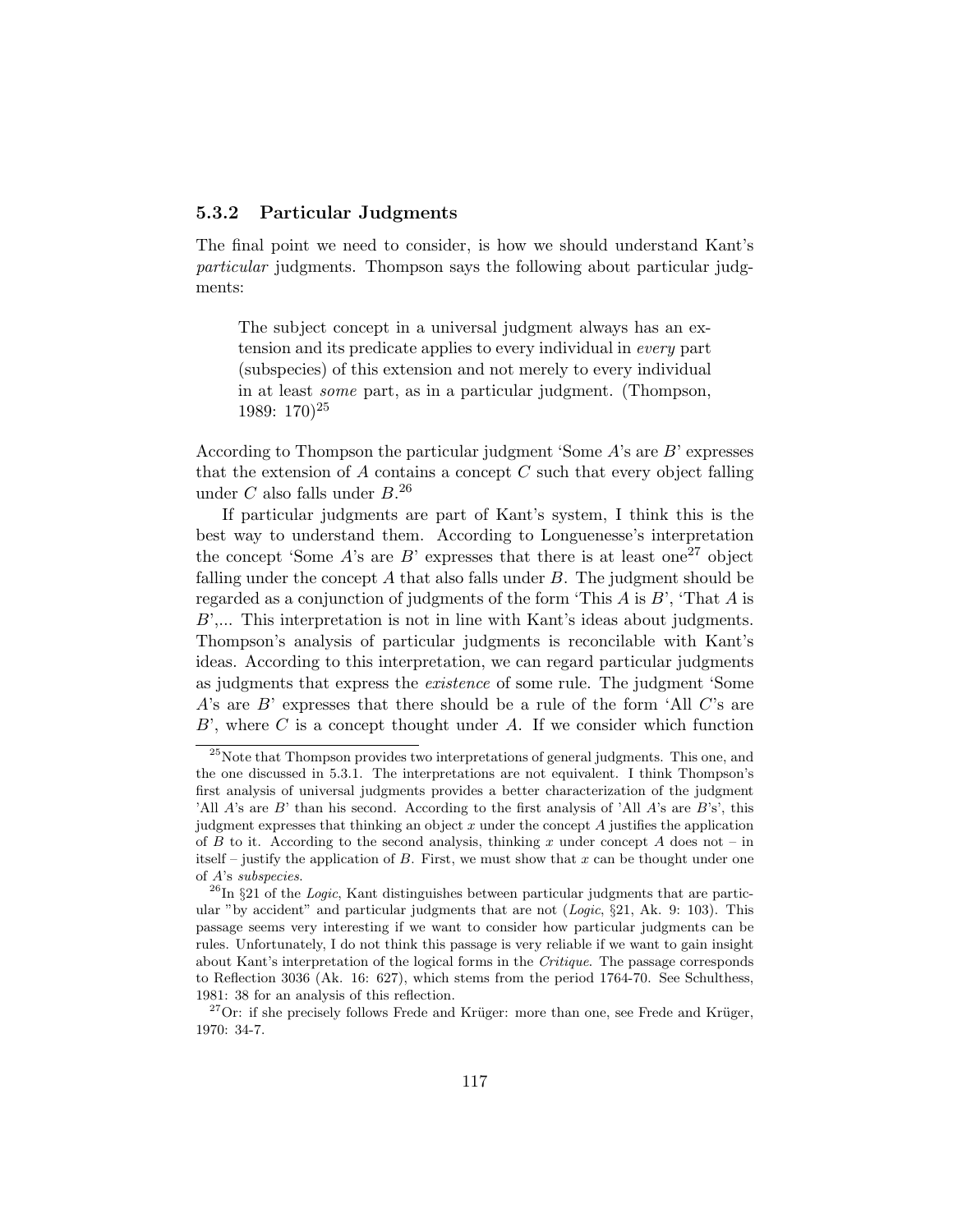### 5.3.2 Particular Judgments

The final point we need to consider, is how we should understand Kant's *particular* judgments. Thompson says the following about particular judgments:

> The subject concept in a universal judgment always has an extension and its predicate applies to every individual in *every* part (subspecies) of this extension and not merely to every individual in at least *some* part, as in a particular judgment. (Thompson, 1989: 170)[25]

According to Thompson the particular judgment 'Some $A$'s are $B$' expresses that the extension of $A$ contains a concept $C$ such that every object falling under $C$ also falls under $B$.[26]

If particular judgments are part of Kant's system, I think this is the best way to understand them. According to Longuenesse's interpretation the concept 'Some $A$'s are $B$' expresses that there is at least one[27] object falling under the concept $A$ that also falls under $B$. The judgment should be regarded as a conjunction of judgments of the form 'This $A$ is $B$', 'That $A$ is $B$',... This interpretation is not in line with Kant's ideas about judgments. Thompson's analysis of particular judgments is reconcilable with Kant's ideas. According to this interpretation, we can regard particular judgments as judgments that express the *existence* of some rule. The judgment 'Some $A$'s are $B$' expresses that there should be a rule of the form 'All $C$'s are $B$', where $C$ is a concept thought under $A$. If we consider which function

[25] Note that Thompson provides two interpretations of general judgments. This one, and the one discussed in 5.3.1. The interpretations are not equivalent. I think Thompson's first analysis of universal judgments provides a better characterization of the judgment 'All $A$'s are $B$' than his second. According to the first analysis of 'All $A$'s are $B$'s', this judgment expresses that thinking an object $x$ under the concept $A$ justifies the application of $B$ to it. According to the second analysis, thinking $x$ under concept $A$ does not – in itself – justify the application of $B$. First, we must show that $x$ can be thought under one of $A$'s *subspecies*.

[26] In §21 of the *Logic*, Kant distinguishes between particular judgments that are particular "by accident" and particular judgments that are not (*Logic*, §21, Ak. 9: 103). This passage seems very interesting if we want to consider how particular judgments can be rules. Unfortunately, I do not think this passage is very reliable if we want to gain insight about Kant's interpretation of the logical forms in the *Critique*. The passage corresponds to Reflection 3036 (Ak. 16: 627), which stems from the period 1764-70. See Schulthess, 1981: 38 for an analysis of this reflection.

[27] Or: if she precisely follows Frede and Krüger: more than one, see Frede and Krüger, 1970: 34-7.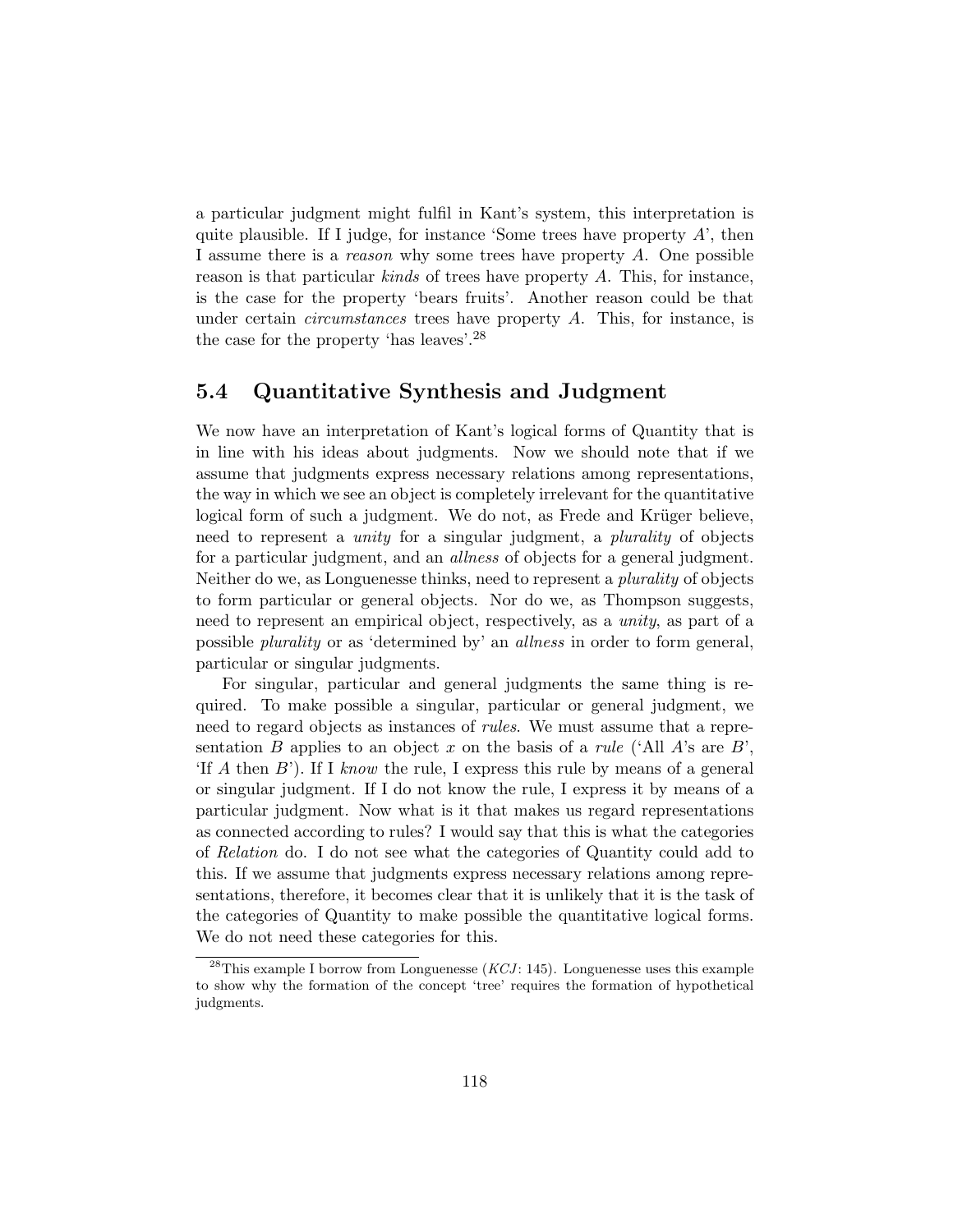a particular judgment might fulfil in Kant's system, this interpretation is quite plausible. If I judge, for instance 'Some trees have property $A$', then I assume there is a *reason* why some trees have property $A$. One possible reason is that particular *kinds* of trees have property $A$. This, for instance, is the case for the property 'bears fruits'. Another reason could be that under certain *circumstances* trees have property $A$. This, for instance, is the case for the property 'has leaves'.[28]

## 5.4 Quantitative Synthesis and Judgment

We now have an interpretation of Kant's logical forms of Quantity that is in line with his ideas about judgments. Now we should note that if we assume that judgments express necessary relations among representations, the way in which we see an object is completely irrelevant for the quantitative logical form of such a judgment. We do not, as Frede and Krüger believe, need to represent a *unity* for a singular judgment, a *plurality* of objects for a particular judgment, and an *allness* of objects for a general judgment. Neither do we, as Longuenesse thinks, need to represent a *plurality* of objects to form particular or general objects. Nor do we, as Thompson suggests, need to represent an empirical object, respectively, as a *unity*, as part of a possible *plurality* or as 'determined by' an *allness* in order to form general, particular or singular judgments.

For singular, particular and general judgments the same thing is required. To make possible a singular, particular or general judgment, we need to regard objects as instances of *rules*. We must assume that a representation $B$ applies to an object $x$ on the basis of a *rule* ('All $A$'s are $B$', 'If $A$ then $B$'). If I *know* the rule, I express this rule by means of a general or singular judgment. If I do not know the rule, I express it by means of a particular judgment. Now what is it that makes us regard representations as connected according to rules? I would say that this is what the categories of *Relation* do. I do not see what the categories of Quantity could add to this. If we assume that judgments express necessary relations among representations, therefore, it becomes clear that it is unlikely that it is the task of the categories of Quantity to make possible the quantitative logical forms. We do not need these categories for this.

[28] This example I borrow from Longuenesse (*KCJ*: 145). Longuenesse uses this example to show why the formation of the concept 'tree' requires the formation of hypothetical judgments.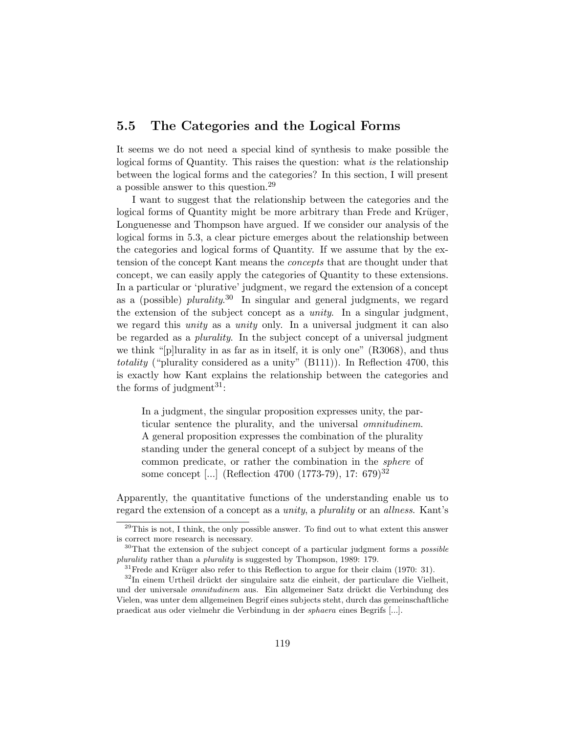## 5.5 The Categories and the Logical Forms

It seems we do not need a special kind of synthesis to make possible the logical forms of Quantity. This raises the question: what *is* the relationship between the logical forms and the categories? In this section, I will present a possible answer to this question.[29]

I want to suggest that the relationship between the categories and the logical forms of Quantity might be more arbitrary than Frede and Krüger, Longuenesse and Thompson have argued. If we consider our analysis of the logical forms in 5.3, a clear picture emerges about the relationship between the categories and logical forms of Quantity. If we assume that by the extension of the concept Kant means the *concepts* that are thought under that concept, we can easily apply the categories of Quantity to these extensions. In a particular or 'plurative' judgment, we regard the extension of a concept as a (possible) *plurality*.[30] In singular and general judgments, we regard the extension of the subject concept as a *unity*. In a singular judgment, we regard this *unity* as a *unity* only. In a universal judgment it can also be regarded as a *plurality*. In the subject concept of a universal judgment we think "[p]lurality in as far as in itself, it is only one" (R3068), and thus *totality* ("plurality considered as a unity" (B111)). In Reflection 4700, this is exactly how Kant explains the relationship between the categories and the forms of judgment[31]:

> In a judgment, the singular proposition expresses unity, the particular sentence the plurality, and the universal *omnitudinem*. A general proposition expresses the combination of the plurality standing under the general concept of a subject by means of the common predicate, or rather the combination in the *sphere* of some concept [...] (Reflection 4700 (1773-79), 17: 679)[32]

Apparently, the quantitative functions of the understanding enable us to regard the extension of a concept as a *unity*, a *plurality* or an *allness*. Kant's

---

[29] This is not, I think, the only possible answer. To find out to what extent this answer is correct more research is necessary.

[30] That the extension of the subject concept of a particular judgment forms a *possible plurality* rather than a *plurality* is suggested by Thompson, 1989: 179.

[31] Frede and Krüger also refer to this Reflection to argue for their claim (1970: 31).

[32] In einem Urtheil drückt der singulaire satz die einheit, der particulare die Vielheit, und der universale *omnitudinem* aus. Ein allgemeiner Satz drückt die Verbindung des Vielen, was unter dem allgemeinen Begrif eines subjects steht, durch das gemeinschaftliche praedicat aus oder vielmehr die Verbindung in der *sphaera* eines Begrifs [...].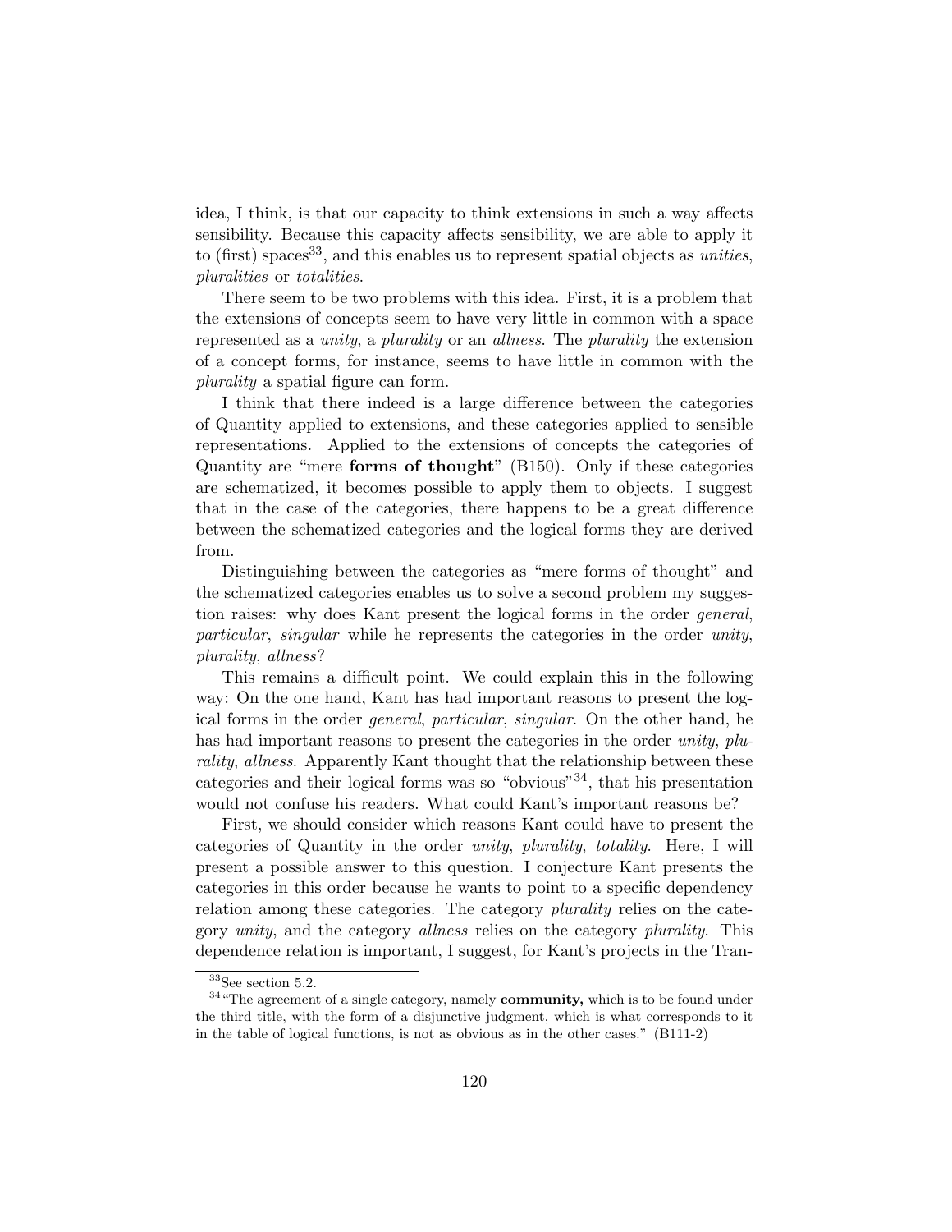idea, I think, is that our capacity to think extensions in such a way affects sensibility. Because this capacity affects sensibility, we are able to apply it to (first) spaces[33], and this enables us to represent spatial objects as *unities*, *pluralities* or *totalities*.

There seem to be two problems with this idea. First, it is a problem that the extensions of concepts seem to have very little in common with a space represented as a *unity*, a *plurality* or an *allness*. The *plurality* the extension of a concept forms, for instance, seems to have little in common with the *plurality* a spatial figure can form.

I think that there indeed is a large difference between the categories of Quantity applied to extensions, and these categories applied to sensible representations. Applied to the extensions of concepts the categories of Quantity are "mere **forms of thought**" (B150). Only if these categories are schematized, it becomes possible to apply them to objects. I suggest that in the case of the categories, there happens to be a great difference between the schematized categories and the logical forms they are derived from.

Distinguishing between the categories as "mere forms of thought" and the schematized categories enables us to solve a second problem my suggestion raises: why does Kant present the logical forms in the order *general*, *particular*, *singular* while he represents the categories in the order *unity*, *plurality*, *allness*?

This remains a difficult point. We could explain this in the following way: On the one hand, Kant has had important reasons to present the logical forms in the order *general*, *particular*, *singular*. On the other hand, he has had important reasons to present the categories in the order *unity*, *plurality*, *allness*. Apparently Kant thought that the relationship between these categories and their logical forms was so "obvious"[34], that his presentation would not confuse his readers. What could Kant's important reasons be?

First, we should consider which reasons Kant could have to present the categories of Quantity in the order *unity*, *plurality*, *totality*. Here, I will present a possible answer to this question. I conjecture Kant presents the categories in this order because he wants to point to a specific dependency relation among these categories. The category *plurality* relies on the category *unity*, and the category *allness* relies on the category *plurality*. This dependence relation is important, I suggest, for Kant's projects in the Tran-

[33] See section 5.2.

[34] "The agreement of a single category, namely **community,** which is to be found under the third title, with the form of a disjunctive judgment, which is what corresponds to it in the table of logical functions, is not as obvious as in the other cases." (B111-2)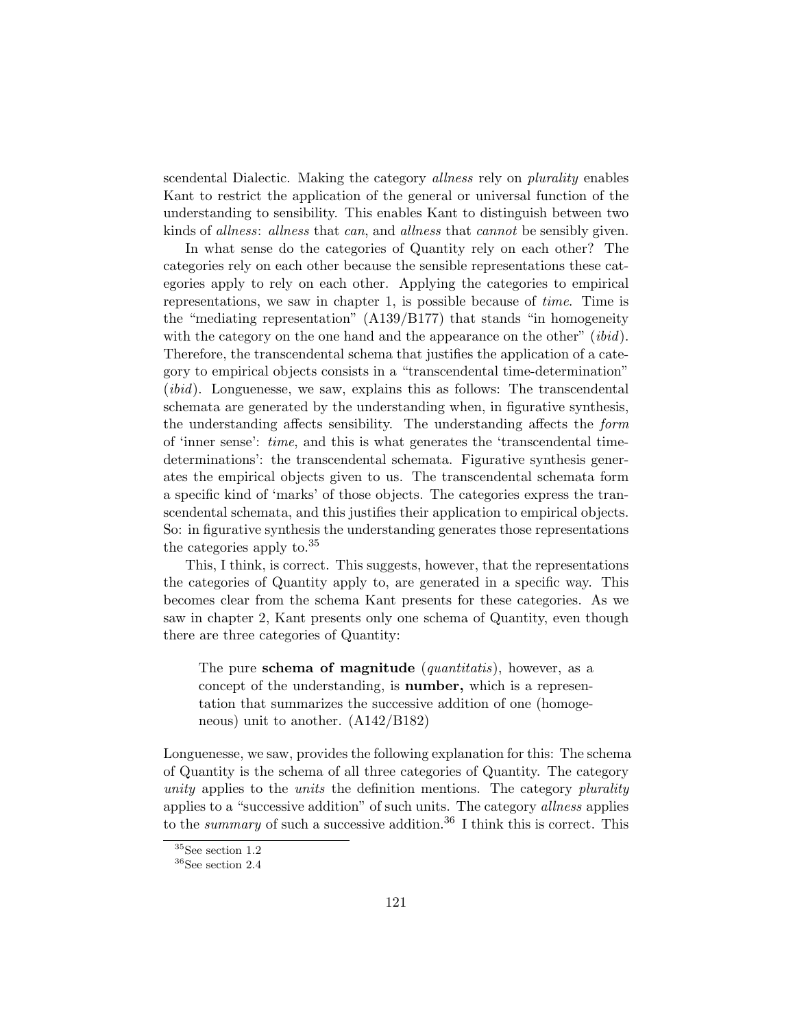scendental Dialectic. Making the category *allness* rely on *plurality* enables Kant to restrict the application of the general or universal function of the understanding to sensibility. This enables Kant to distinguish between two kinds of *allness*: *allness* that *can*, and *allness* that *cannot* be sensibly given.

In what sense do the categories of Quantity rely on each other? The categories rely on each other because the sensible representations these categories apply to rely on each other. Applying the categories to empirical representations, we saw in chapter 1, is possible because of *time*. Time is the "mediating representation" (A139/B177) that stands "in homogeneity with the category on the one hand and the appearance on the other" (*ibid*). Therefore, the transcendental schema that justifies the application of a category to empirical objects consists in a "transcendental time-determination" (*ibid*). Longuenesse, we saw, explains this as follows: The transcendental schemata are generated by the understanding when, in figurative synthesis, the understanding affects sensibility. The understanding affects the *form* of 'inner sense': *time*, and this is what generates the 'transcendental time-determinations': the transcendental schemata. Figurative synthesis generates the empirical objects given to us. The transcendental schemata form a specific kind of 'marks' of those objects. The categories express the transcendental schemata, and this justifies their application to empirical objects. So: in figurative synthesis the understanding generates those representations the categories apply to.[35]

This, I think, is correct. This suggests, however, that the representations the categories of Quantity apply to, are generated in a specific way. This becomes clear from the schema Kant presents for these categories. As we saw in chapter 2, Kant presents only one schema of Quantity, even though there are three categories of Quantity:

> The pure **schema of magnitude** (*quantitatis*), however, as a concept of the understanding, is **number,** which is a representation that summarizes the successive addition of one (homogeneous) unit to another. (A142/B182)

Longuenesse, we saw, provides the following explanation for this: The schema of Quantity is the schema of all three categories of Quantity. The category *unity* applies to the *units* the definition mentions. The category *plurality* applies to a "successive addition" of such units. The category *allness* applies to the *summary* of such a successive addition.[36] I think this is correct. This

[35] See section 1.2

[36] See section 2.4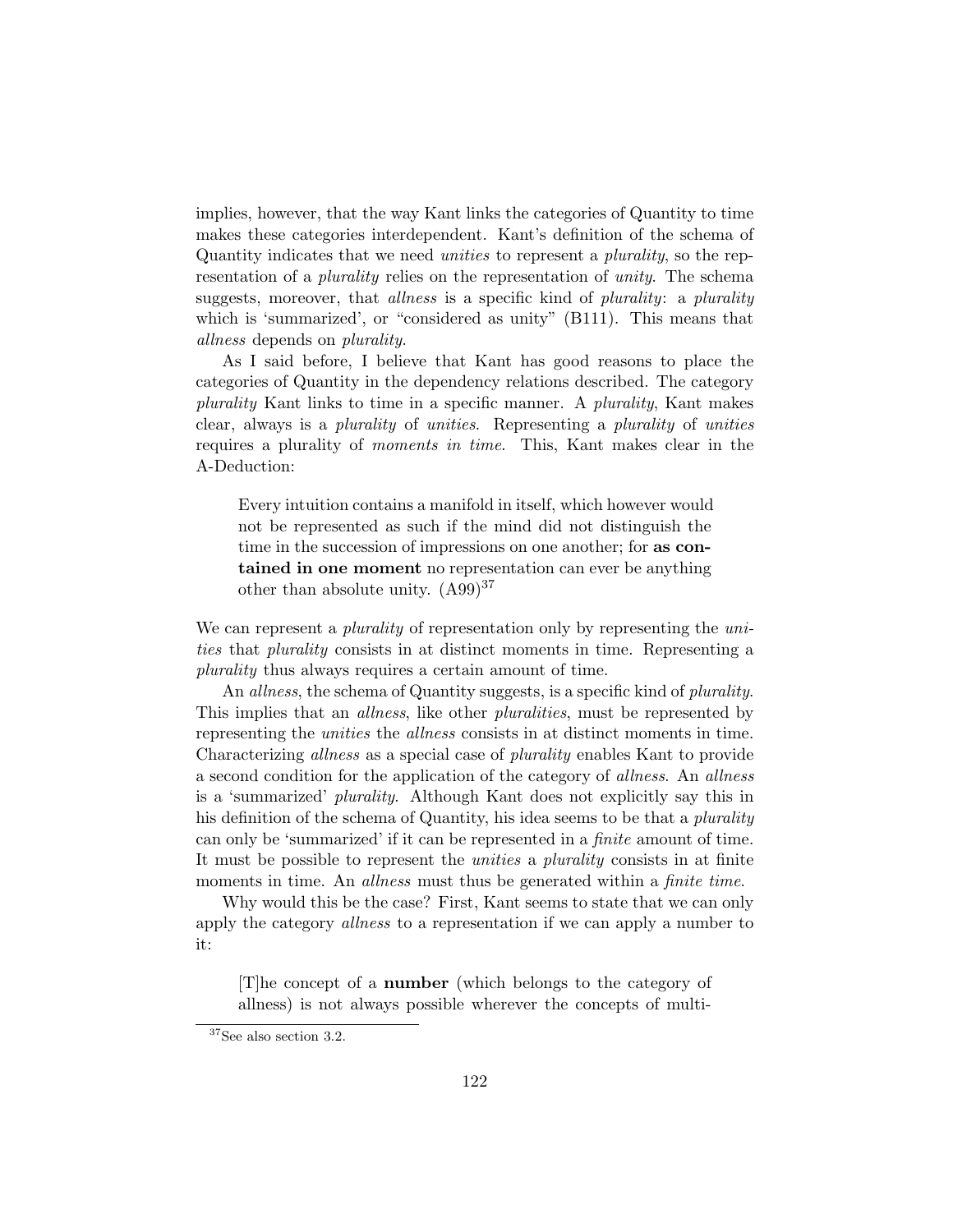implies, however, that the way Kant links the categories of Quantity to time makes these categories interdependent. Kant's definition of the schema of Quantity indicates that we need *unities* to represent a *plurality*, so the representation of a *plurality* relies on the representation of *unity*. The schema suggests, moreover, that *allness* is a specific kind of *plurality*: a *plurality* which is 'summarized', or "considered as unity" (B111). This means that *allness* depends on *plurality*.

As I said before, I believe that Kant has good reasons to place the categories of Quantity in the dependency relations described. The category *plurality* Kant links to time in a specific manner. A *plurality*, Kant makes clear, always is a *plurality* of *unities*. Representing a *plurality* of *unities* requires a plurality of *moments in time*. This, Kant makes clear in the A-Deduction:

> Every intuition contains a manifold in itself, which however would not be represented as such if the mind did not distinguish the time in the succession of impressions on one another; for **as contained in one moment** no representation can ever be anything other than absolute unity. (A99)[37]

We can represent a *plurality* of representation only by representing the *unities* that *plurality* consists in at distinct moments in time. Representing a *plurality* thus always requires a certain amount of time.

An *allness*, the schema of Quantity suggests, is a specific kind of *plurality*. This implies that an *allness*, like other *pluralities*, must be represented by representing the *unities* the *allness* consists in at distinct moments in time. Characterizing *allness* as a special case of *plurality* enables Kant to provide a second condition for the application of the category of *allness*. An *allness* is a 'summarized' *plurality*. Although Kant does not explicitly say this in his definition of the schema of Quantity, his idea seems to be that a *plurality* can only be 'summarized' if it can be represented in a *finite* amount of time. It must be possible to represent the *unities* a *plurality* consists in at finite moments in time. An *allness* must thus be generated within a *finite time*.

Why would this be the case? First, Kant seems to state that we can only apply the category *allness* to a representation if we can apply a number to it:

> [T]he concept of a **number** (which belongs to the category of allness) is not always possible wherever the concepts of multi-

[37] See also section 3.2.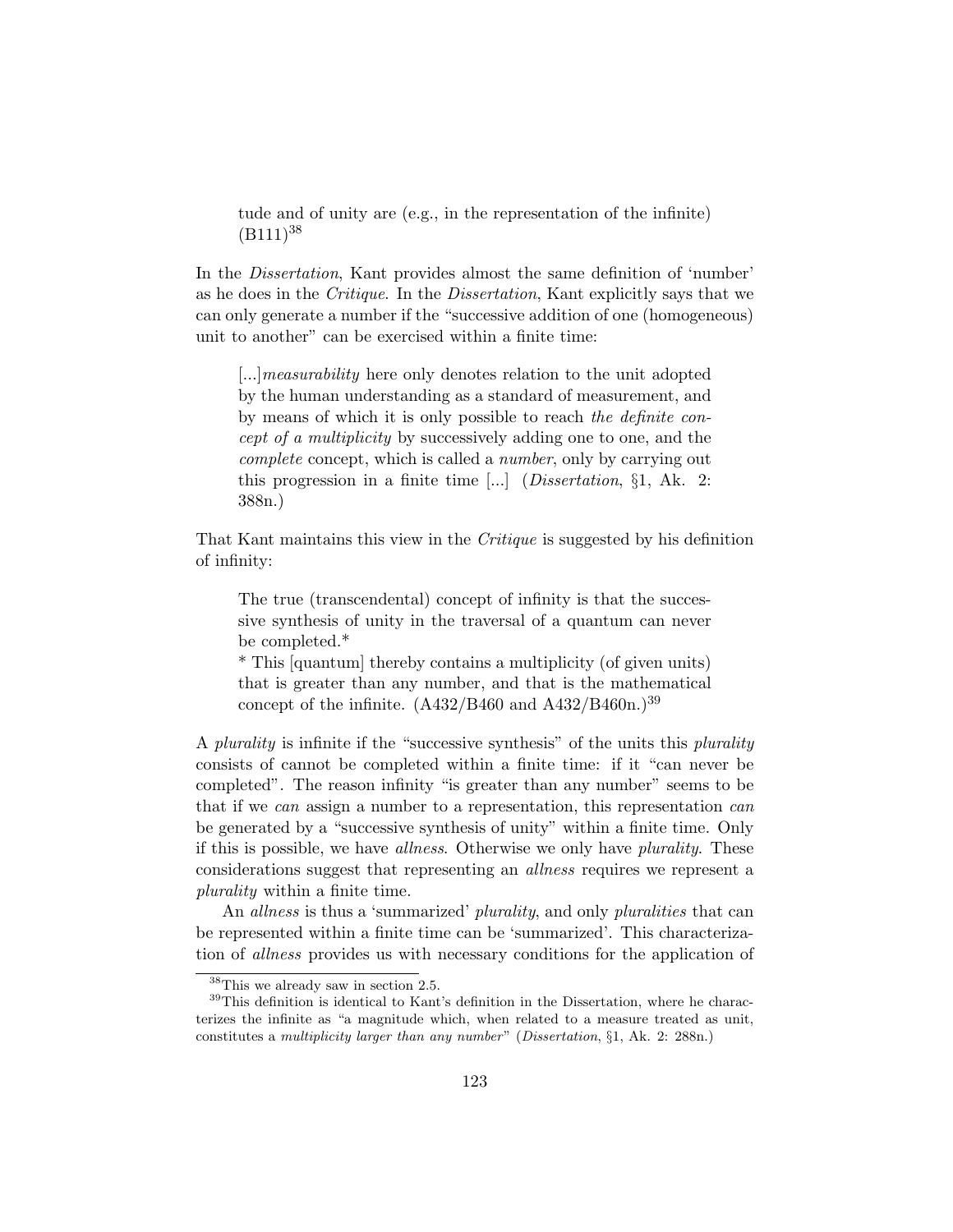> tude and of unity are (e.g., in the representation of the infinite) (B111)[38]

In the *Dissertation*, Kant provides almost the same definition of 'number' as he does in the *Critique*. In the *Dissertation*, Kant explicitly says that we can only generate a number if the "successive addition of one (homogeneous) unit to another" can be exercised within a finite time:

> [...]*measurability* here only denotes relation to the unit adopted by the human understanding as a standard of measurement, and by means of which it is only possible to reach *the definite concept of a multiplicity* by successively adding one to one, and the *complete* concept, which is called a *number*, only by carrying out this progression in a finite time [...] (*Dissertation*, §1, Ak. 2: 388n.)

That Kant maintains this view in the *Critique* is suggested by his definition of infinity:

> The true (transcendental) concept of infinity is that the successive synthesis of unity in the traversal of a quantum can never be completed.*
>
> * This [quantum] thereby contains a multiplicity (of given units) that is greater than any number, and that is the mathematical concept of the infinite. (A432/B460 and A432/B460n.)[39]

A *plurality* is infinite if the "successive synthesis" of the units this *plurality* consists of cannot be completed within a finite time: if it "can never be completed". The reason infinity "is greater than any number" seems to be that if we *can* assign a number to a representation, this representation *can* be generated by a "successive synthesis of unity" within a finite time. Only if this is possible, we have *allness*. Otherwise we only have *plurality*. These considerations suggest that representing an *allness* requires we represent a *plurality* within a finite time.

An *allness* is thus a 'summarized' *plurality*, and only *pluralities* that can be represented within a finite time can be 'summarized'. This characterization of *allness* provides us with necessary conditions for the application of

---

[38] This we already saw in section 2.5.

[39] This definition is identical to Kant's definition in the Dissertation, where he characterizes the infinite as "a magnitude which, when related to a measure treated as unit, constitutes a *multiplicity larger than any number*" (*Dissertation*, §1, Ak. 2: 288n.)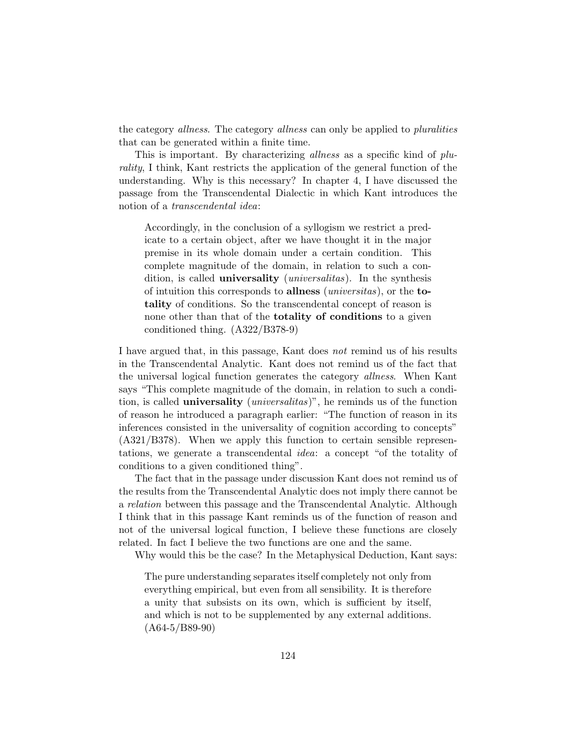the category *allness*. The category *allness* can only be applied to *pluralities* that can be generated within a finite time.

This is important. By characterizing *allness* as a specific kind of *plurality*, I think, Kant restricts the application of the general function of the understanding. Why is this necessary? In chapter 4, I have discussed the passage from the Transcendental Dialectic in which Kant introduces the notion of a *transcendental idea*:

> Accordingly, in the conclusion of a syllogism we restrict a predicate to a certain object, after we have thought it in the major premise in its whole domain under a certain condition. This complete magnitude of the domain, in relation to such a condition, is called **universality** (*universalitas*). In the synthesis of intuition this corresponds to **allness** (*universitas*), or the **totality** of conditions. So the transcendental concept of reason is none other than that of the **totality of conditions** to a given conditioned thing. (A322/B378-9)

I have argued that, in this passage, Kant does *not* remind us of his results in the Transcendental Analytic. Kant does not remind us of the fact that the universal logical function generates the category *allness*. When Kant says "This complete magnitude of the domain, in relation to such a condition, is called **universality** (*universalitas*)", he reminds us of the function of reason he introduced a paragraph earlier: "The function of reason in its inferences consisted in the universality of cognition according to concepts" (A321/B378). When we apply this function to certain sensible representations, we generate a transcendental *idea*: a concept "of the totality of conditions to a given conditioned thing".

The fact that in the passage under discussion Kant does not remind us of the results from the Transcendental Analytic does not imply there cannot be a *relation* between this passage and the Transcendental Analytic. Although I think that in this passage Kant reminds us of the function of reason and not of the universal logical function, I believe these functions are closely related. In fact I believe the two functions are one and the same.

Why would this be the case? In the Metaphysical Deduction, Kant says:

> The pure understanding separates itself completely not only from everything empirical, but even from all sensibility. It is therefore a unity that subsists on its own, which is sufficient by itself, and which is not to be supplemented by any external additions. (A64-5/B89-90)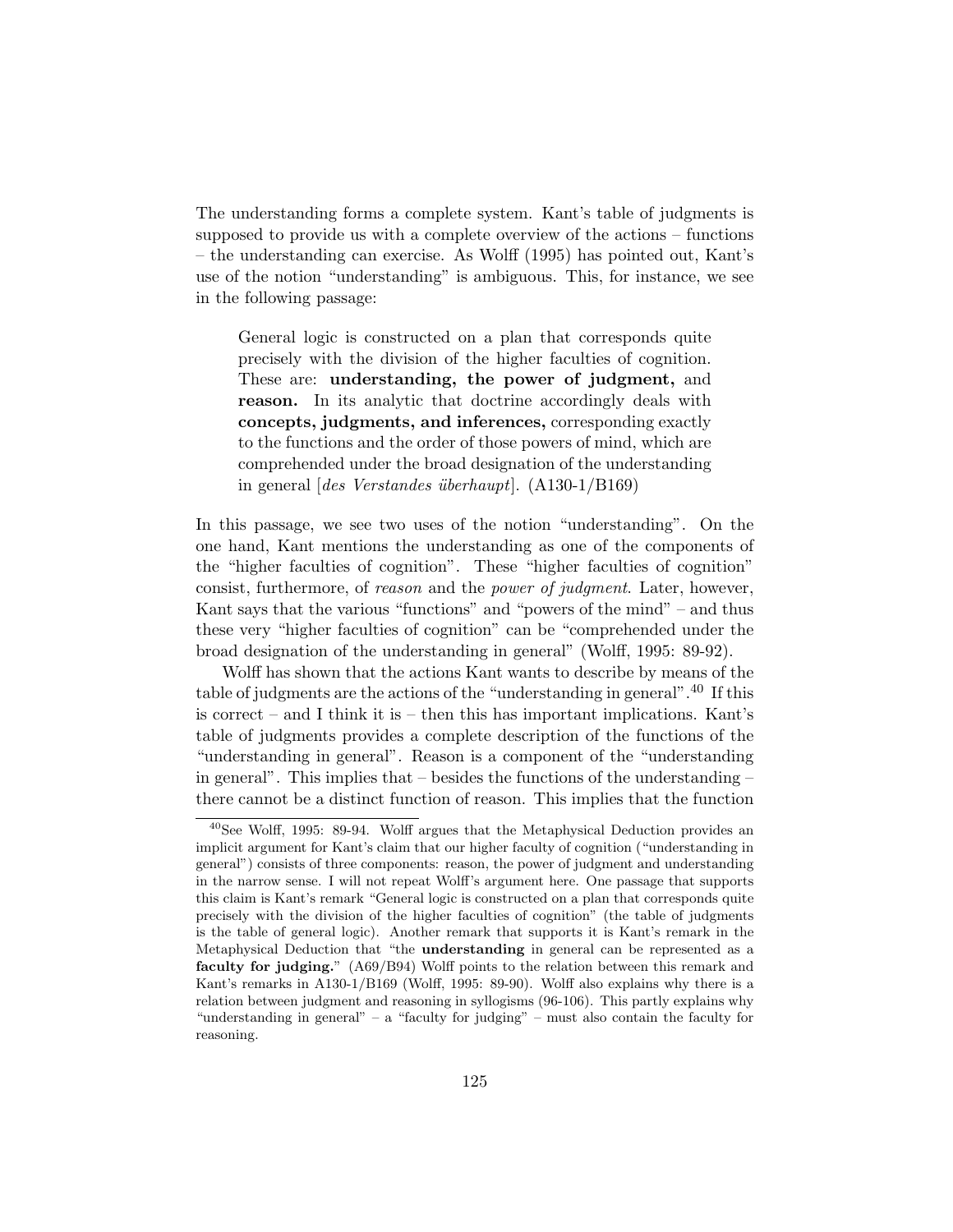The understanding forms a complete system. Kant's table of judgments is supposed to provide us with a complete overview of the actions – functions – the understanding can exercise. As Wolff (1995) has pointed out, Kant's use of the notion "understanding" is ambiguous. This, for instance, we see in the following passage:

> General logic is constructed on a plan that corresponds quite precisely with the division of the higher faculties of cognition. These are: **understanding, the power of judgment,** and **reason.** In its analytic that doctrine accordingly deals with **concepts, judgments, and inferences,** corresponding exactly to the functions and the order of those powers of mind, which are comprehended under the broad designation of the understanding in general [*des Verstandes überhaupt*]. (A130-1/B169)

In this passage, we see two uses of the notion "understanding". On the one hand, Kant mentions the understanding as one of the components of the "higher faculties of cognition". These "higher faculties of cognition" consist, furthermore, of *reason* and the *power of judgment*. Later, however, Kant says that the various "functions" and "powers of the mind" – and thus these very "higher faculties of cognition" can be "comprehended under the broad designation of the understanding in general" (Wolff, 1995: 89-92).

Wolff has shown that the actions Kant wants to describe by means of the table of judgments are the actions of the "understanding in general".[40] If this is correct – and I think it is – then this has important implications. Kant's table of judgments provides a complete description of the functions of the "understanding in general". Reason is a component of the "understanding in general". This implies that – besides the functions of the understanding – there cannot be a distinct function of reason. This implies that the function

---

[40] See Wolff, 1995: 89-94. Wolff argues that the Metaphysical Deduction provides an implicit argument for Kant's claim that our higher faculty of cognition ("understanding in general") consists of three components: reason, the power of judgment and understanding in the narrow sense. I will not repeat Wolff's argument here. One passage that supports this claim is Kant's remark "General logic is constructed on a plan that corresponds quite precisely with the division of the higher faculties of cognition" (the table of judgments is the table of general logic). Another remark that supports it is Kant's remark in the Metaphysical Deduction that "the **understanding** in general can be represented as a **faculty for judging.**" (A69/B94) Wolff points to the relation between this remark and Kant's remarks in A130-1/B169 (Wolff, 1995: 89-90). Wolff also explains why there is a relation between judgment and reasoning in syllogisms (96-106). This partly explains why "understanding in general" – a "faculty for judging" – must also contain the faculty for reasoning.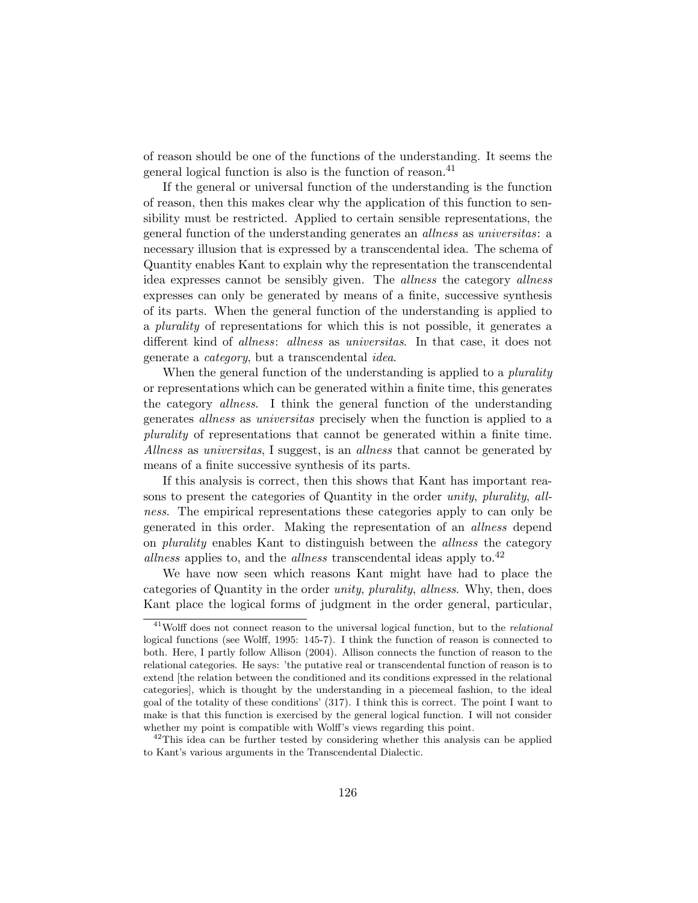of reason should be one of the functions of the understanding. It seems the general logical function is also is the function of reason.[41]

If the general or universal function of the understanding is the function of reason, then this makes clear why the application of this function to sensibility must be restricted. Applied to certain sensible representations, the general function of the understanding generates an *allness* as *universitas*: a necessary illusion that is expressed by a transcendental idea. The schema of Quantity enables Kant to explain why the representation the transcendental idea expresses cannot be sensibly given. The *allness* the category *allness* expresses can only be generated by means of a finite, successive synthesis of its parts. When the general function of the understanding is applied to a *plurality* of representations for which this is not possible, it generates a different kind of *allness*: *allness* as *universitas*. In that case, it does not generate a *category*, but a transcendental *idea*.

When the general function of the understanding is applied to a *plurality* or representations which can be generated within a finite time, this generates the category *allness*. I think the general function of the understanding generates *allness* as *universitas* precisely when the function is applied to a *plurality* of representations that cannot be generated within a finite time. *Allness* as *universitas*, I suggest, is an *allness* that cannot be generated by means of a finite successive synthesis of its parts.

If this analysis is correct, then this shows that Kant has important reasons to present the categories of Quantity in the order *unity*, *plurality*, *allness*. The empirical representations these categories apply to can only be generated in this order. Making the representation of an *allness* depend on *plurality* enables Kant to distinguish between the *allness* the category *allness* applies to, and the *allness* transcendental ideas apply to.[42]

We have now seen which reasons Kant might have had to place the categories of Quantity in the order *unity*, *plurality*, *allness*. Why, then, does Kant place the logical forms of judgment in the order general, particular,

[41] Wolff does not connect reason to the universal logical function, but to the *relational* logical functions (see Wolff, 1995: 145-7). I think the function of reason is connected to both. Here, I partly follow Allison (2004). Allison connects the function of reason to the relational categories. He says: 'the putative real or transcendental function of reason is to extend [the relation between the conditioned and its conditions expressed in the relational categories], which is thought by the understanding in a piecemeal fashion, to the ideal goal of the totality of these conditions' (317). I think this is correct. The point I want to make is that this function is exercised by the general logical function. I will not consider whether my point is compatible with Wolff's views regarding this point.

[42] This idea can be further tested by considering whether this analysis can be applied to Kant's various arguments in the Transcendental Dialectic.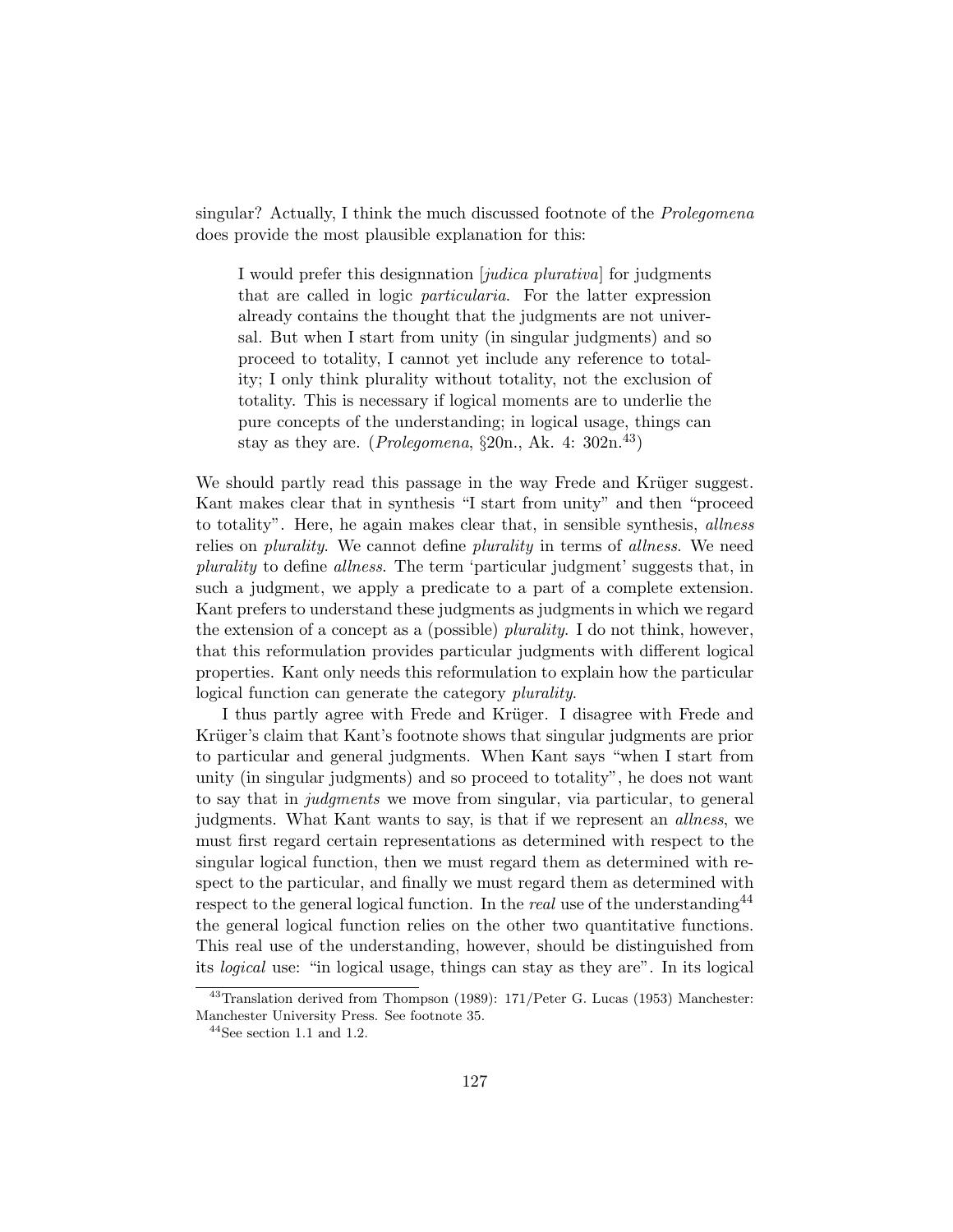singular? Actually, I think the much discussed footnote of the *Prolegomena* does provide the most plausible explanation for this:

> I would prefer this designnation [*judica plurativa*] for judgments that are called in logic *particularia*. For the latter expression already contains the thought that the judgments are not universal. But when I start from unity (in singular judgments) and so proceed to totality, I cannot yet include any reference to totality; I only think plurality without totality, not the exclusion of totality. This is necessary if logical moments are to underlie the pure concepts of the understanding; in logical usage, things can stay as they are. (*Prolegomena*, §20n., Ak. 4: 302n.[43])

We should partly read this passage in the way Frede and Krüger suggest. Kant makes clear that in synthesis "I start from unity" and then "proceed to totality". Here, he again makes clear that, in sensible synthesis, *allness* relies on *plurality*. We cannot define *plurality* in terms of *allness*. We need *plurality* to define *allness*. The term 'particular judgment' suggests that, in such a judgment, we apply a predicate to a part of a complete extension. Kant prefers to understand these judgments as judgments in which we regard the extension of a concept as a (possible) *plurality*. I do not think, however, that this reformulation provides particular judgments with different logical properties. Kant only needs this reformulation to explain how the particular logical function can generate the category *plurality*.

I thus partly agree with Frede and Krüger. I disagree with Frede and Krüger's claim that Kant's footnote shows that singular judgments are prior to particular and general judgments. When Kant says "when I start from unity (in singular judgments) and so proceed to totality", he does not want to say that in *judgments* we move from singular, via particular, to general judgments. What Kant wants to say, is that if we represent an *allness*, we must first regard certain representations as determined with respect to the singular logical function, then we must regard them as determined with respect to the particular, and finally we must regard them as determined with respect to the general logical function. In the *real* use of the understanding[44] the general logical function relies on the other two quantitative functions. This real use of the understanding, however, should be distinguished from its *logical* use: "in logical usage, things can stay as they are". In its logical

[43] Translation derived from Thompson (1989): 171/Peter G. Lucas (1953) Manchester: Manchester University Press. See footnote 35.

[44] See section 1.1 and 1.2.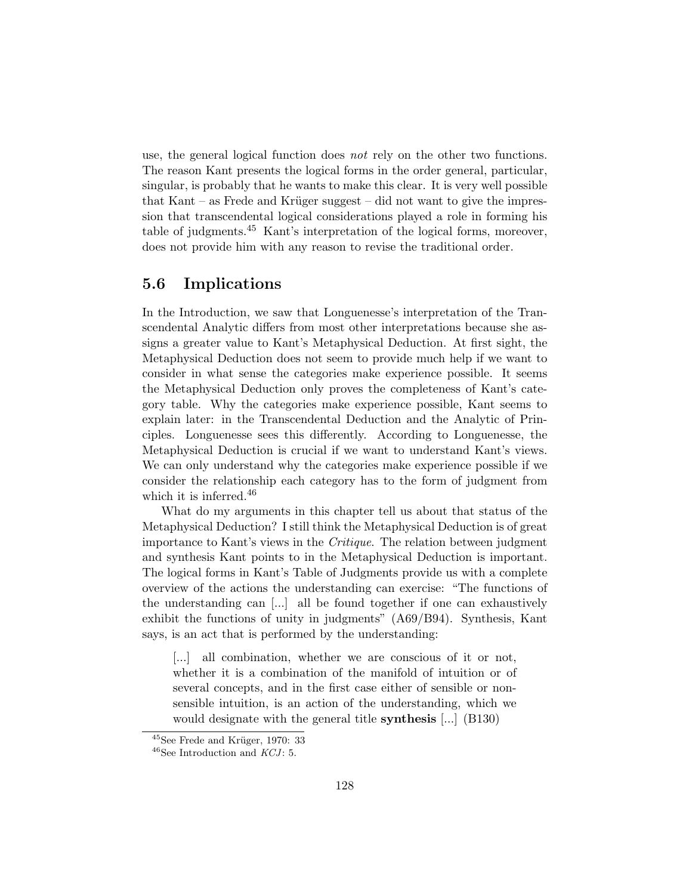use, the general logical function does *not* rely on the other two functions. The reason Kant presents the logical forms in the order general, particular, singular, is probably that he wants to make this clear. It is very well possible that Kant – as Frede and Krüger suggest – did not want to give the impression that transcendental logical considerations played a role in forming his table of judgments.[45] Kant's interpretation of the logical forms, moreover, does not provide him with any reason to revise the traditional order.

## 5.6 Implications

In the Introduction, we saw that Longuenesse's interpretation of the Transcendental Analytic differs from most other interpretations because she assigns a greater value to Kant's Metaphysical Deduction. At first sight, the Metaphysical Deduction does not seem to provide much help if we want to consider in what sense the categories make experience possible. It seems the Metaphysical Deduction only proves the completeness of Kant's category table. Why the categories make experience possible, Kant seems to explain later: in the Transcendental Deduction and the Analytic of Principles. Longuenesse sees this differently. According to Longuenesse, the Metaphysical Deduction is crucial if we want to understand Kant's views. We can only understand why the categories make experience possible if we consider the relationship each category has to the form of judgment from which it is inferred.[46]

What do my arguments in this chapter tell us about that status of the Metaphysical Deduction? I still think the Metaphysical Deduction is of great importance to Kant's views in the *Critique*. The relation between judgment and synthesis Kant points to in the Metaphysical Deduction is important. The logical forms in Kant's Table of Judgments provide us with a complete overview of the actions the understanding can exercise: "The functions of the understanding can [...] all be found together if one can exhaustively exhibit the functions of unity in judgments" (A69/B94). Synthesis, Kant says, is an act that is performed by the understanding:

> [...] all combination, whether we are conscious of it or not, whether it is a combination of the manifold of intuition or of several concepts, and in the first case either of sensible or non-sensible intuition, is an action of the understanding, which we would designate with the general title **synthesis** [...] (B130)

[45] See Frede and Krüger, 1970: 33

[46] See Introduction and *KCJ*: 5.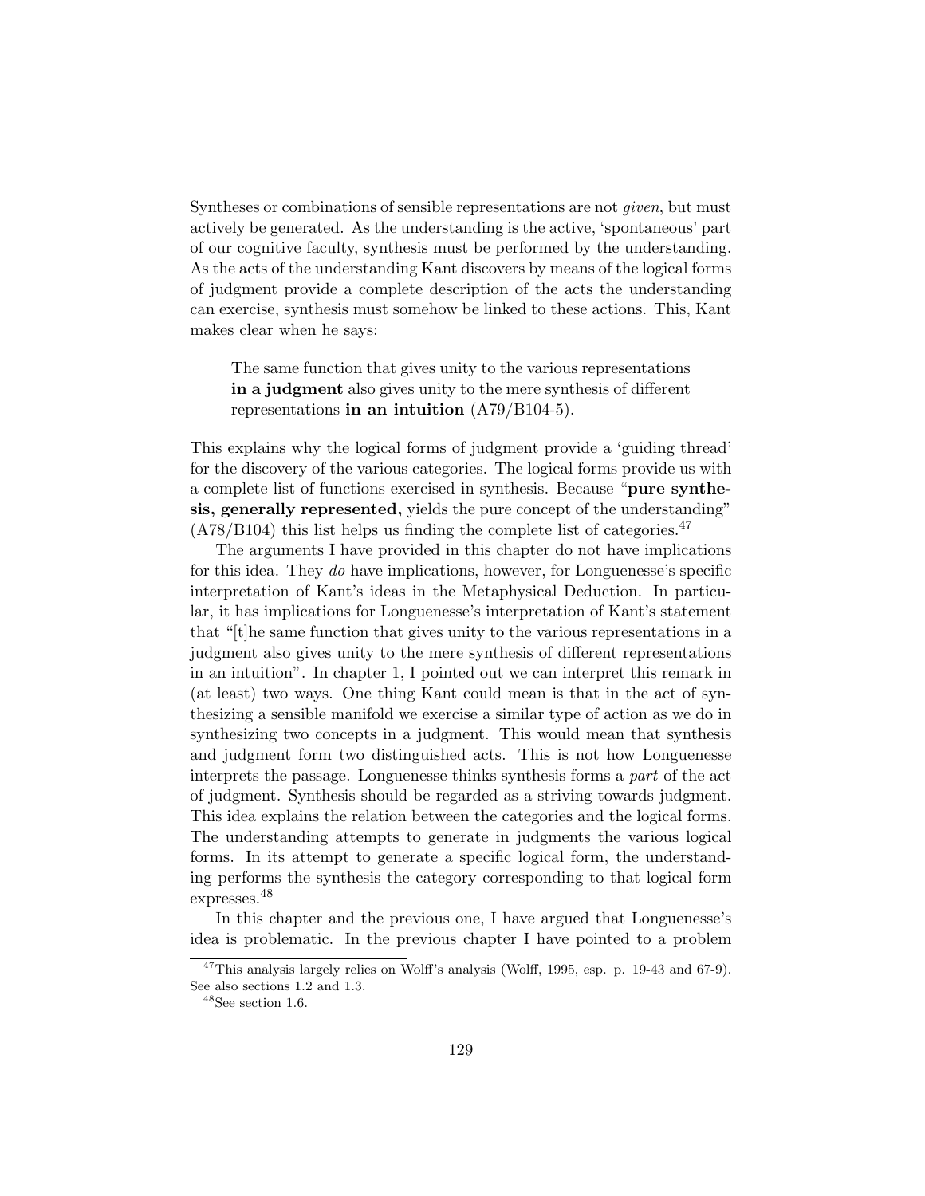Syntheses or combinations of sensible representations are not *given*, but must actively be generated. As the understanding is the active, 'spontaneous' part of our cognitive faculty, synthesis must be performed by the understanding. As the acts of the understanding Kant discovers by means of the logical forms of judgment provide a complete description of the acts the understanding can exercise, synthesis must somehow be linked to these actions. This, Kant makes clear when he says:

> The same function that gives unity to the various representations **in a judgment** also gives unity to the mere synthesis of different representations **in an intuition** (A79/B104-5).

This explains why the logical forms of judgment provide a 'guiding thread' for the discovery of the various categories. The logical forms provide us with a complete list of functions exercised in synthesis. Because "**pure synthesis, generally represented,** yields the pure concept of the understanding" (A78/B104) this list helps us finding the complete list of categories.[47]

The arguments I have provided in this chapter do not have implications for this idea. They *do* have implications, however, for Longuenesse's specific interpretation of Kant's ideas in the Metaphysical Deduction. In particular, it has implications for Longuenesse's interpretation of Kant's statement that "[t]he same function that gives unity to the various representations in a judgment also gives unity to the mere synthesis of different representations in an intuition". In chapter 1, I pointed out we can interpret this remark in (at least) two ways. One thing Kant could mean is that in the act of synthesizing a sensible manifold we exercise a similar type of action as we do in synthesizing two concepts in a judgment. This would mean that synthesis and judgment form two distinguished acts. This is not how Longuenesse interprets the passage. Longuenesse thinks synthesis forms a *part* of the act of judgment. Synthesis should be regarded as a striving towards judgment. This idea explains the relation between the categories and the logical forms. The understanding attempts to generate in judgments the various logical forms. In its attempt to generate a specific logical form, the understanding performs the synthesis the category corresponding to that logical form expresses.[48]

In this chapter and the previous one, I have argued that Longuenesse's idea is problematic. In the previous chapter I have pointed to a problem

---

[47] This analysis largely relies on Wolff's analysis (Wolff, 1995, esp. p. 19-43 and 67-9). See also sections 1.2 and 1.3.

[48] See section 1.6.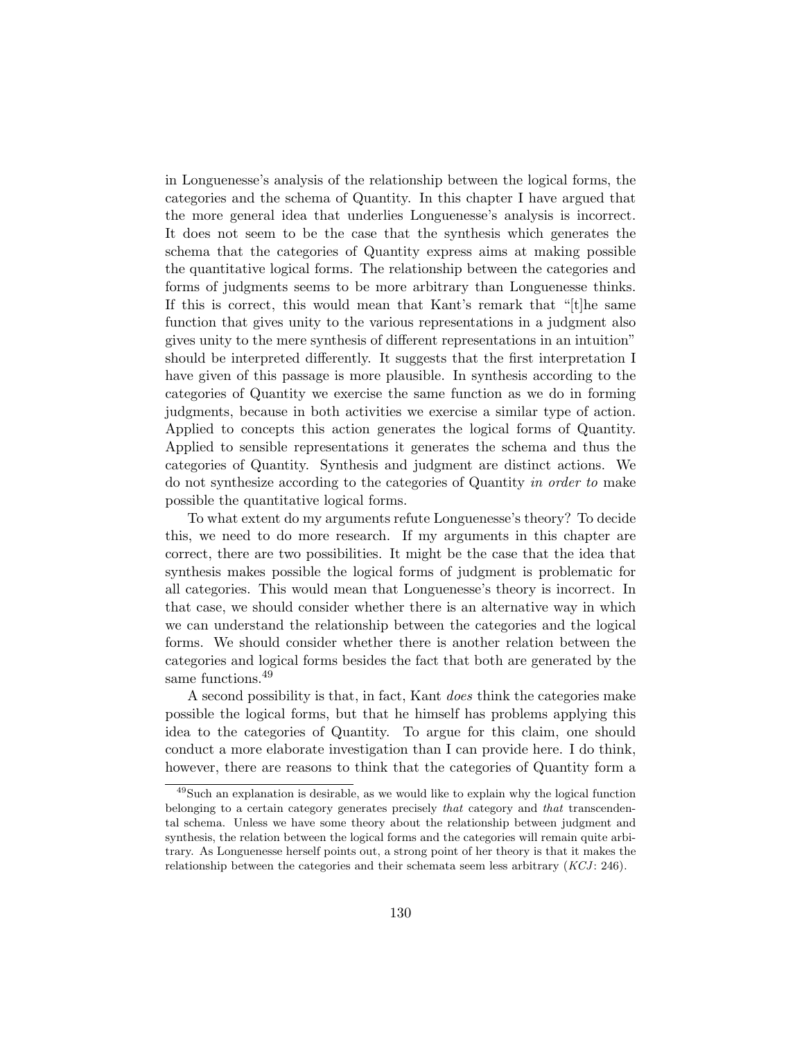in Longuenesse's analysis of the relationship between the logical forms, the categories and the schema of Quantity. In this chapter I have argued that the more general idea that underlies Longuenesse's analysis is incorrect. It does not seem to be the case that the synthesis which generates the schema that the categories of Quantity express aims at making possible the quantitative logical forms. The relationship between the categories and forms of judgments seems to be more arbitrary than Longuenesse thinks. If this is correct, this would mean that Kant's remark that "[t]he same function that gives unity to the various representations in a judgment also gives unity to the mere synthesis of different representations in an intuition" should be interpreted differently. It suggests that the first interpretation I have given of this passage is more plausible. In synthesis according to the categories of Quantity we exercise the same function as we do in forming judgments, because in both activities we exercise a similar type of action. Applied to concepts this action generates the logical forms of Quantity. Applied to sensible representations it generates the schema and thus the categories of Quantity. Synthesis and judgment are distinct actions. We do not synthesize according to the categories of Quantity *in order to* make possible the quantitative logical forms.

To what extent do my arguments refute Longuenesse's theory? To decide this, we need to do more research. If my arguments in this chapter are correct, there are two possibilities. It might be the case that the idea that synthesis makes possible the logical forms of judgment is problematic for all categories. This would mean that Longuenesse's theory is incorrect. In that case, we should consider whether there is an alternative way in which we can understand the relationship between the categories and the logical forms. We should consider whether there is another relation between the categories and logical forms besides the fact that both are generated by the same functions.[49]

A second possibility is that, in fact, Kant *does* think the categories make possible the logical forms, but that he himself has problems applying this idea to the categories of Quantity. To argue for this claim, one should conduct a more elaborate investigation than I can provide here. I do think, however, there are reasons to think that the categories of Quantity form a

[49]Such an explanation is desirable, as we would like to explain why the logical function belonging to a certain category generates precisely *that* category and *that* transcendental schema. Unless we have some theory about the relationship between judgment and synthesis, the relation between the logical forms and the categories will remain quite arbitrary. As Longuenesse herself points out, a strong point of her theory is that it makes the relationship between the categories and their schemata seem less arbitrary (*KCJ*: 246).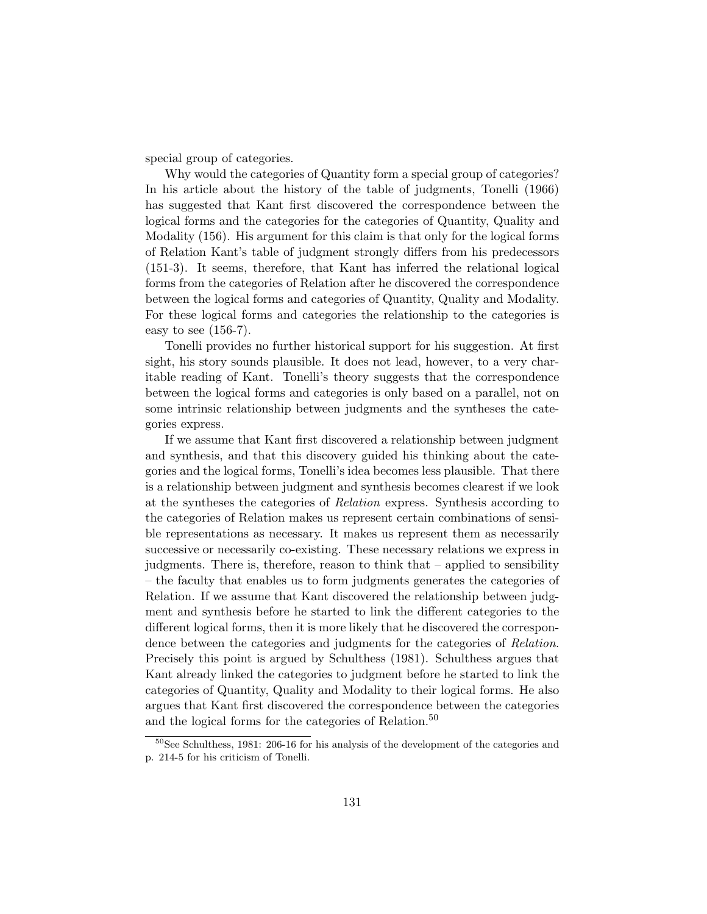special group of categories.

Why would the categories of Quantity form a special group of categories? In his article about the history of the table of judgments, Tonelli (1966) has suggested that Kant first discovered the correspondence between the logical forms and the categories for the categories of Quantity, Quality and Modality (156). His argument for this claim is that only for the logical forms of Relation Kant's table of judgment strongly differs from his predecessors (151-3). It seems, therefore, that Kant has inferred the relational logical forms from the categories of Relation after he discovered the correspondence between the logical forms and categories of Quantity, Quality and Modality. For these logical forms and categories the relationship to the categories is easy to see (156-7).

Tonelli provides no further historical support for his suggestion. At first sight, his story sounds plausible. It does not lead, however, to a very charitable reading of Kant. Tonelli's theory suggests that the correspondence between the logical forms and categories is only based on a parallel, not on some intrinsic relationship between judgments and the syntheses the categories express.

If we assume that Kant first discovered a relationship between judgment and synthesis, and that this discovery guided his thinking about the categories and the logical forms, Tonelli's idea becomes less plausible. That there is a relationship between judgment and synthesis becomes clearest if we look at the syntheses the categories of *Relation* express. Synthesis according to the categories of Relation makes us represent certain combinations of sensible representations as necessary. It makes us represent them as necessarily successive or necessarily co-existing. These necessary relations we express in judgments. There is, therefore, reason to think that – applied to sensibility – the faculty that enables us to form judgments generates the categories of Relation. If we assume that Kant discovered the relationship between judgment and synthesis before he started to link the different categories to the different logical forms, then it is more likely that he discovered the correspondence between the categories and judgments for the categories of *Relation*. Precisely this point is argued by Schulthess (1981). Schulthess argues that Kant already linked the categories to judgment before he started to link the categories of Quantity, Quality and Modality to their logical forms. He also argues that Kant first discovered the correspondence between the categories and the logical forms for the categories of Relation.[50]

[50] See Schulthess, 1981: 206-16 for his analysis of the development of the categories and p. 214-5 for his criticism of Tonelli.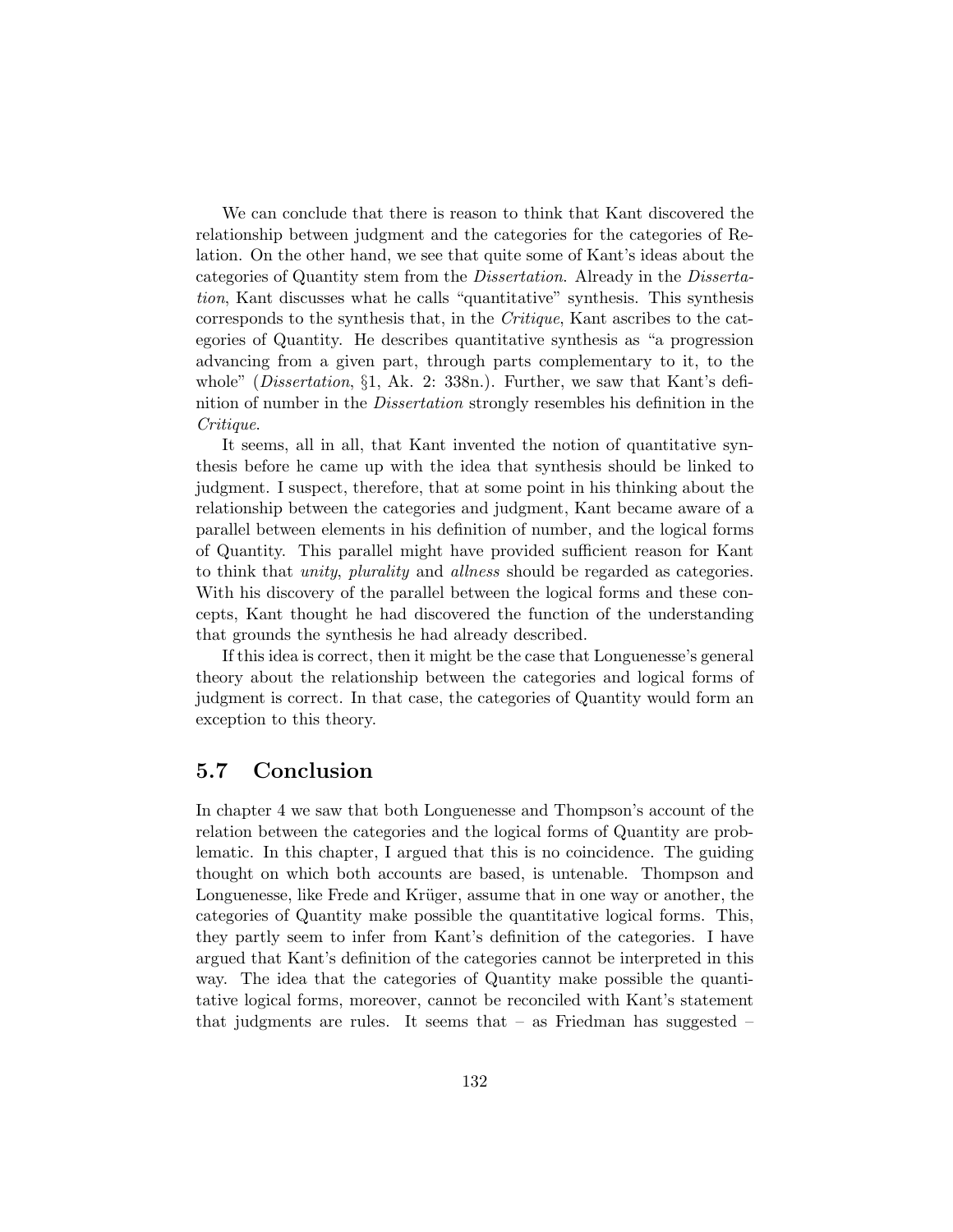We can conclude that there is reason to think that Kant discovered the relationship between judgment and the categories for the categories of Relation. On the other hand, we see that quite some of Kant's ideas about the categories of Quantity stem from the *Dissertation*. Already in the *Dissertation*, Kant discusses what he calls "quantitative" synthesis. This synthesis corresponds to the synthesis that, in the *Critique*, Kant ascribes to the categories of Quantity. He describes quantitative synthesis as "a progression advancing from a given part, through parts complementary to it, to the whole" (*Dissertation*, §1, Ak. 2: 338n.). Further, we saw that Kant's definition of number in the *Dissertation* strongly resembles his definition in the *Critique*.

It seems, all in all, that Kant invented the notion of quantitative synthesis before he came up with the idea that synthesis should be linked to judgment. I suspect, therefore, that at some point in his thinking about the relationship between the categories and judgment, Kant became aware of a parallel between elements in his definition of number, and the logical forms of Quantity. This parallel might have provided sufficient reason for Kant to think that *unity*, *plurality* and *allness* should be regarded as categories. With his discovery of the parallel between the logical forms and these concepts, Kant thought he had discovered the function of the understanding that grounds the synthesis he had already described.

If this idea is correct, then it might be the case that Longuenesse's general theory about the relationship between the categories and logical forms of judgment is correct. In that case, the categories of Quantity would form an exception to this theory.

## 5.7 Conclusion

In chapter 4 we saw that both Longuenesse and Thompson's account of the relation between the categories and the logical forms of Quantity are problematic. In this chapter, I argued that this is no coincidence. The guiding thought on which both accounts are based, is untenable. Thompson and Longuenesse, like Frede and Krüger, assume that in one way or another, the categories of Quantity make possible the quantitative logical forms. This, they partly seem to infer from Kant's definition of the categories. I have argued that Kant's definition of the categories cannot be interpreted in this way. The idea that the categories of Quantity make possible the quantitative logical forms, moreover, cannot be reconciled with Kant's statement that judgments are rules. It seems that – as Friedman has suggested –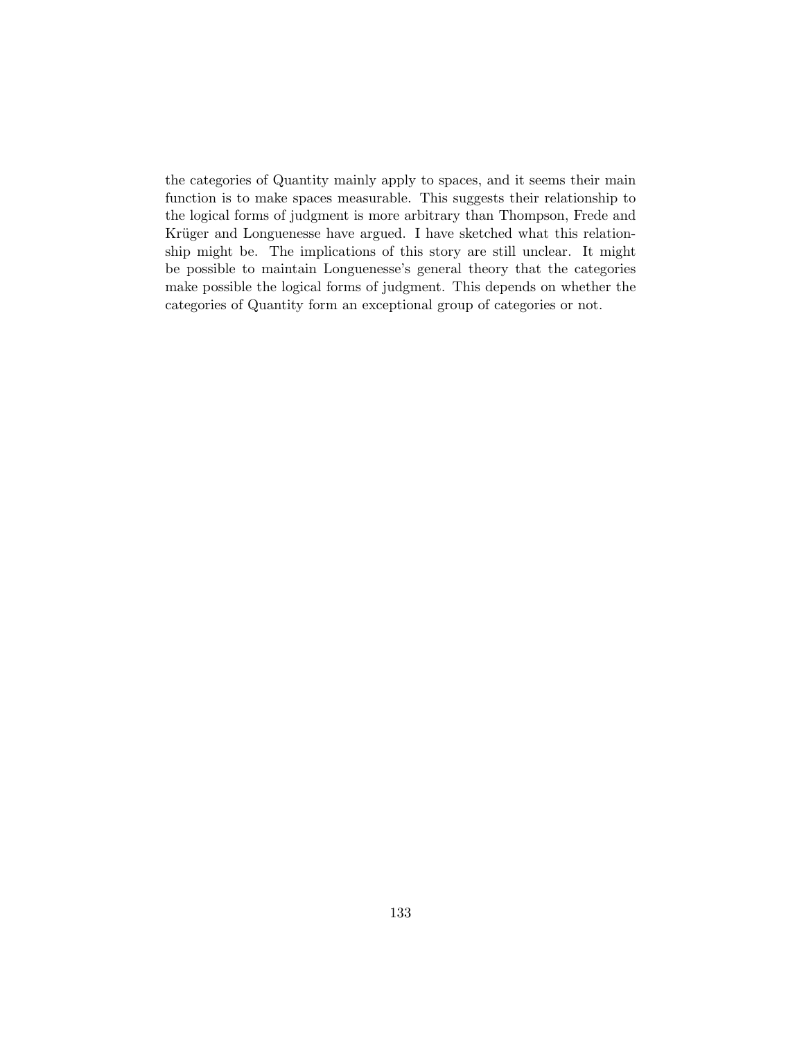the categories of Quantity mainly apply to spaces, and it seems their main function is to make spaces measurable. This suggests their relationship to the logical forms of judgment is more arbitrary than Thompson, Frede and Krüger and Longuenesse have argued. I have sketched what this relationship might be. The implications of this story are still unclear. It might be possible to maintain Longuenesse's general theory that the categories make possible the logical forms of judgment. This depends on whether the categories of Quantity form an exceptional group of categories or not.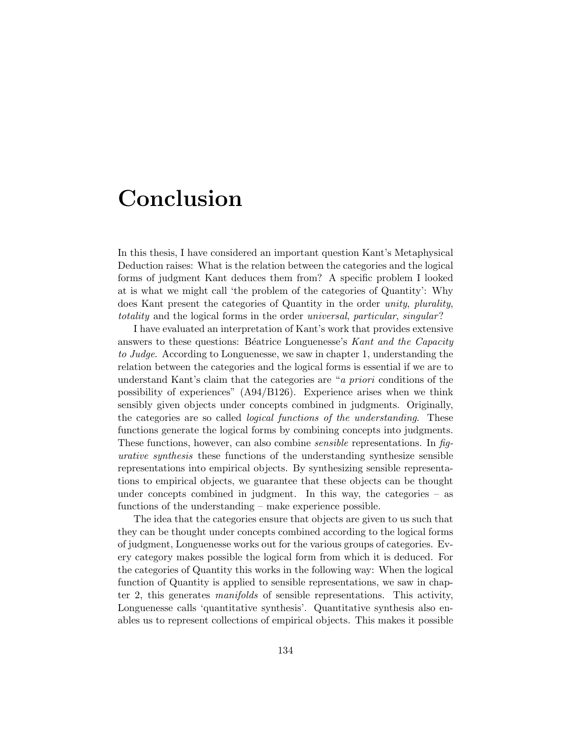# Conclusion

In this thesis, I have considered an important question Kant's Metaphysical Deduction raises: What is the relation between the categories and the logical forms of judgment Kant deduces them from? A specific problem I looked at is what we might call 'the problem of the categories of Quantity': Why does Kant present the categories of Quantity in the order *unity*, *plurality*, *totality* and the logical forms in the order *universal*, *particular*, *singular*?

I have evaluated an interpretation of Kant's work that provides extensive answers to these questions: Béatrice Longuenesse's *Kant and the Capacity to Judge*. According to Longuenesse, we saw in chapter 1, understanding the relation between the categories and the logical forms is essential if we are to understand Kant's claim that the categories are "*a priori* conditions of the possibility of experiences" (A94/B126). Experience arises when we think sensibly given objects under concepts combined in judgments. Originally, the categories are so called *logical functions of the understanding*. These functions generate the logical forms by combining concepts into judgments. These functions, however, can also combine *sensible* representations. In *figurative synthesis* these functions of the understanding synthesize sensible representations into empirical objects. By synthesizing sensible representations to empirical objects, we guarantee that these objects can be thought under concepts combined in judgment. In this way, the categories – as functions of the understanding – make experience possible.

The idea that the categories ensure that objects are given to us such that they can be thought under concepts combined according to the logical forms of judgment, Longuenesse works out for the various groups of categories. Every category makes possible the logical form from which it is deduced. For the categories of Quantity this works in the following way: When the logical function of Quantity is applied to sensible representations, we saw in chapter 2, this generates *manifolds* of sensible representations. This activity, Longuenesse calls 'quantitative synthesis'. Quantitative synthesis also enables us to represent collections of empirical objects. This makes it possible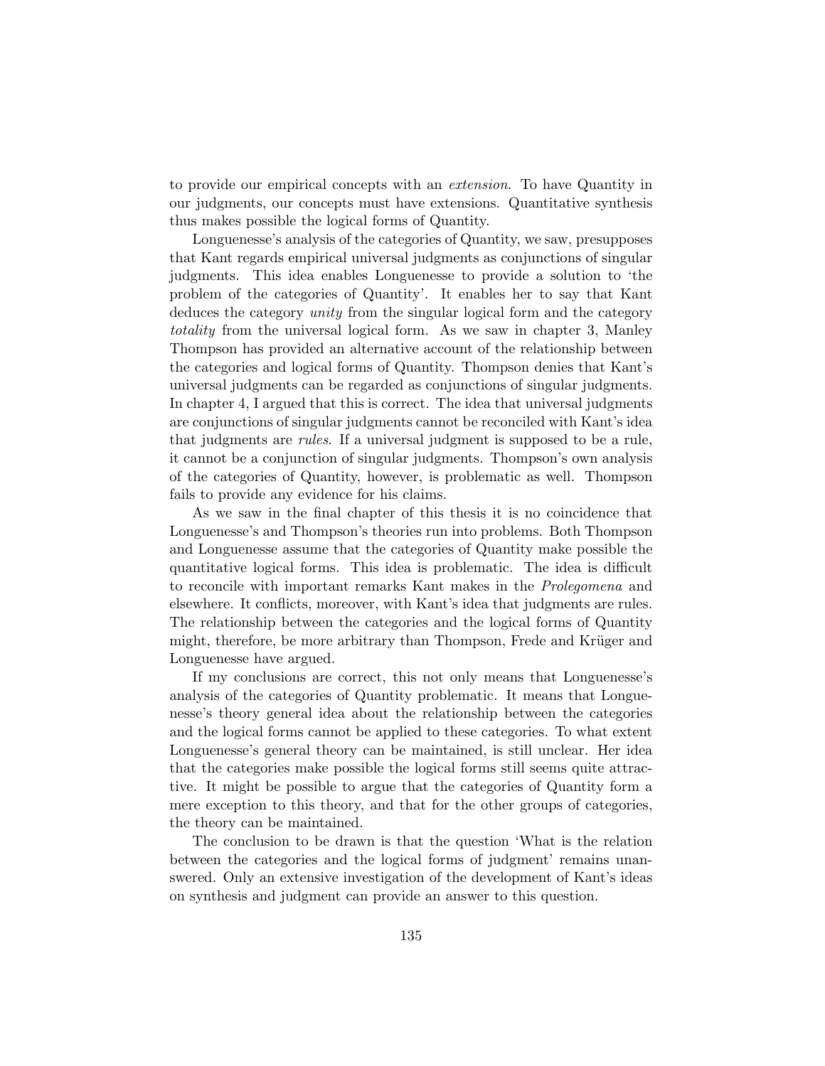to provide our empirical concepts with an *extension*. To have Quantity in our judgments, our concepts must have extensions. Quantitative synthesis thus makes possible the logical forms of Quantity.

Longuenesse's analysis of the categories of Quantity, we saw, presupposes that Kant regards empirical universal judgments as conjunctions of singular judgments. This idea enables Longuenesse to provide a solution to 'the problem of the categories of Quantity'. It enables her to say that Kant deduces the category *unity* from the singular logical form and the category *totality* from the universal logical form. As we saw in chapter 3, Manley Thompson has provided an alternative account of the relationship between the categories and logical forms of Quantity. Thompson denies that Kant's universal judgments can be regarded as conjunctions of singular judgments. In chapter 4, I argued that this is correct. The idea that universal judgments are conjunctions of singular judgments cannot be reconciled with Kant's idea that judgments are *rules*. If a universal judgment is supposed to be a rule, it cannot be a conjunction of singular judgments. Thompson's own analysis of the categories of Quantity, however, is problematic as well. Thompson fails to provide any evidence for his claims.

As we saw in the final chapter of this thesis it is no coincidence that Longuenesse's and Thompson's theories run into problems. Both Thompson and Longuenesse assume that the categories of Quantity make possible the quantitative logical forms. This idea is problematic. The idea is difficult to reconcile with important remarks Kant makes in the *Prolegomena* and elsewhere. It conflicts, moreover, with Kant's idea that judgments are rules. The relationship between the categories and the logical forms of Quantity might, therefore, be more arbitrary than Thompson, Frede and Krüger and Longuenesse have argued.

If my conclusions are correct, this not only means that Longuenesse's analysis of the categories of Quantity problematic. It means that Longuenesse's theory general idea about the relationship between the categories and the logical forms cannot be applied to these categories. To what extent Longuenesse's general theory can be maintained, is still unclear. Her idea that the categories make possible the logical forms still seems quite attractive. It might be possible to argue that the categories of Quantity form a mere exception to this theory, and that for the other groups of categories, the theory can be maintained.

The conclusion to be drawn is that the question 'What is the relation between the categories and the logical forms of judgment' remains unanswered. Only an extensive investigation of the development of Kant's ideas on synthesis and judgment can provide an answer to this question.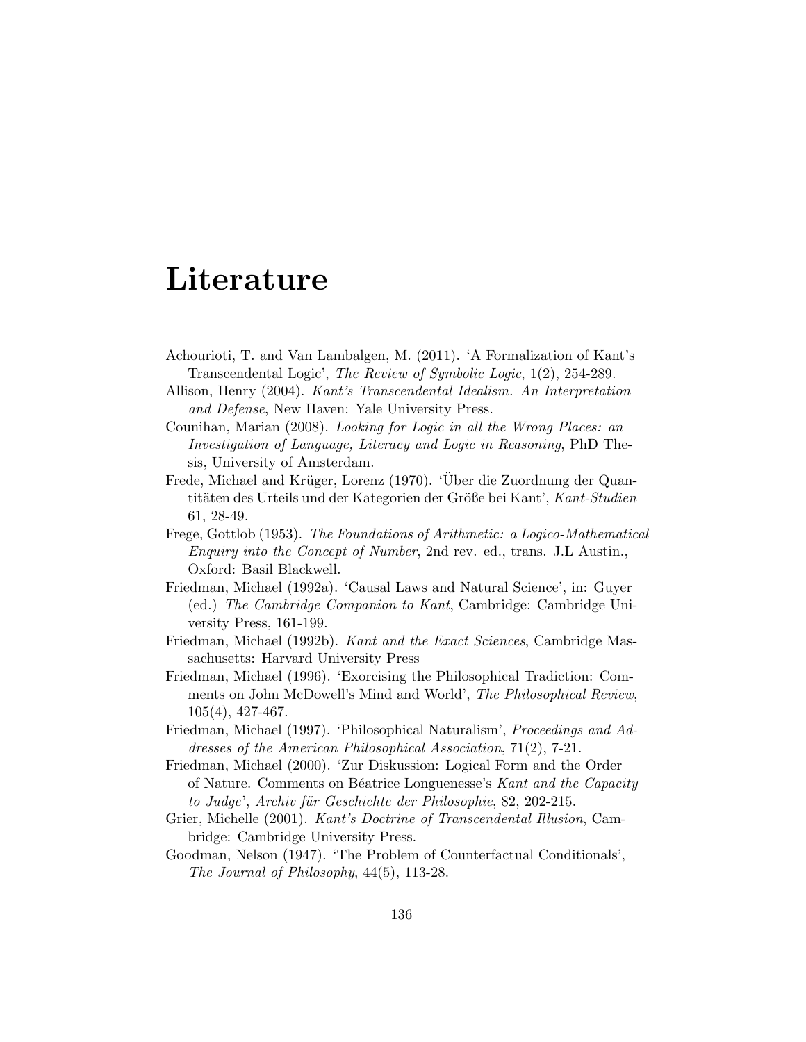# Literature

Achourioti, T. and Van Lambalgen, M. (2011). 'A Formalization of Kant's Transcendental Logic', *The Review of Symbolic Logic*, 1(2), 254-289.

Allison, Henry (2004). *Kant's Transcendental Idealism. An Interpretation and Defense*, New Haven: Yale University Press.

Counihan, Marian (2008). *Looking for Logic in all the Wrong Places: an Investigation of Language, Literacy and Logic in Reasoning*, PhD Thesis, University of Amsterdam.

Frede, Michael and Krüger, Lorenz (1970). 'Über die Zuordnung der Quantitäten des Urteils und der Kategorien der Größe bei Kant', *Kant-Studien* 61, 28-49.

Frege, Gottlob (1953). *The Foundations of Arithmetic: a Logico-Mathematical Enquiry into the Concept of Number*, 2nd rev. ed., trans. J.L Austin., Oxford: Basil Blackwell.

Friedman, Michael (1992a). 'Causal Laws and Natural Science', in: Guyer (ed.) *The Cambridge Companion to Kant*, Cambridge: Cambridge University Press, 161-199.

Friedman, Michael (1992b). *Kant and the Exact Sciences*, Cambridge Massachusetts: Harvard University Press

Friedman, Michael (1996). 'Exorcising the Philosophical Tradiction: Comments on John McDowell's Mind and World', *The Philosophical Review*, 105(4), 427-467.

Friedman, Michael (1997). 'Philosophical Naturalism', *Proceedings and Addresses of the American Philosophical Association*, 71(2), 7-21.

Friedman, Michael (2000). 'Zur Diskussion: Logical Form and the Order of Nature. Comments on Béatrice Longuenesse's *Kant and the Capacity to Judge*', *Archiv für Geschichte der Philosophie*, 82, 202-215.

Grier, Michelle (2001). *Kant's Doctrine of Transcendental Illusion*, Cambridge: Cambridge University Press.

Goodman, Nelson (1947). 'The Problem of Counterfactual Conditionals', *The Journal of Philosophy*, 44(5), 113-28.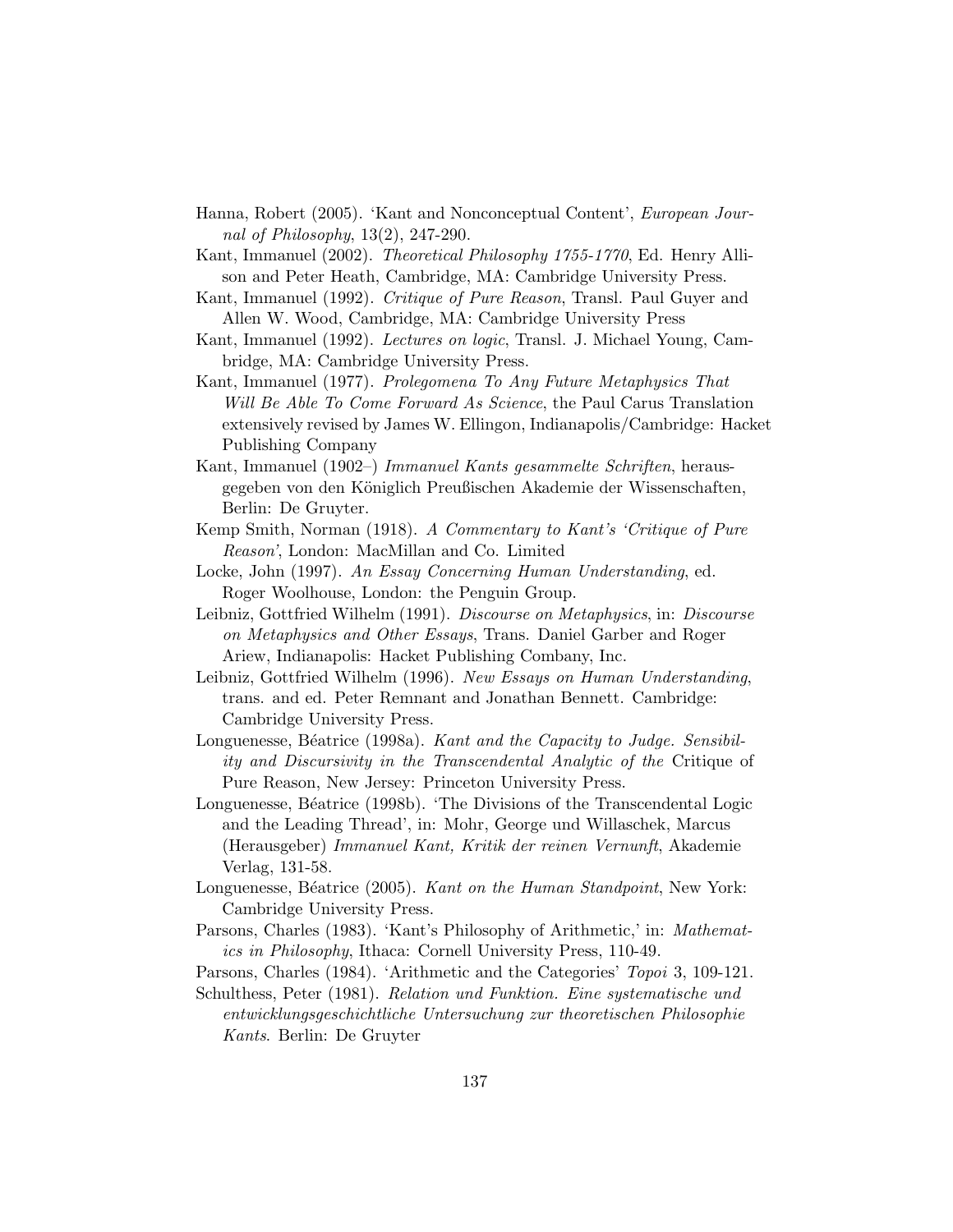Hanna, Robert (2005). 'Kant and Nonconceptual Content', *European Journal of Philosophy*, 13(2), 247-290.

Kant, Immanuel (2002). *Theoretical Philosophy 1755-1770*, Ed. Henry Allison and Peter Heath, Cambridge, MA: Cambridge University Press.

Kant, Immanuel (1992). *Critique of Pure Reason*, Transl. Paul Guyer and Allen W. Wood, Cambridge, MA: Cambridge University Press

Kant, Immanuel (1992). *Lectures on logic*, Transl. J. Michael Young, Cambridge, MA: Cambridge University Press.

Kant, Immanuel (1977). *Prolegomena To Any Future Metaphysics That Will Be Able To Come Forward As Science*, the Paul Carus Translation extensively revised by James W. Ellingon, Indianapolis/Cambridge: Hacket Publishing Company

Kant, Immanuel (1902–) *Immanuel Kants gesammelte Schriften*, herausgegeben von den Königlich Preußischen Akademie der Wissenschaften, Berlin: De Gruyter.

Kemp Smith, Norman (1918). *A Commentary to Kant's 'Critique of Pure Reason'*, London: MacMillan and Co. Limited

Locke, John (1997). *An Essay Concerning Human Understanding*, ed. Roger Woolhouse, London: the Penguin Group.

Leibniz, Gottfried Wilhelm (1991). *Discourse on Metaphysics*, in: *Discourse on Metaphysics and Other Essays*, Trans. Daniel Garber and Roger Ariew, Indianapolis: Hacket Publishing Combany, Inc.

Leibniz, Gottfried Wilhelm (1996). *New Essays on Human Understanding*, trans. and ed. Peter Remnant and Jonathan Bennett. Cambridge: Cambridge University Press.

Longuenesse, Béatrice (1998a). *Kant and the Capacity to Judge. Sensibility and Discursivity in the Transcendental Analytic of the* Critique of Pure Reason, New Jersey: Princeton University Press.

Longuenesse, Béatrice (1998b). 'The Divisions of the Transcendental Logic and the Leading Thread', in: Mohr, George und Willaschek, Marcus (Herausgeber) *Immanuel Kant, Kritik der reinen Vernunft*, Akademie Verlag, 131-58.

Longuenesse, Béatrice (2005). *Kant on the Human Standpoint*, New York: Cambridge University Press.

Parsons, Charles (1983). 'Kant's Philosophy of Arithmetic,' in: *Mathematics in Philosophy*, Ithaca: Cornell University Press, 110-49.

Parsons, Charles (1984). 'Arithmetic and the Categories' *Topoi* 3, 109-121.

Schulthess, Peter (1981). *Relation und Funktion. Eine systematische und entwicklungsgeschichtliche Untersuchung zur theoretischen Philosophie Kants*. Berlin: De Gruyter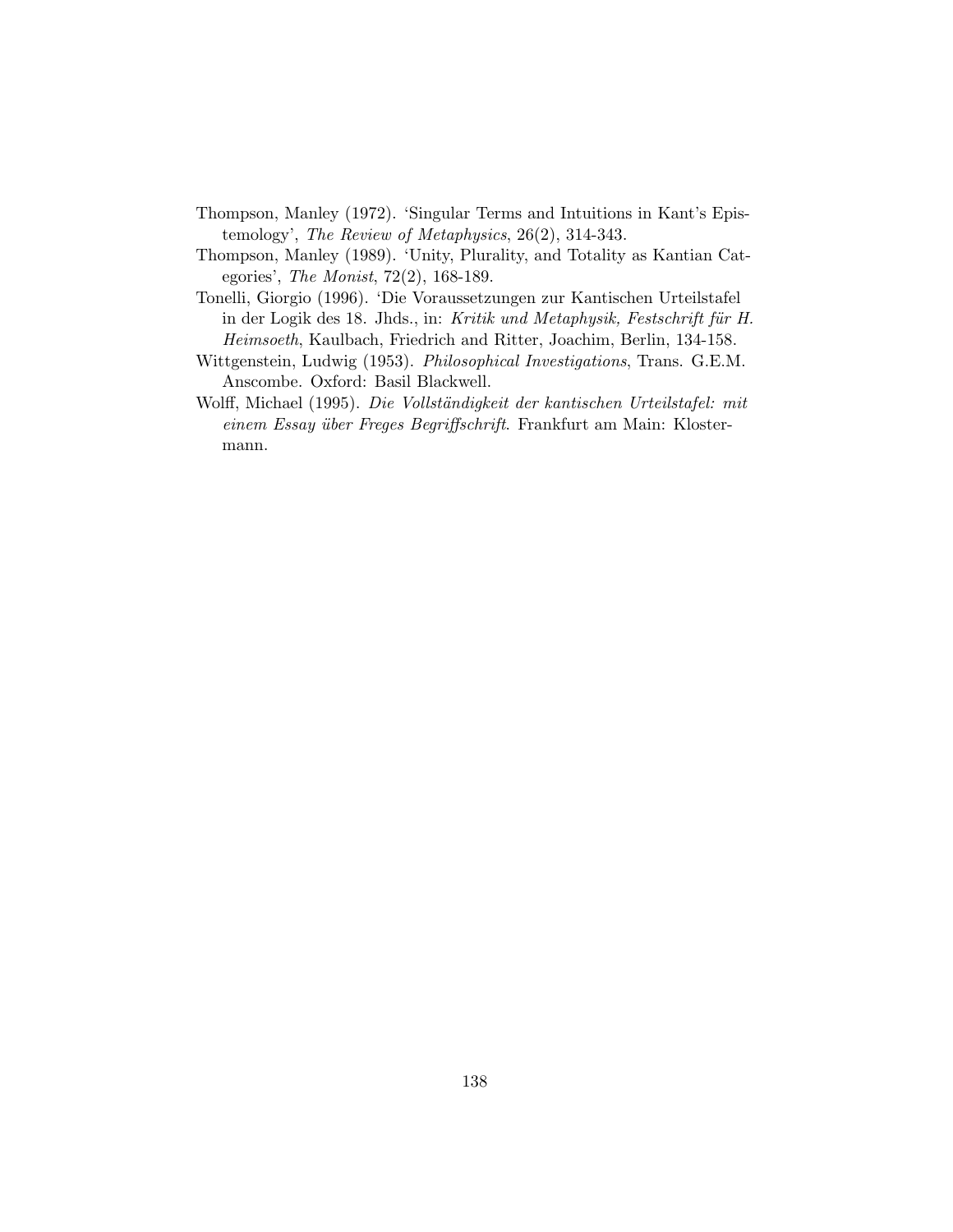Thompson, Manley (1972). 'Singular Terms and Intuitions in Kant's Epistemology', *The Review of Metaphysics*, 26(2), 314-343.

Thompson, Manley (1989). 'Unity, Plurality, and Totality as Kantian Categories', *The Monist*, 72(2), 168-189.

Tonelli, Giorgio (1996). 'Die Voraussetzungen zur Kantischen Urteilstafel in der Logik des 18. Jhds., in: *Kritik und Metaphysik, Festschrift für H. Heimsoeth*, Kaulbach, Friedrich and Ritter, Joachim, Berlin, 134-158.

Wittgenstein, Ludwig (1953). *Philosophical Investigations*, Trans. G.E.M. Anscombe. Oxford: Basil Blackwell.

Wolff, Michael (1995). *Die Vollständigkeit der kantischen Urteilstafel: mit einem Essay über Freges Begriffschrift*. Frankfurt am Main: Klostermann.